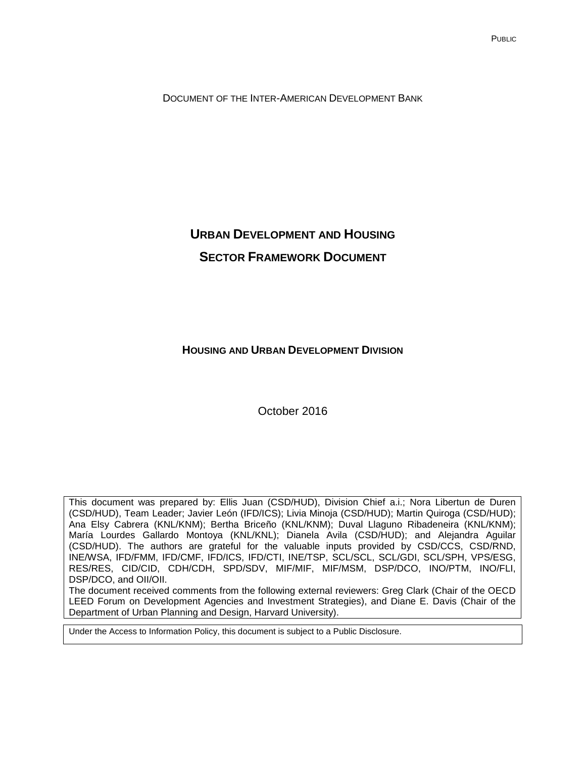PUBLIC

DOCUMENT OF THE INTER-AMERICAN DEVELOPMENT BANK

# URBAN DEVELOPMENT AND HOUSING

# SECTOR FRAMEWORK DOCUMENT

## HOUSING AND URBAN DEVELOPMENT DIVISION

October 2016

This document was prepared by: Ellis Juan (CSD/HUD), Division Chief a.i.; Nora Libertun de Duren (CSD/HUD), Team Leader; Javier León (IFD/ICS); Livia Minoja (CSD/HUD); Martin Quiroga (CSD/HUD); Ana Elsy Cabrera (KNL/KNM); Bertha Briceño (KNL/KNM); Duval Llaguno Ribadeneira (KNL/KNM); María Lourdes Gallardo Montoya (KNL/KNL); Dianela Avila (CSD/HUD); and Alejandra Aguilar (CSD/HUD). The authors are grateful for the valuable inputs provided by CSD/CCS, CSD/RND, INE/WSA, IFD/FMM, IFD/CMF, IFD/ICS, IFD/CTI, INE/TSP, SCL/SCL, SCL/GDI, SCL/SPH, VPS/ESG, RES/RES, CID/CID, CDH/CDH, SPD/SDV, MIF/MIF, MIF/MSM, DSP/DCO, INO/PTM, INO/FLI, DSP/DCO, and OII/OII.
The document received comments from the following external reviewers: Greg Clark (Chair of the OECD LEED Forum on Development Agencies and Investment Strategies), and Diane E. Davis (Chair of the Department of Urban Planning and Design, Harvard University).

Under the Access to Information Policy, this document is subject to a Public Disclosure.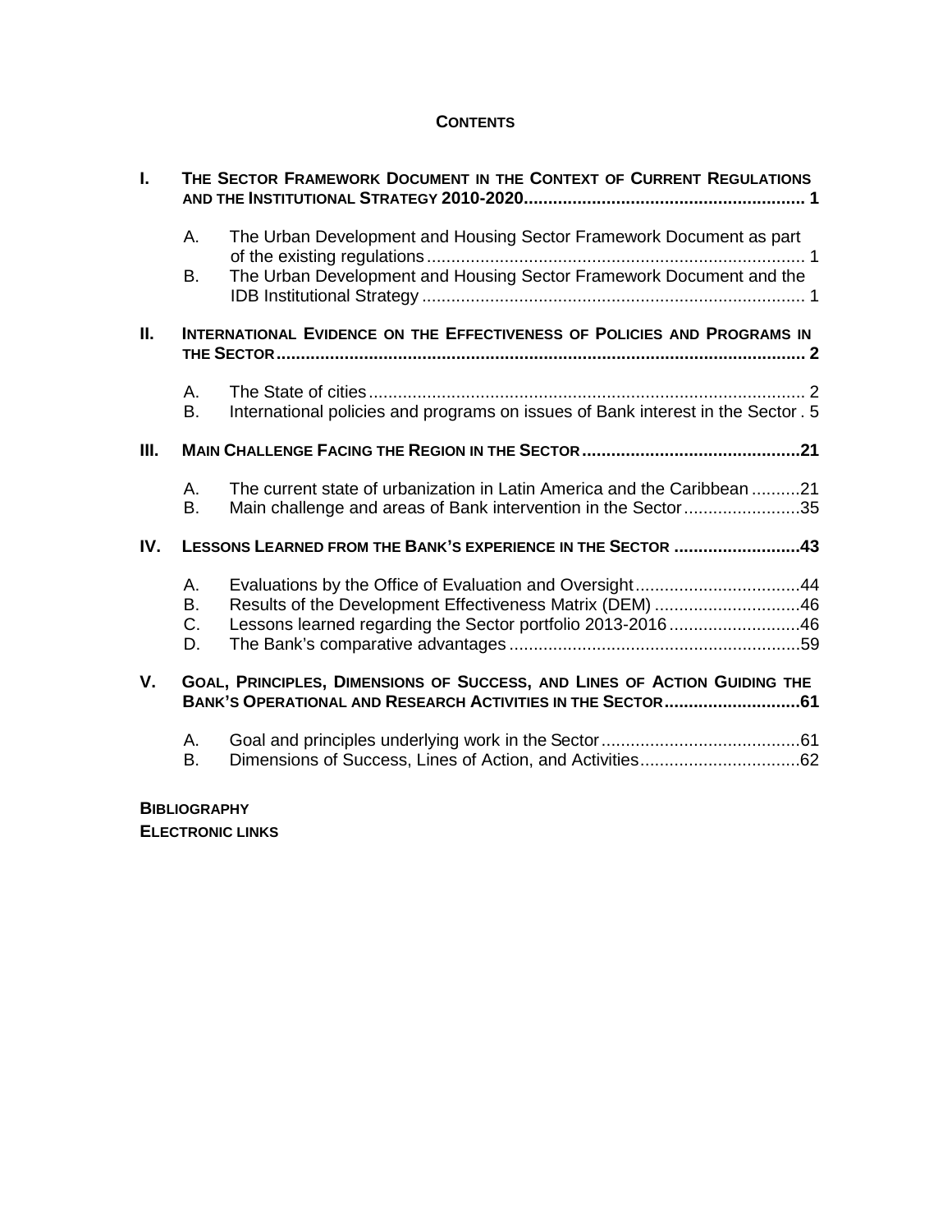## CONTENTS

**I. THE SECTOR FRAMEWORK DOCUMENT IN THE CONTEXT OF CURRENT REGULATIONS AND THE INSTITUTIONAL STRATEGY 2010-2020 .......... 1**

- A. The Urban Development and Housing Sector Framework Document as part of the existing regulations .......... 1
- B. The Urban Development and Housing Sector Framework Document and the IDB Institutional Strategy .......... 1

**II. INTERNATIONAL EVIDENCE ON THE EFFECTIVENESS OF POLICIES AND PROGRAMS IN THE SECTOR .......... 2**

- A. The State of cities .......... 2
- B. International policies and programs on issues of Bank interest in the Sector . 5

**III. MAIN CHALLENGE FACING THE REGION IN THE SECTOR .......... 21**

- A. The current state of urbanization in Latin America and the Caribbean .......... 21
- B. Main challenge and areas of Bank intervention in the Sector .......... 35

**IV. LESSONS LEARNED FROM THE BANK'S EXPERIENCE IN THE SECTOR .......... 43**

- A. Evaluations by the Office of Evaluation and Oversight .......... 44
- B. Results of the Development Effectiveness Matrix (DEM) .......... 46
- C. Lessons learned regarding the Sector portfolio 2013-2016 .......... 46
- D. The Bank's comparative advantages .......... 59

**V. GOAL, PRINCIPLES, DIMENSIONS OF SUCCESS, AND LINES OF ACTION GUIDING THE BANK'S OPERATIONAL AND RESEARCH ACTIVITIES IN THE SECTOR .......... 61**

- A. Goal and principles underlying work in the Sector .......... 61
- B. Dimensions of Success, Lines of Action, and Activities .......... 62

**BIBLIOGRAPHY**

**ELECTRONIC LINKS**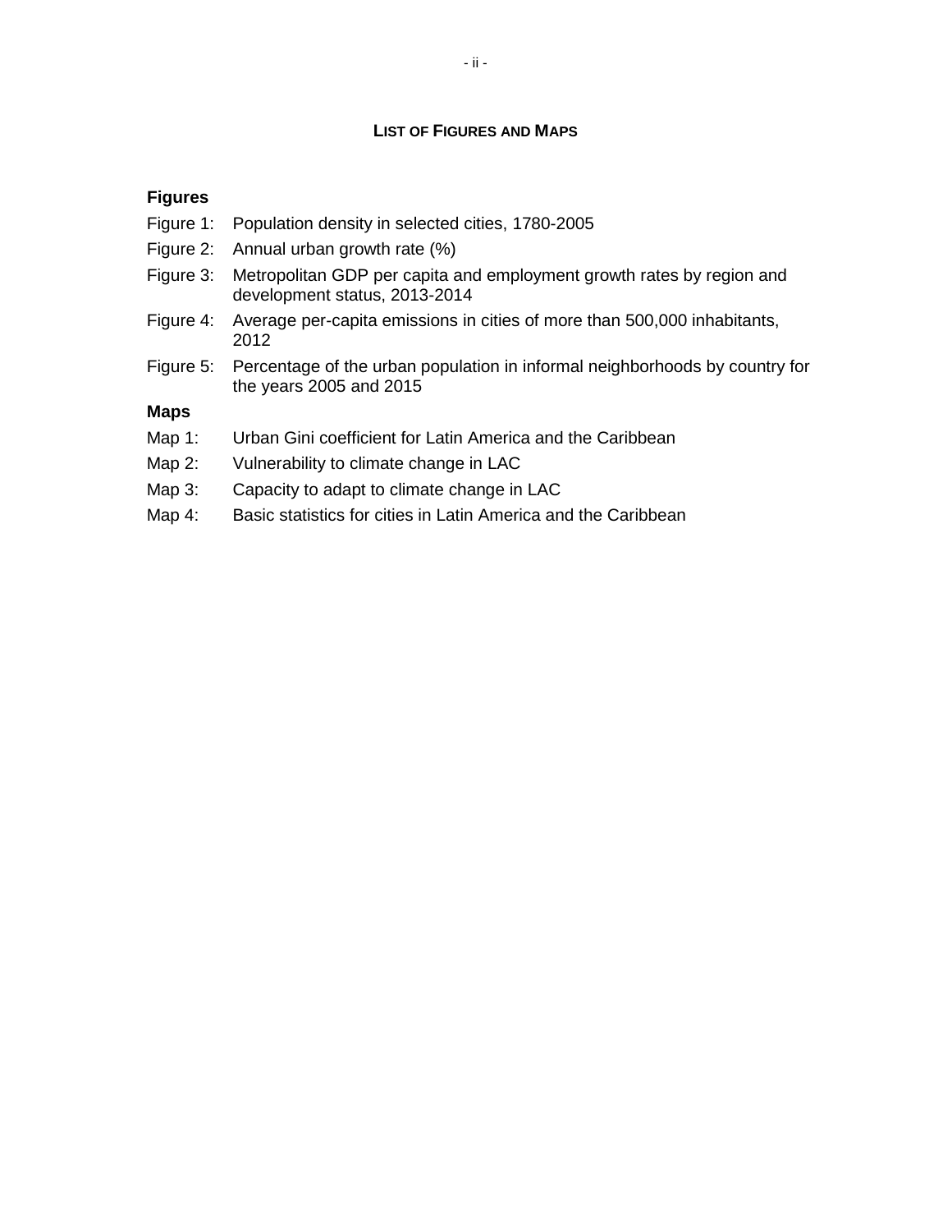# LIST OF FIGURES AND MAPS

### Figures

| | |
|---|---|
| Figure 1: | Population density in selected cities, 1780-2005 |
| Figure 2: | Annual urban growth rate (%) |
| Figure 3: | Metropolitan GDP per capita and employment growth rates by region and development status, 2013-2014 |
| Figure 4: | Average per-capita emissions in cities of more than 500,000 inhabitants, 2012 |
| Figure 5: | Percentage of the urban population in informal neighborhoods by country for the years 2005 and 2015 |

### Maps

| | |
|---|---|
| Map 1: | Urban Gini coefficient for Latin America and the Caribbean |
| Map 2: | Vulnerability to climate change in LAC |
| Map 3: | Capacity to adapt to climate change in LAC |
| Map 4: | Basic statistics for cities in Latin America and the Caribbean |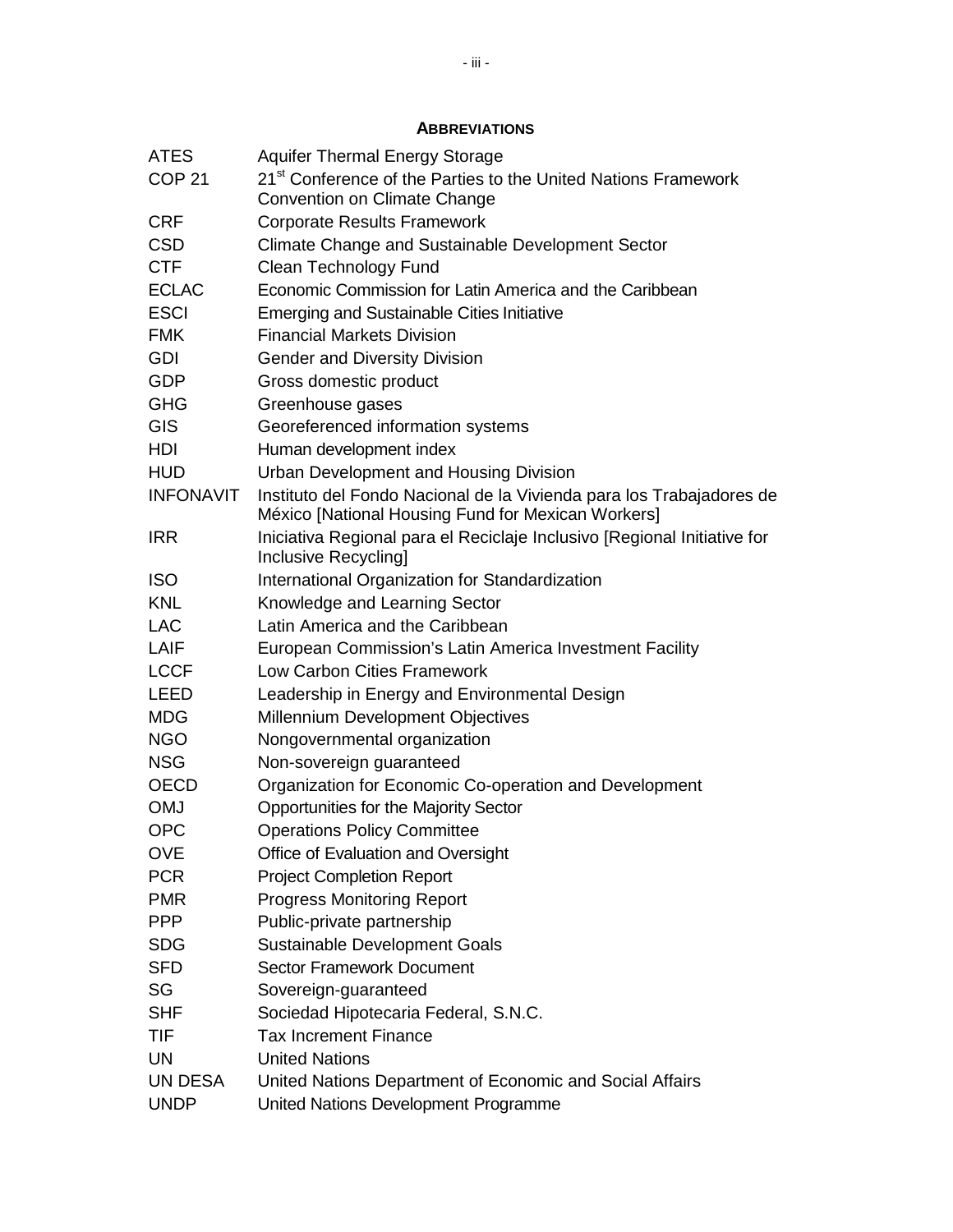## ABBREVIATIONS

| | |
|---|---|
| ATES | Aquifer Thermal Energy Storage |
| COP 21 | 21st Conference of the Parties to the United Nations Framework Convention on Climate Change |
| CRF | Corporate Results Framework |
| CSD | Climate Change and Sustainable Development Sector |
| CTF | Clean Technology Fund |
| ECLAC | Economic Commission for Latin America and the Caribbean |
| ESCI | Emerging and Sustainable Cities Initiative |
| FMK | Financial Markets Division |
| GDI | Gender and Diversity Division |
| GDP | Gross domestic product |
| GHG | Greenhouse gases |
| GIS | Georeferenced information systems |
| HDI | Human development index |
| HUD | Urban Development and Housing Division |
| INFONAVIT | Instituto del Fondo Nacional de la Vivienda para los Trabajadores de México [National Housing Fund for Mexican Workers] |
| IRR | Iniciativa Regional para el Reciclaje Inclusivo [Regional Initiative for Inclusive Recycling] |
| ISO | International Organization for Standardization |
| KNL | Knowledge and Learning Sector |
| LAC | Latin America and the Caribbean |
| LAIF | European Commission's Latin America Investment Facility |
| LCCF | Low Carbon Cities Framework |
| LEED | Leadership in Energy and Environmental Design |
| MDG | Millennium Development Objectives |
| NGO | Nongovernmental organization |
| NSG | Non-sovereign guaranteed |
| OECD | Organization for Economic Co-operation and Development |
| OMJ | Opportunities for the Majority Sector |
| OPC | Operations Policy Committee |
| OVE | Office of Evaluation and Oversight |
| PCR | Project Completion Report |
| PMR | Progress Monitoring Report |
| PPP | Public-private partnership |
| SDG | Sustainable Development Goals |
| SFD | Sector Framework Document |
| SG | Sovereign-guaranteed |
| SHF | Sociedad Hipotecaria Federal, S.N.C. |
| TIF | Tax Increment Finance |
| UN | United Nations |
| UN DESA | United Nations Department of Economic and Social Affairs |
| UNDP | United Nations Development Programme |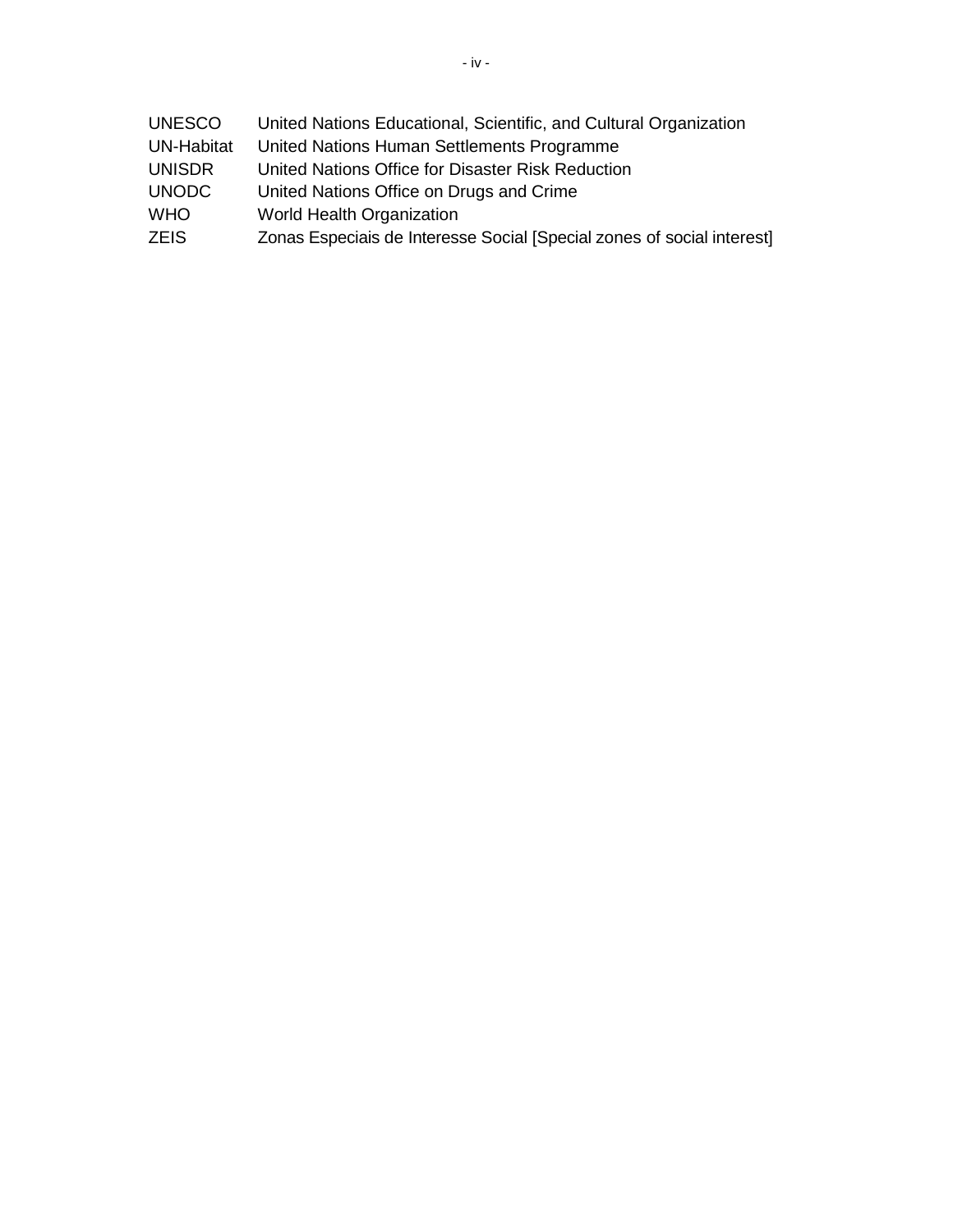| | |
|---|---|
| UNESCO | United Nations Educational, Scientific, and Cultural Organization |
| UN-Habitat | United Nations Human Settlements Programme |
| UNISDR | United Nations Office for Disaster Risk Reduction |
| UNODC | United Nations Office on Drugs and Crime |
| WHO | World Health Organization |
| ZEIS | Zonas Especiais de Interesse Social [Special zones of social interest] |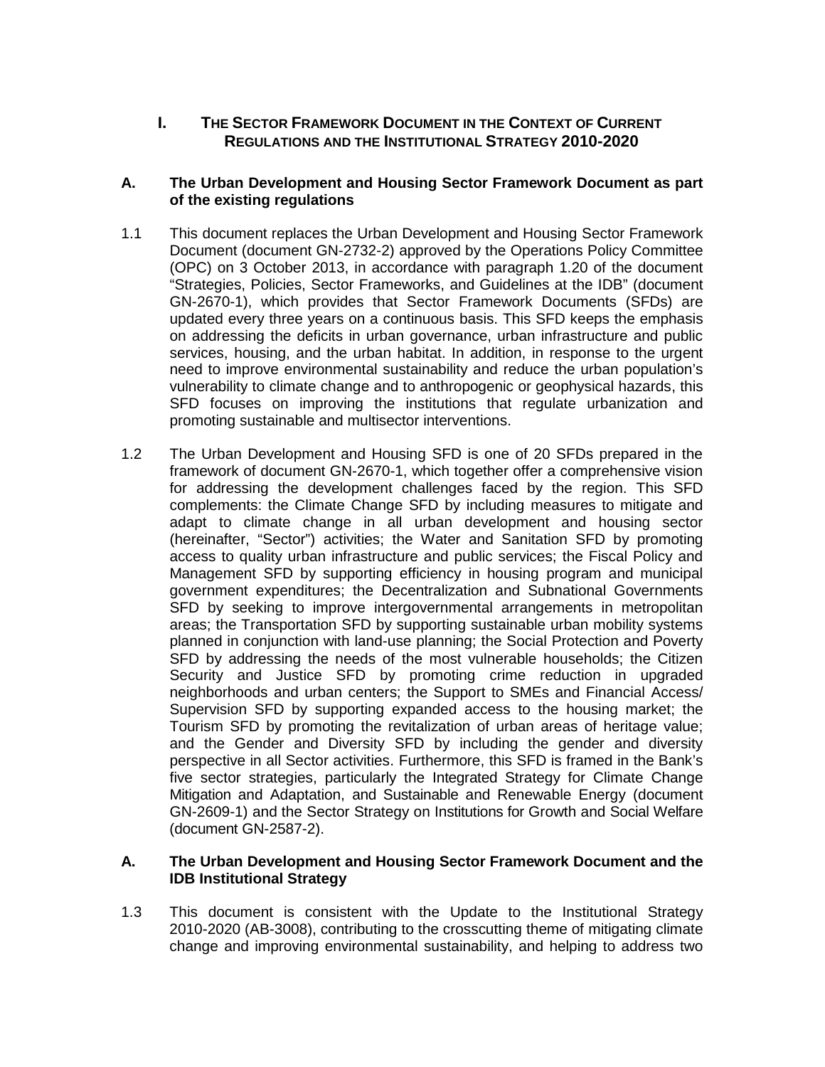# I. The Sector Framework Document in the Context of Current Regulations and the Institutional Strategy 2010-2020

## A. The Urban Development and Housing Sector Framework Document as part of the existing regulations

1.1 This document replaces the Urban Development and Housing Sector Framework Document (document GN-2732-2) approved by the Operations Policy Committee (OPC) on 3 October 2013, in accordance with paragraph 1.20 of the document "Strategies, Policies, Sector Frameworks, and Guidelines at the IDB" (document GN-2670-1), which provides that Sector Framework Documents (SFDs) are updated every three years on a continuous basis. This SFD keeps the emphasis on addressing the deficits in urban governance, urban infrastructure and public services, housing, and the urban habitat. In addition, in response to the urgent need to improve environmental sustainability and reduce the urban population's vulnerability to climate change and to anthropogenic or geophysical hazards, this SFD focuses on improving the institutions that regulate urbanization and promoting sustainable and multisector interventions.

1.2 The Urban Development and Housing SFD is one of 20 SFDs prepared in the framework of document GN-2670-1, which together offer a comprehensive vision for addressing the development challenges faced by the region. This SFD complements: the Climate Change SFD by including measures to mitigate and adapt to climate change in all urban development and housing sector (hereinafter, "Sector") activities; the Water and Sanitation SFD by promoting access to quality urban infrastructure and public services; the Fiscal Policy and Management SFD by supporting efficiency in housing program and municipal government expenditures; the Decentralization and Subnational Governments SFD by seeking to improve intergovernmental arrangements in metropolitan areas; the Transportation SFD by supporting sustainable urban mobility systems planned in conjunction with land-use planning; the Social Protection and Poverty SFD by addressing the needs of the most vulnerable households; the Citizen Security and Justice SFD by promoting crime reduction in upgraded neighborhoods and urban centers; the Support to SMEs and Financial Access/ Supervision SFD by supporting expanded access to the housing market; the Tourism SFD by promoting the revitalization of urban areas of heritage value; and the Gender and Diversity SFD by including the gender and diversity perspective in all Sector activities. Furthermore, this SFD is framed in the Bank's five sector strategies, particularly the Integrated Strategy for Climate Change Mitigation and Adaptation, and Sustainable and Renewable Energy (document GN-2609-1) and the Sector Strategy on Institutions for Growth and Social Welfare (document GN-2587-2).

## A. The Urban Development and Housing Sector Framework Document and the IDB Institutional Strategy

1.3 This document is consistent with the Update to the Institutional Strategy 2010-2020 (AB-3008), contributing to the crosscutting theme of mitigating climate change and improving environmental sustainability, and helping to address two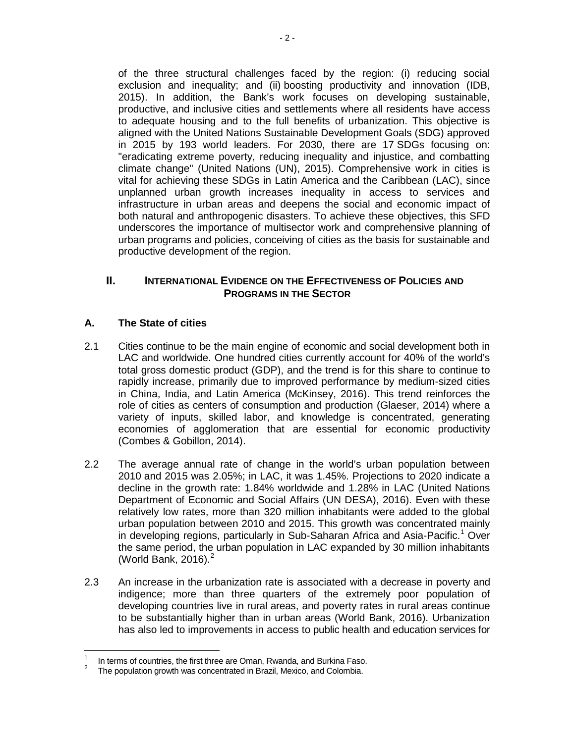of the three structural challenges faced by the region: (i) reducing social exclusion and inequality; and (ii) boosting productivity and innovation (IDB, 2015). In addition, the Bank's work focuses on developing sustainable, productive, and inclusive cities and settlements where all residents have access to adequate housing and to the full benefits of urbanization. This objective is aligned with the United Nations Sustainable Development Goals (SDG) approved in 2015 by 193 world leaders. For 2030, there are 17 SDGs focusing on: "eradicating extreme poverty, reducing inequality and injustice, and combatting climate change" (United Nations (UN), 2015). Comprehensive work in cities is vital for achieving these SDGs in Latin America and the Caribbean (LAC), since unplanned urban growth increases inequality in access to services and infrastructure in urban areas and deepens the social and economic impact of both natural and anthropogenic disasters. To achieve these objectives, this SFD underscores the importance of multisector work and comprehensive planning of urban programs and policies, conceiving of cities as the basis for sustainable and productive development of the region.

## II. International Evidence on the Effectiveness of Policies and Programs in the Sector

### A. The State of cities

2.1 Cities continue to be the main engine of economic and social development both in LAC and worldwide. One hundred cities currently account for 40% of the world's total gross domestic product (GDP), and the trend is for this share to continue to rapidly increase, primarily due to improved performance by medium-sized cities in China, India, and Latin America (McKinsey, 2016). This trend reinforces the role of cities as centers of consumption and production (Glaeser, 2014) where a variety of inputs, skilled labor, and knowledge is concentrated, generating economies of agglomeration that are essential for economic productivity (Combes & Gobillon, 2014).

2.2 The average annual rate of change in the world's urban population between 2010 and 2015 was 2.05%; in LAC, it was 1.45%. Projections to 2020 indicate a decline in the growth rate: 1.84% worldwide and 1.28% in LAC (United Nations Department of Economic and Social Affairs (UN DESA), 2016). Even with these relatively low rates, more than 320 million inhabitants were added to the global urban population between 2010 and 2015. This growth was concentrated mainly in developing regions, particularly in Sub-Saharan Africa and Asia-Pacific.[1] Over the same period, the urban population in LAC expanded by 30 million inhabitants (World Bank, 2016).[2]

2.3 An increase in the urbanization rate is associated with a decrease in poverty and indigence; more than three quarters of the extremely poor population of developing countries live in rural areas, and poverty rates in rural areas continue to be substantially higher than in urban areas (World Bank, 2016). Urbanization has also led to improvements in access to public health and education services for

---

[1] In terms of countries, the first three are Oman, Rwanda, and Burkina Faso.

[2] The population growth was concentrated in Brazil, Mexico, and Colombia.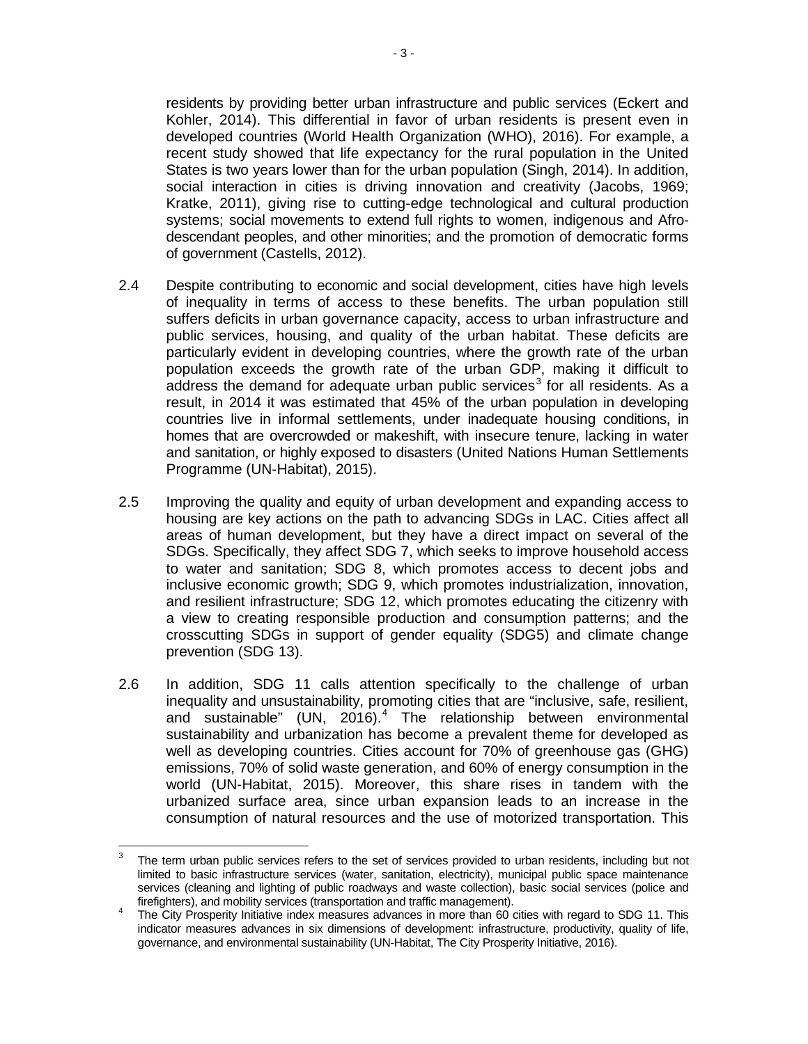residents by providing better urban infrastructure and public services (Eckert and Kohler, 2014). This differential in favor of urban residents is present even in developed countries (World Health Organization (WHO), 2016). For example, a recent study showed that life expectancy for the rural population in the United States is two years lower than for the urban population (Singh, 2014). In addition, social interaction in cities is driving innovation and creativity (Jacobs, 1969; Kratke, 2011), giving rise to cutting-edge technological and cultural production systems; social movements to extend full rights to women, indigenous and Afro-descendant peoples, and other minorities; and the promotion of democratic forms of government (Castells, 2012).

2.4 Despite contributing to economic and social development, cities have high levels of inequality in terms of access to these benefits. The urban population still suffers deficits in urban governance capacity, access to urban infrastructure and public services, housing, and quality of the urban habitat. These deficits are particularly evident in developing countries, where the growth rate of the urban population exceeds the growth rate of the urban GDP, making it difficult to address the demand for adequate urban public services[3] for all residents. As a result, in 2014 it was estimated that 45% of the urban population in developing countries live in informal settlements, under inadequate housing conditions, in homes that are overcrowded or makeshift, with insecure tenure, lacking in water and sanitation, or highly exposed to disasters (United Nations Human Settlements Programme (UN-Habitat), 2015).

2.5 Improving the quality and equity of urban development and expanding access to housing are key actions on the path to advancing SDGs in LAC. Cities affect all areas of human development, but they have a direct impact on several of the SDGs. Specifically, they affect SDG 7, which seeks to improve household access to water and sanitation; SDG 8, which promotes access to decent jobs and inclusive economic growth; SDG 9, which promotes industrialization, innovation, and resilient infrastructure; SDG 12, which promotes educating the citizenry with a view to creating responsible production and consumption patterns; and the crosscutting SDGs in support of gender equality (SDG5) and climate change prevention (SDG 13).

2.6 In addition, SDG 11 calls attention specifically to the challenge of urban inequality and unsustainability, promoting cities that are "inclusive, safe, resilient, and sustainable" (UN, 2016).[4] The relationship between environmental sustainability and urbanization has become a prevalent theme for developed as well as developing countries. Cities account for 70% of greenhouse gas (GHG) emissions, 70% of solid waste generation, and 60% of energy consumption in the world (UN-Habitat, 2015). Moreover, this share rises in tandem with the urbanized surface area, since urban expansion leads to an increase in the consumption of natural resources and the use of motorized transportation. This

[3] The term urban public services refers to the set of services provided to urban residents, including but not limited to basic infrastructure services (water, sanitation, electricity), municipal public space maintenance services (cleaning and lighting of public roadways and waste collection), basic social services (police and firefighters), and mobility services (transportation and traffic management).

[4] The City Prosperity Initiative index measures advances in more than 60 cities with regard to SDG 11. This indicator measures advances in six dimensions of development: infrastructure, productivity, quality of life, governance, and environmental sustainability (UN-Habitat, The City Prosperity Initiative, 2016).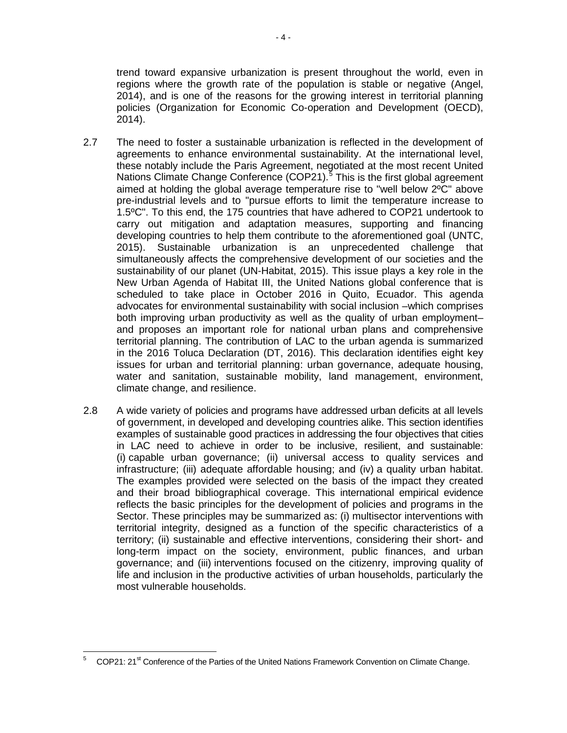trend toward expansive urbanization is present throughout the world, even in regions where the growth rate of the population is stable or negative (Angel, 2014), and is one of the reasons for the growing interest in territorial planning policies (Organization for Economic Co-operation and Development (OECD), 2014).

2.7 The need to foster a sustainable urbanization is reflected in the development of agreements to enhance environmental sustainability. At the international level, these notably include the Paris Agreement, negotiated at the most recent United Nations Climate Change Conference (COP21).[5] This is the first global agreement aimed at holding the global average temperature rise to "well below 2ºC" above pre-industrial levels and to "pursue efforts to limit the temperature increase to 1.5ºC". To this end, the 175 countries that have adhered to COP21 undertook to carry out mitigation and adaptation measures, supporting and financing developing countries to help them contribute to the aforementioned goal (UNTC, 2015). Sustainable urbanization is an unprecedented challenge that simultaneously affects the comprehensive development of our societies and the sustainability of our planet (UN-Habitat, 2015). This issue plays a key role in the New Urban Agenda of Habitat III, the United Nations global conference that is scheduled to take place in October 2016 in Quito, Ecuador. This agenda advocates for environmental sustainability with social inclusion –which comprises both improving urban productivity as well as the quality of urban employment– and proposes an important role for national urban plans and comprehensive territorial planning. The contribution of LAC to the urban agenda is summarized in the 2016 Toluca Declaration (DT, 2016). This declaration identifies eight key issues for urban and territorial planning: urban governance, adequate housing, water and sanitation, sustainable mobility, land management, environment, climate change, and resilience.

2.8 A wide variety of policies and programs have addressed urban deficits at all levels of government, in developed and developing countries alike. This section identifies examples of sustainable good practices in addressing the four objectives that cities in LAC need to achieve in order to be inclusive, resilient, and sustainable: (i) capable urban governance; (ii) universal access to quality services and infrastructure; (iii) adequate affordable housing; and (iv) a quality urban habitat. The examples provided were selected on the basis of the impact they created and their broad bibliographical coverage. This international empirical evidence reflects the basic principles for the development of policies and programs in the Sector. These principles may be summarized as: (i) multisector interventions with territorial integrity, designed as a function of the specific characteristics of a territory; (ii) sustainable and effective interventions, considering their short- and long-term impact on the society, environment, public finances, and urban governance; and (iii) interventions focused on the citizenry, improving quality of life and inclusion in the productive activities of urban households, particularly the most vulnerable households.

---

[5] COP21: 21st Conference of the Parties of the United Nations Framework Convention on Climate Change.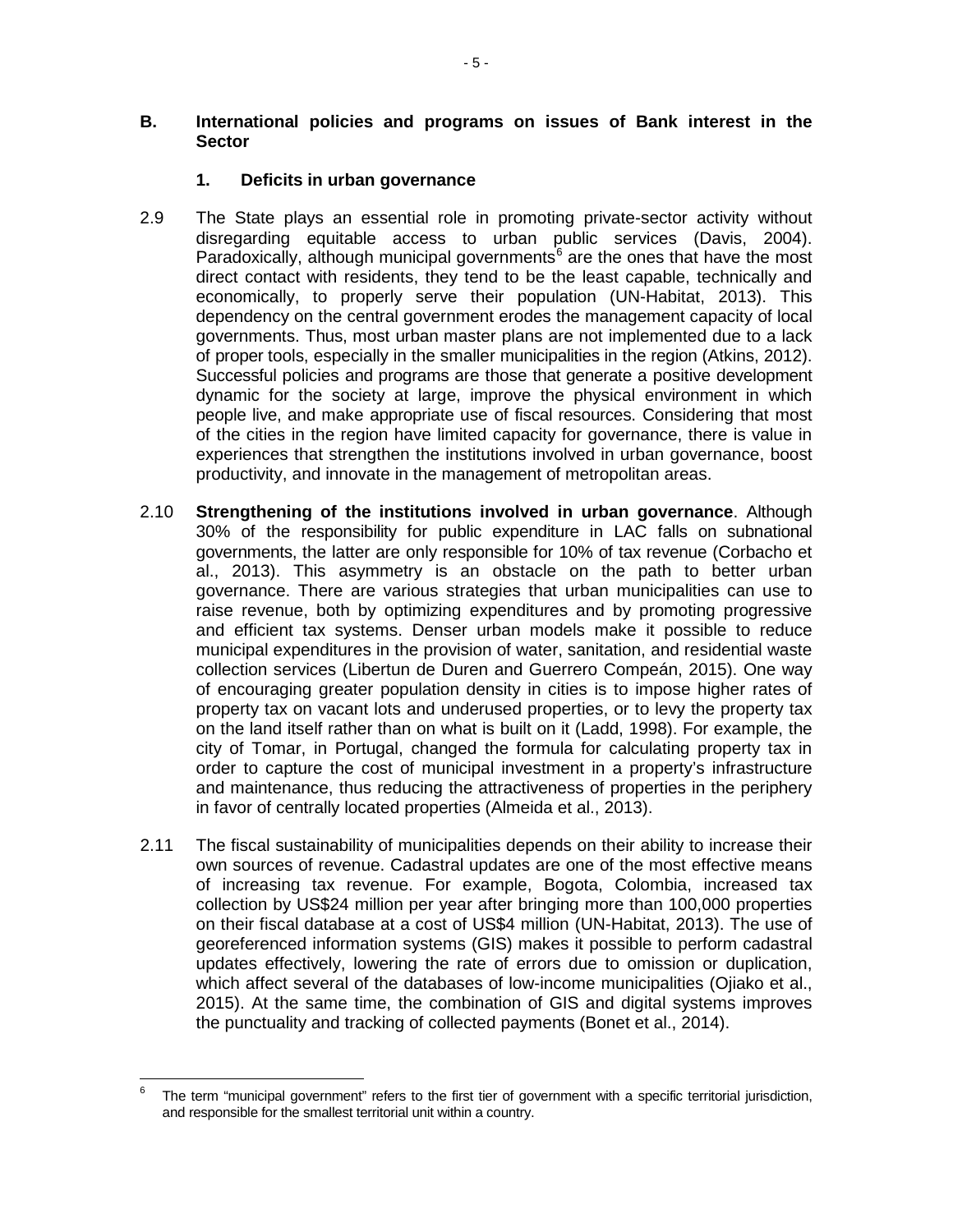## B. International policies and programs on issues of Bank interest in the Sector

### 1. Deficits in urban governance

2.9 The State plays an essential role in promoting private-sector activity without disregarding equitable access to urban public services (Davis, 2004). Paradoxically, although municipal governments[6] are the ones that have the most direct contact with residents, they tend to be the least capable, technically and economically, to properly serve their population (UN-Habitat, 2013). This dependency on the central government erodes the management capacity of local governments. Thus, most urban master plans are not implemented due to a lack of proper tools, especially in the smaller municipalities in the region (Atkins, 2012). Successful policies and programs are those that generate a positive development dynamic for the society at large, improve the physical environment in which people live, and make appropriate use of fiscal resources. Considering that most of the cities in the region have limited capacity for governance, there is value in experiences that strengthen the institutions involved in urban governance, boost productivity, and innovate in the management of metropolitan areas.

2.10 **Strengthening of the institutions involved in urban governance**. Although 30% of the responsibility for public expenditure in LAC falls on subnational governments, the latter are only responsible for 10% of tax revenue (Corbacho et al., 2013). This asymmetry is an obstacle on the path to better urban governance. There are various strategies that urban municipalities can use to raise revenue, both by optimizing expenditures and by promoting progressive and efficient tax systems. Denser urban models make it possible to reduce municipal expenditures in the provision of water, sanitation, and residential waste collection services (Libertun de Duren and Guerrero Compeán, 2015). One way of encouraging greater population density in cities is to impose higher rates of property tax on vacant lots and underused properties, or to levy the property tax on the land itself rather than on what is built on it (Ladd, 1998). For example, the city of Tomar, in Portugal, changed the formula for calculating property tax in order to capture the cost of municipal investment in a property's infrastructure and maintenance, thus reducing the attractiveness of properties in the periphery in favor of centrally located properties (Almeida et al., 2013).

2.11 The fiscal sustainability of municipalities depends on their ability to increase their own sources of revenue. Cadastral updates are one of the most effective means of increasing tax revenue. For example, Bogota, Colombia, increased tax collection by US$24 million per year after bringing more than 100,000 properties on their fiscal database at a cost of US$4 million (UN-Habitat, 2013). The use of georeferenced information systems (GIS) makes it possible to perform cadastral updates effectively, lowering the rate of errors due to omission or duplication, which affect several of the databases of low-income municipalities (Ojiako et al., 2015). At the same time, the combination of GIS and digital systems improves the punctuality and tracking of collected payments (Bonet et al., 2014).

---

[6] The term "municipal government" refers to the first tier of government with a specific territorial jurisdiction, and responsible for the smallest territorial unit within a country.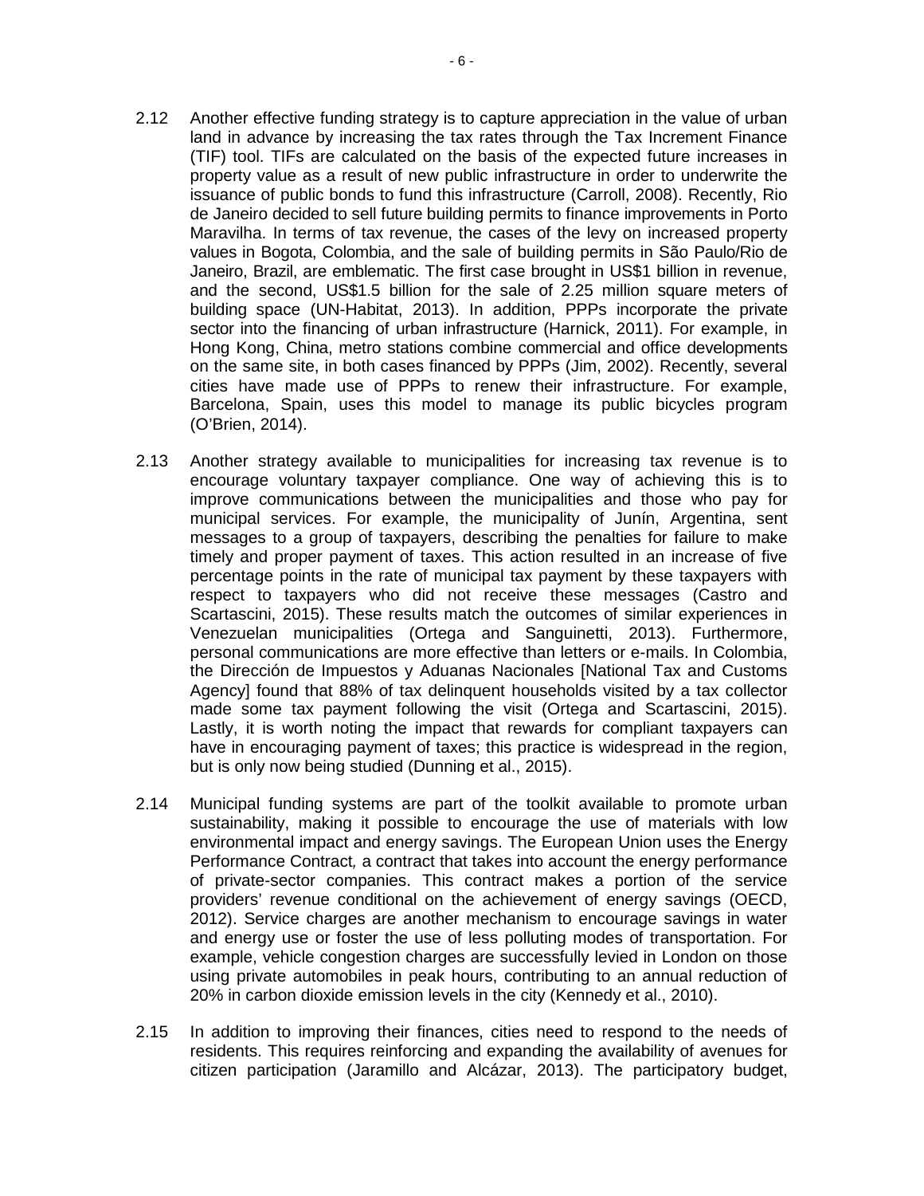2.12 Another effective funding strategy is to capture appreciation in the value of urban land in advance by increasing the tax rates through the Tax Increment Finance (TIF) tool. TIFs are calculated on the basis of the expected future increases in property value as a result of new public infrastructure in order to underwrite the issuance of public bonds to fund this infrastructure (Carroll, 2008). Recently, Rio de Janeiro decided to sell future building permits to finance improvements in Porto Maravilha. In terms of tax revenue, the cases of the levy on increased property values in Bogota, Colombia, and the sale of building permits in São Paulo/Rio de Janeiro, Brazil, are emblematic. The first case brought in US$1 billion in revenue, and the second, US$1.5 billion for the sale of 2.25 million square meters of building space (UN-Habitat, 2013). In addition, PPPs incorporate the private sector into the financing of urban infrastructure (Harnick, 2011). For example, in Hong Kong, China, metro stations combine commercial and office developments on the same site, in both cases financed by PPPs (Jim, 2002). Recently, several cities have made use of PPPs to renew their infrastructure. For example, Barcelona, Spain, uses this model to manage its public bicycles program (O'Brien, 2014).

2.13 Another strategy available to municipalities for increasing tax revenue is to encourage voluntary taxpayer compliance. One way of achieving this is to improve communications between the municipalities and those who pay for municipal services. For example, the municipality of Junín, Argentina, sent messages to a group of taxpayers, describing the penalties for failure to make timely and proper payment of taxes. This action resulted in an increase of five percentage points in the rate of municipal tax payment by these taxpayers with respect to taxpayers who did not receive these messages (Castro and Scartascini, 2015). These results match the outcomes of similar experiences in Venezuelan municipalities (Ortega and Sanguinetti, 2013). Furthermore, personal communications are more effective than letters or e-mails. In Colombia, the Dirección de Impuestos y Aduanas Nacionales [National Tax and Customs Agency] found that 88% of tax delinquent households visited by a tax collector made some tax payment following the visit (Ortega and Scartascini, 2015). Lastly, it is worth noting the impact that rewards for compliant taxpayers can have in encouraging payment of taxes; this practice is widespread in the region, but is only now being studied (Dunning et al., 2015).

2.14 Municipal funding systems are part of the toolkit available to promote urban sustainability, making it possible to encourage the use of materials with low environmental impact and energy savings. The European Union uses the Energy Performance Contract*,* a contract that takes into account the energy performance of private-sector companies. This contract makes a portion of the service providers' revenue conditional on the achievement of energy savings (OECD, 2012). Service charges are another mechanism to encourage savings in water and energy use or foster the use of less polluting modes of transportation. For example, vehicle congestion charges are successfully levied in London on those using private automobiles in peak hours, contributing to an annual reduction of 20% in carbon dioxide emission levels in the city (Kennedy et al., 2010).

2.15 In addition to improving their finances, cities need to respond to the needs of residents. This requires reinforcing and expanding the availability of avenues for citizen participation (Jaramillo and Alcázar, 2013). The participatory budget,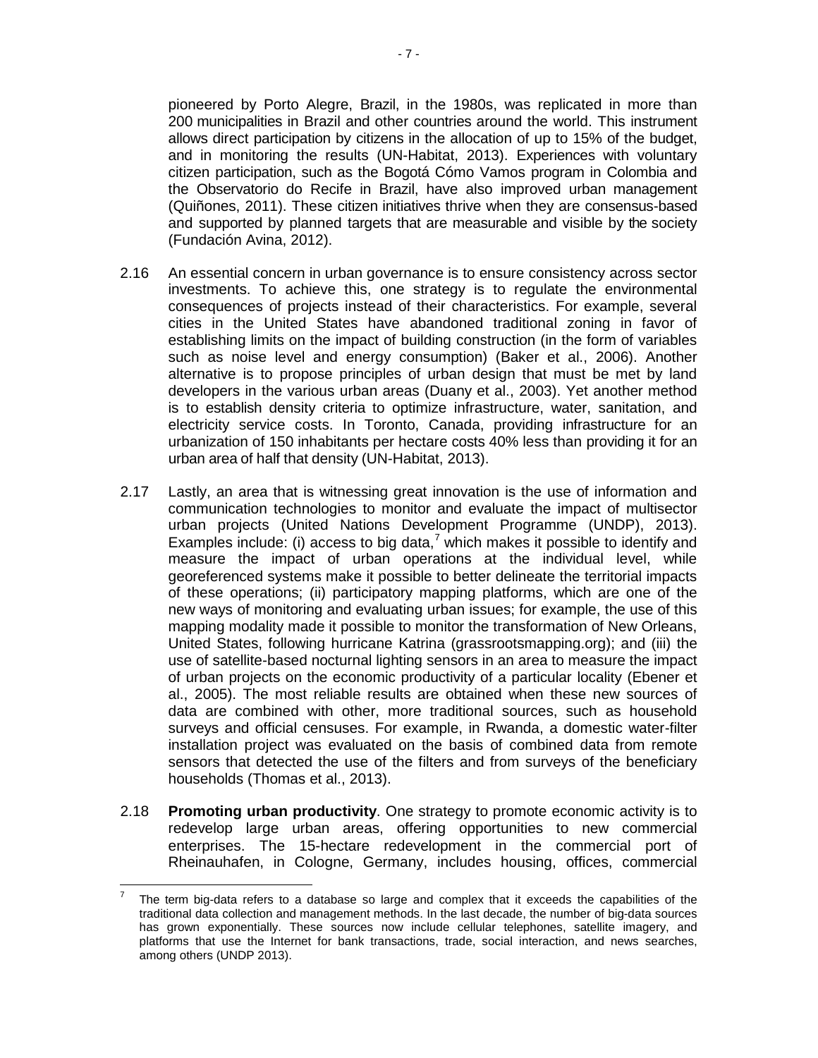pioneered by Porto Alegre, Brazil, in the 1980s, was replicated in more than 200 municipalities in Brazil and other countries around the world. This instrument allows direct participation by citizens in the allocation of up to 15% of the budget, and in monitoring the results (UN-Habitat, 2013). Experiences with voluntary citizen participation, such as the Bogotá Cómo Vamos program in Colombia and the Observatorio do Recife in Brazil, have also improved urban management (Quiñones, 2011). These citizen initiatives thrive when they are consensus-based and supported by planned targets that are measurable and visible by the society (Fundación Avina, 2012).

2.16 An essential concern in urban governance is to ensure consistency across sector investments. To achieve this, one strategy is to regulate the environmental consequences of projects instead of their characteristics. For example, several cities in the United States have abandoned traditional zoning in favor of establishing limits on the impact of building construction (in the form of variables such as noise level and energy consumption) (Baker et al., 2006). Another alternative is to propose principles of urban design that must be met by land developers in the various urban areas (Duany et al., 2003). Yet another method is to establish density criteria to optimize infrastructure, water, sanitation, and electricity service costs. In Toronto, Canada, providing infrastructure for an urbanization of 150 inhabitants per hectare costs 40% less than providing it for an urban area of half that density (UN-Habitat, 2013).

2.17 Lastly, an area that is witnessing great innovation is the use of information and communication technologies to monitor and evaluate the impact of multisector urban projects (United Nations Development Programme (UNDP), 2013). Examples include: (i) access to big data,[7] which makes it possible to identify and measure the impact of urban operations at the individual level, while georeferenced systems make it possible to better delineate the territorial impacts of these operations; (ii) participatory mapping platforms, which are one of the new ways of monitoring and evaluating urban issues; for example, the use of this mapping modality made it possible to monitor the transformation of New Orleans, United States, following hurricane Katrina (grassrootsmapping.org); and (iii) the use of satellite-based nocturnal lighting sensors in an area to measure the impact of urban projects on the economic productivity of a particular locality (Ebener et al., 2005). The most reliable results are obtained when these new sources of data are combined with other, more traditional sources, such as household surveys and official censuses. For example, in Rwanda, a domestic water-filter installation project was evaluated on the basis of combined data from remote sensors that detected the use of the filters and from surveys of the beneficiary households (Thomas et al., 2013).

2.18 **Promoting urban productivity**. One strategy to promote economic activity is to redevelop large urban areas, offering opportunities to new commercial enterprises. The 15-hectare redevelopment in the commercial port of Rheinauhafen, in Cologne, Germany, includes housing, offices, commercial

---

[7] The term big-data refers to a database so large and complex that it exceeds the capabilities of the traditional data collection and management methods. In the last decade, the number of big-data sources has grown exponentially. These sources now include cellular telephones, satellite imagery, and platforms that use the Internet for bank transactions, trade, social interaction, and news searches, among others (UNDP 2013).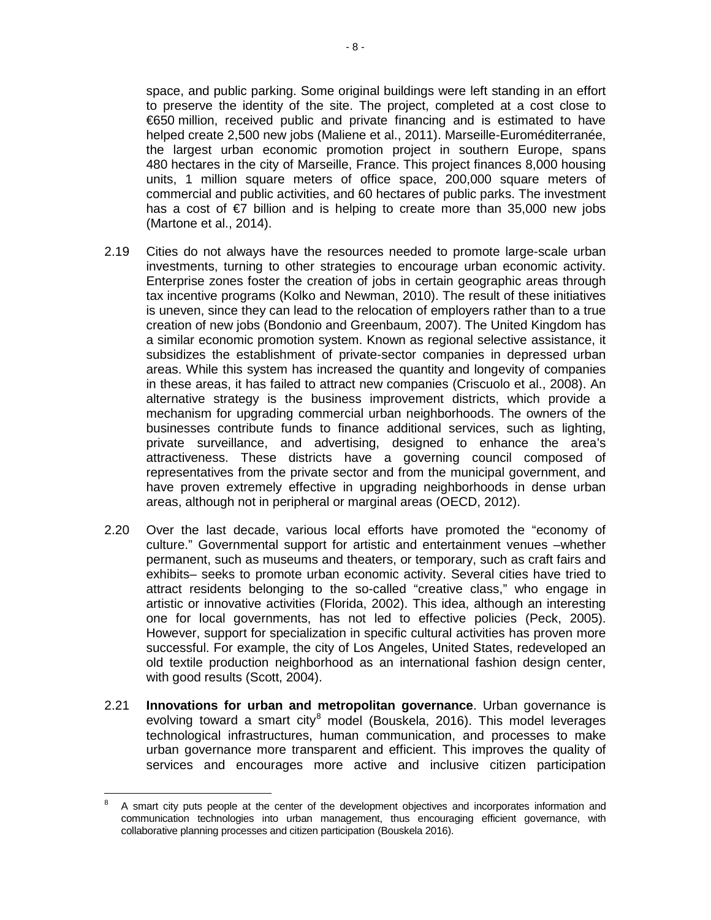space, and public parking. Some original buildings were left standing in an effort to preserve the identity of the site. The project, completed at a cost close to €650 million, received public and private financing and is estimated to have helped create 2,500 new jobs (Maliene et al., 2011). Marseille-Euroméditerranée, the largest urban economic promotion project in southern Europe, spans 480 hectares in the city of Marseille, France. This project finances 8,000 housing units, 1 million square meters of office space, 200,000 square meters of commercial and public activities, and 60 hectares of public parks. The investment has a cost of €7 billion and is helping to create more than 35,000 new jobs (Martone et al., 2014).

2.19 Cities do not always have the resources needed to promote large-scale urban investments, turning to other strategies to encourage urban economic activity. Enterprise zones foster the creation of jobs in certain geographic areas through tax incentive programs (Kolko and Newman, 2010). The result of these initiatives is uneven, since they can lead to the relocation of employers rather than to a true creation of new jobs (Bondonio and Greenbaum, 2007). The United Kingdom has a similar economic promotion system. Known as regional selective assistance, it subsidizes the establishment of private-sector companies in depressed urban areas. While this system has increased the quantity and longevity of companies in these areas, it has failed to attract new companies (Criscuolo et al., 2008). An alternative strategy is the business improvement districts, which provide a mechanism for upgrading commercial urban neighborhoods. The owners of the businesses contribute funds to finance additional services, such as lighting, private surveillance, and advertising, designed to enhance the area's attractiveness. These districts have a governing council composed of representatives from the private sector and from the municipal government, and have proven extremely effective in upgrading neighborhoods in dense urban areas, although not in peripheral or marginal areas (OECD, 2012).

2.20 Over the last decade, various local efforts have promoted the "economy of culture." Governmental support for artistic and entertainment venues –whether permanent, such as museums and theaters, or temporary, such as craft fairs and exhibits– seeks to promote urban economic activity. Several cities have tried to attract residents belonging to the so-called "creative class," who engage in artistic or innovative activities (Florida, 2002). This idea, although an interesting one for local governments, has not led to effective policies (Peck, 2005). However, support for specialization in specific cultural activities has proven more successful. For example, the city of Los Angeles, United States, redeveloped an old textile production neighborhood as an international fashion design center, with good results (Scott, 2004).

2.21 **Innovations for urban and metropolitan governance**. Urban governance is evolving toward a smart city[8] model (Bouskela, 2016). This model leverages technological infrastructures, human communication, and processes to make urban governance more transparent and efficient. This improves the quality of services and encourages more active and inclusive citizen participation

[8] A smart city puts people at the center of the development objectives and incorporates information and communication technologies into urban management, thus encouraging efficient governance, with collaborative planning processes and citizen participation (Bouskela 2016).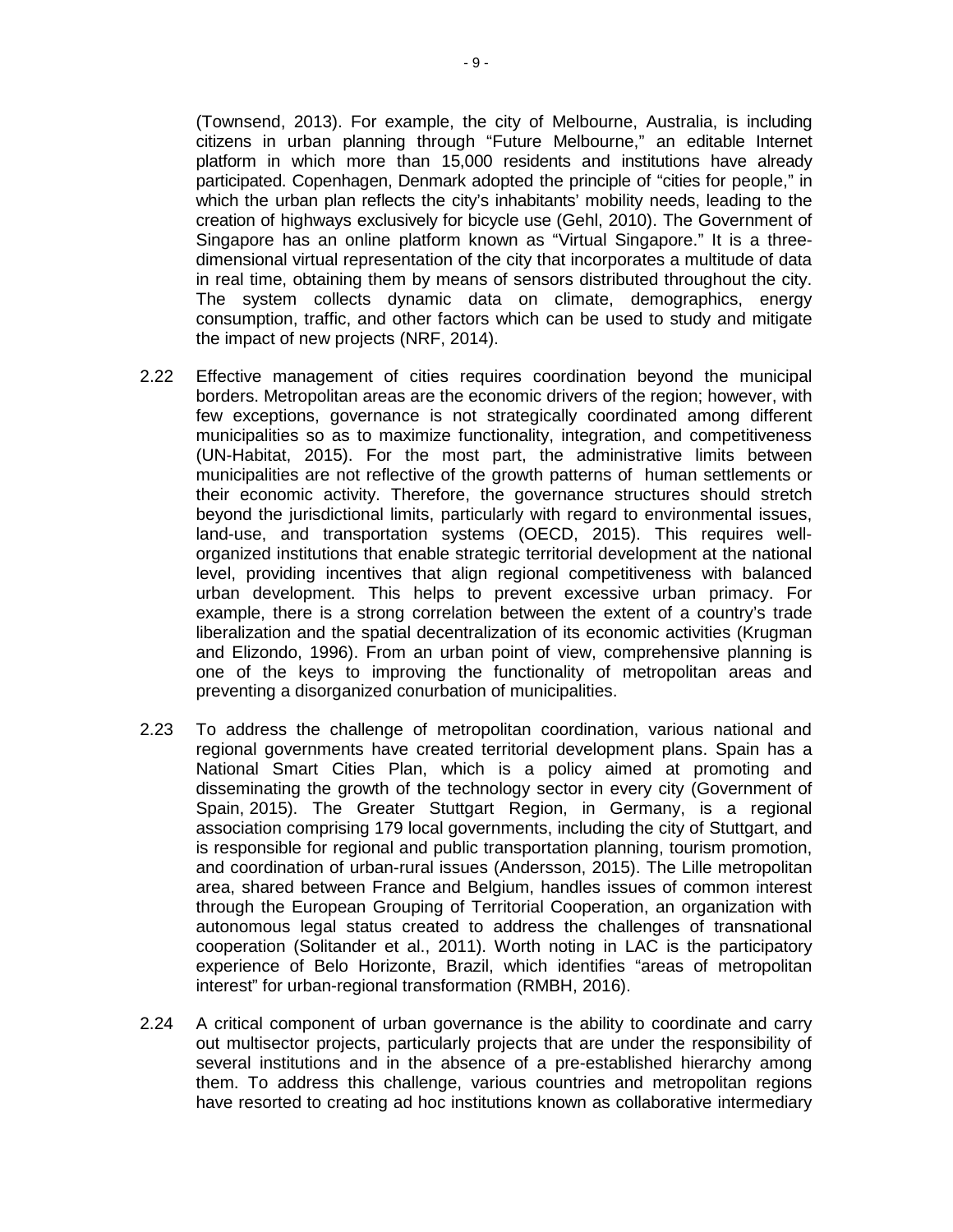(Townsend, 2013). For example, the city of Melbourne, Australia, is including citizens in urban planning through "Future Melbourne," an editable Internet platform in which more than 15,000 residents and institutions have already participated. Copenhagen, Denmark adopted the principle of "cities for people," in which the urban plan reflects the city's inhabitants' mobility needs, leading to the creation of highways exclusively for bicycle use (Gehl, 2010). The Government of Singapore has an online platform known as "Virtual Singapore." It is a three-dimensional virtual representation of the city that incorporates a multitude of data in real time, obtaining them by means of sensors distributed throughout the city. The system collects dynamic data on climate, demographics, energy consumption, traffic, and other factors which can be used to study and mitigate the impact of new projects (NRF, 2014).

2.22 Effective management of cities requires coordination beyond the municipal borders. Metropolitan areas are the economic drivers of the region; however, with few exceptions, governance is not strategically coordinated among different municipalities so as to maximize functionality, integration, and competitiveness (UN-Habitat, 2015). For the most part, the administrative limits between municipalities are not reflective of the growth patterns of human settlements or their economic activity. Therefore, the governance structures should stretch beyond the jurisdictional limits, particularly with regard to environmental issues, land-use, and transportation systems (OECD, 2015). This requires well-organized institutions that enable strategic territorial development at the national level, providing incentives that align regional competitiveness with balanced urban development. This helps to prevent excessive urban primacy. For example, there is a strong correlation between the extent of a country's trade liberalization and the spatial decentralization of its economic activities (Krugman and Elizondo, 1996). From an urban point of view, comprehensive planning is one of the keys to improving the functionality of metropolitan areas and preventing a disorganized conurbation of municipalities.

2.23 To address the challenge of metropolitan coordination, various national and regional governments have created territorial development plans. Spain has a National Smart Cities Plan, which is a policy aimed at promoting and disseminating the growth of the technology sector in every city (Government of Spain, 2015). The Greater Stuttgart Region, in Germany, is a regional association comprising 179 local governments, including the city of Stuttgart, and is responsible for regional and public transportation planning, tourism promotion, and coordination of urban-rural issues (Andersson, 2015). The Lille metropolitan area, shared between France and Belgium, handles issues of common interest through the European Grouping of Territorial Cooperation, an organization with autonomous legal status created to address the challenges of transnational cooperation (Solitander et al., 2011). Worth noting in LAC is the participatory experience of Belo Horizonte, Brazil, which identifies "areas of metropolitan interest" for urban-regional transformation (RMBH, 2016).

2.24 A critical component of urban governance is the ability to coordinate and carry out multisector projects, particularly projects that are under the responsibility of several institutions and in the absence of a pre-established hierarchy among them. To address this challenge, various countries and metropolitan regions have resorted to creating ad hoc institutions known as collaborative intermediary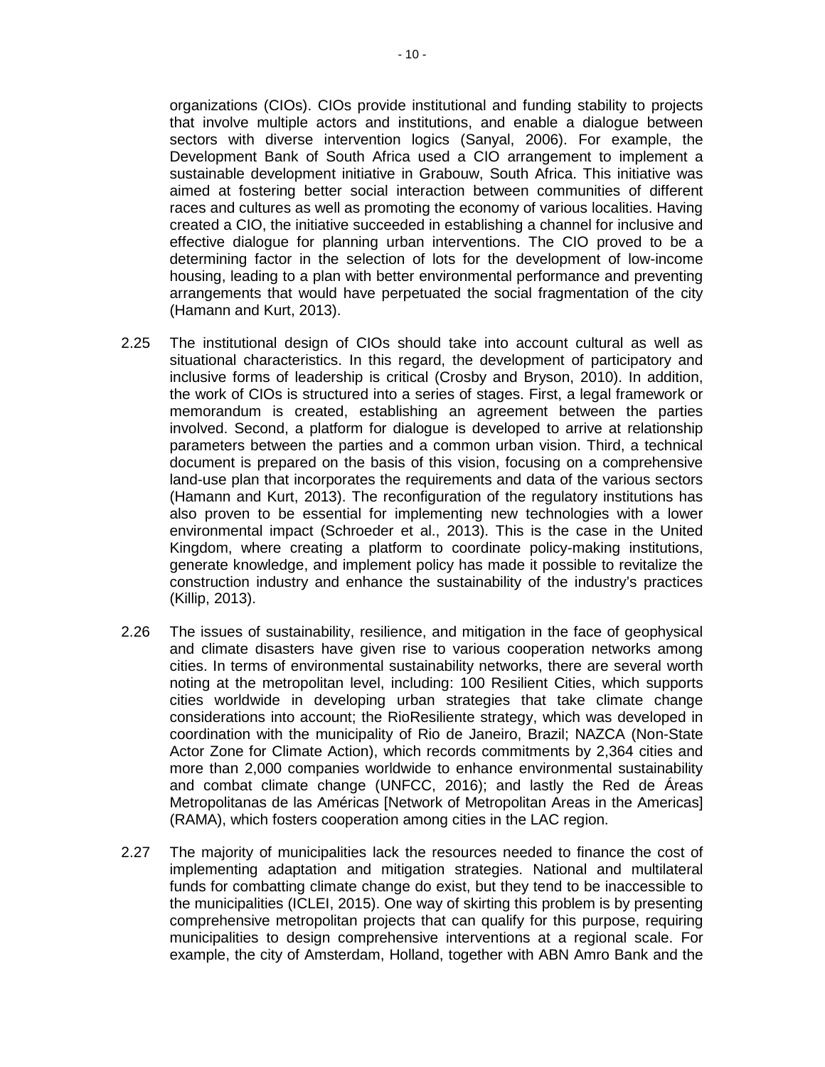organizations (CIOs). CIOs provide institutional and funding stability to projects that involve multiple actors and institutions, and enable a dialogue between sectors with diverse intervention logics (Sanyal, 2006). For example, the Development Bank of South Africa used a CIO arrangement to implement a sustainable development initiative in Grabouw, South Africa. This initiative was aimed at fostering better social interaction between communities of different races and cultures as well as promoting the economy of various localities. Having created a CIO, the initiative succeeded in establishing a channel for inclusive and effective dialogue for planning urban interventions. The CIO proved to be a determining factor in the selection of lots for the development of low-income housing, leading to a plan with better environmental performance and preventing arrangements that would have perpetuated the social fragmentation of the city (Hamann and Kurt, 2013).

2.25 The institutional design of CIOs should take into account cultural as well as situational characteristics. In this regard, the development of participatory and inclusive forms of leadership is critical (Crosby and Bryson, 2010). In addition, the work of CIOs is structured into a series of stages. First, a legal framework or memorandum is created, establishing an agreement between the parties involved. Second, a platform for dialogue is developed to arrive at relationship parameters between the parties and a common urban vision. Third, a technical document is prepared on the basis of this vision, focusing on a comprehensive land-use plan that incorporates the requirements and data of the various sectors (Hamann and Kurt, 2013). The reconfiguration of the regulatory institutions has also proven to be essential for implementing new technologies with a lower environmental impact (Schroeder et al., 2013). This is the case in the United Kingdom, where creating a platform to coordinate policy-making institutions, generate knowledge, and implement policy has made it possible to revitalize the construction industry and enhance the sustainability of the industry's practices (Killip, 2013).

2.26 The issues of sustainability, resilience, and mitigation in the face of geophysical and climate disasters have given rise to various cooperation networks among cities. In terms of environmental sustainability networks, there are several worth noting at the metropolitan level, including: 100 Resilient Cities, which supports cities worldwide in developing urban strategies that take climate change considerations into account; the RioResiliente strategy, which was developed in coordination with the municipality of Rio de Janeiro, Brazil; NAZCA (Non-State Actor Zone for Climate Action), which records commitments by 2,364 cities and more than 2,000 companies worldwide to enhance environmental sustainability and combat climate change (UNFCC, 2016); and lastly the Red de Áreas Metropolitanas de las Américas [Network of Metropolitan Areas in the Americas] (RAMA), which fosters cooperation among cities in the LAC region.

2.27 The majority of municipalities lack the resources needed to finance the cost of implementing adaptation and mitigation strategies. National and multilateral funds for combatting climate change do exist, but they tend to be inaccessible to the municipalities (ICLEI, 2015). One way of skirting this problem is by presenting comprehensive metropolitan projects that can qualify for this purpose, requiring municipalities to design comprehensive interventions at a regional scale. For example, the city of Amsterdam, Holland, together with ABN Amro Bank and the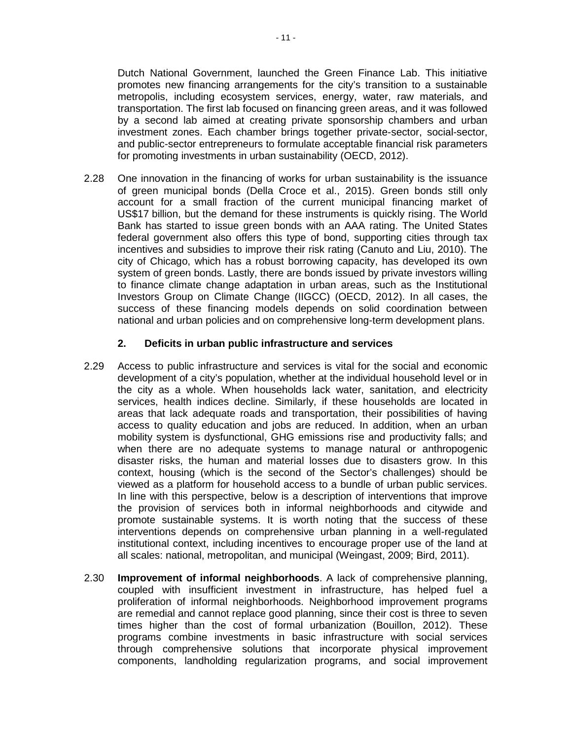Dutch National Government, launched the Green Finance Lab. This initiative promotes new financing arrangements for the city's transition to a sustainable metropolis, including ecosystem services, energy, water, raw materials, and transportation. The first lab focused on financing green areas, and it was followed by a second lab aimed at creating private sponsorship chambers and urban investment zones. Each chamber brings together private-sector, social-sector, and public-sector entrepreneurs to formulate acceptable financial risk parameters for promoting investments in urban sustainability (OECD, 2012).

2.28 One innovation in the financing of works for urban sustainability is the issuance of green municipal bonds (Della Croce et al., 2015). Green bonds still only account for a small fraction of the current municipal financing market of US$17 billion, but the demand for these instruments is quickly rising. The World Bank has started to issue green bonds with an AAA rating. The United States federal government also offers this type of bond, supporting cities through tax incentives and subsidies to improve their risk rating (Canuto and Liu, 2010). The city of Chicago, which has a robust borrowing capacity, has developed its own system of green bonds. Lastly, there are bonds issued by private investors willing to finance climate change adaptation in urban areas, such as the Institutional Investors Group on Climate Change (IIGCC) (OECD, 2012). In all cases, the success of these financing models depends on solid coordination between national and urban policies and on comprehensive long-term development plans.

### 2. Deficits in urban public infrastructure and services

2.29 Access to public infrastructure and services is vital for the social and economic development of a city's population, whether at the individual household level or in the city as a whole. When households lack water, sanitation, and electricity services, health indices decline. Similarly, if these households are located in areas that lack adequate roads and transportation, their possibilities of having access to quality education and jobs are reduced. In addition, when an urban mobility system is dysfunctional, GHG emissions rise and productivity falls; and when there are no adequate systems to manage natural or anthropogenic disaster risks, the human and material losses due to disasters grow. In this context, housing (which is the second of the Sector's challenges) should be viewed as a platform for household access to a bundle of urban public services. In line with this perspective, below is a description of interventions that improve the provision of services both in informal neighborhoods and citywide and promote sustainable systems. It is worth noting that the success of these interventions depends on comprehensive urban planning in a well-regulated institutional context, including incentives to encourage proper use of the land at all scales: national, metropolitan, and municipal (Weingast, 2009; Bird, 2011).

2.30 **Improvement of informal neighborhoods**. A lack of comprehensive planning, coupled with insufficient investment in infrastructure, has helped fuel a proliferation of informal neighborhoods. Neighborhood improvement programs are remedial and cannot replace good planning, since their cost is three to seven times higher than the cost of formal urbanization (Bouillon, 2012). These programs combine investments in basic infrastructure with social services through comprehensive solutions that incorporate physical improvement components, landholding regularization programs, and social improvement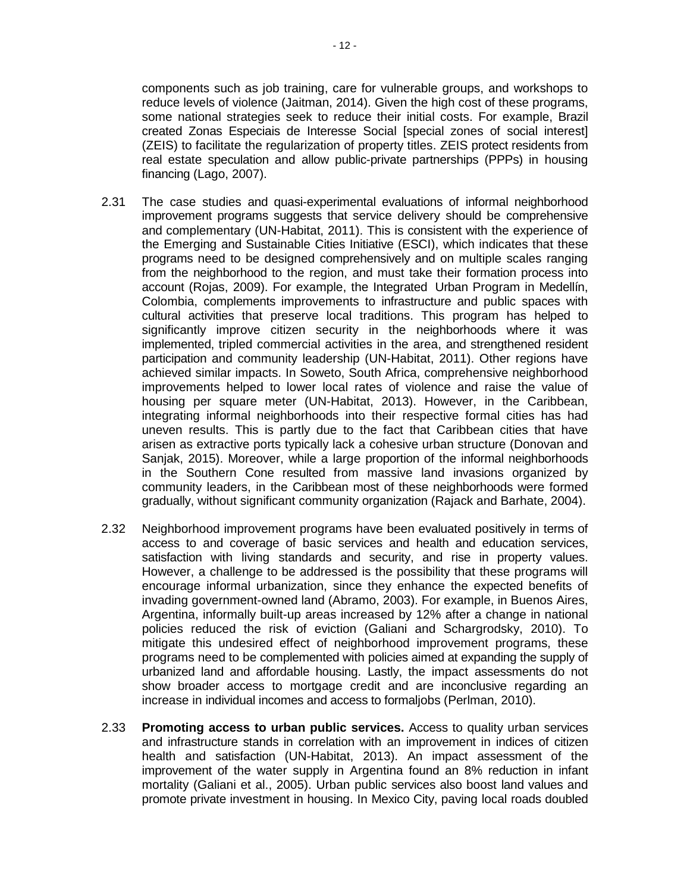components such as job training, care for vulnerable groups, and workshops to reduce levels of violence (Jaitman, 2014). Given the high cost of these programs, some national strategies seek to reduce their initial costs. For example, Brazil created Zonas Especiais de Interesse Social [special zones of social interest] (ZEIS) to facilitate the regularization of property titles. ZEIS protect residents from real estate speculation and allow public-private partnerships (PPPs) in housing financing (Lago, 2007).

2.31 The case studies and quasi-experimental evaluations of informal neighborhood improvement programs suggests that service delivery should be comprehensive and complementary (UN-Habitat, 2011). This is consistent with the experience of the Emerging and Sustainable Cities Initiative (ESCI), which indicates that these programs need to be designed comprehensively and on multiple scales ranging from the neighborhood to the region, and must take their formation process into account (Rojas, 2009). For example, the Integrated Urban Program in Medellín, Colombia, complements improvements to infrastructure and public spaces with cultural activities that preserve local traditions. This program has helped to significantly improve citizen security in the neighborhoods where it was implemented, tripled commercial activities in the area, and strengthened resident participation and community leadership (UN-Habitat, 2011). Other regions have achieved similar impacts. In Soweto, South Africa, comprehensive neighborhood improvements helped to lower local rates of violence and raise the value of housing per square meter (UN-Habitat, 2013). However, in the Caribbean, integrating informal neighborhoods into their respective formal cities has had uneven results. This is partly due to the fact that Caribbean cities that have arisen as extractive ports typically lack a cohesive urban structure (Donovan and Sanjak, 2015). Moreover, while a large proportion of the informal neighborhoods in the Southern Cone resulted from massive land invasions organized by community leaders, in the Caribbean most of these neighborhoods were formed gradually, without significant community organization (Rajack and Barhate, 2004).

2.32 Neighborhood improvement programs have been evaluated positively in terms of access to and coverage of basic services and health and education services, satisfaction with living standards and security, and rise in property values. However, a challenge to be addressed is the possibility that these programs will encourage informal urbanization, since they enhance the expected benefits of invading government-owned land (Abramo, 2003). For example, in Buenos Aires, Argentina, informally built-up areas increased by 12% after a change in national policies reduced the risk of eviction (Galiani and Schargrodsky, 2010). To mitigate this undesired effect of neighborhood improvement programs, these programs need to be complemented with policies aimed at expanding the supply of urbanized land and affordable housing. Lastly, the impact assessments do not show broader access to mortgage credit and are inconclusive regarding an increase in individual incomes and access to formaljobs (Perlman, 2010).

2.33 **Promoting access to urban public services.** Access to quality urban services and infrastructure stands in correlation with an improvement in indices of citizen health and satisfaction (UN-Habitat, 2013). An impact assessment of the improvement of the water supply in Argentina found an 8% reduction in infant mortality (Galiani et al., 2005). Urban public services also boost land values and promote private investment in housing. In Mexico City, paving local roads doubled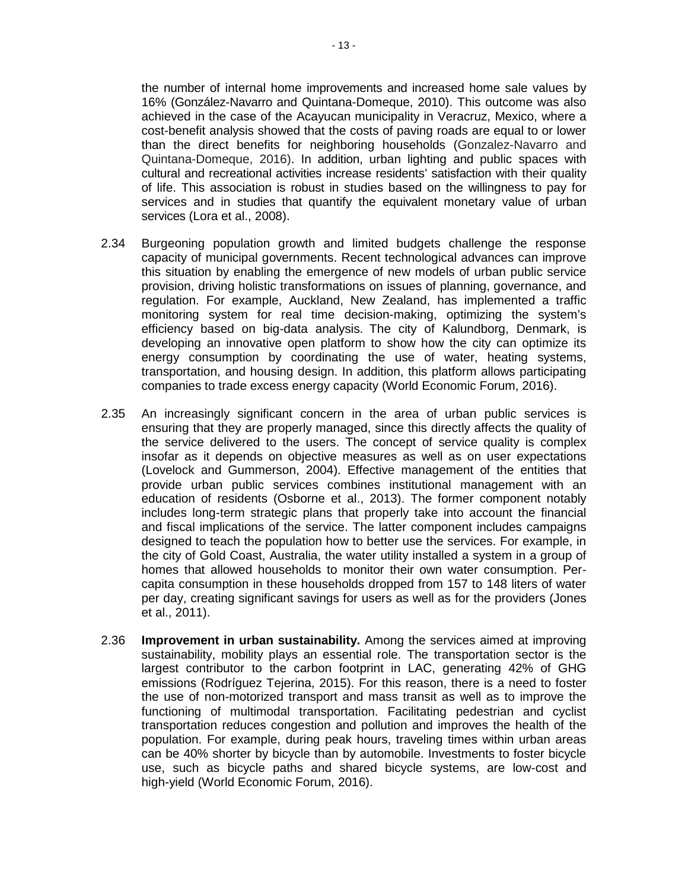the number of internal home improvements and increased home sale values by 16% (González-Navarro and Quintana-Domeque, 2010). This outcome was also achieved in the case of the Acayucan municipality in Veracruz, Mexico, where a cost-benefit analysis showed that the costs of paving roads are equal to or lower than the direct benefits for neighboring households (Gonzalez-Navarro and Quintana-Domeque, 2016). In addition, urban lighting and public spaces with cultural and recreational activities increase residents' satisfaction with their quality of life. This association is robust in studies based on the willingness to pay for services and in studies that quantify the equivalent monetary value of urban services (Lora et al., 2008).

2.34 Burgeoning population growth and limited budgets challenge the response capacity of municipal governments. Recent technological advances can improve this situation by enabling the emergence of new models of urban public service provision, driving holistic transformations on issues of planning, governance, and regulation. For example, Auckland, New Zealand, has implemented a traffic monitoring system for real time decision-making, optimizing the system's efficiency based on big-data analysis. The city of Kalundborg, Denmark, is developing an innovative open platform to show how the city can optimize its energy consumption by coordinating the use of water, heating systems, transportation, and housing design. In addition, this platform allows participating companies to trade excess energy capacity (World Economic Forum, 2016).

2.35 An increasingly significant concern in the area of urban public services is ensuring that they are properly managed, since this directly affects the quality of the service delivered to the users. The concept of service quality is complex insofar as it depends on objective measures as well as on user expectations (Lovelock and Gummerson, 2004). Effective management of the entities that provide urban public services combines institutional management with an education of residents (Osborne et al., 2013). The former component notably includes long-term strategic plans that properly take into account the financial and fiscal implications of the service. The latter component includes campaigns designed to teach the population how to better use the services. For example, in the city of Gold Coast, Australia, the water utility installed a system in a group of homes that allowed households to monitor their own water consumption. Per-capita consumption in these households dropped from 157 to 148 liters of water per day, creating significant savings for users as well as for the providers (Jones et al., 2011).

2.36 **Improvement in urban sustainability.** Among the services aimed at improving sustainability, mobility plays an essential role. The transportation sector is the largest contributor to the carbon footprint in LAC, generating 42% of GHG emissions (Rodríguez Tejerina, 2015). For this reason, there is a need to foster the use of non-motorized transport and mass transit as well as to improve the functioning of multimodal transportation. Facilitating pedestrian and cyclist transportation reduces congestion and pollution and improves the health of the population. For example, during peak hours, traveling times within urban areas can be 40% shorter by bicycle than by automobile. Investments to foster bicycle use, such as bicycle paths and shared bicycle systems, are low-cost and high-yield (World Economic Forum, 2016).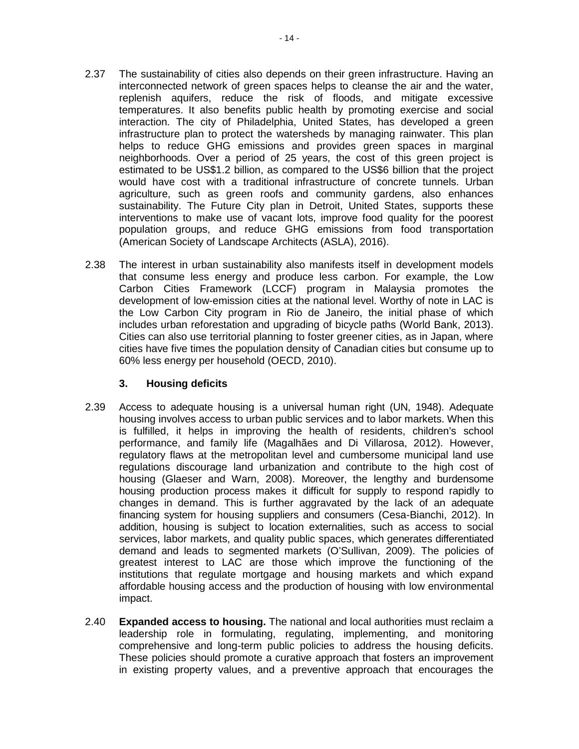2.37 The sustainability of cities also depends on their green infrastructure. Having an interconnected network of green spaces helps to cleanse the air and the water, replenish aquifers, reduce the risk of floods, and mitigate excessive temperatures. It also benefits public health by promoting exercise and social interaction. The city of Philadelphia, United States, has developed a green infrastructure plan to protect the watersheds by managing rainwater. This plan helps to reduce GHG emissions and provides green spaces in marginal neighborhoods. Over a period of 25 years, the cost of this green project is estimated to be US$1.2 billion, as compared to the US$6 billion that the project would have cost with a traditional infrastructure of concrete tunnels. Urban agriculture, such as green roofs and community gardens, also enhances sustainability. The Future City plan in Detroit, United States, supports these interventions to make use of vacant lots, improve food quality for the poorest population groups, and reduce GHG emissions from food transportation (American Society of Landscape Architects (ASLA), 2016).

2.38 The interest in urban sustainability also manifests itself in development models that consume less energy and produce less carbon. For example, the Low Carbon Cities Framework (LCCF) program in Malaysia promotes the development of low-emission cities at the national level. Worthy of note in LAC is the Low Carbon City program in Rio de Janeiro, the initial phase of which includes urban reforestation and upgrading of bicycle paths (World Bank, 2013). Cities can also use territorial planning to foster greener cities, as in Japan, where cities have five times the population density of Canadian cities but consume up to 60% less energy per household (OECD, 2010).

### 3. Housing deficits

2.39 Access to adequate housing is a universal human right (UN, 1948). Adequate housing involves access to urban public services and to labor markets. When this is fulfilled, it helps in improving the health of residents, children's school performance, and family life (Magalhães and Di Villarosa, 2012). However, regulatory flaws at the metropolitan level and cumbersome municipal land use regulations discourage land urbanization and contribute to the high cost of housing (Glaeser and Warn, 2008). Moreover, the lengthy and burdensome housing production process makes it difficult for supply to respond rapidly to changes in demand. This is further aggravated by the lack of an adequate financing system for housing suppliers and consumers (Cesa-Bianchi, 2012). In addition, housing is subject to location externalities, such as access to social services, labor markets, and quality public spaces, which generates differentiated demand and leads to segmented markets (O'Sullivan, 2009). The policies of greatest interest to LAC are those which improve the functioning of the institutions that regulate mortgage and housing markets and which expand affordable housing access and the production of housing with low environmental impact.

2.40 **Expanded access to housing.** The national and local authorities must reclaim a leadership role in formulating, regulating, implementing, and monitoring comprehensive and long-term public policies to address the housing deficits. These policies should promote a curative approach that fosters an improvement in existing property values, and a preventive approach that encourages the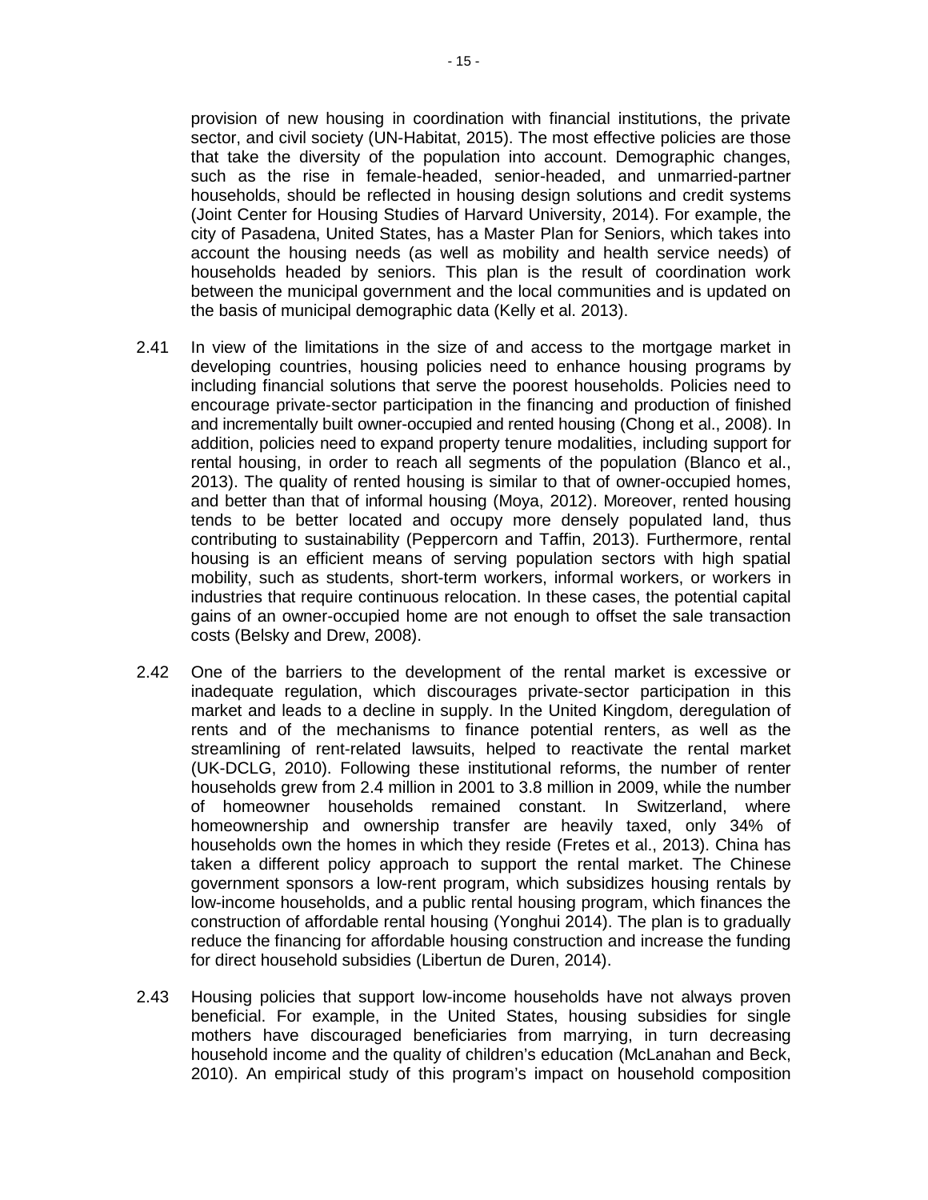provision of new housing in coordination with financial institutions, the private sector, and civil society (UN-Habitat, 2015). The most effective policies are those that take the diversity of the population into account. Demographic changes, such as the rise in female-headed, senior-headed, and unmarried-partner households, should be reflected in housing design solutions and credit systems (Joint Center for Housing Studies of Harvard University, 2014). For example, the city of Pasadena, United States, has a Master Plan for Seniors, which takes into account the housing needs (as well as mobility and health service needs) of households headed by seniors. This plan is the result of coordination work between the municipal government and the local communities and is updated on the basis of municipal demographic data (Kelly et al. 2013).

2.41 In view of the limitations in the size of and access to the mortgage market in developing countries, housing policies need to enhance housing programs by including financial solutions that serve the poorest households. Policies need to encourage private-sector participation in the financing and production of finished and incrementally built owner-occupied and rented housing (Chong et al., 2008). In addition, policies need to expand property tenure modalities, including support for rental housing, in order to reach all segments of the population (Blanco et al., 2013). The quality of rented housing is similar to that of owner-occupied homes, and better than that of informal housing (Moya, 2012). Moreover, rented housing tends to be better located and occupy more densely populated land, thus contributing to sustainability (Peppercorn and Taffin, 2013). Furthermore, rental housing is an efficient means of serving population sectors with high spatial mobility, such as students, short-term workers, informal workers, or workers in industries that require continuous relocation. In these cases, the potential capital gains of an owner-occupied home are not enough to offset the sale transaction costs (Belsky and Drew, 2008).

2.42 One of the barriers to the development of the rental market is excessive or inadequate regulation, which discourages private-sector participation in this market and leads to a decline in supply. In the United Kingdom, deregulation of rents and of the mechanisms to finance potential renters, as well as the streamlining of rent-related lawsuits, helped to reactivate the rental market (UK-DCLG, 2010). Following these institutional reforms, the number of renter households grew from 2.4 million in 2001 to 3.8 million in 2009, while the number of homeowner households remained constant. In Switzerland, where homeownership and ownership transfer are heavily taxed, only 34% of households own the homes in which they reside (Fretes et al., 2013). China has taken a different policy approach to support the rental market. The Chinese government sponsors a low-rent program, which subsidizes housing rentals by low-income households, and a public rental housing program, which finances the construction of affordable rental housing (Yonghui 2014). The plan is to gradually reduce the financing for affordable housing construction and increase the funding for direct household subsidies (Libertun de Duren, 2014).

2.43 Housing policies that support low-income households have not always proven beneficial. For example, in the United States, housing subsidies for single mothers have discouraged beneficiaries from marrying, in turn decreasing household income and the quality of children's education (McLanahan and Beck, 2010). An empirical study of this program's impact on household composition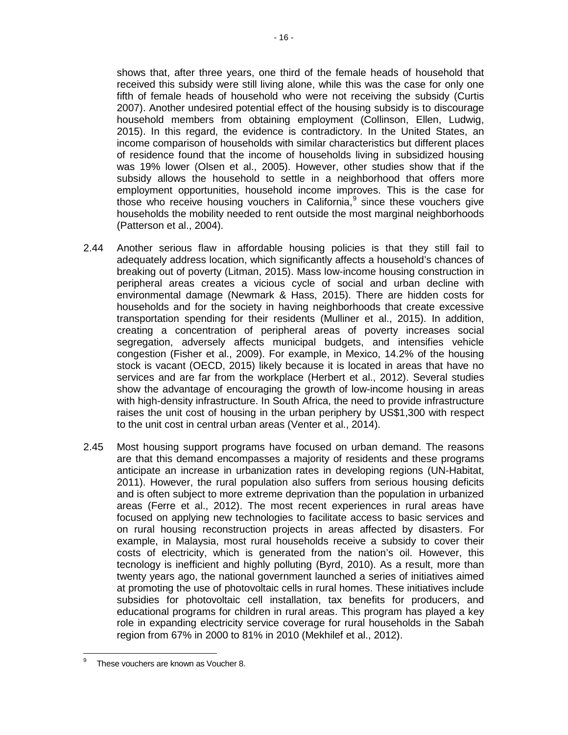shows that, after three years, one third of the female heads of household that received this subsidy were still living alone, while this was the case for only one fifth of female heads of household who were not receiving the subsidy (Curtis 2007). Another undesired potential effect of the housing subsidy is to discourage household members from obtaining employment (Collinson, Ellen, Ludwig, 2015). In this regard, the evidence is contradictory. In the United States, an income comparison of households with similar characteristics but different places of residence found that the income of households living in subsidized housing was 19% lower (Olsen et al., 2005). However, other studies show that if the subsidy allows the household to settle in a neighborhood that offers more employment opportunities, household income improves. This is the case for those who receive housing vouchers in California,[9] since these vouchers give households the mobility needed to rent outside the most marginal neighborhoods (Patterson et al., 2004).

2.44 Another serious flaw in affordable housing policies is that they still fail to adequately address location, which significantly affects a household's chances of breaking out of poverty (Litman, 2015). Mass low-income housing construction in peripheral areas creates a vicious cycle of social and urban decline with environmental damage (Newmark & Hass, 2015). There are hidden costs for households and for the society in having neighborhoods that create excessive transportation spending for their residents (Mulliner et al., 2015). In addition, creating a concentration of peripheral areas of poverty increases social segregation, adversely affects municipal budgets, and intensifies vehicle congestion (Fisher et al., 2009). For example, in Mexico, 14.2% of the housing stock is vacant (OECD, 2015) likely because it is located in areas that have no services and are far from the workplace (Herbert et al., 2012). Several studies show the advantage of encouraging the growth of low-income housing in areas with high-density infrastructure. In South Africa, the need to provide infrastructure raises the unit cost of housing in the urban periphery by US$1,300 with respect to the unit cost in central urban areas (Venter et al., 2014).

2.45 Most housing support programs have focused on urban demand. The reasons are that this demand encompasses a majority of residents and these programs anticipate an increase in urbanization rates in developing regions (UN-Habitat, 2011). However, the rural population also suffers from serious housing deficits and is often subject to more extreme deprivation than the population in urbanized areas (Ferre et al., 2012). The most recent experiences in rural areas have focused on applying new technologies to facilitate access to basic services and on rural housing reconstruction projects in areas affected by disasters. For example, in Malaysia, most rural households receive a subsidy to cover their costs of electricity, which is generated from the nation's oil. However, this tecnology is inefficient and highly polluting (Byrd, 2010). As a result, more than twenty years ago, the national government launched a series of initiatives aimed at promoting the use of photovoltaic cells in rural homes. These initiatives include subsidies for photovoltaic cell installation, tax benefits for producers, and educational programs for children in rural areas. This program has played a key role in expanding electricity service coverage for rural households in the Sabah region from 67% in 2000 to 81% in 2010 (Mekhilef et al., 2012).

[9] These vouchers are known as Voucher 8.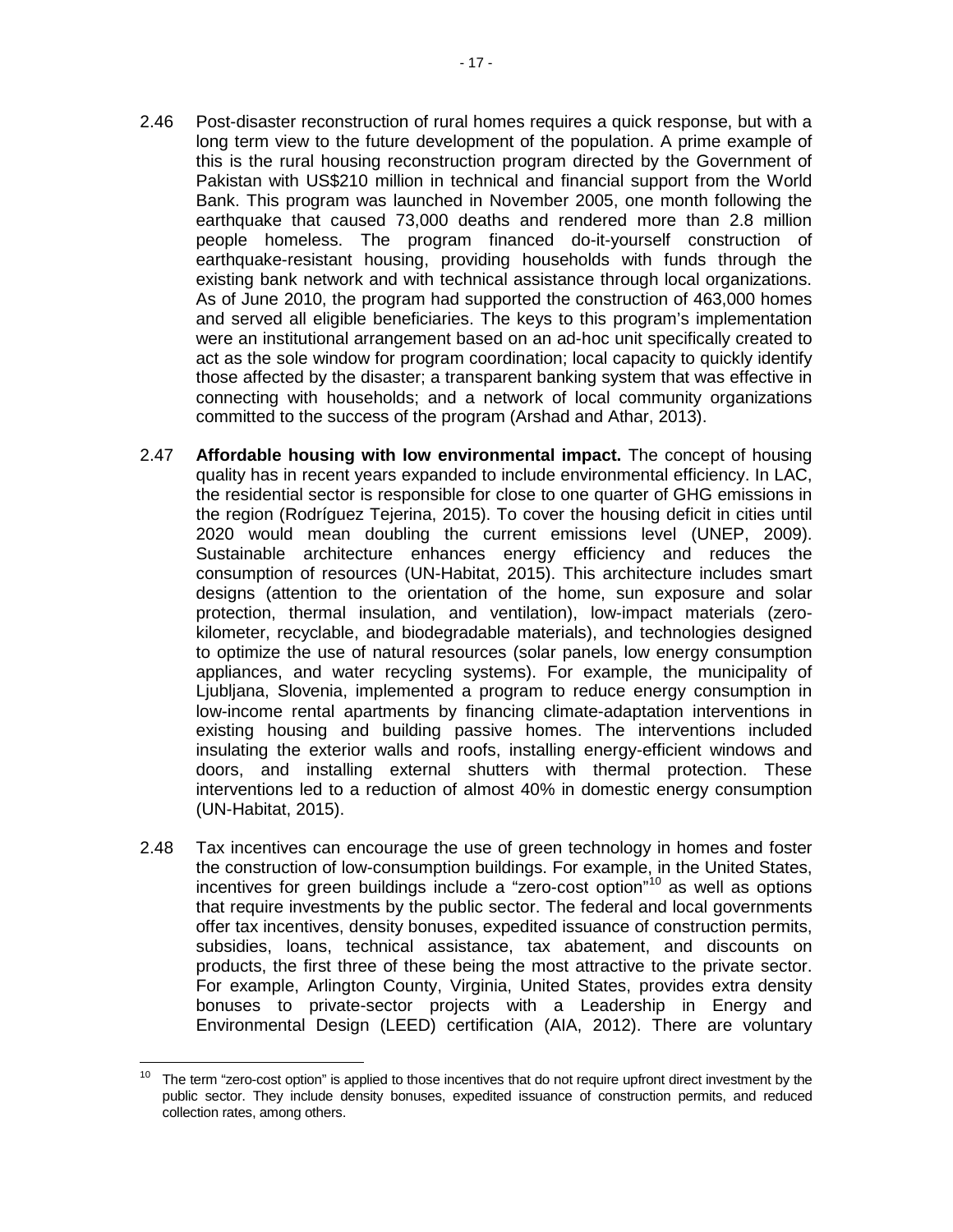2.46 Post-disaster reconstruction of rural homes requires a quick response, but with a long term view to the future development of the population. A prime example of this is the rural housing reconstruction program directed by the Government of Pakistan with US$210 million in technical and financial support from the World Bank. This program was launched in November 2005, one month following the earthquake that caused 73,000 deaths and rendered more than 2.8 million people homeless. The program financed do-it-yourself construction of earthquake-resistant housing, providing households with funds through the existing bank network and with technical assistance through local organizations. As of June 2010, the program had supported the construction of 463,000 homes and served all eligible beneficiaries. The keys to this program's implementation were an institutional arrangement based on an ad-hoc unit specifically created to act as the sole window for program coordination; local capacity to quickly identify those affected by the disaster; a transparent banking system that was effective in connecting with households; and a network of local community organizations committed to the success of the program (Arshad and Athar, 2013).

2.47 **Affordable housing with low environmental impact.** The concept of housing quality has in recent years expanded to include environmental efficiency. In LAC, the residential sector is responsible for close to one quarter of GHG emissions in the region (Rodríguez Tejerina, 2015). To cover the housing deficit in cities until 2020 would mean doubling the current emissions level (UNEP, 2009). Sustainable architecture enhances energy efficiency and reduces the consumption of resources (UN-Habitat, 2015). This architecture includes smart designs (attention to the orientation of the home, sun exposure and solar protection, thermal insulation, and ventilation), low-impact materials (zero-kilometer, recyclable, and biodegradable materials), and technologies designed to optimize the use of natural resources (solar panels, low energy consumption appliances, and water recycling systems). For example, the municipality of Ljubljana, Slovenia, implemented a program to reduce energy consumption in low-income rental apartments by financing climate-adaptation interventions in existing housing and building passive homes. The interventions included insulating the exterior walls and roofs, installing energy-efficient windows and doors, and installing external shutters with thermal protection. These interventions led to a reduction of almost 40% in domestic energy consumption (UN-Habitat, 2015).

2.48 Tax incentives can encourage the use of green technology in homes and foster the construction of low-consumption buildings. For example, in the United States, incentives for green buildings include a "zero-cost option"[10] as well as options that require investments by the public sector. The federal and local governments offer tax incentives, density bonuses, expedited issuance of construction permits, subsidies, loans, technical assistance, tax abatement, and discounts on products, the first three of these being the most attractive to the private sector. For example, Arlington County, Virginia, United States, provides extra density bonuses to private-sector projects with a Leadership in Energy and Environmental Design (LEED) certification (AIA, 2012). There are voluntary

[10] The term "zero-cost option" is applied to those incentives that do not require upfront direct investment by the public sector. They include density bonuses, expedited issuance of construction permits, and reduced collection rates, among others.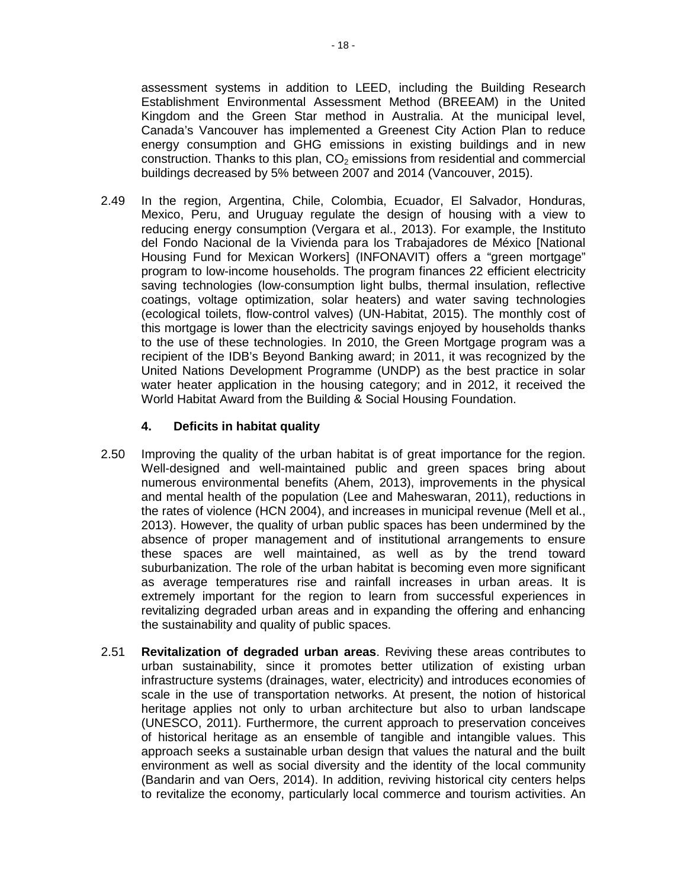assessment systems in addition to LEED, including the Building Research Establishment Environmental Assessment Method (BREEAM) in the United Kingdom and the Green Star method in Australia. At the municipal level, Canada's Vancouver has implemented a Greenest City Action Plan to reduce energy consumption and GHG emissions in existing buildings and in new construction. Thanks to this plan, $CO_2$ emissions from residential and commercial buildings decreased by 5% between 2007 and 2014 (Vancouver, 2015).

2.49 In the region, Argentina, Chile, Colombia, Ecuador, El Salvador, Honduras, Mexico, Peru, and Uruguay regulate the design of housing with a view to reducing energy consumption (Vergara et al., 2013). For example, the Instituto del Fondo Nacional de la Vivienda para los Trabajadores de México [National Housing Fund for Mexican Workers] (INFONAVIT) offers a "green mortgage" program to low-income households. The program finances 22 efficient electricity saving technologies (low-consumption light bulbs, thermal insulation, reflective coatings, voltage optimization, solar heaters) and water saving technologies (ecological toilets, flow-control valves) (UN-Habitat, 2015). The monthly cost of this mortgage is lower than the electricity savings enjoyed by households thanks to the use of these technologies. In 2010, the Green Mortgage program was a recipient of the IDB's Beyond Banking award; in 2011, it was recognized by the United Nations Development Programme (UNDP) as the best practice in solar water heater application in the housing category; and in 2012, it received the World Habitat Award from the Building & Social Housing Foundation.

### 4. Deficits in habitat quality

2.50 Improving the quality of the urban habitat is of great importance for the region. Well-designed and well-maintained public and green spaces bring about numerous environmental benefits (Ahem, 2013), improvements in the physical and mental health of the population (Lee and Maheswaran, 2011), reductions in the rates of violence (HCN 2004), and increases in municipal revenue (Mell et al., 2013). However, the quality of urban public spaces has been undermined by the absence of proper management and of institutional arrangements to ensure these spaces are well maintained, as well as by the trend toward suburbanization. The role of the urban habitat is becoming even more significant as average temperatures rise and rainfall increases in urban areas. It is extremely important for the region to learn from successful experiences in revitalizing degraded urban areas and in expanding the offering and enhancing the sustainability and quality of public spaces.

2.51 **Revitalization of degraded urban areas**. Reviving these areas contributes to urban sustainability, since it promotes better utilization of existing urban infrastructure systems (drainages, water, electricity) and introduces economies of scale in the use of transportation networks. At present, the notion of historical heritage applies not only to urban architecture but also to urban landscape (UNESCO, 2011). Furthermore, the current approach to preservation conceives of historical heritage as an ensemble of tangible and intangible values. This approach seeks a sustainable urban design that values the natural and the built environment as well as social diversity and the identity of the local community (Bandarin and van Oers, 2014). In addition, reviving historical city centers helps to revitalize the economy, particularly local commerce and tourism activities. An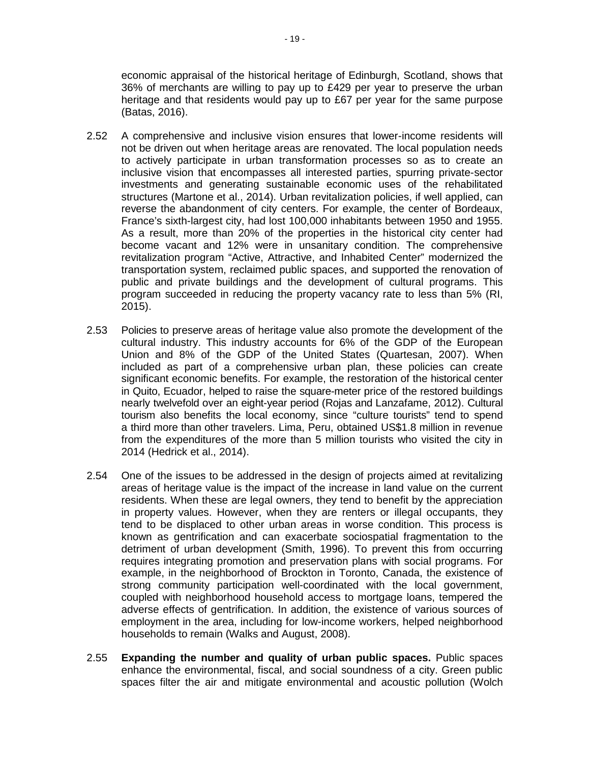economic appraisal of the historical heritage of Edinburgh, Scotland, shows that 36% of merchants are willing to pay up to £429 per year to preserve the urban heritage and that residents would pay up to £67 per year for the same purpose (Batas, 2016).

2.52 A comprehensive and inclusive vision ensures that lower-income residents will not be driven out when heritage areas are renovated. The local population needs to actively participate in urban transformation processes so as to create an inclusive vision that encompasses all interested parties, spurring private-sector investments and generating sustainable economic uses of the rehabilitated structures (Martone et al., 2014). Urban revitalization policies, if well applied, can reverse the abandonment of city centers. For example, the center of Bordeaux, France's sixth-largest city, had lost 100,000 inhabitants between 1950 and 1955. As a result, more than 20% of the properties in the historical city center had become vacant and 12% were in unsanitary condition. The comprehensive revitalization program "Active, Attractive, and Inhabited Center" modernized the transportation system, reclaimed public spaces, and supported the renovation of public and private buildings and the development of cultural programs. This program succeeded in reducing the property vacancy rate to less than 5% (RI, 2015).

2.53 Policies to preserve areas of heritage value also promote the development of the cultural industry. This industry accounts for 6% of the GDP of the European Union and 8% of the GDP of the United States (Quartesan, 2007). When included as part of a comprehensive urban plan, these policies can create significant economic benefits. For example, the restoration of the historical center in Quito, Ecuador, helped to raise the square-meter price of the restored buildings nearly twelvefold over an eight-year period (Rojas and Lanzafame, 2012). Cultural tourism also benefits the local economy, since "culture tourists" tend to spend a third more than other travelers. Lima, Peru, obtained US$1.8 million in revenue from the expenditures of the more than 5 million tourists who visited the city in 2014 (Hedrick et al., 2014).

2.54 One of the issues to be addressed in the design of projects aimed at revitalizing areas of heritage value is the impact of the increase in land value on the current residents. When these are legal owners, they tend to benefit by the appreciation in property values. However, when they are renters or illegal occupants, they tend to be displaced to other urban areas in worse condition. This process is known as gentrification and can exacerbate sociospatial fragmentation to the detriment of urban development (Smith, 1996). To prevent this from occurring requires integrating promotion and preservation plans with social programs. For example, in the neighborhood of Brockton in Toronto, Canada, the existence of strong community participation well-coordinated with the local government, coupled with neighborhood household access to mortgage loans, tempered the adverse effects of gentrification. In addition, the existence of various sources of employment in the area, including for low-income workers, helped neighborhood households to remain (Walks and August, 2008).

2.55 **Expanding the number and quality of urban public spaces.** Public spaces enhance the environmental, fiscal, and social soundness of a city. Green public spaces filter the air and mitigate environmental and acoustic pollution (Wolch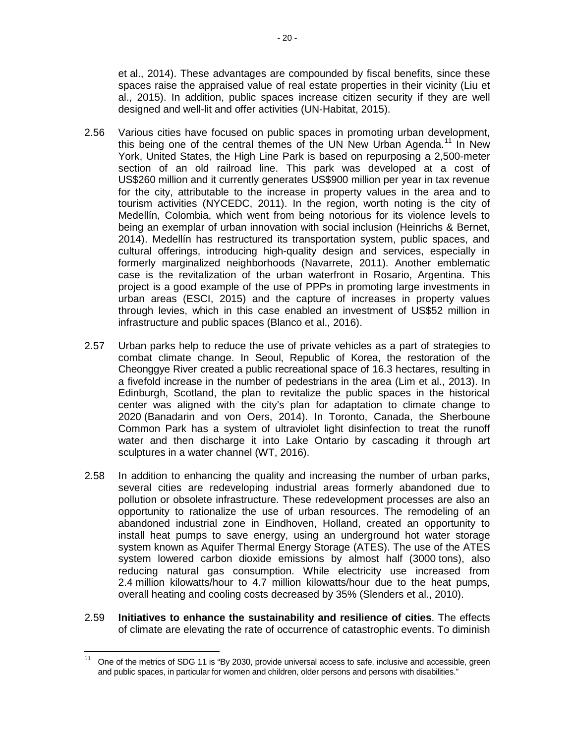et al., 2014). These advantages are compounded by fiscal benefits, since these spaces raise the appraised value of real estate properties in their vicinity (Liu et al., 2015). In addition, public spaces increase citizen security if they are well designed and well-lit and offer activities (UN-Habitat, 2015).

2.56 Various cities have focused on public spaces in promoting urban development, this being one of the central themes of the UN New Urban Agenda.[11] In New York, United States, the High Line Park is based on repurposing a 2,500-meter section of an old railroad line. This park was developed at a cost of US$260 million and it currently generates US$900 million per year in tax revenue for the city, attributable to the increase in property values in the area and to tourism activities (NYCEDC, 2011). In the region, worth noting is the city of Medellín, Colombia, which went from being notorious for its violence levels to being an exemplar of urban innovation with social inclusion (Heinrichs & Bernet, 2014). Medellín has restructured its transportation system, public spaces, and cultural offerings, introducing high-quality design and services, especially in formerly marginalized neighborhoods (Navarrete, 2011). Another emblematic case is the revitalization of the urban waterfront in Rosario, Argentina. This project is a good example of the use of PPPs in promoting large investments in urban areas (ESCI, 2015) and the capture of increases in property values through levies, which in this case enabled an investment of US$52 million in infrastructure and public spaces (Blanco et al., 2016).

2.57 Urban parks help to reduce the use of private vehicles as a part of strategies to combat climate change. In Seoul, Republic of Korea, the restoration of the Cheonggye River created a public recreational space of 16.3 hectares, resulting in a fivefold increase in the number of pedestrians in the area (Lim et al., 2013). In Edinburgh, Scotland, the plan to revitalize the public spaces in the historical center was aligned with the city's plan for adaptation to climate change to 2020 (Banadarin and von Oers, 2014). In Toronto, Canada, the Sherboune Common Park has a system of ultraviolet light disinfection to treat the runoff water and then discharge it into Lake Ontario by cascading it through art sculptures in a water channel (WT, 2016).

2.58 In addition to enhancing the quality and increasing the number of urban parks, several cities are redeveloping industrial areas formerly abandoned due to pollution or obsolete infrastructure. These redevelopment processes are also an opportunity to rationalize the use of urban resources. The remodeling of an abandoned industrial zone in Eindhoven, Holland, created an opportunity to install heat pumps to save energy, using an underground hot water storage system known as Aquifer Thermal Energy Storage (ATES). The use of the ATES system lowered carbon dioxide emissions by almost half (3000 tons), also reducing natural gas consumption. While electricity use increased from 2.4 million kilowatts/hour to 4.7 million kilowatts/hour due to the heat pumps, overall heating and cooling costs decreased by 35% (Slenders et al., 2010).

2.59 **Initiatives to enhance the sustainability and resilience of cities**. The effects of climate are elevating the rate of occurrence of catastrophic events. To diminish

[11] One of the metrics of SDG 11 is "By 2030, provide universal access to safe, inclusive and accessible, green and public spaces, in particular for women and children, older persons and persons with disabilities."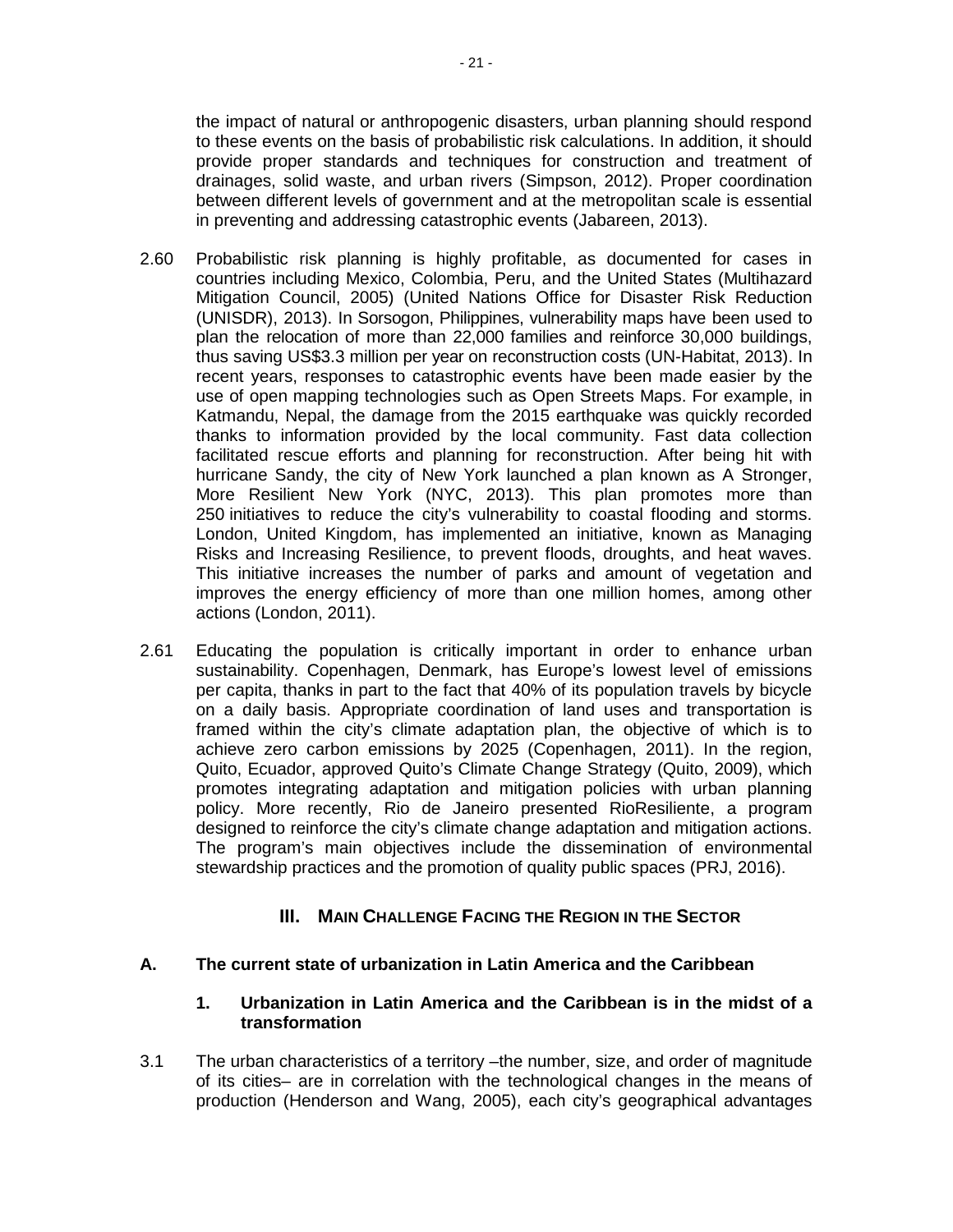the impact of natural or anthropogenic disasters, urban planning should respond to these events on the basis of probabilistic risk calculations. In addition, it should provide proper standards and techniques for construction and treatment of drainages, solid waste, and urban rivers (Simpson, 2012). Proper coordination between different levels of government and at the metropolitan scale is essential in preventing and addressing catastrophic events (Jabareen, 2013).

2.60 Probabilistic risk planning is highly profitable, as documented for cases in countries including Mexico, Colombia, Peru, and the United States (Multihazard Mitigation Council, 2005) (United Nations Office for Disaster Risk Reduction (UNISDR), 2013). In Sorsogon, Philippines, vulnerability maps have been used to plan the relocation of more than 22,000 families and reinforce 30,000 buildings, thus saving US$3.3 million per year on reconstruction costs (UN-Habitat, 2013). In recent years, responses to catastrophic events have been made easier by the use of open mapping technologies such as Open Streets Maps. For example, in Katmandu, Nepal, the damage from the 2015 earthquake was quickly recorded thanks to information provided by the local community. Fast data collection facilitated rescue efforts and planning for reconstruction. After being hit with hurricane Sandy, the city of New York launched a plan known as A Stronger, More Resilient New York (NYC, 2013). This plan promotes more than 250 initiatives to reduce the city's vulnerability to coastal flooding and storms. London, United Kingdom, has implemented an initiative, known as Managing Risks and Increasing Resilience, to prevent floods, droughts, and heat waves. This initiative increases the number of parks and amount of vegetation and improves the energy efficiency of more than one million homes, among other actions (London, 2011).

2.61 Educating the population is critically important in order to enhance urban sustainability. Copenhagen, Denmark, has Europe's lowest level of emissions per capita, thanks in part to the fact that 40% of its population travels by bicycle on a daily basis. Appropriate coordination of land uses and transportation is framed within the city's climate adaptation plan, the objective of which is to achieve zero carbon emissions by 2025 (Copenhagen, 2011). In the region, Quito, Ecuador, approved Quito's Climate Change Strategy (Quito, 2009), which promotes integrating adaptation and mitigation policies with urban planning policy. More recently, Rio de Janeiro presented RioResiliente, a program designed to reinforce the city's climate change adaptation and mitigation actions. The program's main objectives include the dissemination of environmental stewardship practices and the promotion of quality public spaces (PRJ, 2016).

## III. Main Challenge Facing the Region in the Sector

### A. The current state of urbanization in Latin America and the Caribbean

#### 1. Urbanization in Latin America and the Caribbean is in the midst of a transformation

3.1 The urban characteristics of a territory –the number, size, and order of magnitude of its cities– are in correlation with the technological changes in the means of production (Henderson and Wang, 2005), each city's geographical advantages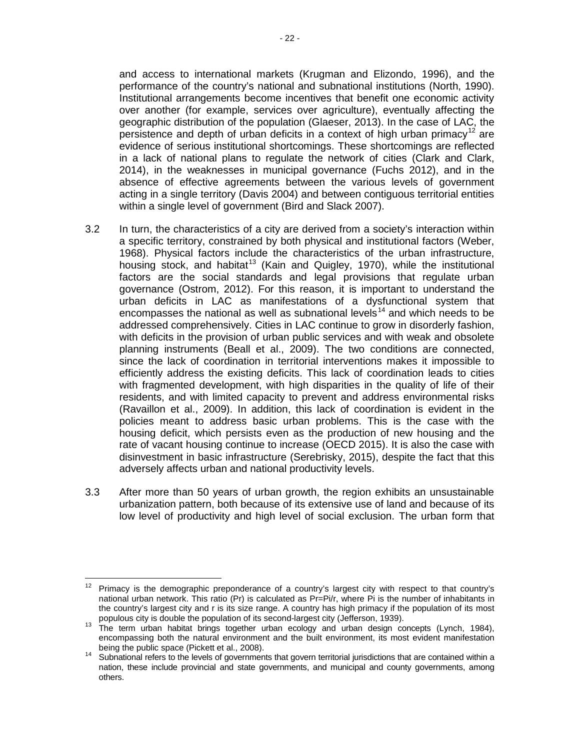and access to international markets (Krugman and Elizondo, 1996), and the performance of the country's national and subnational institutions (North, 1990). Institutional arrangements become incentives that benefit one economic activity over another (for example, services over agriculture), eventually affecting the geographic distribution of the population (Glaeser, 2013). In the case of LAC, the persistence and depth of urban deficits in a context of high urban primacy[12] are evidence of serious institutional shortcomings. These shortcomings are reflected in a lack of national plans to regulate the network of cities (Clark and Clark, 2014), in the weaknesses in municipal governance (Fuchs 2012), and in the absence of effective agreements between the various levels of government acting in a single territory (Davis 2004) and between contiguous territorial entities within a single level of government (Bird and Slack 2007).

3.2 In turn, the characteristics of a city are derived from a society's interaction within a specific territory, constrained by both physical and institutional factors (Weber, 1968). Physical factors include the characteristics of the urban infrastructure, housing stock, and habitat[13] (Kain and Quigley, 1970), while the institutional factors are the social standards and legal provisions that regulate urban governance (Ostrom, 2012). For this reason, it is important to understand the urban deficits in LAC as manifestations of a dysfunctional system that encompasses the national as well as subnational levels[14] and which needs to be addressed comprehensively. Cities in LAC continue to grow in disorderly fashion, with deficits in the provision of urban public services and with weak and obsolete planning instruments (Beall et al., 2009). The two conditions are connected, since the lack of coordination in territorial interventions makes it impossible to efficiently address the existing deficits. This lack of coordination leads to cities with fragmented development, with high disparities in the quality of life of their residents, and with limited capacity to prevent and address environmental risks (Ravaillon et al., 2009). In addition, this lack of coordination is evident in the policies meant to address basic urban problems. This is the case with the housing deficit, which persists even as the production of new housing and the rate of vacant housing continue to increase (OECD 2015). It is also the case with disinvestment in basic infrastructure (Serebrisky, 2015), despite the fact that this adversely affects urban and national productivity levels.

3.3 After more than 50 years of urban growth, the region exhibits an unsustainable urbanization pattern, both because of its extensive use of land and because of its low level of productivity and high level of social exclusion. The urban form that

---

[12] Primacy is the demographic preponderance of a country's largest city with respect to that country's national urban network. This ratio (Pr) is calculated as $Pr=Pi/r$, where Pi is the number of inhabitants in the country's largest city and r is its size range. A country has high primacy if the population of its most populous city is double the population of its second-largest city (Jefferson, 1939).

[13] The term urban habitat brings together urban ecology and urban design concepts (Lynch, 1984), encompassing both the natural environment and the built environment, its most evident manifestation being the public space (Pickett et al., 2008).

[14] Subnational refers to the levels of governments that govern territorial jurisdictions that are contained within a nation, these include provincial and state governments, and municipal and county governments, among others.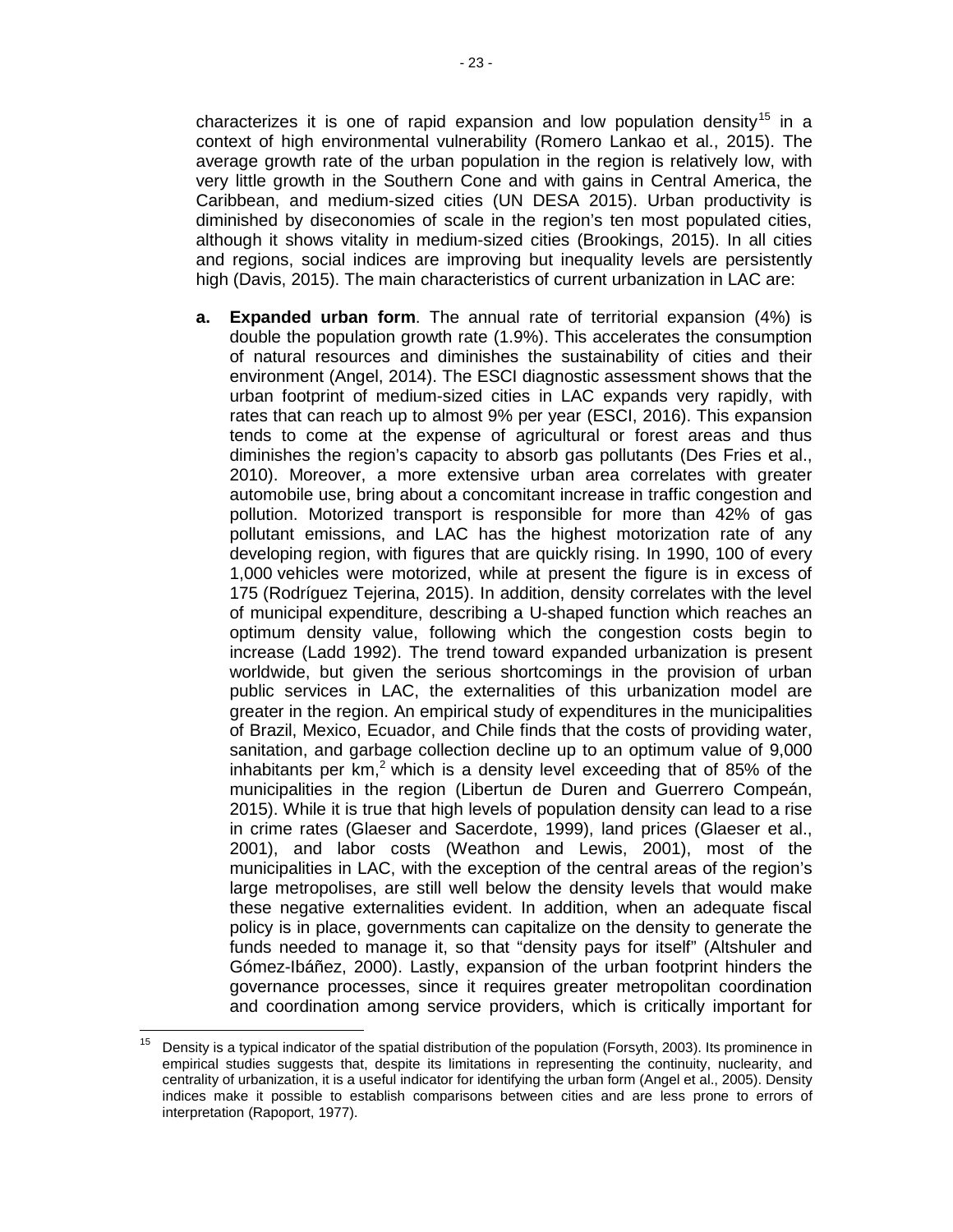characterizes it is one of rapid expansion and low population density[15] in a context of high environmental vulnerability (Romero Lankao et al., 2015). The average growth rate of the urban population in the region is relatively low, with very little growth in the Southern Cone and with gains in Central America, the Caribbean, and medium-sized cities (UN DESA 2015). Urban productivity is diminished by diseconomies of scale in the region's ten most populated cities, although it shows vitality in medium-sized cities (Brookings, 2015). In all cities and regions, social indices are improving but inequality levels are persistently high (Davis, 2015). The main characteristics of current urbanization in LAC are:

**a. Expanded urban form**. The annual rate of territorial expansion (4%) is double the population growth rate (1.9%). This accelerates the consumption of natural resources and diminishes the sustainability of cities and their environment (Angel, 2014). The ESCI diagnostic assessment shows that the urban footprint of medium-sized cities in LAC expands very rapidly, with rates that can reach up to almost 9% per year (ESCI, 2016). This expansion tends to come at the expense of agricultural or forest areas and thus diminishes the region's capacity to absorb gas pollutants (Des Fries et al., 2010). Moreover, a more extensive urban area correlates with greater automobile use, bring about a concomitant increase in traffic congestion and pollution. Motorized transport is responsible for more than 42% of gas pollutant emissions, and LAC has the highest motorization rate of any developing region, with figures that are quickly rising. In 1990, 100 of every 1,000 vehicles were motorized, while at present the figure is in excess of 175 (Rodríguez Tejerina, 2015). In addition, density correlates with the level of municipal expenditure, describing a U-shaped function which reaches an optimum density value, following which the congestion costs begin to increase (Ladd 1992). The trend toward expanded urbanization is present worldwide, but given the serious shortcomings in the provision of urban public services in LAC, the externalities of this urbanization model are greater in the region. An empirical study of expenditures in the municipalities of Brazil, Mexico, Ecuador, and Chile finds that the costs of providing water, sanitation, and garbage collection decline up to an optimum value of 9,000 inhabitants per $km^2$ which is a density level exceeding that of 85% of the municipalities in the region (Libertun de Duren and Guerrero Compeán, 2015). While it is true that high levels of population density can lead to a rise in crime rates (Glaeser and Sacerdote, 1999), land prices (Glaeser et al., 2001), and labor costs (Weathon and Lewis, 2001), most of the municipalities in LAC, with the exception of the central areas of the region's large metropolises, are still well below the density levels that would make these negative externalities evident. In addition, when an adequate fiscal policy is in place, governments can capitalize on the density to generate the funds needed to manage it, so that "density pays for itself" (Altshuler and Gómez-Ibáñez, 2000). Lastly, expansion of the urban footprint hinders the governance processes, since it requires greater metropolitan coordination and coordination among service providers, which is critically important for

---

[15] Density is a typical indicator of the spatial distribution of the population (Forsyth, 2003). Its prominence in empirical studies suggests that, despite its limitations in representing the continuity, nuclearity, and centrality of urbanization, it is a useful indicator for identifying the urban form (Angel et al., 2005). Density indices make it possible to establish comparisons between cities and are less prone to errors of interpretation (Rapoport, 1977).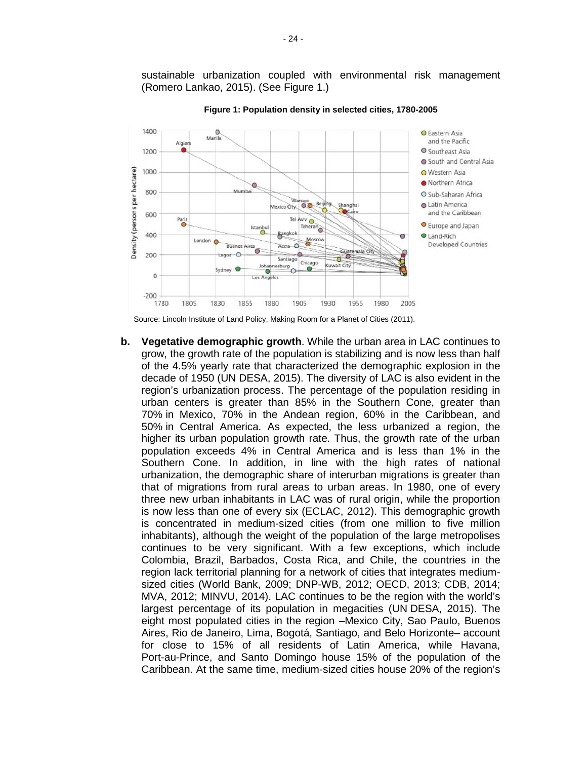sustainable urbanization coupled with environmental risk management (Romero Lankao, 2015). (See Figure 1.)

**Figure 1: Population density in selected cities, 1780-2005**

Source: Lincoln Institute of Land Policy, Making Room for a Planet of Cities (2011).

**b. Vegetative demographic growth**. While the urban area in LAC continues to grow, the growth rate of the population is stabilizing and is now less than half of the 4.5% yearly rate that characterized the demographic explosion in the decade of 1950 (UN DESA, 2015). The diversity of LAC is also evident in the region's urbanization process. The percentage of the population residing in urban centers is greater than 85% in the Southern Cone, greater than 70% in Mexico, 70% in the Andean region, 60% in the Caribbean, and 50% in Central America. As expected, the less urbanized a region, the higher its urban population growth rate. Thus, the growth rate of the urban population exceeds 4% in Central America and is less than 1% in the Southern Cone. In addition, in line with the high rates of national urbanization, the demographic share of interurban migrations is greater than that of migrations from rural areas to urban areas. In 1980, one of every three new urban inhabitants in LAC was of rural origin, while the proportion is now less than one of every six (ECLAC, 2012). This demographic growth is concentrated in medium-sized cities (from one million to five million inhabitants), although the weight of the population of the large metropolises continues to be very significant. With a few exceptions, which include Colombia, Brazil, Barbados, Costa Rica, and Chile, the countries in the region lack territorial planning for a network of cities that integrates medium-sized cities (World Bank, 2009; DNP-WB, 2012; OECD, 2013; CDB, 2014; MVA, 2012; MINVU, 2014). LAC continues to be the region with the world's largest percentage of its population in megacities (UN DESA, 2015). The eight most populated cities in the region –Mexico City, Sao Paulo, Buenos Aires, Rio de Janeiro, Lima, Bogotá, Santiago, and Belo Horizonte– account for close to 15% of all residents of Latin America, while Havana, Port-au-Prince, and Santo Domingo house 15% of the population of the Caribbean. At the same time, medium-sized cities house 20% of the region's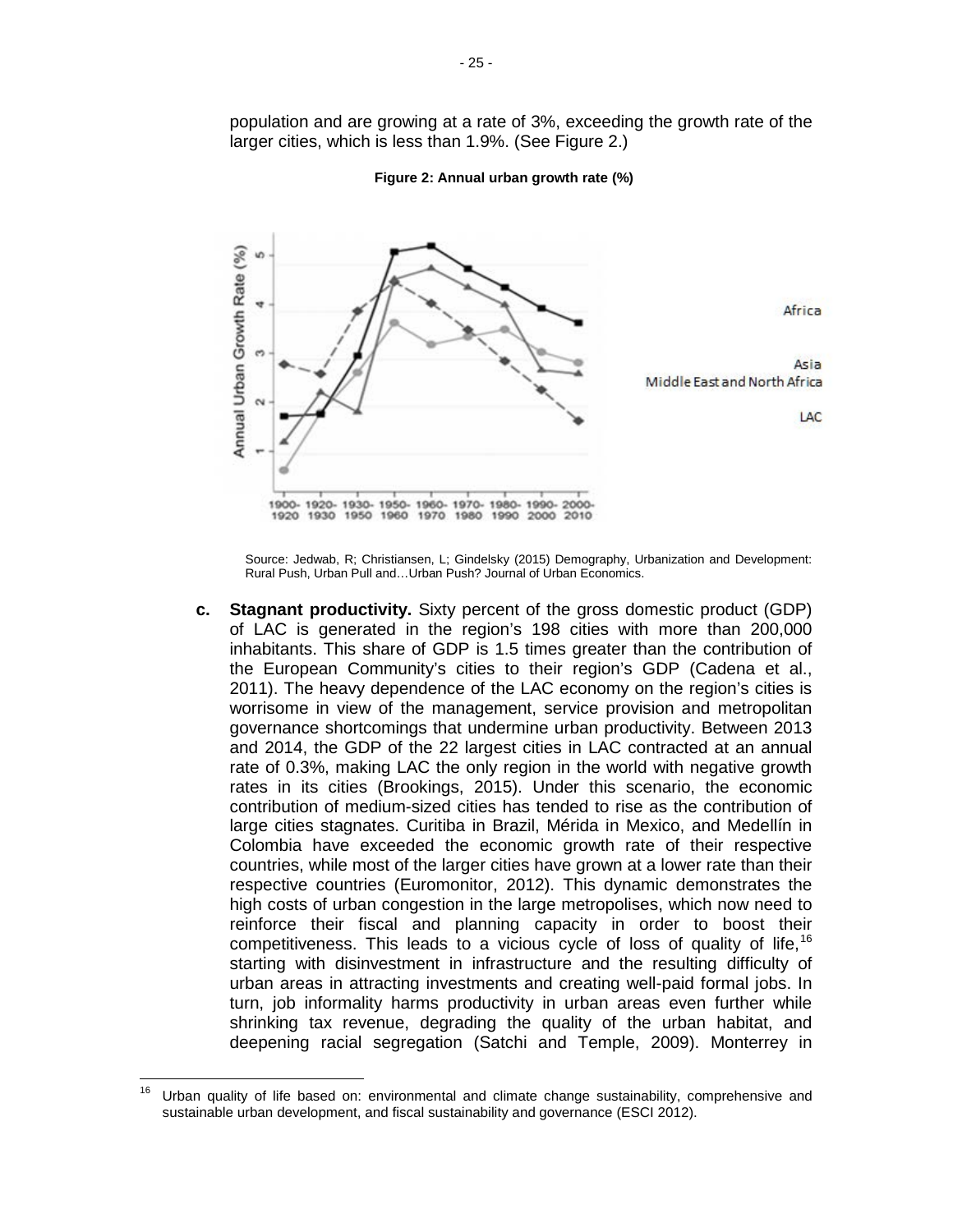population and are growing at a rate of 3%, exceeding the growth rate of the larger cities, which is less than 1.9%. (See Figure 2.)

**Figure 2: Annual urban growth rate (%)**

Source: Jedwab, R; Christiansen, L; Gindelsky (2015) Demography, Urbanization and Development: Rural Push, Urban Pull and…Urban Push? Journal of Urban Economics.

c. **Stagnant productivity.** Sixty percent of the gross domestic product (GDP) of LAC is generated in the region's 198 cities with more than 200,000 inhabitants. This share of GDP is 1.5 times greater than the contribution of the European Community's cities to their region's GDP (Cadena et al., 2011). The heavy dependence of the LAC economy on the region's cities is worrisome in view of the management, service provision and metropolitan governance shortcomings that undermine urban productivity. Between 2013 and 2014, the GDP of the 22 largest cities in LAC contracted at an annual rate of 0.3%, making LAC the only region in the world with negative growth rates in its cities (Brookings, 2015). Under this scenario, the economic contribution of medium-sized cities has tended to rise as the contribution of large cities stagnates. Curitiba in Brazil, Mérida in Mexico, and Medellín in Colombia have exceeded the economic growth rate of their respective countries, while most of the larger cities have grown at a lower rate than their respective countries (Euromonitor, 2012). This dynamic demonstrates the high costs of urban congestion in the large metropolises, which now need to reinforce their fiscal and planning capacity in order to boost their competitiveness. This leads to a vicious cycle of loss of quality of life,[16] starting with disinvestment in infrastructure and the resulting difficulty of urban areas in attracting investments and creating well-paid formal jobs. In turn, job informality harms productivity in urban areas even further while shrinking tax revenue, degrading the quality of the urban habitat, and deepening racial segregation (Satchi and Temple, 2009). Monterrey in

[16] Urban quality of life based on: environmental and climate change sustainability, comprehensive and sustainable urban development, and fiscal sustainability and governance (ESCI 2012).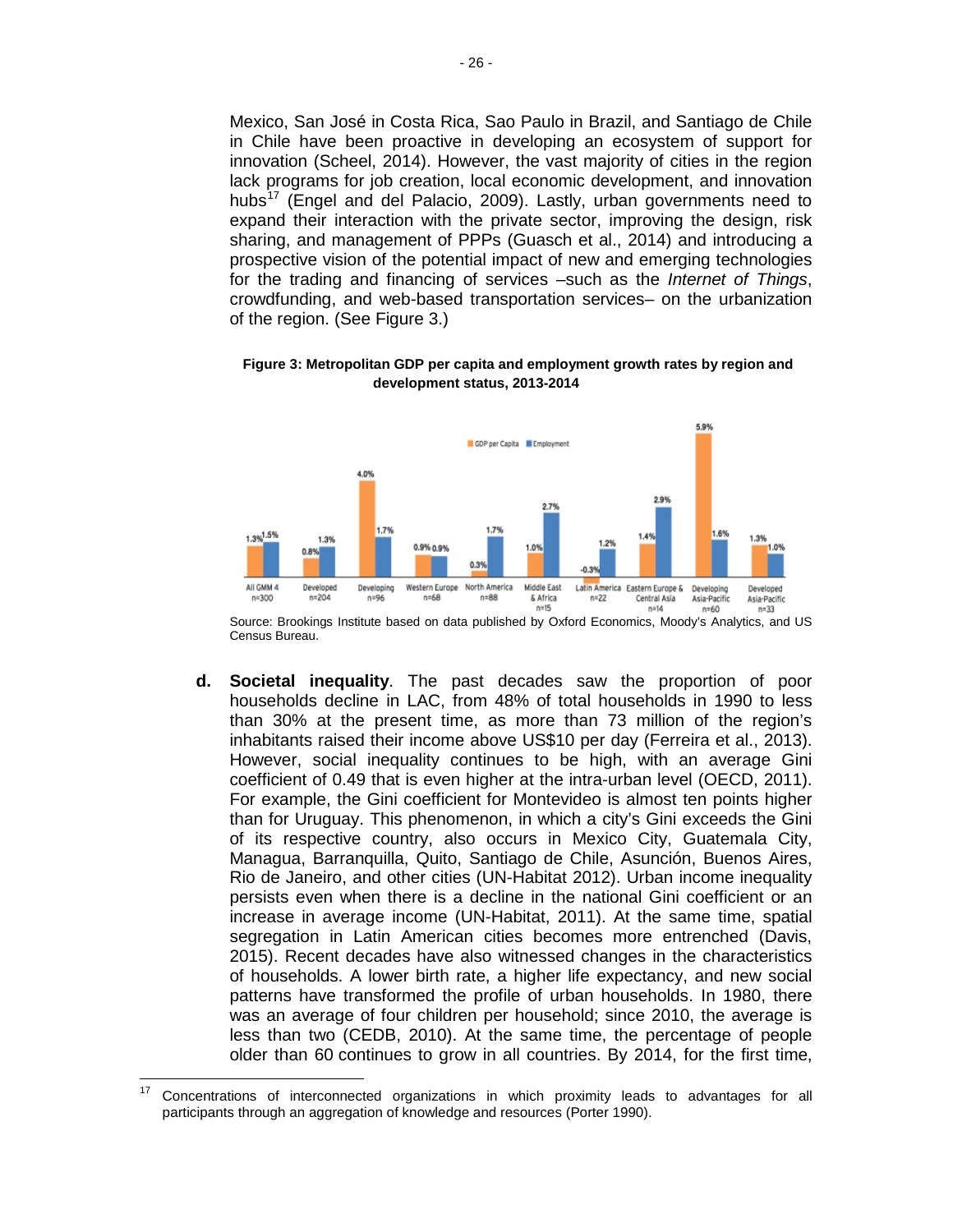Mexico, San José in Costa Rica, Sao Paulo in Brazil, and Santiago de Chile in Chile have been proactive in developing an ecosystem of support for innovation (Scheel, 2014). However, the vast majority of cities in the region lack programs for job creation, local economic development, and innovation hubs[17] (Engel and del Palacio, 2009). Lastly, urban governments need to expand their interaction with the private sector, improving the design, risk sharing, and management of PPPs (Guasch et al., 2014) and introducing a prospective vision of the potential impact of new and emerging technologies for the trading and financing of services –such as the *Internet of Things*, crowdfunding, and web-based transportation services– on the urbanization of the region. (See Figure 3.)

**Figure 3: Metropolitan GDP per capita and employment growth rates by region and development status, 2013-2014**

| Region | GDP per Capita | Employment |
|---|---|---|
| All GMM 4 n=300 | 1.3% | 1.5% |
| Developed n=204 | 0.8% | 1.3% |
| Developing n=96 | 4.0% | 1.7% |
| Western Europe n=68 | 0.9% | 0.9% |
| North America n=88 | 0.3% | 1.7% |
| Middle East & Africa n=15 | 1.0% | 2.7% |
| Latin America n=22 | -0.3% | 1.2% |
| Eastern Europe & Central Asia n=14 | 1.4% | 2.9% |
| Developing Asia-Pacific n=60 | 5.9% | 1.6% |
| Developed Asia-Pacific n=33 | 1.3% | 1.0% |

Source: Brookings Institute based on data published by Oxford Economics, Moody's Analytics, and US Census Bureau.

d. **Societal inequality**. The past decades saw the proportion of poor households decline in LAC, from 48% of total households in 1990 to less than 30% at the present time, as more than 73 million of the region's inhabitants raised their income above US$10 per day (Ferreira et al., 2013). However, social inequality continues to be high, with an average Gini coefficient of 0.49 that is even higher at the intra-urban level (OECD, 2011). For example, the Gini coefficient for Montevideo is almost ten points higher than for Uruguay. This phenomenon, in which a city's Gini exceeds the Gini of its respective country, also occurs in Mexico City, Guatemala City, Managua, Barranquilla, Quito, Santiago de Chile, Asunción, Buenos Aires, Rio de Janeiro, and other cities (UN-Habitat 2012). Urban income inequality persists even when there is a decline in the national Gini coefficient or an increase in average income (UN-Habitat, 2011). At the same time, spatial segregation in Latin American cities becomes more entrenched (Davis, 2015). Recent decades have also witnessed changes in the characteristics of households. A lower birth rate, a higher life expectancy, and new social patterns have transformed the profile of urban households. In 1980, there was an average of four children per household; since 2010, the average is less than two (CEDB, 2010). At the same time, the percentage of people older than 60 continues to grow in all countries. By 2014, for the first time,

---

[17] Concentrations of interconnected organizations in which proximity leads to advantages for all participants through an aggregation of knowledge and resources (Porter 1990).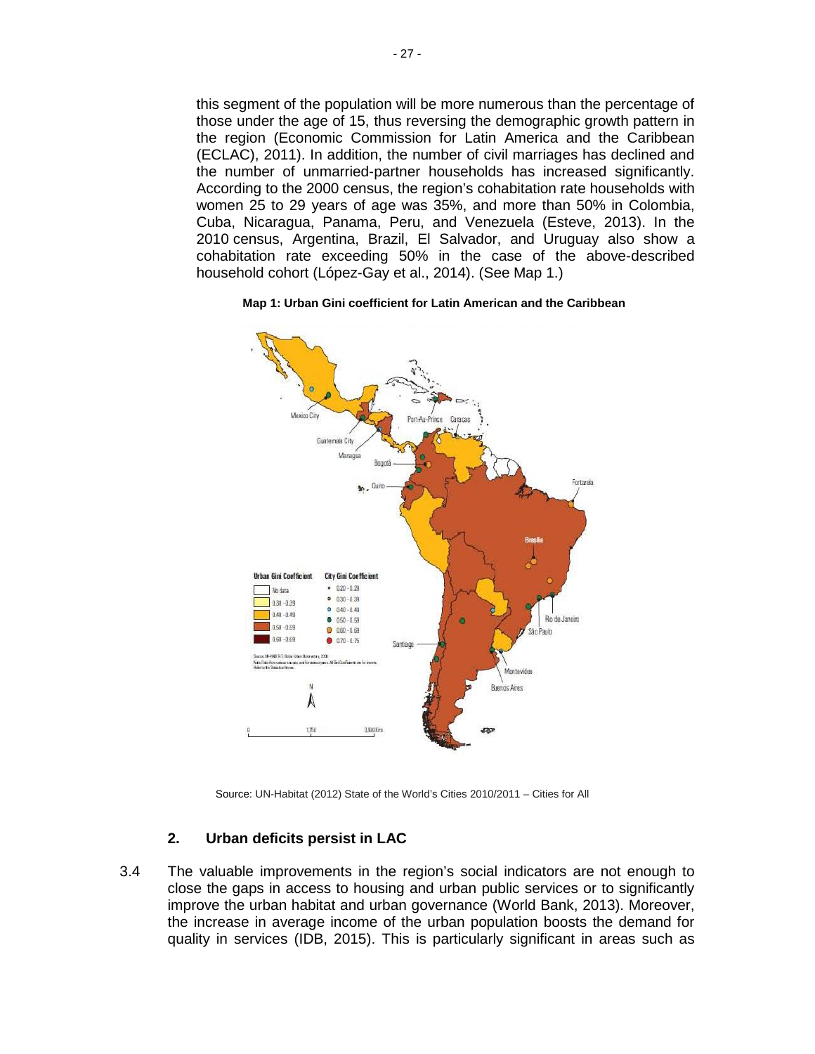this segment of the population will be more numerous than the percentage of those under the age of 15, thus reversing the demographic growth pattern in the region (Economic Commission for Latin America and the Caribbean (ECLAC), 2011). In addition, the number of civil marriages has declined and the number of unmarried-partner households has increased significantly. According to the 2000 census, the region's cohabitation rate households with women 25 to 29 years of age was 35%, and more than 50% in Colombia, Cuba, Nicaragua, Panama, Peru, and Venezuela (Esteve, 2013). In the 2010 census, Argentina, Brazil, El Salvador, and Uruguay also show a cohabitation rate exceeding 50% in the case of the above-described household cohort (López-Gay et al., 2014). (See Map 1.)

**Map 1: Urban Gini coefficient for Latin American and the Caribbean**

Source: UN-Habitat (2012) State of the World's Cities 2010/2011 – Cities for All

### 2. Urban deficits persist in LAC

3.4 The valuable improvements in the region's social indicators are not enough to close the gaps in access to housing and urban public services or to significantly improve the urban habitat and urban governance (World Bank, 2013). Moreover, the increase in average income of the urban population boosts the demand for quality in services (IDB, 2015). This is particularly significant in areas such as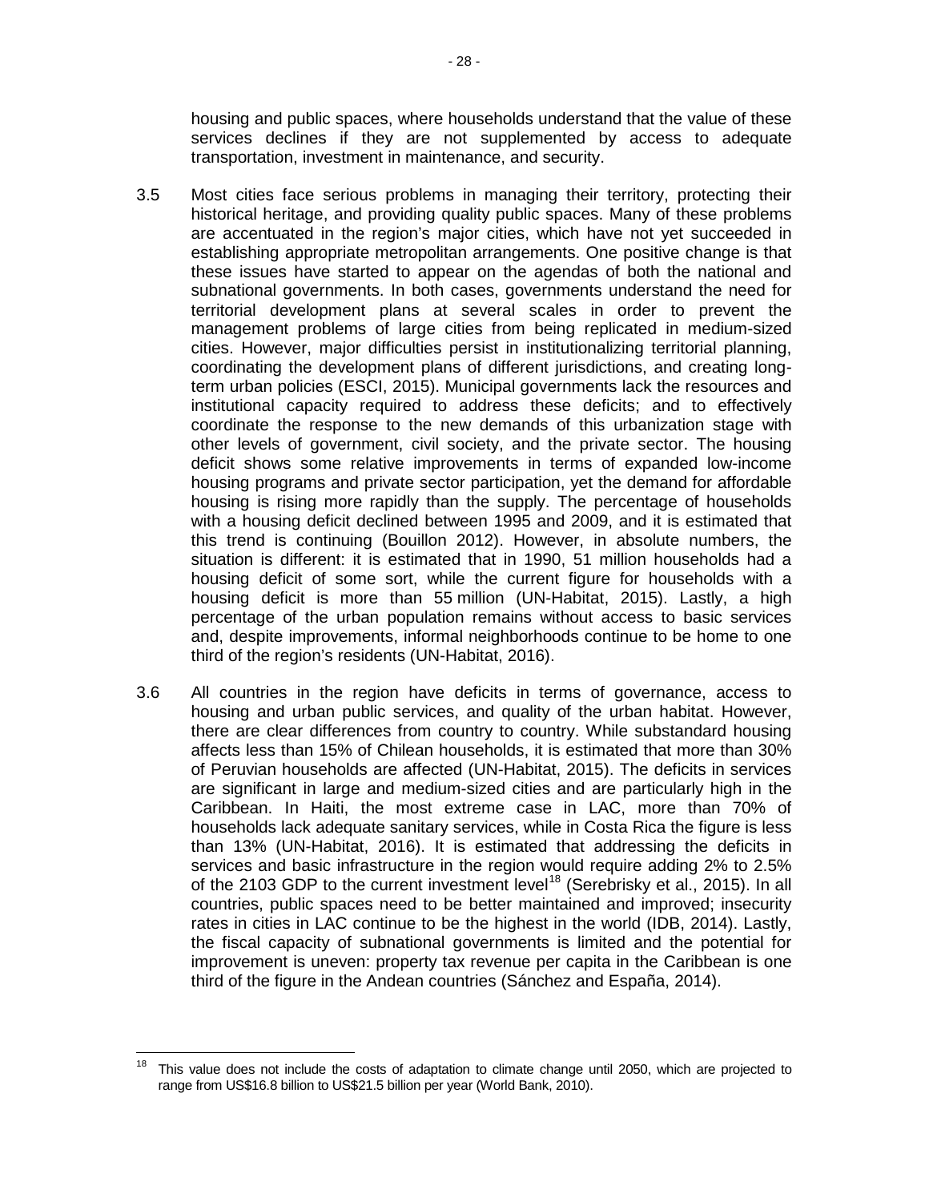housing and public spaces, where households understand that the value of these services declines if they are not supplemented by access to adequate transportation, investment in maintenance, and security.

3.5 Most cities face serious problems in managing their territory, protecting their historical heritage, and providing quality public spaces. Many of these problems are accentuated in the region's major cities, which have not yet succeeded in establishing appropriate metropolitan arrangements. One positive change is that these issues have started to appear on the agendas of both the national and subnational governments. In both cases, governments understand the need for territorial development plans at several scales in order to prevent the management problems of large cities from being replicated in medium-sized cities. However, major difficulties persist in institutionalizing territorial planning, coordinating the development plans of different jurisdictions, and creating long-term urban policies (ESCI, 2015). Municipal governments lack the resources and institutional capacity required to address these deficits; and to effectively coordinate the response to the new demands of this urbanization stage with other levels of government, civil society, and the private sector. The housing deficit shows some relative improvements in terms of expanded low-income housing programs and private sector participation, yet the demand for affordable housing is rising more rapidly than the supply. The percentage of households with a housing deficit declined between 1995 and 2009, and it is estimated that this trend is continuing (Bouillon 2012). However, in absolute numbers, the situation is different: it is estimated that in 1990, 51 million households had a housing deficit of some sort, while the current figure for households with a housing deficit is more than 55 million (UN-Habitat, 2015). Lastly, a high percentage of the urban population remains without access to basic services and, despite improvements, informal neighborhoods continue to be home to one third of the region's residents (UN-Habitat, 2016).

3.6 All countries in the region have deficits in terms of governance, access to housing and urban public services, and quality of the urban habitat. However, there are clear differences from country to country. While substandard housing affects less than 15% of Chilean households, it is estimated that more than 30% of Peruvian households are affected (UN-Habitat, 2015). The deficits in services are significant in large and medium-sized cities and are particularly high in the Caribbean. In Haiti, the most extreme case in LAC, more than 70% of households lack adequate sanitary services, while in Costa Rica the figure is less than 13% (UN-Habitat, 2016). It is estimated that addressing the deficits in services and basic infrastructure in the region would require adding 2% to 2.5% of the 2103 GDP to the current investment level[18] (Serebrisky et al., 2015). In all countries, public spaces need to be better maintained and improved; insecurity rates in cities in LAC continue to be the highest in the world (IDB, 2014). Lastly, the fiscal capacity of subnational governments is limited and the potential for improvement is uneven: property tax revenue per capita in the Caribbean is one third of the figure in the Andean countries (Sánchez and España, 2014).

---

[18] This value does not include the costs of adaptation to climate change until 2050, which are projected to range from US$16.8 billion to US$21.5 billion per year (World Bank, 2010).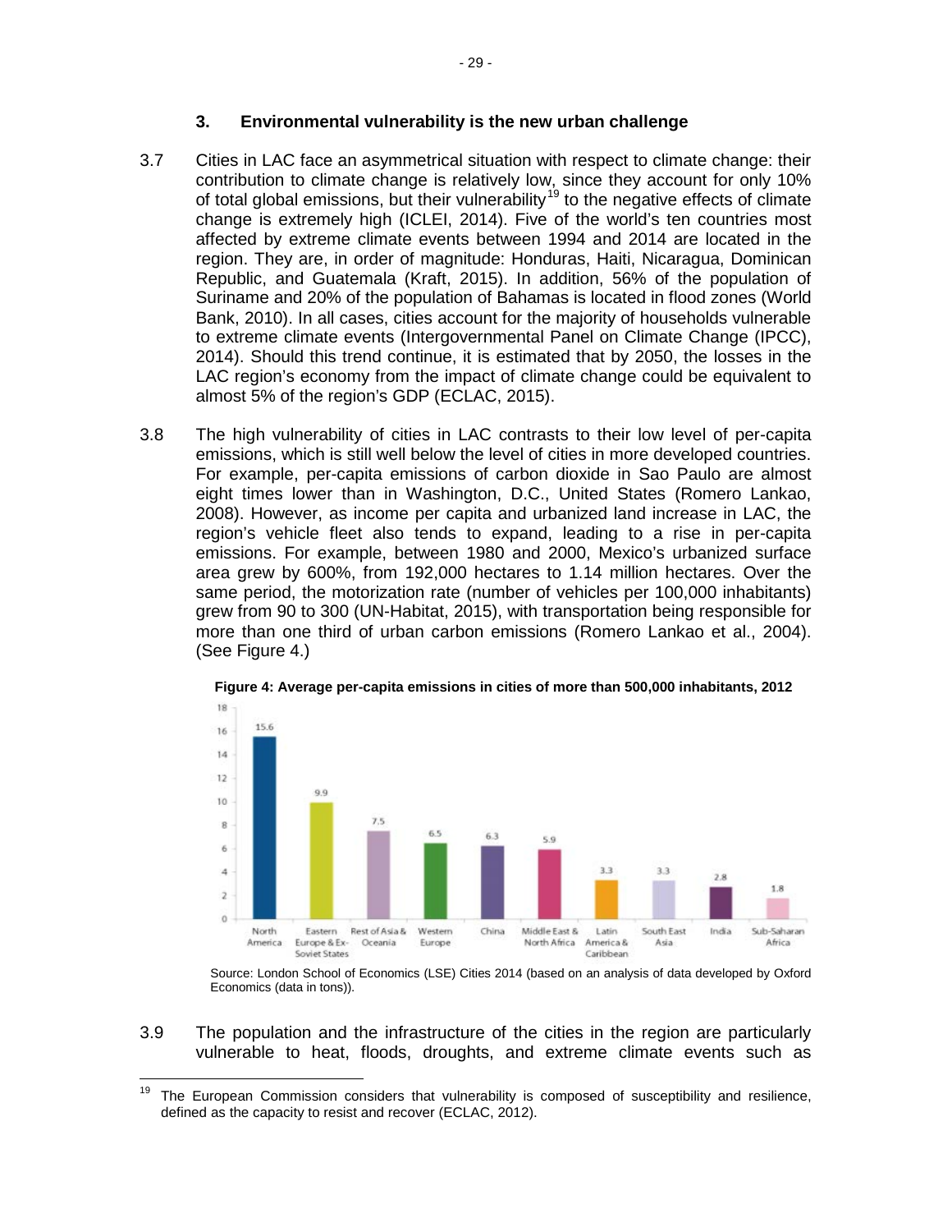### 3. Environmental vulnerability is the new urban challenge

3.7 Cities in LAC face an asymmetrical situation with respect to climate change: their contribution to climate change is relatively low, since they account for only 10% of total global emissions, but their vulnerability[19] to the negative effects of climate change is extremely high (ICLEI, 2014). Five of the world's ten countries most affected by extreme climate events between 1994 and 2014 are located in the region. They are, in order of magnitude: Honduras, Haiti, Nicaragua, Dominican Republic, and Guatemala (Kraft, 2015). In addition, 56% of the population of Suriname and 20% of the population of Bahamas is located in flood zones (World Bank, 2010). In all cases, cities account for the majority of households vulnerable to extreme climate events (Intergovernmental Panel on Climate Change (IPCC), 2014). Should this trend continue, it is estimated that by 2050, the losses in the LAC region's economy from the impact of climate change could be equivalent to almost 5% of the region's GDP (ECLAC, 2015).

3.8 The high vulnerability of cities in LAC contrasts to their low level of per-capita emissions, which is still well below the level of cities in more developed countries. For example, per-capita emissions of carbon dioxide in Sao Paulo are almost eight times lower than in Washington, D.C., United States (Romero Lankao, 2008). However, as income per capita and urbanized land increase in LAC, the region's vehicle fleet also tends to expand, leading to a rise in per-capita emissions. For example, between 1980 and 2000, Mexico's urbanized surface area grew by 600%, from 192,000 hectares to 1.14 million hectares. Over the same period, the motorization rate (number of vehicles per 100,000 inhabitants) grew from 90 to 300 (UN-Habitat, 2015), with transportation being responsible for more than one third of urban carbon emissions (Romero Lankao et al., 2004). (See Figure 4.)

**Figure 4: Average per-capita emissions in cities of more than 500,000 inhabitants, 2012**

| Region | Emissions (tons) |
|---|---|
| North America | 15.6 |
| Eastern Europe & Ex-Soviet States | 9.9 |
| Rest of Asia & Oceania | 7.5 |
| Western Europe | 6.5 |
| China | 6.3 |
| Middle East & North Africa | 5.9 |
| Latin America & Caribbean | 3.3 |
| South East Asia | 3.3 |
| India | 2.8 |
| Sub-Saharan Africa | 1.8 |

Source: London School of Economics (LSE) Cities 2014 (based on an analysis of data developed by Oxford Economics (data in tons)).

3.9 The population and the infrastructure of the cities in the region are particularly vulnerable to heat, floods, droughts, and extreme climate events such as

[19] The European Commission considers that vulnerability is composed of susceptibility and resilience, defined as the capacity to resist and recover (ECLAC, 2012).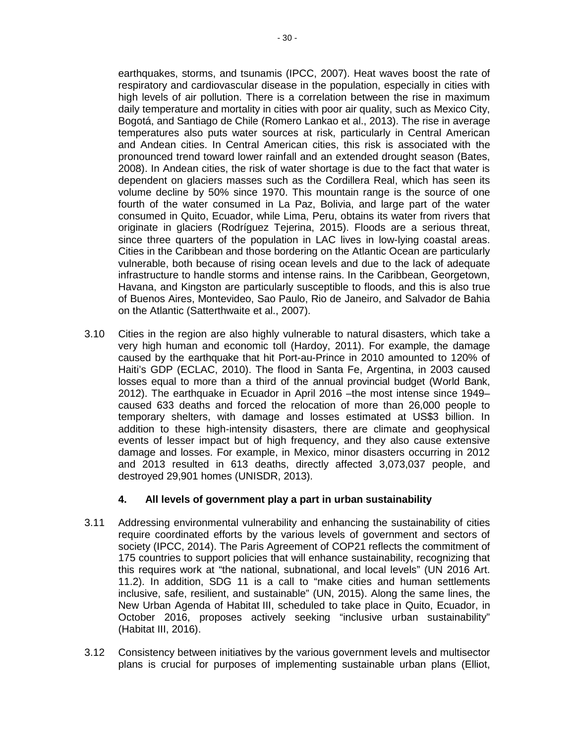earthquakes, storms, and tsunamis (IPCC, 2007). Heat waves boost the rate of respiratory and cardiovascular disease in the population, especially in cities with high levels of air pollution. There is a correlation between the rise in maximum daily temperature and mortality in cities with poor air quality, such as Mexico City, Bogotá, and Santiago de Chile (Romero Lankao et al., 2013). The rise in average temperatures also puts water sources at risk, particularly in Central American and Andean cities. In Central American cities, this risk is associated with the pronounced trend toward lower rainfall and an extended drought season (Bates, 2008). In Andean cities, the risk of water shortage is due to the fact that water is dependent on glaciers masses such as the Cordillera Real, which has seen its volume decline by 50% since 1970. This mountain range is the source of one fourth of the water consumed in La Paz, Bolivia, and large part of the water consumed in Quito, Ecuador, while Lima, Peru, obtains its water from rivers that originate in glaciers (Rodríguez Tejerina, 2015). Floods are a serious threat, since three quarters of the population in LAC lives in low-lying coastal areas. Cities in the Caribbean and those bordering on the Atlantic Ocean are particularly vulnerable, both because of rising ocean levels and due to the lack of adequate infrastructure to handle storms and intense rains. In the Caribbean, Georgetown, Havana, and Kingston are particularly susceptible to floods, and this is also true of Buenos Aires, Montevideo, Sao Paulo, Rio de Janeiro, and Salvador de Bahia on the Atlantic (Satterthwaite et al., 2007).

3.10 Cities in the region are also highly vulnerable to natural disasters, which take a very high human and economic toll (Hardoy, 2011). For example, the damage caused by the earthquake that hit Port-au-Prince in 2010 amounted to 120% of Haiti's GDP (ECLAC, 2010). The flood in Santa Fe, Argentina, in 2003 caused losses equal to more than a third of the annual provincial budget (World Bank, 2012). The earthquake in Ecuador in April 2016 –the most intense since 1949– caused 633 deaths and forced the relocation of more than 26,000 people to temporary shelters, with damage and losses estimated at US$3 billion. In addition to these high-intensity disasters, there are climate and geophysical events of lesser impact but of high frequency, and they also cause extensive damage and losses. For example, in Mexico, minor disasters occurring in 2012 and 2013 resulted in 613 deaths, directly affected 3,073,037 people, and destroyed 29,901 homes (UNISDR, 2013).

### 4. All levels of government play a part in urban sustainability

3.11 Addressing environmental vulnerability and enhancing the sustainability of cities require coordinated efforts by the various levels of government and sectors of society (IPCC, 2014). The Paris Agreement of COP21 reflects the commitment of 175 countries to support policies that will enhance sustainability, recognizing that this requires work at "the national, subnational, and local levels" (UN 2016 Art. 11.2). In addition, SDG 11 is a call to "make cities and human settlements inclusive, safe, resilient, and sustainable" (UN, 2015). Along the same lines, the New Urban Agenda of Habitat III, scheduled to take place in Quito, Ecuador, in October 2016, proposes actively seeking "inclusive urban sustainability" (Habitat III, 2016).

3.12 Consistency between initiatives by the various government levels and multisector plans is crucial for purposes of implementing sustainable urban plans (Elliot,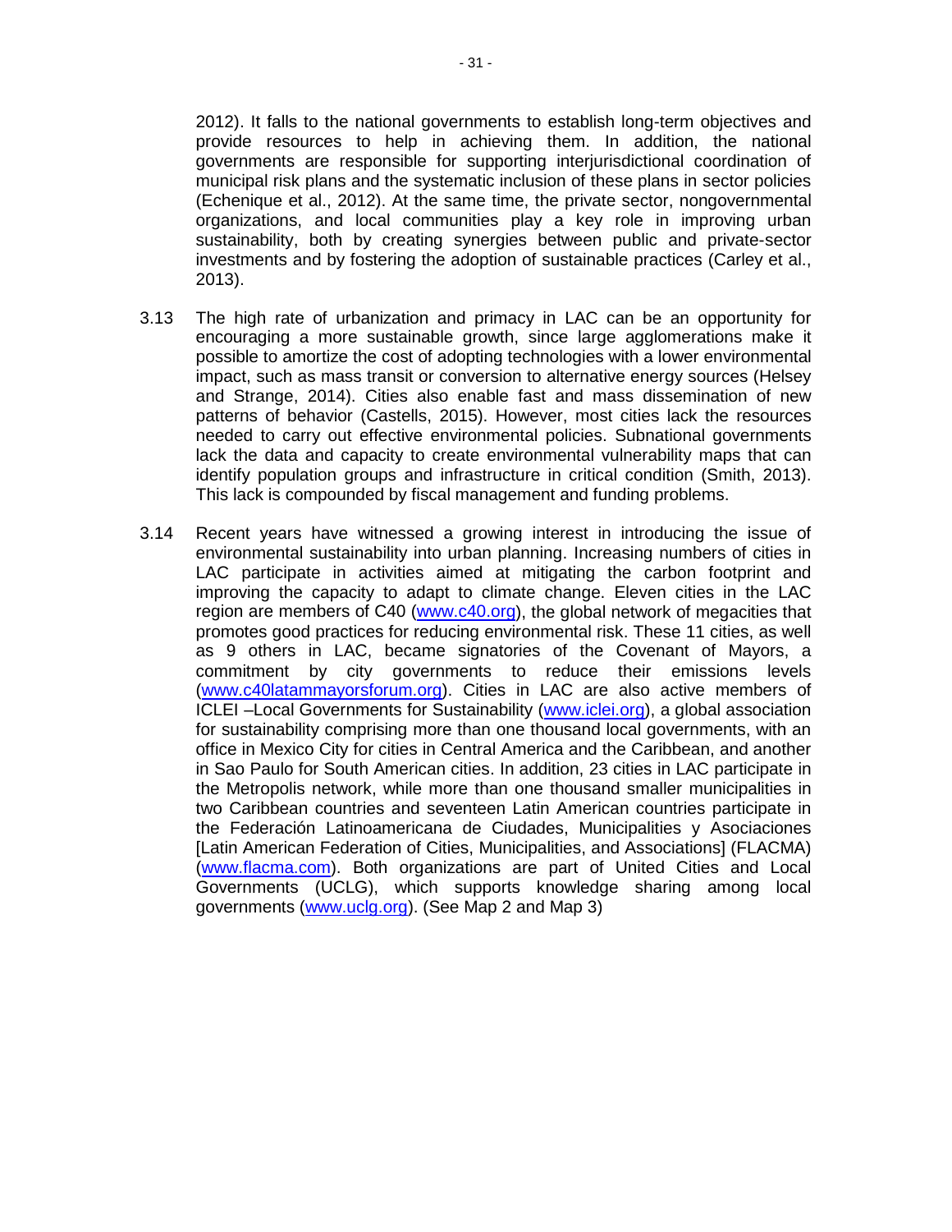2012). It falls to the national governments to establish long-term objectives and provide resources to help in achieving them. In addition, the national governments are responsible for supporting interjurisdictional coordination of municipal risk plans and the systematic inclusion of these plans in sector policies (Echenique et al., 2012). At the same time, the private sector, nongovernmental organizations, and local communities play a key role in improving urban sustainability, both by creating synergies between public and private-sector investments and by fostering the adoption of sustainable practices (Carley et al., 2013).

3.13 The high rate of urbanization and primacy in LAC can be an opportunity for encouraging a more sustainable growth, since large agglomerations make it possible to amortize the cost of adopting technologies with a lower environmental impact, such as mass transit or conversion to alternative energy sources (Helsey and Strange, 2014). Cities also enable fast and mass dissemination of new patterns of behavior (Castells, 2015). However, most cities lack the resources needed to carry out effective environmental policies. Subnational governments lack the data and capacity to create environmental vulnerability maps that can identify population groups and infrastructure in critical condition (Smith, 2013). This lack is compounded by fiscal management and funding problems.

3.14 Recent years have witnessed a growing interest in introducing the issue of environmental sustainability into urban planning. Increasing numbers of cities in LAC participate in activities aimed at mitigating the carbon footprint and improving the capacity to adapt to climate change. Eleven cities in the LAC region are members of C40 (www.c40.org), the global network of megacities that promotes good practices for reducing environmental risk. These 11 cities, as well as 9 others in LAC, became signatories of the Covenant of Mayors, a commitment by city governments to reduce their emissions levels (www.c40latammayorsforum.org). Cities in LAC are also active members of ICLEI –Local Governments for Sustainability (www.iclei.org), a global association for sustainability comprising more than one thousand local governments, with an office in Mexico City for cities in Central America and the Caribbean, and another in Sao Paulo for South American cities. In addition, 23 cities in LAC participate in the Metropolis network, while more than one thousand smaller municipalities in two Caribbean countries and seventeen Latin American countries participate in the Federación Latinoamericana de Ciudades, Municipalities y Asociaciones [Latin American Federation of Cities, Municipalities, and Associations] (FLACMA) (www.flacma.com). Both organizations are part of United Cities and Local Governments (UCLG), which supports knowledge sharing among local governments (www.uclg.org). (See Map 2 and Map 3)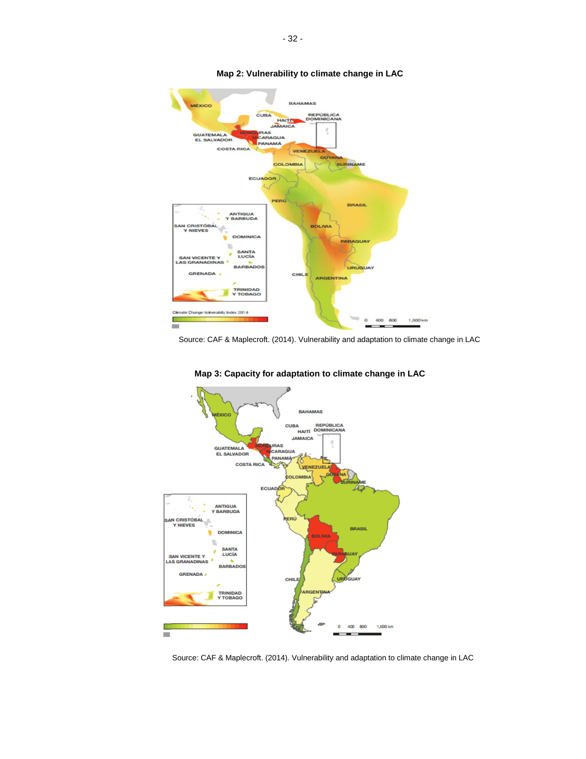**Map 2: Vulnerability to climate change in LAC**

Source: CAF & Maplecroft. (2014). Vulnerability and adaptation to climate change in LAC

**Map 3: Capacity for adaptation to climate change in LAC**

Source: CAF & Maplecroft. (2014). Vulnerability and adaptation to climate change in LAC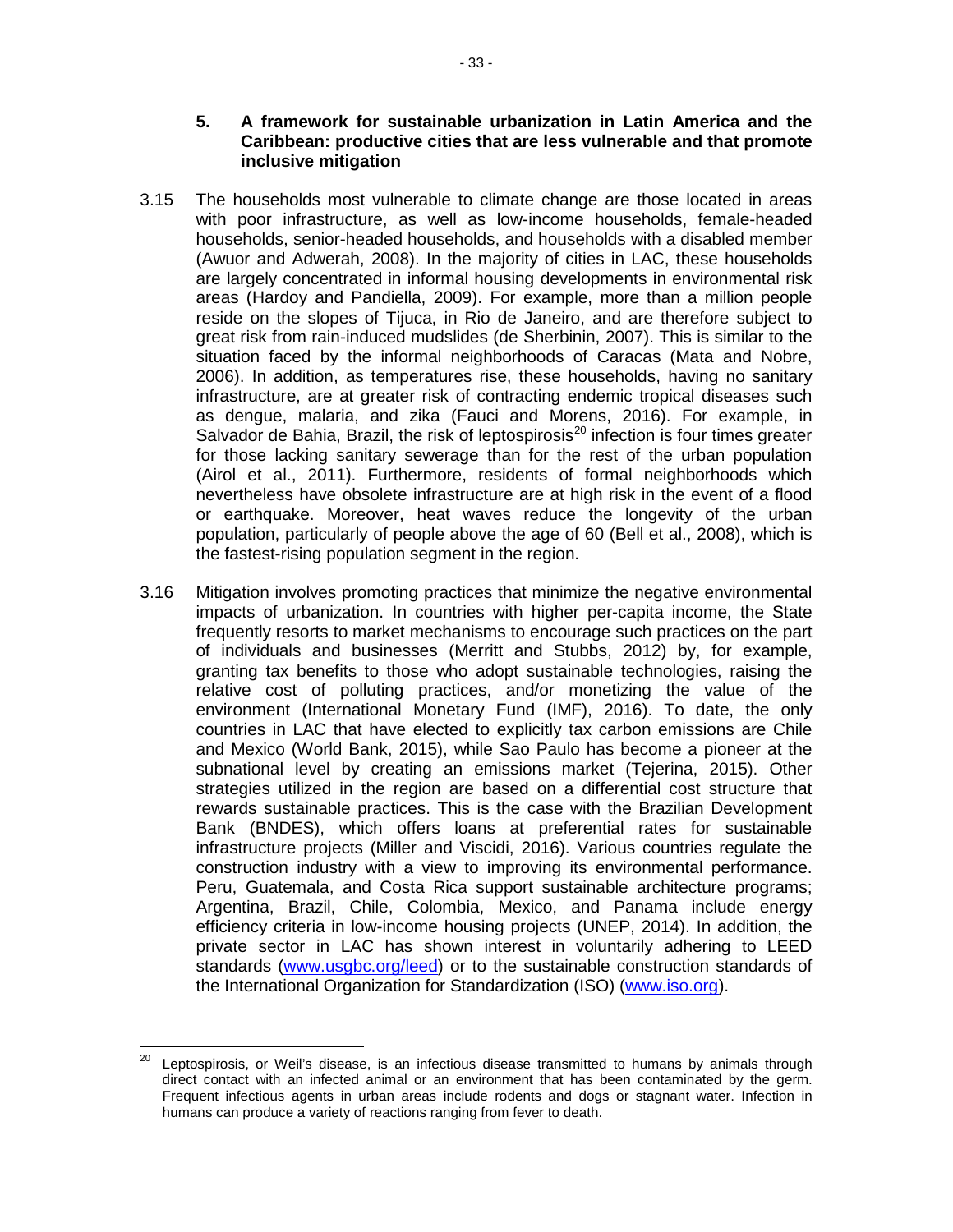### 5. A framework for sustainable urbanization in Latin America and the Caribbean: productive cities that are less vulnerable and that promote inclusive mitigation

3.15 The households most vulnerable to climate change are those located in areas with poor infrastructure, as well as low-income households, female-headed households, senior-headed households, and households with a disabled member (Awuor and Adwerah, 2008). In the majority of cities in LAC, these households are largely concentrated in informal housing developments in environmental risk areas (Hardoy and Pandiella, 2009). For example, more than a million people reside on the slopes of Tijuca, in Rio de Janeiro, and are therefore subject to great risk from rain-induced mudslides (de Sherbinin, 2007). This is similar to the situation faced by the informal neighborhoods of Caracas (Mata and Nobre, 2006). In addition, as temperatures rise, these households, having no sanitary infrastructure, are at greater risk of contracting endemic tropical diseases such as dengue, malaria, and zika (Fauci and Morens, 2016). For example, in Salvador de Bahia, Brazil, the risk of leptospirosis[20] infection is four times greater for those lacking sanitary sewerage than for the rest of the urban population (Airol et al., 2011). Furthermore, residents of formal neighborhoods which nevertheless have obsolete infrastructure are at high risk in the event of a flood or earthquake. Moreover, heat waves reduce the longevity of the urban population, particularly of people above the age of 60 (Bell et al., 2008), which is the fastest-rising population segment in the region.

3.16 Mitigation involves promoting practices that minimize the negative environmental impacts of urbanization. In countries with higher per-capita income, the State frequently resorts to market mechanisms to encourage such practices on the part of individuals and businesses (Merritt and Stubbs, 2012) by, for example, granting tax benefits to those who adopt sustainable technologies, raising the relative cost of polluting practices, and/or monetizing the value of the environment (International Monetary Fund (IMF), 2016). To date, the only countries in LAC that have elected to explicitly tax carbon emissions are Chile and Mexico (World Bank, 2015), while Sao Paulo has become a pioneer at the subnational level by creating an emissions market (Tejerina, 2015). Other strategies utilized in the region are based on a differential cost structure that rewards sustainable practices. This is the case with the Brazilian Development Bank (BNDES), which offers loans at preferential rates for sustainable infrastructure projects (Miller and Viscidi, 2016). Various countries regulate the construction industry with a view to improving its environmental performance. Peru, Guatemala, and Costa Rica support sustainable architecture programs; Argentina, Brazil, Chile, Colombia, Mexico, and Panama include energy efficiency criteria in low-income housing projects (UNEP, 2014). In addition, the private sector in LAC has shown interest in voluntarily adhering to LEED standards (www.usgbc.org/leed) or to the sustainable construction standards of the International Organization for Standardization (ISO) (www.iso.org).

---

[20] Leptospirosis, or Weil's disease, is an infectious disease transmitted to humans by animals through direct contact with an infected animal or an environment that has been contaminated by the germ. Frequent infectious agents in urban areas include rodents and dogs or stagnant water. Infection in humans can produce a variety of reactions ranging from fever to death.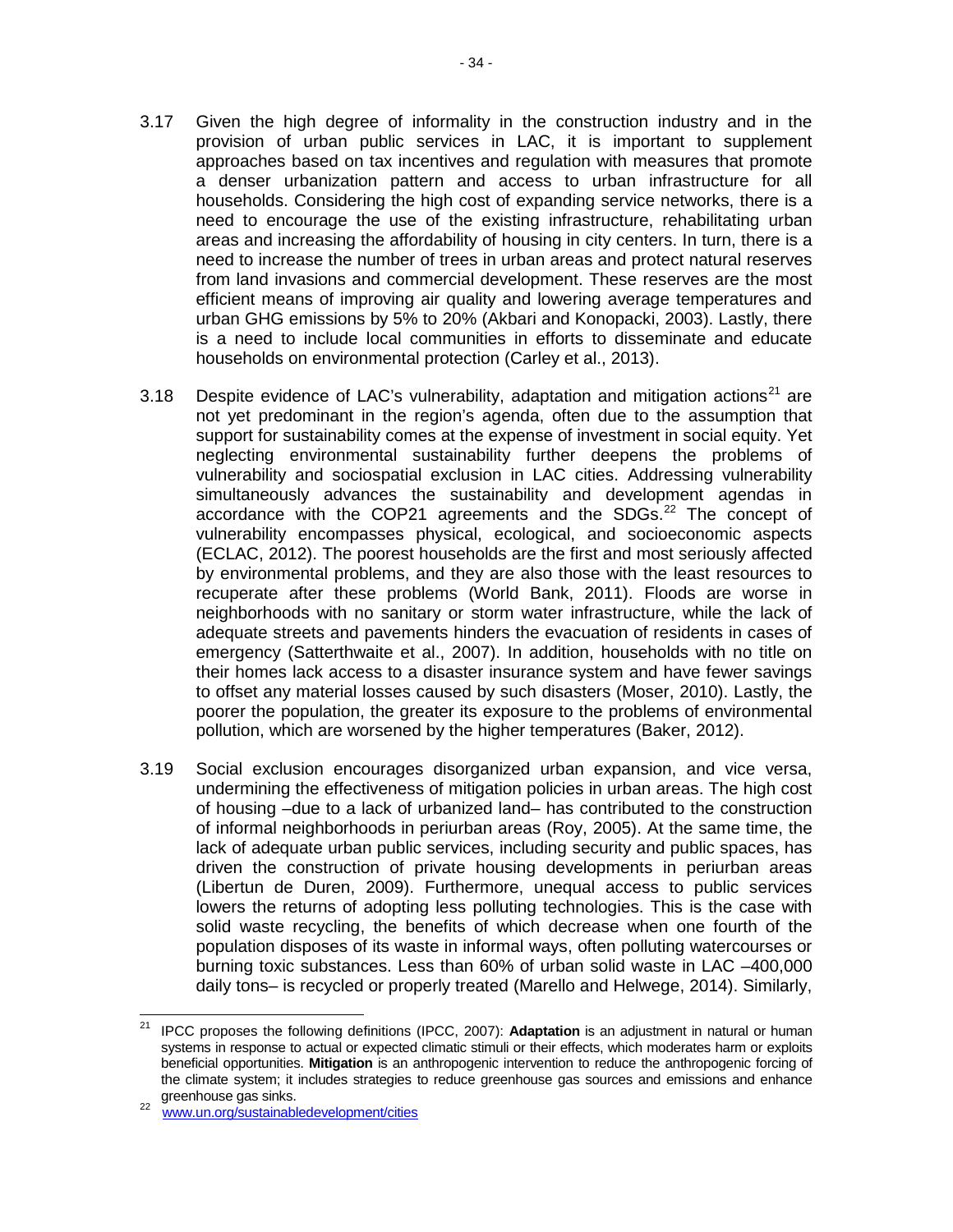3.17 Given the high degree of informality in the construction industry and in the provision of urban public services in LAC, it is important to supplement approaches based on tax incentives and regulation with measures that promote a denser urbanization pattern and access to urban infrastructure for all households. Considering the high cost of expanding service networks, there is a need to encourage the use of the existing infrastructure, rehabilitating urban areas and increasing the affordability of housing in city centers. In turn, there is a need to increase the number of trees in urban areas and protect natural reserves from land invasions and commercial development. These reserves are the most efficient means of improving air quality and lowering average temperatures and urban GHG emissions by 5% to 20% (Akbari and Konopacki, 2003). Lastly, there is a need to include local communities in efforts to disseminate and educate households on environmental protection (Carley et al., 2013).

3.18 Despite evidence of LAC's vulnerability, adaptation and mitigation actions[21] are not yet predominant in the region's agenda, often due to the assumption that support for sustainability comes at the expense of investment in social equity. Yet neglecting environmental sustainability further deepens the problems of vulnerability and sociospatial exclusion in LAC cities. Addressing vulnerability simultaneously advances the sustainability and development agendas in accordance with the COP21 agreements and the SDGs.[22] The concept of vulnerability encompasses physical, ecological, and socioeconomic aspects (ECLAC, 2012). The poorest households are the first and most seriously affected by environmental problems, and they are also those with the least resources to recuperate after these problems (World Bank, 2011). Floods are worse in neighborhoods with no sanitary or storm water infrastructure, while the lack of adequate streets and pavements hinders the evacuation of residents in cases of emergency (Satterthwaite et al., 2007). In addition, households with no title on their homes lack access to a disaster insurance system and have fewer savings to offset any material losses caused by such disasters (Moser, 2010). Lastly, the poorer the population, the greater its exposure to the problems of environmental pollution, which are worsened by the higher temperatures (Baker, 2012).

3.19 Social exclusion encourages disorganized urban expansion, and vice versa, undermining the effectiveness of mitigation policies in urban areas. The high cost of housing –due to a lack of urbanized land– has contributed to the construction of informal neighborhoods in periurban areas (Roy, 2005). At the same time, the lack of adequate urban public services, including security and public spaces, has driven the construction of private housing developments in periurban areas (Libertun de Duren, 2009). Furthermore, unequal access to public services lowers the returns of adopting less polluting technologies. This is the case with solid waste recycling, the benefits of which decrease when one fourth of the population disposes of its waste in informal ways, often polluting watercourses or burning toxic substances. Less than 60% of urban solid waste in LAC –400,000 daily tons– is recycled or properly treated (Marello and Helwege, 2014). Similarly,

---

[21] IPCC proposes the following definitions (IPCC, 2007): **Adaptation** is an adjustment in natural or human systems in response to actual or expected climatic stimuli or their effects, which moderates harm or exploits beneficial opportunities. **Mitigation** is an anthropogenic intervention to reduce the anthropogenic forcing of the climate system; it includes strategies to reduce greenhouse gas sources and emissions and enhance greenhouse gas sinks.

[22] www.un.org/sustainabledevelopment/cities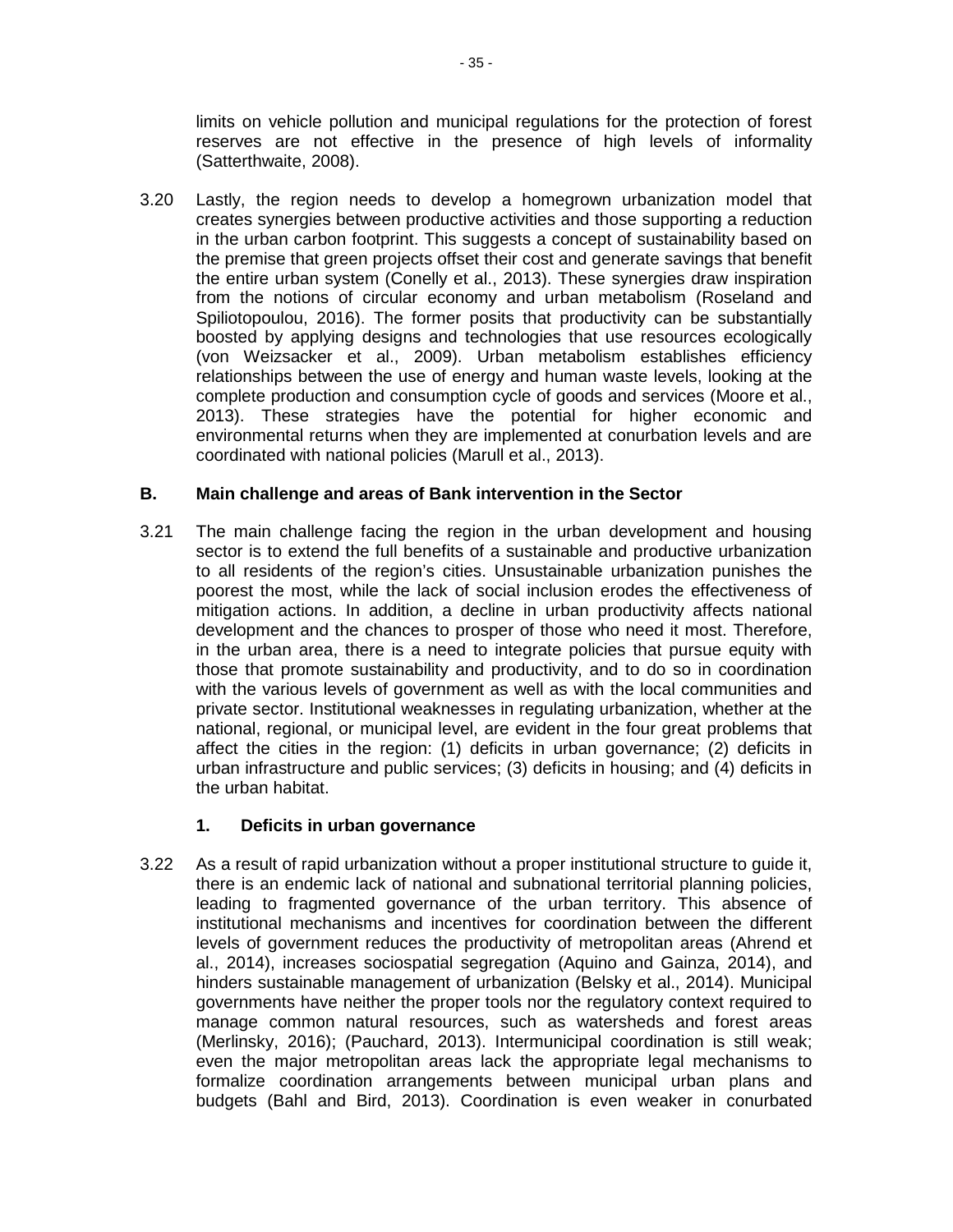limits on vehicle pollution and municipal regulations for the protection of forest reserves are not effective in the presence of high levels of informality (Satterthwaite, 2008).

3.20 Lastly, the region needs to develop a homegrown urbanization model that creates synergies between productive activities and those supporting a reduction in the urban carbon footprint. This suggests a concept of sustainability based on the premise that green projects offset their cost and generate savings that benefit the entire urban system (Conelly et al., 2013). These synergies draw inspiration from the notions of circular economy and urban metabolism (Roseland and Spiliotopoulou, 2016). The former posits that productivity can be substantially boosted by applying designs and technologies that use resources ecologically (von Weizsacker et al., 2009). Urban metabolism establishes efficiency relationships between the use of energy and human waste levels, looking at the complete production and consumption cycle of goods and services (Moore et al., 2013). These strategies have the potential for higher economic and environmental returns when they are implemented at conurbation levels and are coordinated with national policies (Marull et al., 2013).

## B. Main challenge and areas of Bank intervention in the Sector

3.21 The main challenge facing the region in the urban development and housing sector is to extend the full benefits of a sustainable and productive urbanization to all residents of the region's cities. Unsustainable urbanization punishes the poorest the most, while the lack of social inclusion erodes the effectiveness of mitigation actions. In addition, a decline in urban productivity affects national development and the chances to prosper of those who need it most. Therefore, in the urban area, there is a need to integrate policies that pursue equity with those that promote sustainability and productivity, and to do so in coordination with the various levels of government as well as with the local communities and private sector. Institutional weaknesses in regulating urbanization, whether at the national, regional, or municipal level, are evident in the four great problems that affect the cities in the region: (1) deficits in urban governance; (2) deficits in urban infrastructure and public services; (3) deficits in housing; and (4) deficits in the urban habitat.

### 1. Deficits in urban governance

3.22 As a result of rapid urbanization without a proper institutional structure to guide it, there is an endemic lack of national and subnational territorial planning policies, leading to fragmented governance of the urban territory. This absence of institutional mechanisms and incentives for coordination between the different levels of government reduces the productivity of metropolitan areas (Ahrend et al., 2014), increases sociospatial segregation (Aquino and Gainza, 2014), and hinders sustainable management of urbanization (Belsky et al., 2014). Municipal governments have neither the proper tools nor the regulatory context required to manage common natural resources, such as watersheds and forest areas (Merlinsky, 2016); (Pauchard, 2013). Intermunicipal coordination is still weak; even the major metropolitan areas lack the appropriate legal mechanisms to formalize coordination arrangements between municipal urban plans and budgets (Bahl and Bird, 2013). Coordination is even weaker in conurbated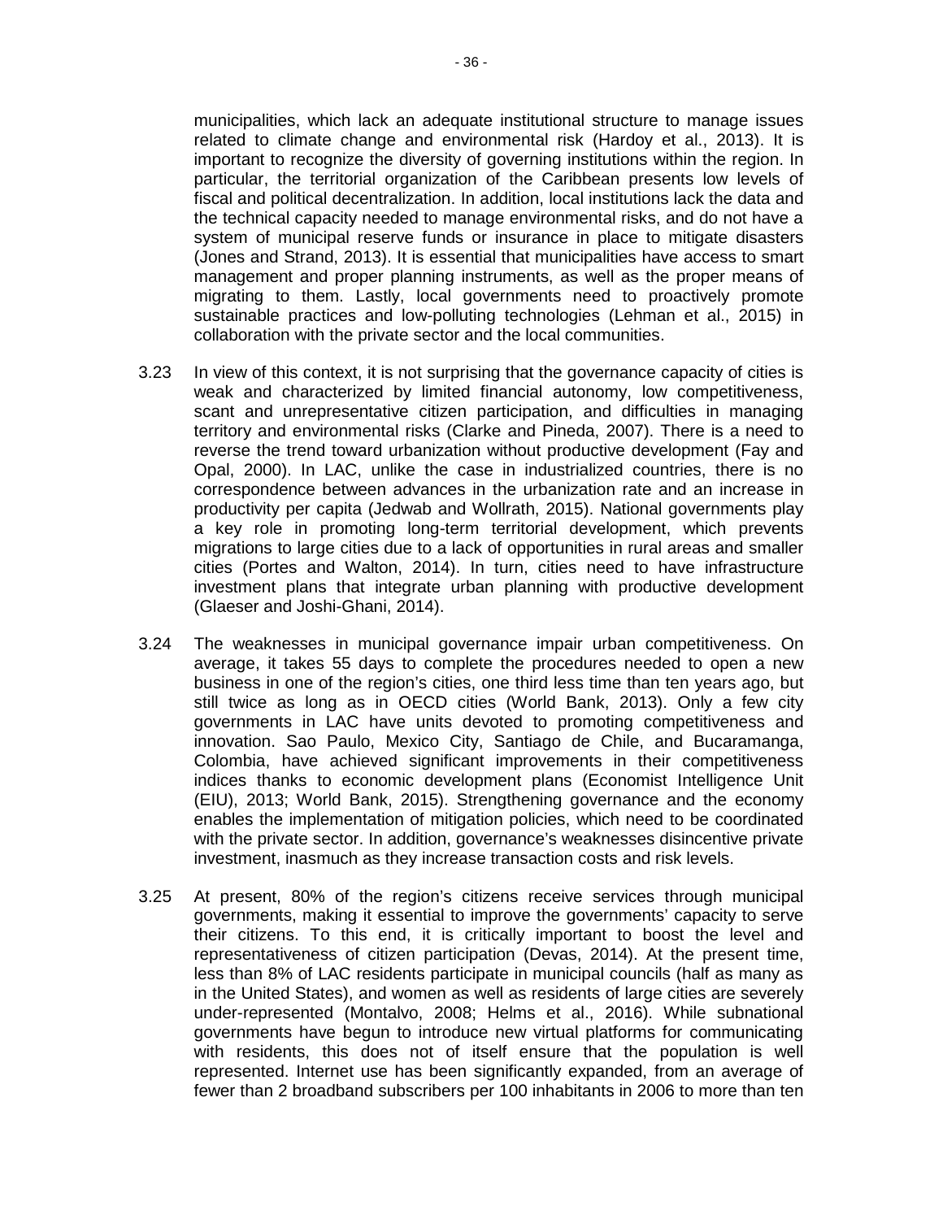municipalities, which lack an adequate institutional structure to manage issues related to climate change and environmental risk (Hardoy et al., 2013). It is important to recognize the diversity of governing institutions within the region. In particular, the territorial organization of the Caribbean presents low levels of fiscal and political decentralization. In addition, local institutions lack the data and the technical capacity needed to manage environmental risks, and do not have a system of municipal reserve funds or insurance in place to mitigate disasters (Jones and Strand, 2013). It is essential that municipalities have access to smart management and proper planning instruments, as well as the proper means of migrating to them. Lastly, local governments need to proactively promote sustainable practices and low-polluting technologies (Lehman et al., 2015) in collaboration with the private sector and the local communities.

3.23 In view of this context, it is not surprising that the governance capacity of cities is weak and characterized by limited financial autonomy, low competitiveness, scant and unrepresentative citizen participation, and difficulties in managing territory and environmental risks (Clarke and Pineda, 2007). There is a need to reverse the trend toward urbanization without productive development (Fay and Opal, 2000). In LAC, unlike the case in industrialized countries, there is no correspondence between advances in the urbanization rate and an increase in productivity per capita (Jedwab and Wollrath, 2015). National governments play a key role in promoting long-term territorial development, which prevents migrations to large cities due to a lack of opportunities in rural areas and smaller cities (Portes and Walton, 2014). In turn, cities need to have infrastructure investment plans that integrate urban planning with productive development (Glaeser and Joshi-Ghani, 2014).

3.24 The weaknesses in municipal governance impair urban competitiveness. On average, it takes 55 days to complete the procedures needed to open a new business in one of the region's cities, one third less time than ten years ago, but still twice as long as in OECD cities (World Bank, 2013). Only a few city governments in LAC have units devoted to promoting competitiveness and innovation. Sao Paulo, Mexico City, Santiago de Chile, and Bucaramanga, Colombia, have achieved significant improvements in their competitiveness indices thanks to economic development plans (Economist Intelligence Unit (EIU), 2013; World Bank, 2015). Strengthening governance and the economy enables the implementation of mitigation policies, which need to be coordinated with the private sector. In addition, governance's weaknesses disincentive private investment, inasmuch as they increase transaction costs and risk levels.

3.25 At present, 80% of the region's citizens receive services through municipal governments, making it essential to improve the governments' capacity to serve their citizens. To this end, it is critically important to boost the level and representativeness of citizen participation (Devas, 2014). At the present time, less than 8% of LAC residents participate in municipal councils (half as many as in the United States), and women as well as residents of large cities are severely under-represented (Montalvo, 2008; Helms et al., 2016). While subnational governments have begun to introduce new virtual platforms for communicating with residents, this does not of itself ensure that the population is well represented. Internet use has been significantly expanded, from an average of fewer than 2 broadband subscribers per 100 inhabitants in 2006 to more than ten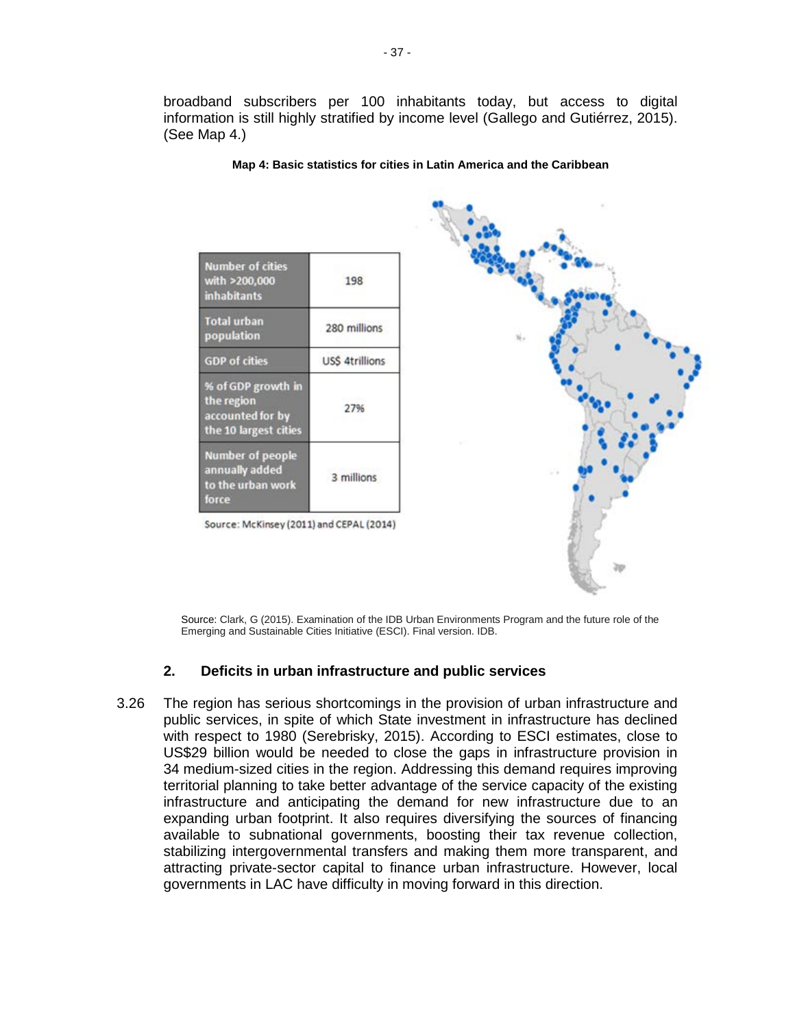broadband subscribers per 100 inhabitants today, but access to digital information is still highly stratified by income level (Gallego and Gutiérrez, 2015). (See Map 4.)

**Map 4: Basic statistics for cities in Latin America and the Caribbean**

| | |
|---|---|
| Number of cities with >200,000 inhabitants | 198 |
| Total urban population | 280 millions |
| GDP of cities | US$ 4trillions |
| % of GDP growth in the region accounted for by the 10 largest cities | 27% |
| Number of people annually added to the urban work force | 3 millions |

Source: McKinsey (2011) and CEPAL (2014)

Source: Clark, G (2015). Examination of the IDB Urban Environments Program and the future role of the Emerging and Sustainable Cities Initiative (ESCI). Final version. IDB.

### 2. Deficits in urban infrastructure and public services

3.26 The region has serious shortcomings in the provision of urban infrastructure and public services, in spite of which State investment in infrastructure has declined with respect to 1980 (Serebrisky, 2015). According to ESCI estimates, close to US$29 billion would be needed to close the gaps in infrastructure provision in 34 medium-sized cities in the region. Addressing this demand requires improving territorial planning to take better advantage of the service capacity of the existing infrastructure and anticipating the demand for new infrastructure due to an expanding urban footprint. It also requires diversifying the sources of financing available to subnational governments, boosting their tax revenue collection, stabilizing intergovernmental transfers and making them more transparent, and attracting private-sector capital to finance urban infrastructure. However, local governments in LAC have difficulty in moving forward in this direction.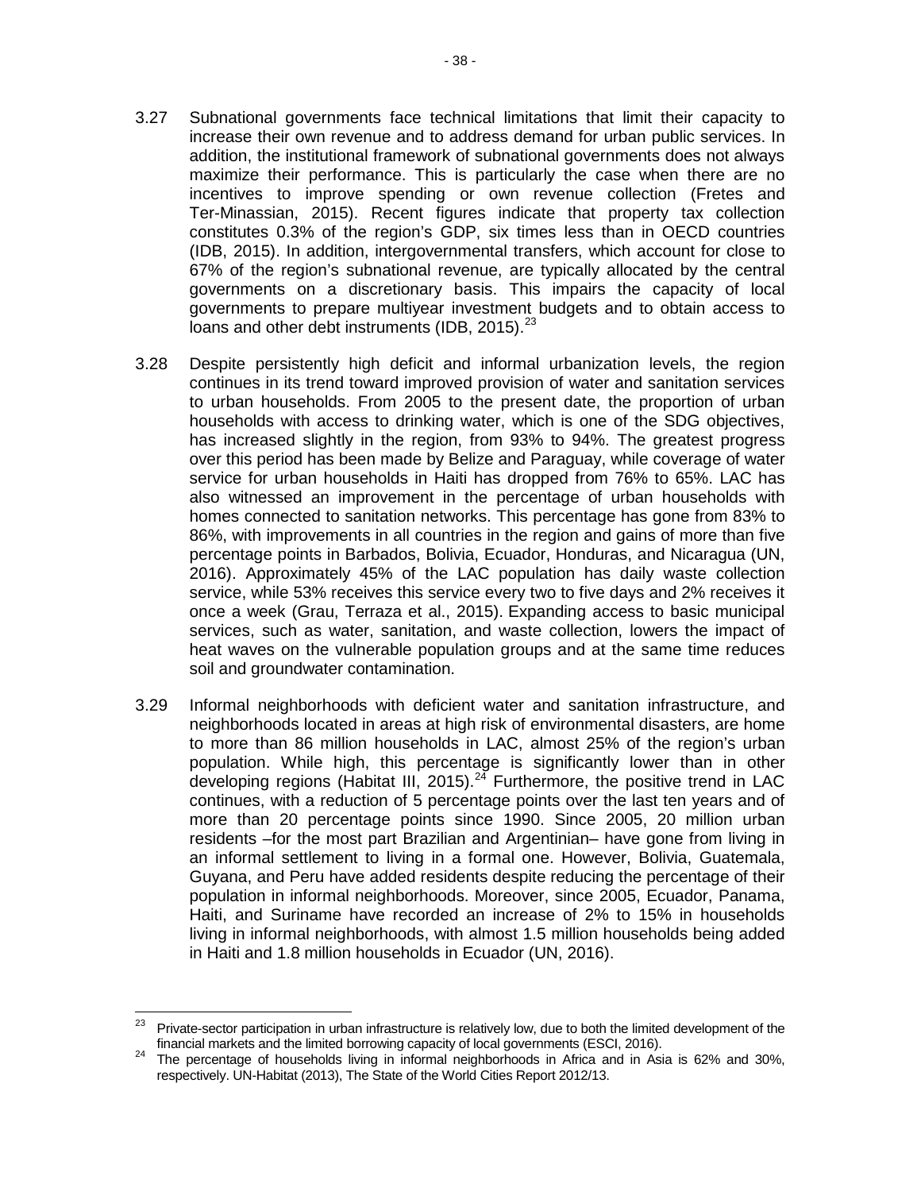3.27 Subnational governments face technical limitations that limit their capacity to increase their own revenue and to address demand for urban public services. In addition, the institutional framework of subnational governments does not always maximize their performance. This is particularly the case when there are no incentives to improve spending or own revenue collection (Fretes and Ter-Minassian, 2015). Recent figures indicate that property tax collection constitutes 0.3% of the region's GDP, six times less than in OECD countries (IDB, 2015). In addition, intergovernmental transfers, which account for close to 67% of the region's subnational revenue, are typically allocated by the central governments on a discretionary basis. This impairs the capacity of local governments to prepare multiyear investment budgets and to obtain access to loans and other debt instruments (IDB, 2015).[23]

3.28 Despite persistently high deficit and informal urbanization levels, the region continues in its trend toward improved provision of water and sanitation services to urban households. From 2005 to the present date, the proportion of urban households with access to drinking water, which is one of the SDG objectives, has increased slightly in the region, from 93% to 94%. The greatest progress over this period has been made by Belize and Paraguay, while coverage of water service for urban households in Haiti has dropped from 76% to 65%. LAC has also witnessed an improvement in the percentage of urban households with homes connected to sanitation networks. This percentage has gone from 83% to 86%, with improvements in all countries in the region and gains of more than five percentage points in Barbados, Bolivia, Ecuador, Honduras, and Nicaragua (UN, 2016). Approximately 45% of the LAC population has daily waste collection service, while 53% receives this service every two to five days and 2% receives it once a week (Grau, Terraza et al., 2015). Expanding access to basic municipal services, such as water, sanitation, and waste collection, lowers the impact of heat waves on the vulnerable population groups and at the same time reduces soil and groundwater contamination.

3.29 Informal neighborhoods with deficient water and sanitation infrastructure, and neighborhoods located in areas at high risk of environmental disasters, are home to more than 86 million households in LAC, almost 25% of the region's urban population. While high, this percentage is significantly lower than in other developing regions (Habitat III, 2015).[24] Furthermore, the positive trend in LAC continues, with a reduction of 5 percentage points over the last ten years and of more than 20 percentage points since 1990. Since 2005, 20 million urban residents –for the most part Brazilian and Argentinian– have gone from living in an informal settlement to living in a formal one. However, Bolivia, Guatemala, Guyana, and Peru have added residents despite reducing the percentage of their population in informal neighborhoods. Moreover, since 2005, Ecuador, Panama, Haiti, and Suriname have recorded an increase of 2% to 15% in households living in informal neighborhoods, with almost 1.5 million households being added in Haiti and 1.8 million households in Ecuador (UN, 2016).

---

[23] Private-sector participation in urban infrastructure is relatively low, due to both the limited development of the financial markets and the limited borrowing capacity of local governments (ESCI, 2016).

[24] The percentage of households living in informal neighborhoods in Africa and in Asia is 62% and 30%, respectively. UN-Habitat (2013), The State of the World Cities Report 2012/13.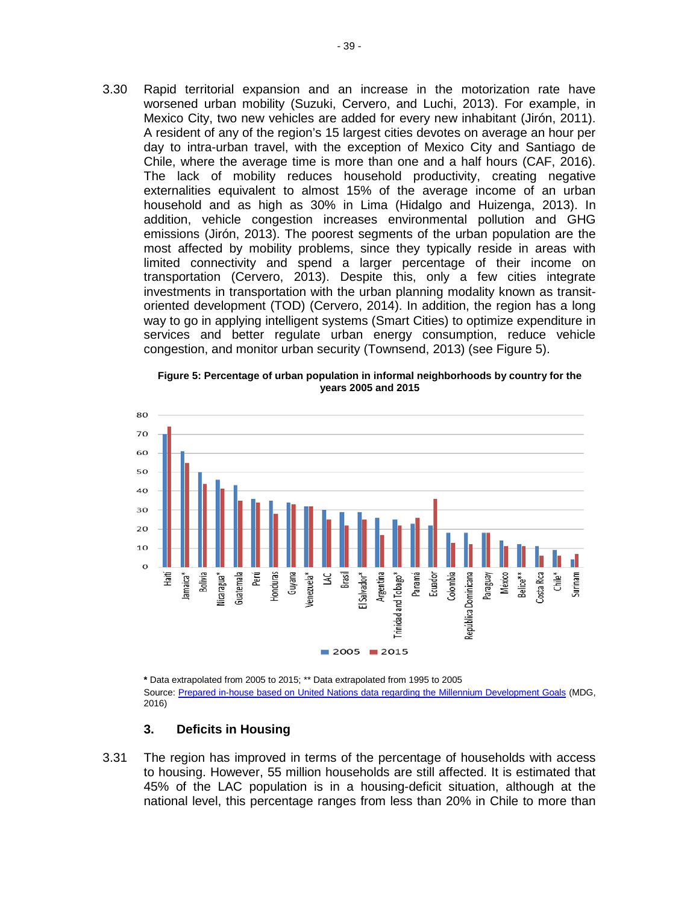3.30 Rapid territorial expansion and an increase in the motorization rate have worsened urban mobility (Suzuki, Cervero, and Luchi, 2013). For example, in Mexico City, two new vehicles are added for every new inhabitant (Jirón, 2011). A resident of any of the region's 15 largest cities devotes on average an hour per day to intra-urban travel, with the exception of Mexico City and Santiago de Chile, where the average time is more than one and a half hours (CAF, 2016). The lack of mobility reduces household productivity, creating negative externalities equivalent to almost 15% of the average income of an urban household and as high as 30% in Lima (Hidalgo and Huizenga, 2013). In addition, vehicle congestion increases environmental pollution and GHG emissions (Jirón, 2013). The poorest segments of the urban population are the most affected by mobility problems, since they typically reside in areas with limited connectivity and spend a larger percentage of their income on transportation (Cervero, 2013). Despite this, only a few cities integrate investments in transportation with the urban planning modality known as transit-oriented development (TOD) (Cervero, 2014). In addition, the region has a long way to go in applying intelligent systems (Smart Cities) to optimize expenditure in services and better regulate urban energy consumption, reduce vehicle congestion, and monitor urban security (Townsend, 2013) (see Figure 5).

**Figure 5: Percentage of urban population in informal neighborhoods by country for the years 2005 and 2015**

| Country | 2005 | 2015 |
|---|---|---|
| Haití | 70 | 74 |
| Jamaica* | 61 | 55 |
| Bolivia | 50 | 44 |
| Nicaragua* | 46 | 41 |
| Guatemala | 43 | 35 |
| Perú | 36 | 34 |
| Honduras | 35 | 28 |
| Guyana | 34 | 33 |
| Venezuela* | 32 | 32 |
| LAC | 30 | 25 |
| Brasil | 29 | 22 |
| El Salvador* | 29 | 25 |
| Argentina | 26 | 17 |
| Trinidad and Tobago* | 25 | 22 |
| Panamá | 23 | 26 |
| Ecuador | 22 | 36 |
| Colombia | 18 | 13 |
| República Dominicana | 18 | 12 |
| Paraguay | 18 | 18 |
| Mexico | 14 | 11 |
| Belice** | 12 | 11 |
| Costa Rica | 11 | 6 |
| Chile* | 9 | 6 |
| Surinam | 4 | 7 |

**\*** Data extrapolated from 2005 to 2015; ** Data extrapolated from 1995 to 2005
Source: Prepared in-house based on United Nations data regarding the Millennium Development Goals (MDG, 2016)

### 3. Deficits in Housing

3.31 The region has improved in terms of the percentage of households with access to housing. However, 55 million households are still affected. It is estimated that 45% of the LAC population is in a housing-deficit situation, although at the national level, this percentage ranges from less than 20% in Chile to more than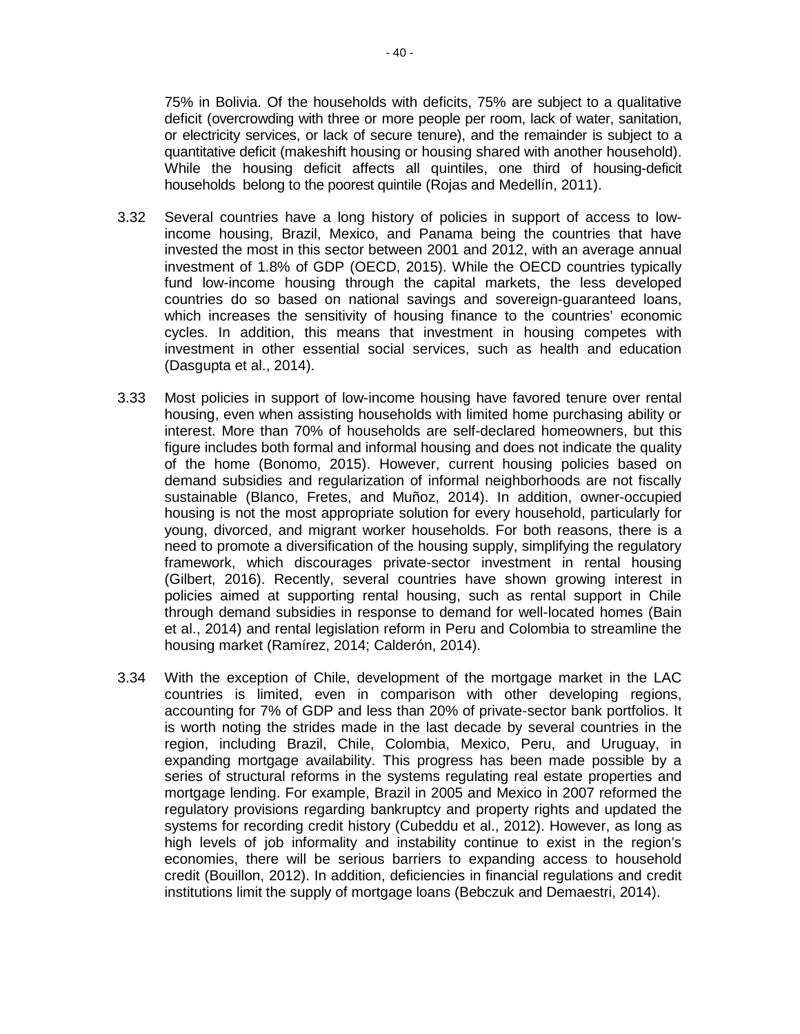75% in Bolivia. Of the households with deficits, 75% are subject to a qualitative deficit (overcrowding with three or more people per room, lack of water, sanitation, or electricity services, or lack of secure tenure), and the remainder is subject to a quantitative deficit (makeshift housing or housing shared with another household). While the housing deficit affects all quintiles, one third of housing-deficit households belong to the poorest quintile (Rojas and Medellín, 2011).

3.32 Several countries have a long history of policies in support of access to low-income housing, Brazil, Mexico, and Panama being the countries that have invested the most in this sector between 2001 and 2012, with an average annual investment of 1.8% of GDP (OECD, 2015). While the OECD countries typically fund low-income housing through the capital markets, the less developed countries do so based on national savings and sovereign-guaranteed loans, which increases the sensitivity of housing finance to the countries' economic cycles. In addition, this means that investment in housing competes with investment in other essential social services, such as health and education (Dasgupta et al., 2014).

3.33 Most policies in support of low-income housing have favored tenure over rental housing, even when assisting households with limited home purchasing ability or interest. More than 70% of households are self-declared homeowners, but this figure includes both formal and informal housing and does not indicate the quality of the home (Bonomo, 2015). However, current housing policies based on demand subsidies and regularization of informal neighborhoods are not fiscally sustainable (Blanco, Fretes, and Muñoz, 2014). In addition, owner-occupied housing is not the most appropriate solution for every household, particularly for young, divorced, and migrant worker households. For both reasons, there is a need to promote a diversification of the housing supply, simplifying the regulatory framework, which discourages private-sector investment in rental housing (Gilbert, 2016). Recently, several countries have shown growing interest in policies aimed at supporting rental housing, such as rental support in Chile through demand subsidies in response to demand for well-located homes (Bain et al., 2014) and rental legislation reform in Peru and Colombia to streamline the housing market (Ramírez, 2014; Calderón, 2014).

3.34 With the exception of Chile, development of the mortgage market in the LAC countries is limited, even in comparison with other developing regions, accounting for 7% of GDP and less than 20% of private-sector bank portfolios. It is worth noting the strides made in the last decade by several countries in the region, including Brazil, Chile, Colombia, Mexico, Peru, and Uruguay, in expanding mortgage availability. This progress has been made possible by a series of structural reforms in the systems regulating real estate properties and mortgage lending. For example, Brazil in 2005 and Mexico in 2007 reformed the regulatory provisions regarding bankruptcy and property rights and updated the systems for recording credit history (Cubeddu et al., 2012). However, as long as high levels of job informality and instability continue to exist in the region's economies, there will be serious barriers to expanding access to household credit (Bouillon, 2012). In addition, deficiencies in financial regulations and credit institutions limit the supply of mortgage loans (Bebczuk and Demaestri, 2014).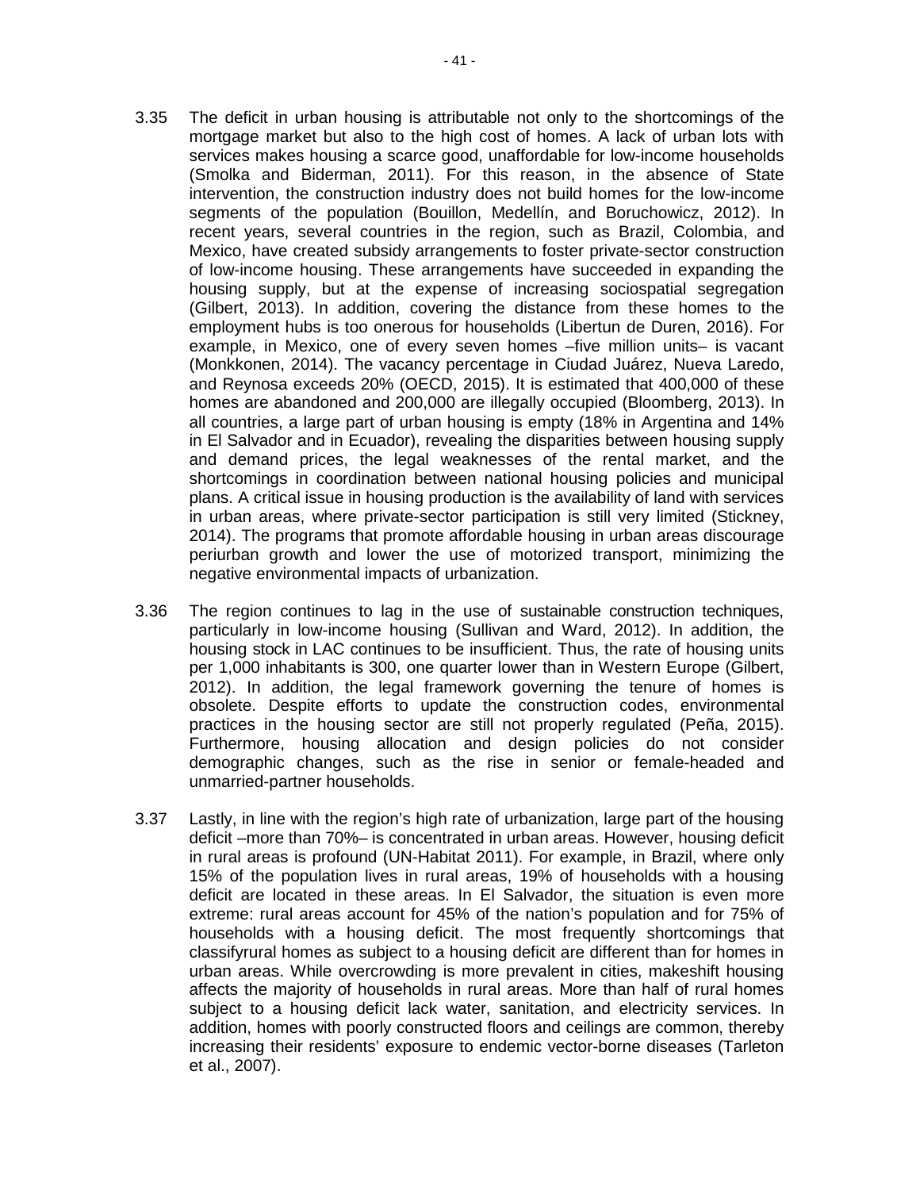3.35 The deficit in urban housing is attributable not only to the shortcomings of the mortgage market but also to the high cost of homes. A lack of urban lots with services makes housing a scarce good, unaffordable for low-income households (Smolka and Biderman, 2011). For this reason, in the absence of State intervention, the construction industry does not build homes for the low-income segments of the population (Bouillon, Medellín, and Boruchowicz, 2012). In recent years, several countries in the region, such as Brazil, Colombia, and Mexico, have created subsidy arrangements to foster private-sector construction of low-income housing. These arrangements have succeeded in expanding the housing supply, but at the expense of increasing sociospatial segregation (Gilbert, 2013). In addition, covering the distance from these homes to the employment hubs is too onerous for households (Libertun de Duren, 2016). For example, in Mexico, one of every seven homes –five million units– is vacant (Monkkonen, 2014). The vacancy percentage in Ciudad Juárez, Nueva Laredo, and Reynosa exceeds 20% (OECD, 2015). It is estimated that 400,000 of these homes are abandoned and 200,000 are illegally occupied (Bloomberg, 2013). In all countries, a large part of urban housing is empty (18% in Argentina and 14% in El Salvador and in Ecuador), revealing the disparities between housing supply and demand prices, the legal weaknesses of the rental market, and the shortcomings in coordination between national housing policies and municipal plans. A critical issue in housing production is the availability of land with services in urban areas, where private-sector participation is still very limited (Stickney, 2014). The programs that promote affordable housing in urban areas discourage periurban growth and lower the use of motorized transport, minimizing the negative environmental impacts of urbanization.

3.36 The region continues to lag in the use of sustainable construction techniques, particularly in low-income housing (Sullivan and Ward, 2012). In addition, the housing stock in LAC continues to be insufficient. Thus, the rate of housing units per 1,000 inhabitants is 300, one quarter lower than in Western Europe (Gilbert, 2012). In addition, the legal framework governing the tenure of homes is obsolete. Despite efforts to update the construction codes, environmental practices in the housing sector are still not properly regulated (Peña, 2015). Furthermore, housing allocation and design policies do not consider demographic changes, such as the rise in senior or female-headed and unmarried-partner households.

3.37 Lastly, in line with the region's high rate of urbanization, large part of the housing deficit –more than 70%– is concentrated in urban areas. However, housing deficit in rural areas is profound (UN-Habitat 2011). For example, in Brazil, where only 15% of the population lives in rural areas, 19% of households with a housing deficit are located in these areas. In El Salvador, the situation is even more extreme: rural areas account for 45% of the nation's population and for 75% of households with a housing deficit. The most frequently shortcomings that classifyrural homes as subject to a housing deficit are different than for homes in urban areas. While overcrowding is more prevalent in cities, makeshift housing affects the majority of households in rural areas. More than half of rural homes subject to a housing deficit lack water, sanitation, and electricity services. In addition, homes with poorly constructed floors and ceilings are common, thereby increasing their residents' exposure to endemic vector-borne diseases (Tarleton et al., 2007).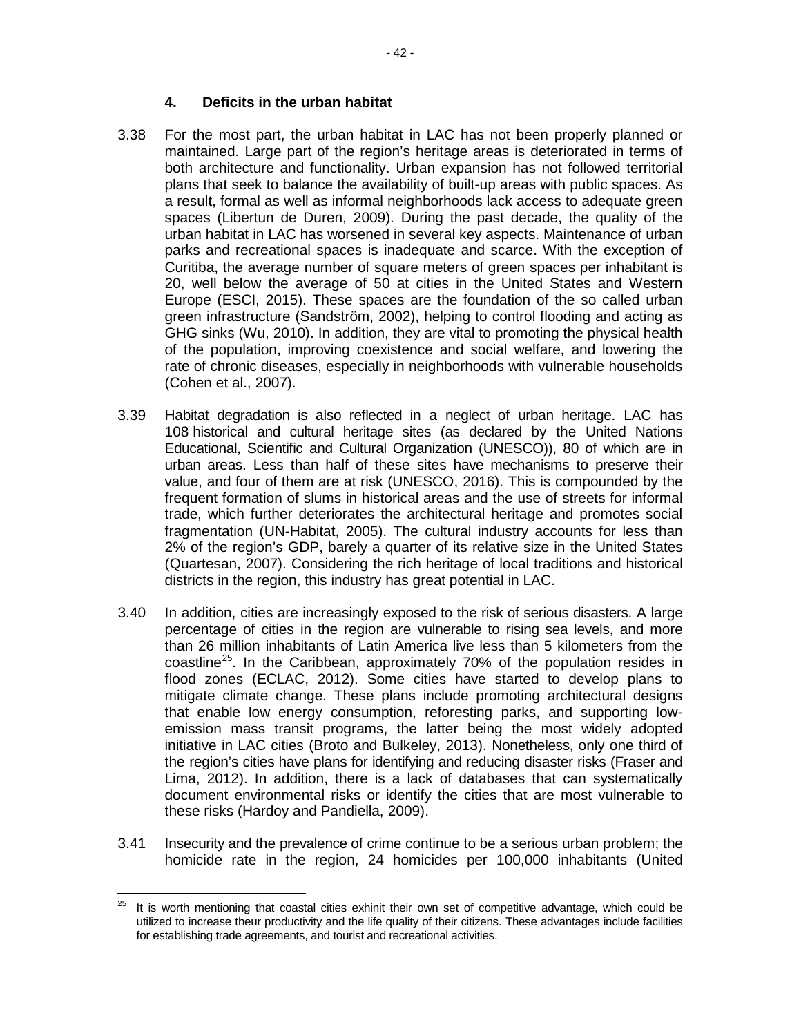### 4. Deficits in the urban habitat

3.38 For the most part, the urban habitat in LAC has not been properly planned or maintained. Large part of the region's heritage areas is deteriorated in terms of both architecture and functionality. Urban expansion has not followed territorial plans that seek to balance the availability of built-up areas with public spaces. As a result, formal as well as informal neighborhoods lack access to adequate green spaces (Libertun de Duren, 2009). During the past decade, the quality of the urban habitat in LAC has worsened in several key aspects. Maintenance of urban parks and recreational spaces is inadequate and scarce. With the exception of Curitiba, the average number of square meters of green spaces per inhabitant is 20, well below the average of 50 at cities in the United States and Western Europe (ESCI, 2015). These spaces are the foundation of the so called urban green infrastructure (Sandström, 2002), helping to control flooding and acting as GHG sinks (Wu, 2010). In addition, they are vital to promoting the physical health of the population, improving coexistence and social welfare, and lowering the rate of chronic diseases, especially in neighborhoods with vulnerable households (Cohen et al., 2007).

3.39 Habitat degradation is also reflected in a neglect of urban heritage. LAC has 108 historical and cultural heritage sites (as declared by the United Nations Educational, Scientific and Cultural Organization (UNESCO)), 80 of which are in urban areas. Less than half of these sites have mechanisms to preserve their value, and four of them are at risk (UNESCO, 2016). This is compounded by the frequent formation of slums in historical areas and the use of streets for informal trade, which further deteriorates the architectural heritage and promotes social fragmentation (UN-Habitat, 2005). The cultural industry accounts for less than 2% of the region's GDP, barely a quarter of its relative size in the United States (Quartesan, 2007). Considering the rich heritage of local traditions and historical districts in the region, this industry has great potential in LAC.

3.40 In addition, cities are increasingly exposed to the risk of serious disasters. A large percentage of cities in the region are vulnerable to rising sea levels, and more than 26 million inhabitants of Latin America live less than 5 kilometers from the coastline[25]. In the Caribbean, approximately 70% of the population resides in flood zones (ECLAC, 2012). Some cities have started to develop plans to mitigate climate change. These plans include promoting architectural designs that enable low energy consumption, reforesting parks, and supporting low-emission mass transit programs, the latter being the most widely adopted initiative in LAC cities (Broto and Bulkeley, 2013). Nonetheless, only one third of the region's cities have plans for identifying and reducing disaster risks (Fraser and Lima, 2012). In addition, there is a lack of databases that can systematically document environmental risks or identify the cities that are most vulnerable to these risks (Hardoy and Pandiella, 2009).

3.41 Insecurity and the prevalence of crime continue to be a serious urban problem; the homicide rate in the region, 24 homicides per 100,000 inhabitants (United

[25] It is worth mentioning that coastal cities exhinit their own set of competitive advantage, which could be utilized to increase theur productivity and the life quality of their citizens. These advantages include facilities for establishing trade agreements, and tourist and recreational activities.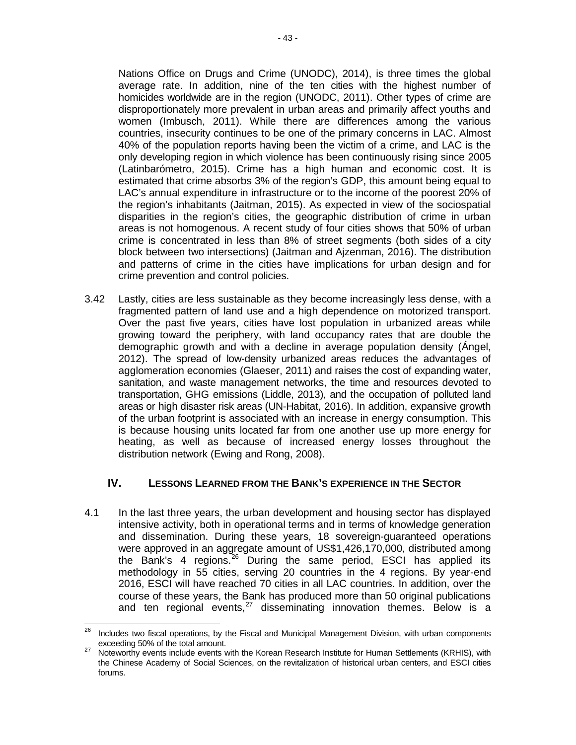Nations Office on Drugs and Crime (UNODC), 2014), is three times the global average rate. In addition, nine of the ten cities with the highest number of homicides worldwide are in the region (UNODC, 2011). Other types of crime are disproportionately more prevalent in urban areas and primarily affect youths and women (Imbusch, 2011). While there are differences among the various countries, insecurity continues to be one of the primary concerns in LAC. Almost 40% of the population reports having been the victim of a crime, and LAC is the only developing region in which violence has been continuously rising since 2005 (Latinbarómetro, 2015). Crime has a high human and economic cost. It is estimated that crime absorbs 3% of the region's GDP, this amount being equal to LAC's annual expenditure in infrastructure or to the income of the poorest 20% of the region's inhabitants (Jaitman, 2015). As expected in view of the sociospatial disparities in the region's cities, the geographic distribution of crime in urban areas is not homogenous. A recent study of four cities shows that 50% of urban crime is concentrated in less than 8% of street segments (both sides of a city block between two intersections) (Jaitman and Ajzenman, 2016). The distribution and patterns of crime in the cities have implications for urban design and for crime prevention and control policies.

3.42 Lastly, cities are less sustainable as they become increasingly less dense, with a fragmented pattern of land use and a high dependence on motorized transport. Over the past five years, cities have lost population in urbanized areas while growing toward the periphery, with land occupancy rates that are double the demographic growth and with a decline in average population density (Ángel, 2012). The spread of low-density urbanized areas reduces the advantages of agglomeration economies (Glaeser, 2011) and raises the cost of expanding water, sanitation, and waste management networks, the time and resources devoted to transportation, GHG emissions (Liddle, 2013), and the occupation of polluted land areas or high disaster risk areas (UN-Habitat, 2016). In addition, expansive growth of the urban footprint is associated with an increase in energy consumption. This is because housing units located far from one another use up more energy for heating, as well as because of increased energy losses throughout the distribution network (Ewing and Rong, 2008).

## IV. Lessons Learned from the Bank's experience in the Sector

4.1 In the last three years, the urban development and housing sector has displayed intensive activity, both in operational terms and in terms of knowledge generation and dissemination. During these years, 18 sovereign-guaranteed operations were approved in an aggregate amount of US$1,426,170,000, distributed among the Bank's 4 regions.[26] During the same period, ESCI has applied its methodology in 55 cities, serving 20 countries in the 4 regions. By year-end 2016, ESCI will have reached 70 cities in all LAC countries. In addition, over the course of these years, the Bank has produced more than 50 original publications and ten regional events,[27] disseminating innovation themes. Below is a

---

[26] Includes two fiscal operations, by the Fiscal and Municipal Management Division, with urban components exceeding 50% of the total amount.

[27] Noteworthy events include events with the Korean Research Institute for Human Settlements (KRHIS), with the Chinese Academy of Social Sciences, on the revitalization of historical urban centers, and ESCI cities forums.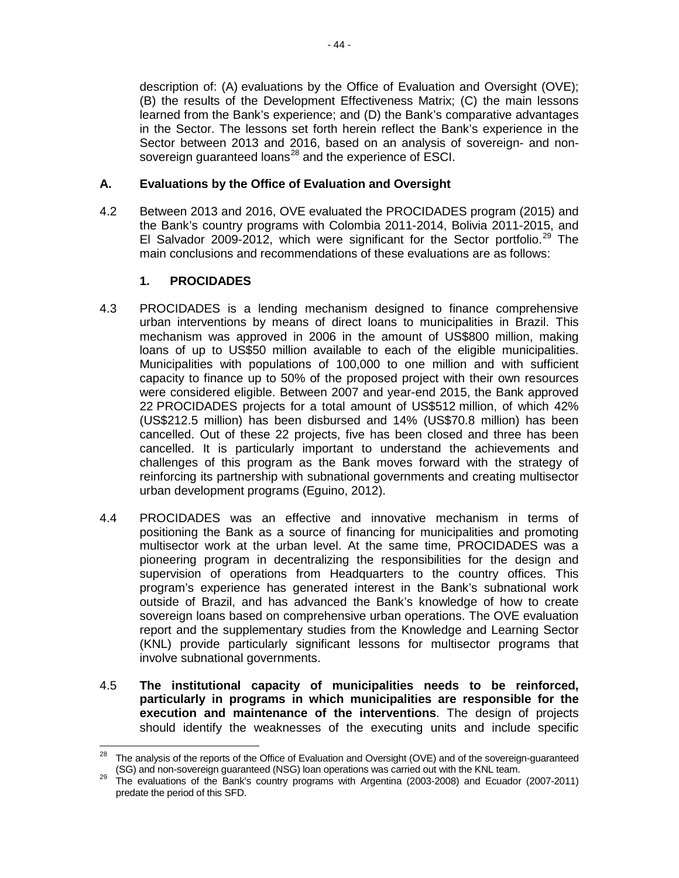description of: (A) evaluations by the Office of Evaluation and Oversight (OVE); (B) the results of the Development Effectiveness Matrix; (C) the main lessons learned from the Bank's experience; and (D) the Bank's comparative advantages in the Sector. The lessons set forth herein reflect the Bank's experience in the Sector between 2013 and 2016, based on an analysis of sovereign- and non-sovereign guaranteed loans[28] and the experience of ESCI.

## A. Evaluations by the Office of Evaluation and Oversight

4.2 Between 2013 and 2016, OVE evaluated the PROCIDADES program (2015) and the Bank's country programs with Colombia 2011-2014, Bolivia 2011-2015, and El Salvador 2009-2012, which were significant for the Sector portfolio.[29] The main conclusions and recommendations of these evaluations are as follows:

### 1. PROCIDADES

4.3 PROCIDADES is a lending mechanism designed to finance comprehensive urban interventions by means of direct loans to municipalities in Brazil. This mechanism was approved in 2006 in the amount of US$800 million, making loans of up to US$50 million available to each of the eligible municipalities. Municipalities with populations of 100,000 to one million and with sufficient capacity to finance up to 50% of the proposed project with their own resources were considered eligible. Between 2007 and year-end 2015, the Bank approved 22 PROCIDADES projects for a total amount of US$512 million, of which 42% (US$212.5 million) has been disbursed and 14% (US$70.8 million) has been cancelled. Out of these 22 projects, five has been closed and three has been cancelled. It is particularly important to understand the achievements and challenges of this program as the Bank moves forward with the strategy of reinforcing its partnership with subnational governments and creating multisector urban development programs (Eguino, 2012).

4.4 PROCIDADES was an effective and innovative mechanism in terms of positioning the Bank as a source of financing for municipalities and promoting multisector work at the urban level. At the same time, PROCIDADES was a pioneering program in decentralizing the responsibilities for the design and supervision of operations from Headquarters to the country offices. This program's experience has generated interest in the Bank's subnational work outside of Brazil, and has advanced the Bank's knowledge of how to create sovereign loans based on comprehensive urban operations. The OVE evaluation report and the supplementary studies from the Knowledge and Learning Sector (KNL) provide particularly significant lessons for multisector programs that involve subnational governments.

4.5 **The institutional capacity of municipalities needs to be reinforced, particularly in programs in which municipalities are responsible for the execution and maintenance of the interventions**. The design of projects should identify the weaknesses of the executing units and include specific

---

[28] The analysis of the reports of the Office of Evaluation and Oversight (OVE) and of the sovereign-guaranteed (SG) and non-sovereign guaranteed (NSG) loan operations was carried out with the KNL team.

[29] The evaluations of the Bank's country programs with Argentina (2003-2008) and Ecuador (2007-2011) predate the period of this SFD.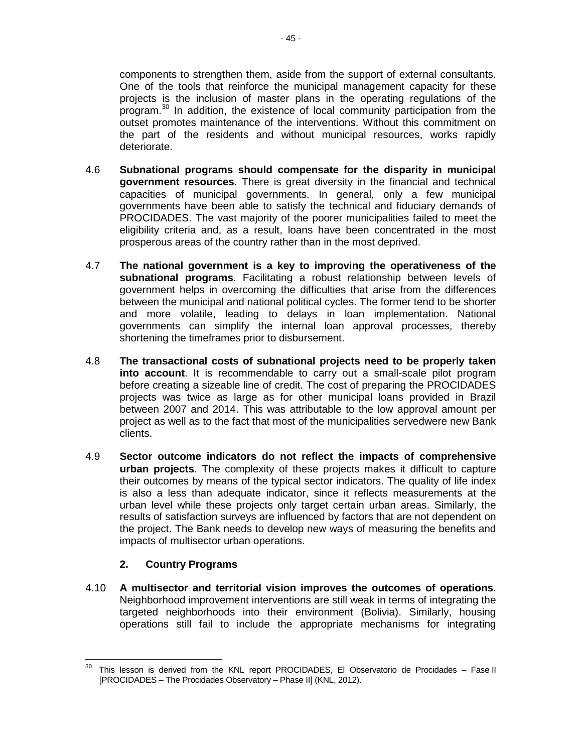components to strengthen them, aside from the support of external consultants. One of the tools that reinforce the municipal management capacity for these projects is the inclusion of master plans in the operating regulations of the program.[30] In addition, the existence of local community participation from the outset promotes maintenance of the interventions. Without this commitment on the part of the residents and without municipal resources, works rapidly deteriorate.

4.6 **Subnational programs should compensate for the disparity in municipal government resources**. There is great diversity in the financial and technical capacities of municipal governments. In general, only a few municipal governments have been able to satisfy the technical and fiduciary demands of PROCIDADES. The vast majority of the poorer municipalities failed to meet the eligibility criteria and, as a result, loans have been concentrated in the most prosperous areas of the country rather than in the most deprived.

4.7 **The national government is a key to improving the operativeness of the subnational programs**. Facilitating a robust relationship between levels of government helps in overcoming the difficulties that arise from the differences between the municipal and national political cycles. The former tend to be shorter and more volatile, leading to delays in loan implementation. National governments can simplify the internal loan approval processes, thereby shortening the timeframes prior to disbursement.

4.8 **The transactional costs of subnational projects need to be properly taken into account**. It is recommendable to carry out a small-scale pilot program before creating a sizeable line of credit. The cost of preparing the PROCIDADES projects was twice as large as for other municipal loans provided in Brazil between 2007 and 2014. This was attributable to the low approval amount per project as well as to the fact that most of the municipalities servedwere new Bank clients.

4.9 **Sector outcome indicators do not reflect the impacts of comprehensive urban projects**. The complexity of these projects makes it difficult to capture their outcomes by means of the typical sector indicators. The quality of life index is also a less than adequate indicator, since it reflects measurements at the urban level while these projects only target certain urban areas. Similarly, the results of satisfaction surveys are influenced by factors that are not dependent on the project. The Bank needs to develop new ways of measuring the benefits and impacts of multisector urban operations.

### 2. Country Programs

4.10 **A multisector and territorial vision improves the outcomes of operations.** Neighborhood improvement interventions are still weak in terms of integrating the targeted neighborhoods into their environment (Bolivia). Similarly, housing operations still fail to include the appropriate mechanisms for integrating

---

[30] This lesson is derived from the KNL report PROCIDADES, El Observatorio de Procidades – Fase II [PROCIDADES – The Procidades Observatory – Phase II] (KNL, 2012).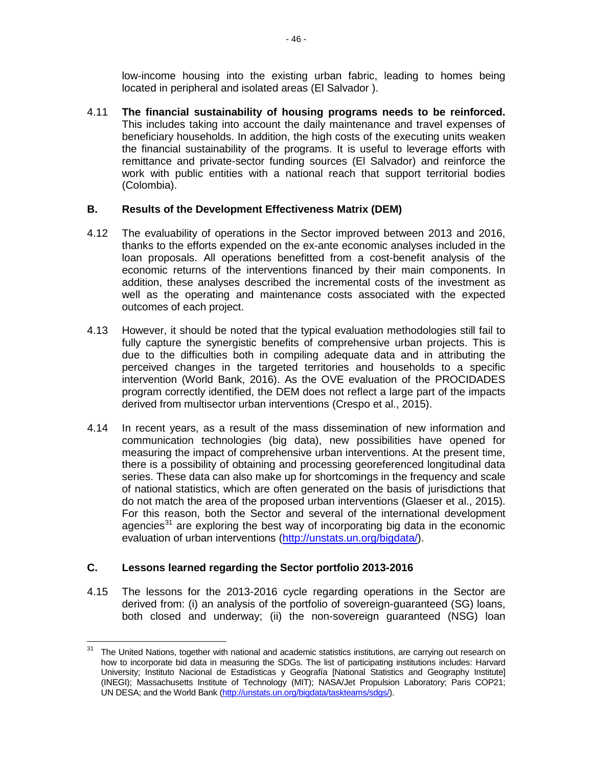low-income housing into the existing urban fabric, leading to homes being located in peripheral and isolated areas (El Salvador ).

4.11 **The financial sustainability of housing programs needs to be reinforced.** This includes taking into account the daily maintenance and travel expenses of beneficiary households. In addition, the high costs of the executing units weaken the financial sustainability of the programs. It is useful to leverage efforts with remittance and private-sector funding sources (El Salvador) and reinforce the work with public entities with a national reach that support territorial bodies (Colombia).

## B. Results of the Development Effectiveness Matrix (DEM)

4.12 The evaluability of operations in the Sector improved between 2013 and 2016, thanks to the efforts expended on the ex-ante economic analyses included in the loan proposals. All operations benefitted from a cost-benefit analysis of the economic returns of the interventions financed by their main components. In addition, these analyses described the incremental costs of the investment as well as the operating and maintenance costs associated with the expected outcomes of each project.

4.13 However, it should be noted that the typical evaluation methodologies still fail to fully capture the synergistic benefits of comprehensive urban projects. This is due to the difficulties both in compiling adequate data and in attributing the perceived changes in the targeted territories and households to a specific intervention (World Bank, 2016). As the OVE evaluation of the PROCIDADES program correctly identified, the DEM does not reflect a large part of the impacts derived from multisector urban interventions (Crespo et al., 2015).

4.14 In recent years, as a result of the mass dissemination of new information and communication technologies (big data), new possibilities have opened for measuring the impact of comprehensive urban interventions. At the present time, there is a possibility of obtaining and processing georeferenced longitudinal data series. These data can also make up for shortcomings in the frequency and scale of national statistics, which are often generated on the basis of jurisdictions that do not match the area of the proposed urban interventions (Glaeser et al., 2015). For this reason, both the Sector and several of the international development agencies[31] are exploring the best way of incorporating big data in the economic evaluation of urban interventions (http://unstats.un.org/bigdata/).

## C. Lessons learned regarding the Sector portfolio 2013-2016

4.15 The lessons for the 2013-2016 cycle regarding operations in the Sector are derived from: (i) an analysis of the portfolio of sovereign-guaranteed (SG) loans, both closed and underway; (ii) the non-sovereign guaranteed (NSG) loan

---

[31] The United Nations, together with national and academic statistics institutions, are carrying out research on how to incorporate bid data in measuring the SDGs. The list of participating institutions includes: Harvard University; Instituto Nacional de Estadísticas y Geografía [National Statistics and Geography Institute] (INEGI); Massachusetts Institute of Technology (MIT); NASA/Jet Propulsion Laboratory; Paris COP21; UN DESA; and the World Bank (http://unstats.un.org/bigdata/taskteams/sdgs/).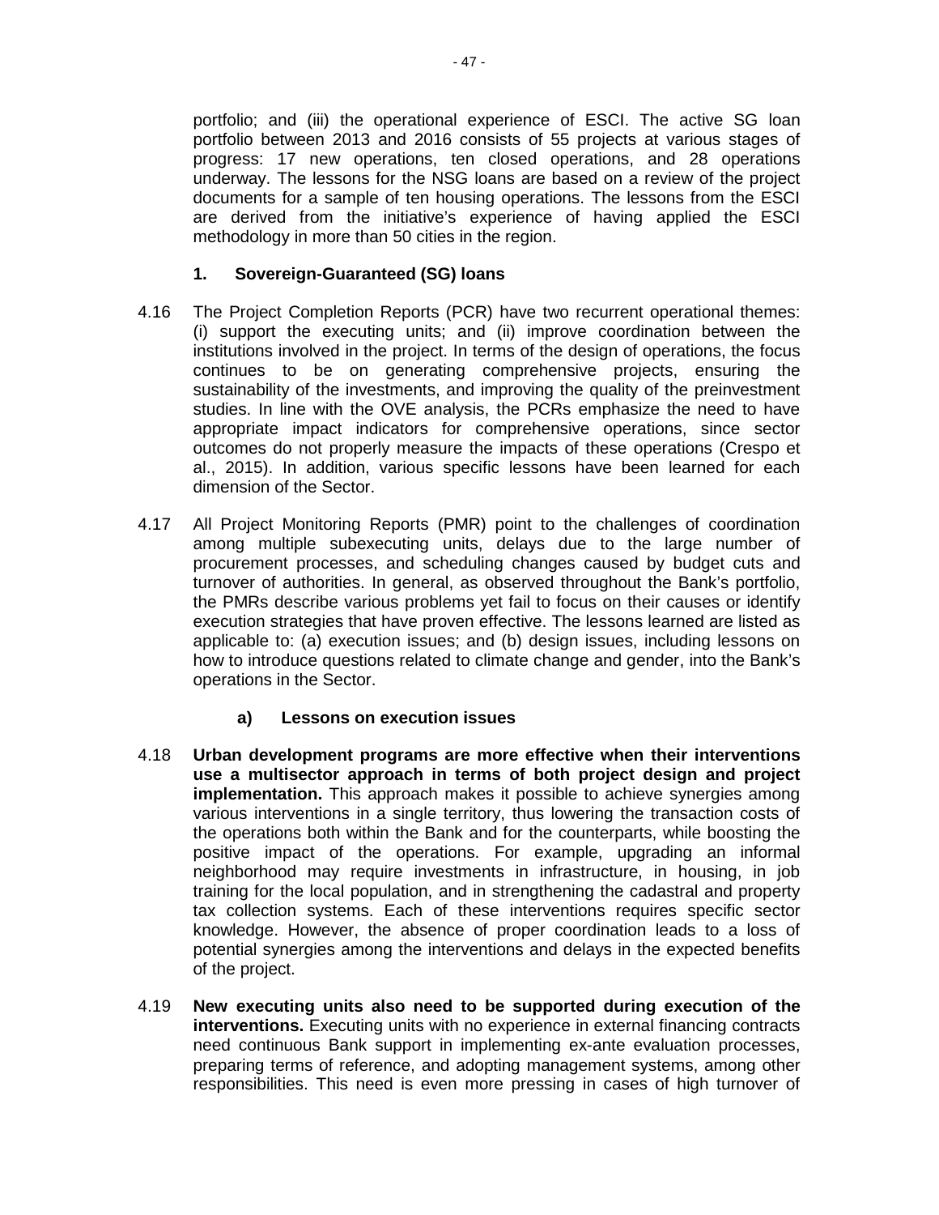portfolio; and (iii) the operational experience of ESCI. The active SG loan portfolio between 2013 and 2016 consists of 55 projects at various stages of progress: 17 new operations, ten closed operations, and 28 operations underway. The lessons for the NSG loans are based on a review of the project documents for a sample of ten housing operations. The lessons from the ESCI are derived from the initiative's experience of having applied the ESCI methodology in more than 50 cities in the region.

### 1. Sovereign-Guaranteed (SG) loans

4.16 The Project Completion Reports (PCR) have two recurrent operational themes: (i) support the executing units; and (ii) improve coordination between the institutions involved in the project. In terms of the design of operations, the focus continues to be on generating comprehensive projects, ensuring the sustainability of the investments, and improving the quality of the preinvestment studies. In line with the OVE analysis, the PCRs emphasize the need to have appropriate impact indicators for comprehensive operations, since sector outcomes do not properly measure the impacts of these operations (Crespo et al., 2015). In addition, various specific lessons have been learned for each dimension of the Sector.

4.17 All Project Monitoring Reports (PMR) point to the challenges of coordination among multiple subexecuting units, delays due to the large number of procurement processes, and scheduling changes caused by budget cuts and turnover of authorities. In general, as observed throughout the Bank's portfolio, the PMRs describe various problems yet fail to focus on their causes or identify execution strategies that have proven effective. The lessons learned are listed as applicable to: (a) execution issues; and (b) design issues, including lessons on how to introduce questions related to climate change and gender, into the Bank's operations in the Sector.

#### a) Lessons on execution issues

4.18 **Urban development programs are more effective when their interventions use a multisector approach in terms of both project design and project implementation.** This approach makes it possible to achieve synergies among various interventions in a single territory, thus lowering the transaction costs of the operations both within the Bank and for the counterparts, while boosting the positive impact of the operations. For example, upgrading an informal neighborhood may require investments in infrastructure, in housing, in job training for the local population, and in strengthening the cadastral and property tax collection systems. Each of these interventions requires specific sector knowledge. However, the absence of proper coordination leads to a loss of potential synergies among the interventions and delays in the expected benefits of the project.

4.19 **New executing units also need to be supported during execution of the interventions.** Executing units with no experience in external financing contracts need continuous Bank support in implementing ex-ante evaluation processes, preparing terms of reference, and adopting management systems, among other responsibilities. This need is even more pressing in cases of high turnover of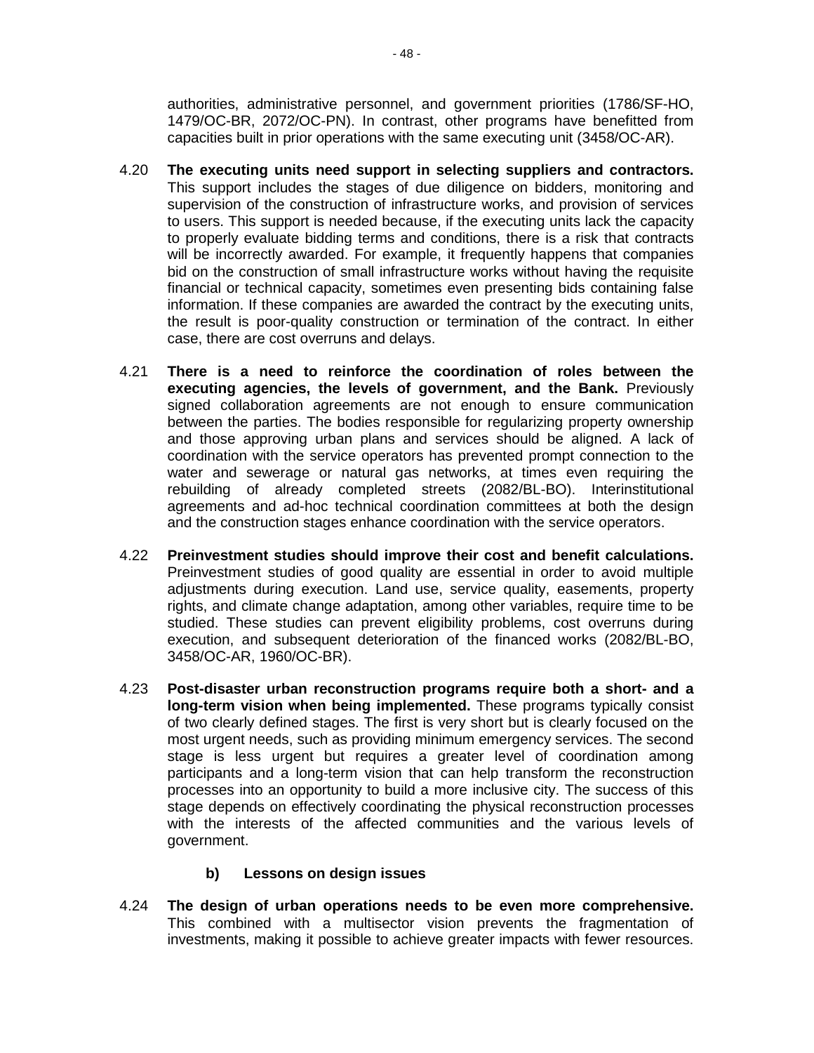authorities, administrative personnel, and government priorities (1786/SF-HO, 1479/OC-BR, 2072/OC-PN). In contrast, other programs have benefitted from capacities built in prior operations with the same executing unit (3458/OC-AR).

4.20 **The executing units need support in selecting suppliers and contractors.** This support includes the stages of due diligence on bidders, monitoring and supervision of the construction of infrastructure works, and provision of services to users. This support is needed because, if the executing units lack the capacity to properly evaluate bidding terms and conditions, there is a risk that contracts will be incorrectly awarded. For example, it frequently happens that companies bid on the construction of small infrastructure works without having the requisite financial or technical capacity, sometimes even presenting bids containing false information. If these companies are awarded the contract by the executing units, the result is poor-quality construction or termination of the contract. In either case, there are cost overruns and delays.

4.21 **There is a need to reinforce the coordination of roles between the executing agencies, the levels of government, and the Bank.** Previously signed collaboration agreements are not enough to ensure communication between the parties. The bodies responsible for regularizing property ownership and those approving urban plans and services should be aligned. A lack of coordination with the service operators has prevented prompt connection to the water and sewerage or natural gas networks, at times even requiring the rebuilding of already completed streets (2082/BL-BO). Interinstitutional agreements and ad-hoc technical coordination committees at both the design and the construction stages enhance coordination with the service operators.

4.22 **Preinvestment studies should improve their cost and benefit calculations.** Preinvestment studies of good quality are essential in order to avoid multiple adjustments during execution. Land use, service quality, easements, property rights, and climate change adaptation, among other variables, require time to be studied. These studies can prevent eligibility problems, cost overruns during execution, and subsequent deterioration of the financed works (2082/BL-BO, 3458/OC-AR, 1960/OC-BR).

4.23 **Post-disaster urban reconstruction programs require both a short- and a long-term vision when being implemented.** These programs typically consist of two clearly defined stages. The first is very short but is clearly focused on the most urgent needs, such as providing minimum emergency services. The second stage is less urgent but requires a greater level of coordination among participants and a long-term vision that can help transform the reconstruction processes into an opportunity to build a more inclusive city. The success of this stage depends on effectively coordinating the physical reconstruction processes with the interests of the affected communities and the various levels of government.

### b) Lessons on design issues

4.24 **The design of urban operations needs to be even more comprehensive.** This combined with a multisector vision prevents the fragmentation of investments, making it possible to achieve greater impacts with fewer resources.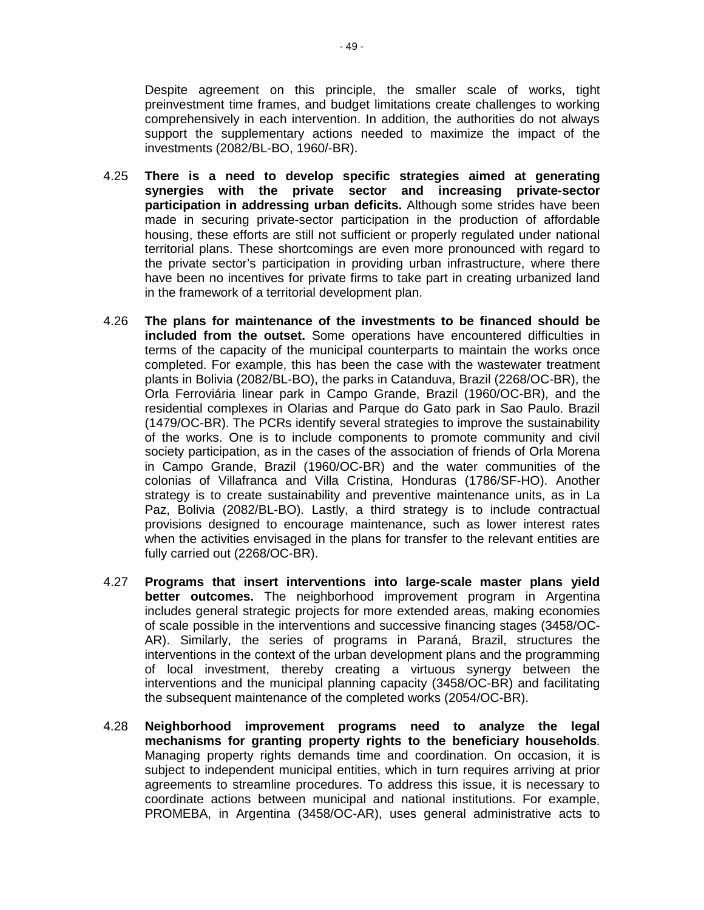Despite agreement on this principle, the smaller scale of works, tight preinvestment time frames, and budget limitations create challenges to working comprehensively in each intervention. In addition, the authorities do not always support the supplementary actions needed to maximize the impact of the investments (2082/BL-BO, 1960/-BR).

4.25 **There is a need to develop specific strategies aimed at generating synergies with the private sector and increasing private-sector participation in addressing urban deficits.** Although some strides have been made in securing private-sector participation in the production of affordable housing, these efforts are still not sufficient or properly regulated under national territorial plans. These shortcomings are even more pronounced with regard to the private sector's participation in providing urban infrastructure, where there have been no incentives for private firms to take part in creating urbanized land in the framework of a territorial development plan.

4.26 **The plans for maintenance of the investments to be financed should be included from the outset.** Some operations have encountered difficulties in terms of the capacity of the municipal counterparts to maintain the works once completed. For example, this has been the case with the wastewater treatment plants in Bolivia (2082/BL-BO), the parks in Catanduva, Brazil (2268/OC-BR), the Orla Ferroviária linear park in Campo Grande, Brazil (1960/OC-BR), and the residential complexes in Olarias and Parque do Gato park in Sao Paulo. Brazil (1479/OC-BR). The PCRs identify several strategies to improve the sustainability of the works. One is to include components to promote community and civil society participation, as in the cases of the association of friends of Orla Morena in Campo Grande, Brazil (1960/OC-BR) and the water communities of the colonias of Villafranca and Villa Cristina, Honduras (1786/SF-HO). Another strategy is to create sustainability and preventive maintenance units, as in La Paz, Bolivia (2082/BL-BO). Lastly, a third strategy is to include contractual provisions designed to encourage maintenance, such as lower interest rates when the activities envisaged in the plans for transfer to the relevant entities are fully carried out (2268/OC-BR).

4.27 **Programs that insert interventions into large-scale master plans yield better outcomes.** The neighborhood improvement program in Argentina includes general strategic projects for more extended areas, making economies of scale possible in the interventions and successive financing stages (3458/OC-AR). Similarly, the series of programs in Paraná, Brazil, structures the interventions in the context of the urban development plans and the programming of local investment, thereby creating a virtuous synergy between the interventions and the municipal planning capacity (3458/OC-BR) and facilitating the subsequent maintenance of the completed works (2054/OC-BR).

4.28 **Neighborhood improvement programs need to analyze the legal mechanisms for granting property rights to the beneficiary households**. Managing property rights demands time and coordination. On occasion, it is subject to independent municipal entities, which in turn requires arriving at prior agreements to streamline procedures. To address this issue, it is necessary to coordinate actions between municipal and national institutions. For example, PROMEBA, in Argentina (3458/OC-AR), uses general administrative acts to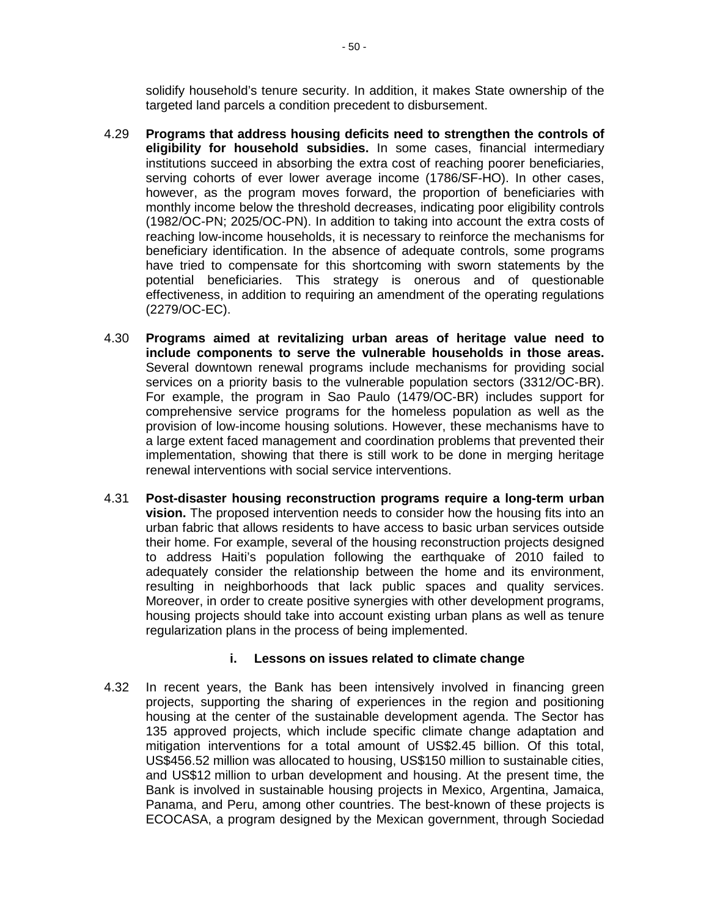solidify household's tenure security. In addition, it makes State ownership of the targeted land parcels a condition precedent to disbursement.

4.29 **Programs that address housing deficits need to strengthen the controls of eligibility for household subsidies.** In some cases, financial intermediary institutions succeed in absorbing the extra cost of reaching poorer beneficiaries, serving cohorts of ever lower average income (1786/SF-HO). In other cases, however, as the program moves forward, the proportion of beneficiaries with monthly income below the threshold decreases, indicating poor eligibility controls (1982/OC-PN; 2025/OC-PN). In addition to taking into account the extra costs of reaching low-income households, it is necessary to reinforce the mechanisms for beneficiary identification. In the absence of adequate controls, some programs have tried to compensate for this shortcoming with sworn statements by the potential beneficiaries. This strategy is onerous and of questionable effectiveness, in addition to requiring an amendment of the operating regulations (2279/OC-EC).

4.30 **Programs aimed at revitalizing urban areas of heritage value need to include components to serve the vulnerable households in those areas.** Several downtown renewal programs include mechanisms for providing social services on a priority basis to the vulnerable population sectors (3312/OC-BR). For example, the program in Sao Paulo (1479/OC-BR) includes support for comprehensive service programs for the homeless population as well as the provision of low-income housing solutions. However, these mechanisms have to a large extent faced management and coordination problems that prevented their implementation, showing that there is still work to be done in merging heritage renewal interventions with social service interventions.

4.31 **Post-disaster housing reconstruction programs require a long-term urban vision.** The proposed intervention needs to consider how the housing fits into an urban fabric that allows residents to have access to basic urban services outside their home. For example, several of the housing reconstruction projects designed to address Haiti's population following the earthquake of 2010 failed to adequately consider the relationship between the home and its environment, resulting in neighborhoods that lack public spaces and quality services. Moreover, in order to create positive synergies with other development programs, housing projects should take into account existing urban plans as well as tenure regularization plans in the process of being implemented.

### i. Lessons on issues related to climate change

4.32 In recent years, the Bank has been intensively involved in financing green projects, supporting the sharing of experiences in the region and positioning housing at the center of the sustainable development agenda. The Sector has 135 approved projects, which include specific climate change adaptation and mitigation interventions for a total amount of US$2.45 billion. Of this total, US$456.52 million was allocated to housing, US$150 million to sustainable cities, and US$12 million to urban development and housing. At the present time, the Bank is involved in sustainable housing projects in Mexico, Argentina, Jamaica, Panama, and Peru, among other countries. The best-known of these projects is ECOCASA, a program designed by the Mexican government, through Sociedad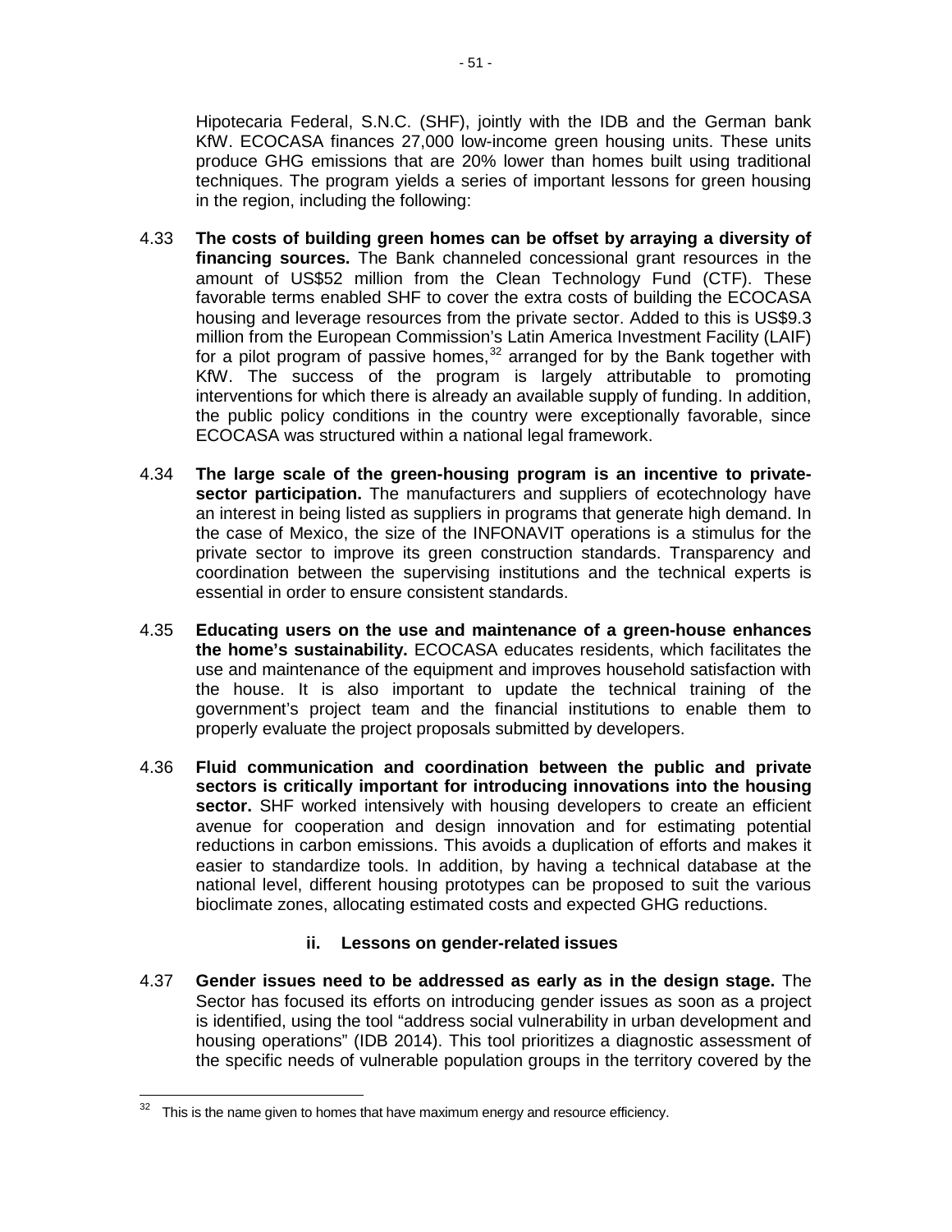Hipotecaria Federal, S.N.C. (SHF), jointly with the IDB and the German bank KfW. ECOCASA finances 27,000 low-income green housing units. These units produce GHG emissions that are 20% lower than homes built using traditional techniques. The program yields a series of important lessons for green housing in the region, including the following:

4.33 **The costs of building green homes can be offset by arraying a diversity of financing sources.** The Bank channeled concessional grant resources in the amount of US$52 million from the Clean Technology Fund (CTF). These favorable terms enabled SHF to cover the extra costs of building the ECOCASA housing and leverage resources from the private sector. Added to this is US$9.3 million from the European Commission's Latin America Investment Facility (LAIF) for a pilot program of passive homes,[32] arranged for by the Bank together with KfW. The success of the program is largely attributable to promoting interventions for which there is already an available supply of funding. In addition, the public policy conditions in the country were exceptionally favorable, since ECOCASA was structured within a national legal framework.

4.34 **The large scale of the green-housing program is an incentive to private-sector participation.** The manufacturers and suppliers of ecotechnology have an interest in being listed as suppliers in programs that generate high demand. In the case of Mexico, the size of the INFONAVIT operations is a stimulus for the private sector to improve its green construction standards. Transparency and coordination between the supervising institutions and the technical experts is essential in order to ensure consistent standards.

4.35 **Educating users on the use and maintenance of a green-house enhances the home's sustainability.** ECOCASA educates residents, which facilitates the use and maintenance of the equipment and improves household satisfaction with the house. It is also important to update the technical training of the government's project team and the financial institutions to enable them to properly evaluate the project proposals submitted by developers.

4.36 **Fluid communication and coordination between the public and private sectors is critically important for introducing innovations into the housing sector.** SHF worked intensively with housing developers to create an efficient avenue for cooperation and design innovation and for estimating potential reductions in carbon emissions. This avoids a duplication of efforts and makes it easier to standardize tools. In addition, by having a technical database at the national level, different housing prototypes can be proposed to suit the various bioclimate zones, allocating estimated costs and expected GHG reductions.

### ii. Lessons on gender-related issues

4.37 **Gender issues need to be addressed as early as in the design stage.** The Sector has focused its efforts on introducing gender issues as soon as a project is identified, using the tool "address social vulnerability in urban development and housing operations" (IDB 2014). This tool prioritizes a diagnostic assessment of the specific needs of vulnerable population groups in the territory covered by the

---

[32] This is the name given to homes that have maximum energy and resource efficiency.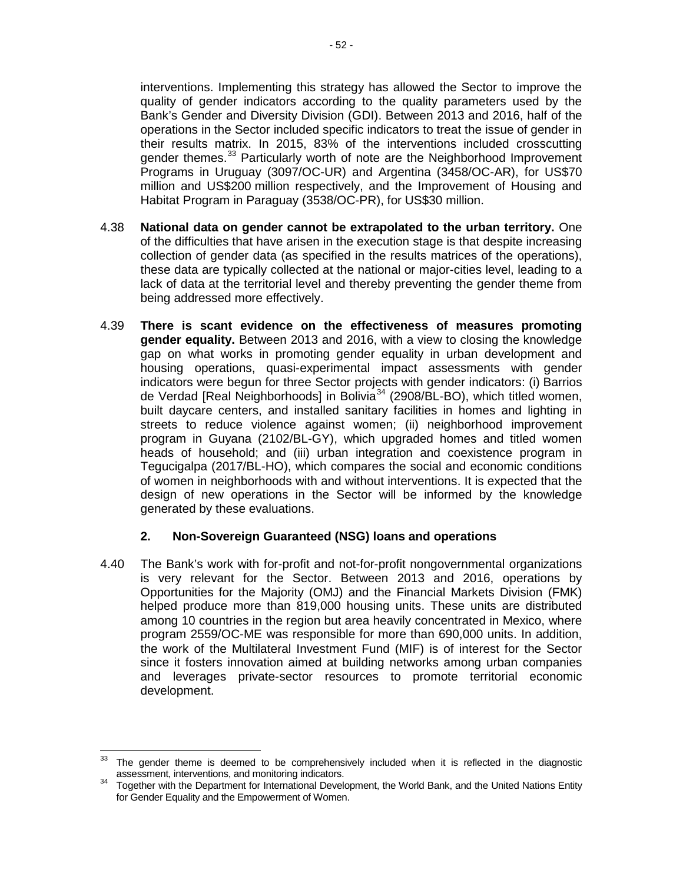interventions. Implementing this strategy has allowed the Sector to improve the quality of gender indicators according to the quality parameters used by the Bank's Gender and Diversity Division (GDI). Between 2013 and 2016, half of the operations in the Sector included specific indicators to treat the issue of gender in their results matrix. In 2015, 83% of the interventions included crosscutting gender themes.[33] Particularly worth of note are the Neighborhood Improvement Programs in Uruguay (3097/OC-UR) and Argentina (3458/OC-AR), for US$70 million and US$200 million respectively, and the Improvement of Housing and Habitat Program in Paraguay (3538/OC-PR), for US$30 million.

4.38 **National data on gender cannot be extrapolated to the urban territory.** One of the difficulties that have arisen in the execution stage is that despite increasing collection of gender data (as specified in the results matrices of the operations), these data are typically collected at the national or major-cities level, leading to a lack of data at the territorial level and thereby preventing the gender theme from being addressed more effectively.

4.39 **There is scant evidence on the effectiveness of measures promoting gender equality.** Between 2013 and 2016, with a view to closing the knowledge gap on what works in promoting gender equality in urban development and housing operations, quasi-experimental impact assessments with gender indicators were begun for three Sector projects with gender indicators: (i) Barrios de Verdad [Real Neighborhoods] in Bolivia[34] (2908/BL-BO), which titled women, built daycare centers, and installed sanitary facilities in homes and lighting in streets to reduce violence against women; (ii) neighborhood improvement program in Guyana (2102/BL-GY), which upgraded homes and titled women heads of household; and (iii) urban integration and coexistence program in Tegucigalpa (2017/BL-HO), which compares the social and economic conditions of women in neighborhoods with and without interventions. It is expected that the design of new operations in the Sector will be informed by the knowledge generated by these evaluations.

### 2. Non-Sovereign Guaranteed (NSG) loans and operations

4.40 The Bank's work with for-profit and not-for-profit nongovernmental organizations is very relevant for the Sector. Between 2013 and 2016, operations by Opportunities for the Majority (OMJ) and the Financial Markets Division (FMK) helped produce more than 819,000 housing units. These units are distributed among 10 countries in the region but area heavily concentrated in Mexico, where program 2559/OC-ME was responsible for more than 690,000 units. In addition, the work of the Multilateral Investment Fund (MIF) is of interest for the Sector since it fosters innovation aimed at building networks among urban companies and leverages private-sector resources to promote territorial economic development.

[33] The gender theme is deemed to be comprehensively included when it is reflected in the diagnostic assessment, interventions, and monitoring indicators.

[34] Together with the Department for International Development, the World Bank, and the United Nations Entity for Gender Equality and the Empowerment of Women.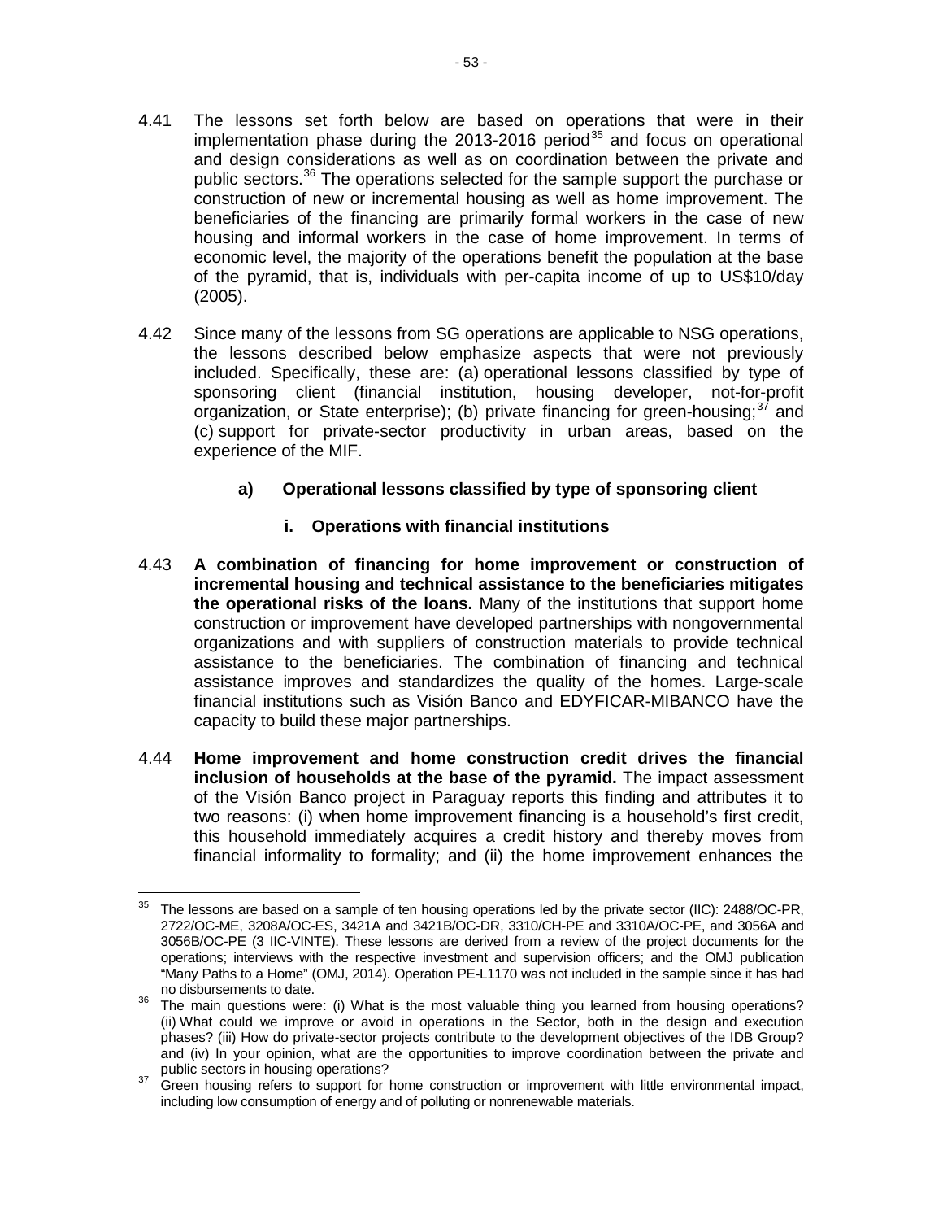4.41 The lessons set forth below are based on operations that were in their implementation phase during the 2013-2016 period[35] and focus on operational and design considerations as well as on coordination between the private and public sectors.[36] The operations selected for the sample support the purchase or construction of new or incremental housing as well as home improvement. The beneficiaries of the financing are primarily formal workers in the case of new housing and informal workers in the case of home improvement. In terms of economic level, the majority of the operations benefit the population at the base of the pyramid, that is, individuals with per-capita income of up to US$10/day (2005).

4.42 Since many of the lessons from SG operations are applicable to NSG operations, the lessons described below emphasize aspects that were not previously included. Specifically, these are: (a) operational lessons classified by type of sponsoring client (financial institution, housing developer, not-for-profit organization, or State enterprise); (b) private financing for green-housing;[37] and (c) support for private-sector productivity in urban areas, based on the experience of the MIF.

### a) Operational lessons classified by type of sponsoring client

#### i. Operations with financial institutions

4.43 **A combination of financing for home improvement or construction of incremental housing and technical assistance to the beneficiaries mitigates the operational risks of the loans.** Many of the institutions that support home construction or improvement have developed partnerships with nongovernmental organizations and with suppliers of construction materials to provide technical assistance to the beneficiaries. The combination of financing and technical assistance improves and standardizes the quality of the homes. Large-scale financial institutions such as Visión Banco and EDYFICAR-MIBANCO have the capacity to build these major partnerships.

4.44 **Home improvement and home construction credit drives the financial inclusion of households at the base of the pyramid.** The impact assessment of the Visión Banco project in Paraguay reports this finding and attributes it to two reasons: (i) when home improvement financing is a household's first credit, this household immediately acquires a credit history and thereby moves from financial informality to formality; and (ii) the home improvement enhances the

---

[35] The lessons are based on a sample of ten housing operations led by the private sector (IIC): 2488/OC-PR, 2722/OC-ME, 3208A/OC-ES, 3421A and 3421B/OC-DR, 3310/CH-PE and 3310A/OC-PE, and 3056A and 3056B/OC-PE (3 IIC-VINTE). These lessons are derived from a review of the project documents for the operations; interviews with the respective investment and supervision officers; and the OMJ publication "Many Paths to a Home" (OMJ, 2014). Operation PE-L1170 was not included in the sample since it has had no disbursements to date.

[36] The main questions were: (i) What is the most valuable thing you learned from housing operations? (ii) What could we improve or avoid in operations in the Sector, both in the design and execution phases? (iii) How do private-sector projects contribute to the development objectives of the IDB Group? and (iv) In your opinion, what are the opportunities to improve coordination between the private and public sectors in housing operations?

[37] Green housing refers to support for home construction or improvement with little environmental impact, including low consumption of energy and of polluting or nonrenewable materials.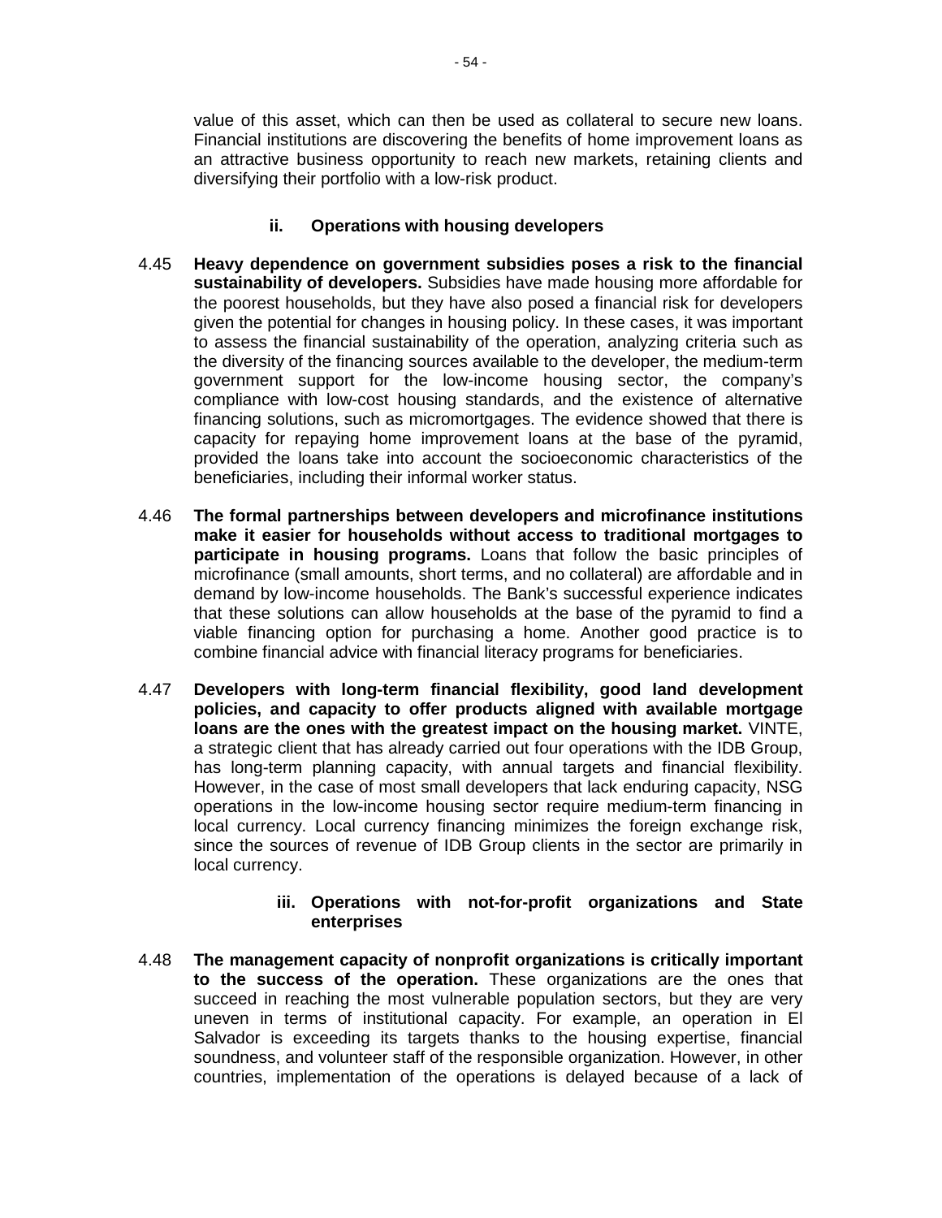value of this asset, which can then be used as collateral to secure new loans. Financial institutions are discovering the benefits of home improvement loans as an attractive business opportunity to reach new markets, retaining clients and diversifying their portfolio with a low-risk product.

#### ii. Operations with housing developers

4.45 **Heavy dependence on government subsidies poses a risk to the financial sustainability of developers.** Subsidies have made housing more affordable for the poorest households, but they have also posed a financial risk for developers given the potential for changes in housing policy. In these cases, it was important to assess the financial sustainability of the operation, analyzing criteria such as the diversity of the financing sources available to the developer, the medium-term government support for the low-income housing sector, the company's compliance with low-cost housing standards, and the existence of alternative financing solutions, such as micromortgages. The evidence showed that there is capacity for repaying home improvement loans at the base of the pyramid, provided the loans take into account the socioeconomic characteristics of the beneficiaries, including their informal worker status.

4.46 **The formal partnerships between developers and microfinance institutions make it easier for households without access to traditional mortgages to participate in housing programs.** Loans that follow the basic principles of microfinance (small amounts, short terms, and no collateral) are affordable and in demand by low-income households. The Bank's successful experience indicates that these solutions can allow households at the base of the pyramid to find a viable financing option for purchasing a home. Another good practice is to combine financial advice with financial literacy programs for beneficiaries.

4.47 **Developers with long-term financial flexibility, good land development policies, and capacity to offer products aligned with available mortgage loans are the ones with the greatest impact on the housing market.** VINTE, a strategic client that has already carried out four operations with the IDB Group, has long-term planning capacity, with annual targets and financial flexibility. However, in the case of most small developers that lack enduring capacity, NSG operations in the low-income housing sector require medium-term financing in local currency. Local currency financing minimizes the foreign exchange risk, since the sources of revenue of IDB Group clients in the sector are primarily in local currency.

#### iii. Operations with not-for-profit organizations and State enterprises

4.48 **The management capacity of nonprofit organizations is critically important to the success of the operation.** These organizations are the ones that succeed in reaching the most vulnerable population sectors, but they are very uneven in terms of institutional capacity. For example, an operation in El Salvador is exceeding its targets thanks to the housing expertise, financial soundness, and volunteer staff of the responsible organization. However, in other countries, implementation of the operations is delayed because of a lack of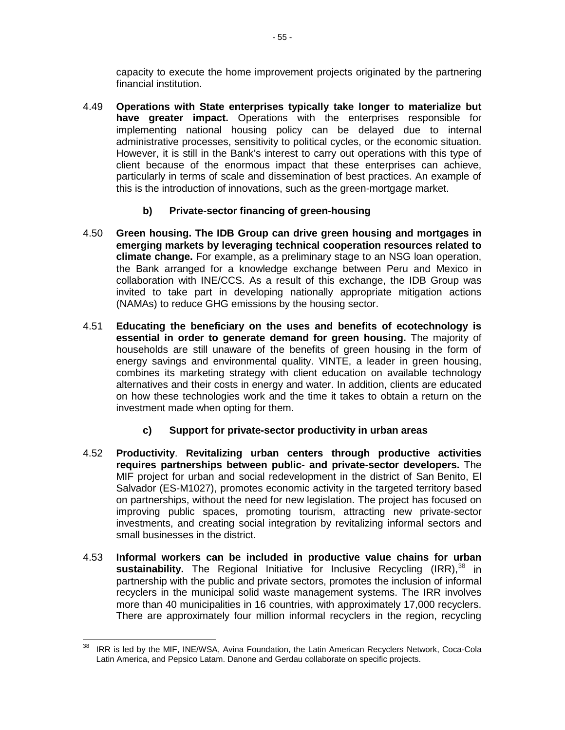capacity to execute the home improvement projects originated by the partnering financial institution.

4.49 **Operations with State enterprises typically take longer to materialize but have greater impact.** Operations with the enterprises responsible for implementing national housing policy can be delayed due to internal administrative processes, sensitivity to political cycles, or the economic situation. However, it is still in the Bank's interest to carry out operations with this type of client because of the enormous impact that these enterprises can achieve, particularly in terms of scale and dissemination of best practices. An example of this is the introduction of innovations, such as the green-mortgage market.

### b) Private-sector financing of green-housing

4.50 **Green housing. The IDB Group can drive green housing and mortgages in emerging markets by leveraging technical cooperation resources related to climate change.** For example, as a preliminary stage to an NSG loan operation, the Bank arranged for a knowledge exchange between Peru and Mexico in collaboration with INE/CCS. As a result of this exchange, the IDB Group was invited to take part in developing nationally appropriate mitigation actions (NAMAs) to reduce GHG emissions by the housing sector.

4.51 **Educating the beneficiary on the uses and benefits of ecotechnology is essential in order to generate demand for green housing.** The majority of households are still unaware of the benefits of green housing in the form of energy savings and environmental quality. VINTE, a leader in green housing, combines its marketing strategy with client education on available technology alternatives and their costs in energy and water. In addition, clients are educated on how these technologies work and the time it takes to obtain a return on the investment made when opting for them.

### c) Support for private-sector productivity in urban areas

4.52 **Productivity**. **Revitalizing urban centers through productive activities requires partnerships between public- and private-sector developers.** The MIF project for urban and social redevelopment in the district of San Benito, El Salvador (ES-M1027), promotes economic activity in the targeted territory based on partnerships, without the need for new legislation. The project has focused on improving public spaces, promoting tourism, attracting new private-sector investments, and creating social integration by revitalizing informal sectors and small businesses in the district.

4.53 **Informal workers can be included in productive value chains for urban sustainability.** The Regional Initiative for Inclusive Recycling (IRR),[38] in partnership with the public and private sectors, promotes the inclusion of informal recyclers in the municipal solid waste management systems. The IRR involves more than 40 municipalities in 16 countries, with approximately 17,000 recyclers. There are approximately four million informal recyclers in the region, recycling

[38] IRR is led by the MIF, INE/WSA, Avina Foundation, the Latin American Recyclers Network, Coca-Cola Latin America, and Pepsico Latam. Danone and Gerdau collaborate on specific projects.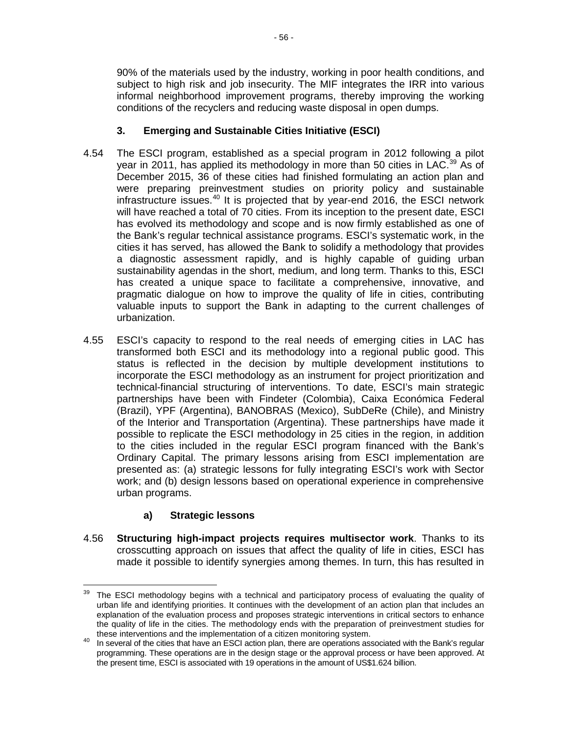90% of the materials used by the industry, working in poor health conditions, and subject to high risk and job insecurity. The MIF integrates the IRR into various informal neighborhood improvement programs, thereby improving the working conditions of the recyclers and reducing waste disposal in open dumps.

### 3. Emerging and Sustainable Cities Initiative (ESCI)

4.54 The ESCI program, established as a special program in 2012 following a pilot year in 2011, has applied its methodology in more than 50 cities in LAC.[39] As of December 2015, 36 of these cities had finished formulating an action plan and were preparing preinvestment studies on priority policy and sustainable infrastructure issues.[40] It is projected that by year-end 2016, the ESCI network will have reached a total of 70 cities. From its inception to the present date, ESCI has evolved its methodology and scope and is now firmly established as one of the Bank's regular technical assistance programs. ESCI's systematic work, in the cities it has served, has allowed the Bank to solidify a methodology that provides a diagnostic assessment rapidly, and is highly capable of guiding urban sustainability agendas in the short, medium, and long term. Thanks to this, ESCI has created a unique space to facilitate a comprehensive, innovative, and pragmatic dialogue on how to improve the quality of life in cities, contributing valuable inputs to support the Bank in adapting to the current challenges of urbanization.

4.55 ESCI's capacity to respond to the real needs of emerging cities in LAC has transformed both ESCI and its methodology into a regional public good. This status is reflected in the decision by multiple development institutions to incorporate the ESCI methodology as an instrument for project prioritization and technical-financial structuring of interventions. To date, ESCI's main strategic partnerships have been with Findeter (Colombia), Caixa Económica Federal (Brazil), YPF (Argentina), BANOBRAS (Mexico), SubDeRe (Chile), and Ministry of the Interior and Transportation (Argentina). These partnerships have made it possible to replicate the ESCI methodology in 25 cities in the region, in addition to the cities included in the regular ESCI program financed with the Bank's Ordinary Capital. The primary lessons arising from ESCI implementation are presented as: (a) strategic lessons for fully integrating ESCI's work with Sector work; and (b) design lessons based on operational experience in comprehensive urban programs.

#### a) Strategic lessons

4.56 **Structuring high-impact projects requires multisector work**. Thanks to its crosscutting approach on issues that affect the quality of life in cities, ESCI has made it possible to identify synergies among themes. In turn, this has resulted in

---

[39] The ESCI methodology begins with a technical and participatory process of evaluating the quality of urban life and identifying priorities. It continues with the development of an action plan that includes an explanation of the evaluation process and proposes strategic interventions in critical sectors to enhance the quality of life in the cities. The methodology ends with the preparation of preinvestment studies for these interventions and the implementation of a citizen monitoring system.

[40] In several of the cities that have an ESCI action plan, there are operations associated with the Bank's regular programming. These operations are in the design stage or the approval process or have been approved. At the present time, ESCI is associated with 19 operations in the amount of US$1.624 billion.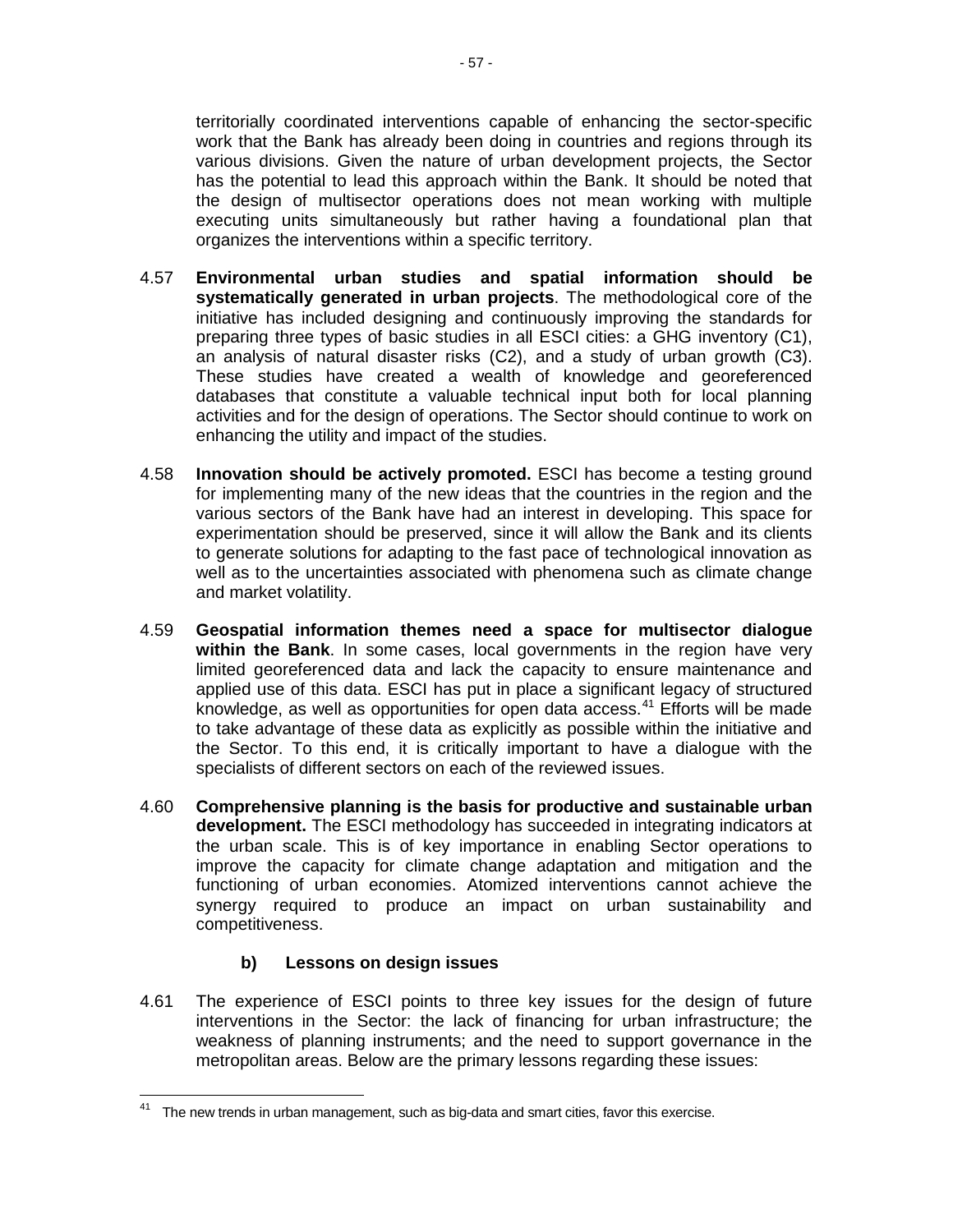territorially coordinated interventions capable of enhancing the sector-specific work that the Bank has already been doing in countries and regions through its various divisions. Given the nature of urban development projects, the Sector has the potential to lead this approach within the Bank. It should be noted that the design of multisector operations does not mean working with multiple executing units simultaneously but rather having a foundational plan that organizes the interventions within a specific territory.

4.57 **Environmental urban studies and spatial information should be systematically generated in urban projects**. The methodological core of the initiative has included designing and continuously improving the standards for preparing three types of basic studies in all ESCI cities: a GHG inventory (C1), an analysis of natural disaster risks (C2), and a study of urban growth (C3). These studies have created a wealth of knowledge and georeferenced databases that constitute a valuable technical input both for local planning activities and for the design of operations. The Sector should continue to work on enhancing the utility and impact of the studies.

4.58 **Innovation should be actively promoted.** ESCI has become a testing ground for implementing many of the new ideas that the countries in the region and the various sectors of the Bank have had an interest in developing. This space for experimentation should be preserved, since it will allow the Bank and its clients to generate solutions for adapting to the fast pace of technological innovation as well as to the uncertainties associated with phenomena such as climate change and market volatility.

4.59 **Geospatial information themes need a space for multisector dialogue within the Bank**. In some cases, local governments in the region have very limited georeferenced data and lack the capacity to ensure maintenance and applied use of this data. ESCI has put in place a significant legacy of structured knowledge, as well as opportunities for open data access.[41] Efforts will be made to take advantage of these data as explicitly as possible within the initiative and the Sector. To this end, it is critically important to have a dialogue with the specialists of different sectors on each of the reviewed issues.

4.60 **Comprehensive planning is the basis for productive and sustainable urban development.** The ESCI methodology has succeeded in integrating indicators at the urban scale. This is of key importance in enabling Sector operations to improve the capacity for climate change adaptation and mitigation and the functioning of urban economies. Atomized interventions cannot achieve the synergy required to produce an impact on urban sustainability and competitiveness.

### b) Lessons on design issues

4.61 The experience of ESCI points to three key issues for the design of future interventions in the Sector: the lack of financing for urban infrastructure; the weakness of planning instruments; and the need to support governance in the metropolitan areas. Below are the primary lessons regarding these issues:

---

[41] The new trends in urban management, such as big-data and smart cities, favor this exercise.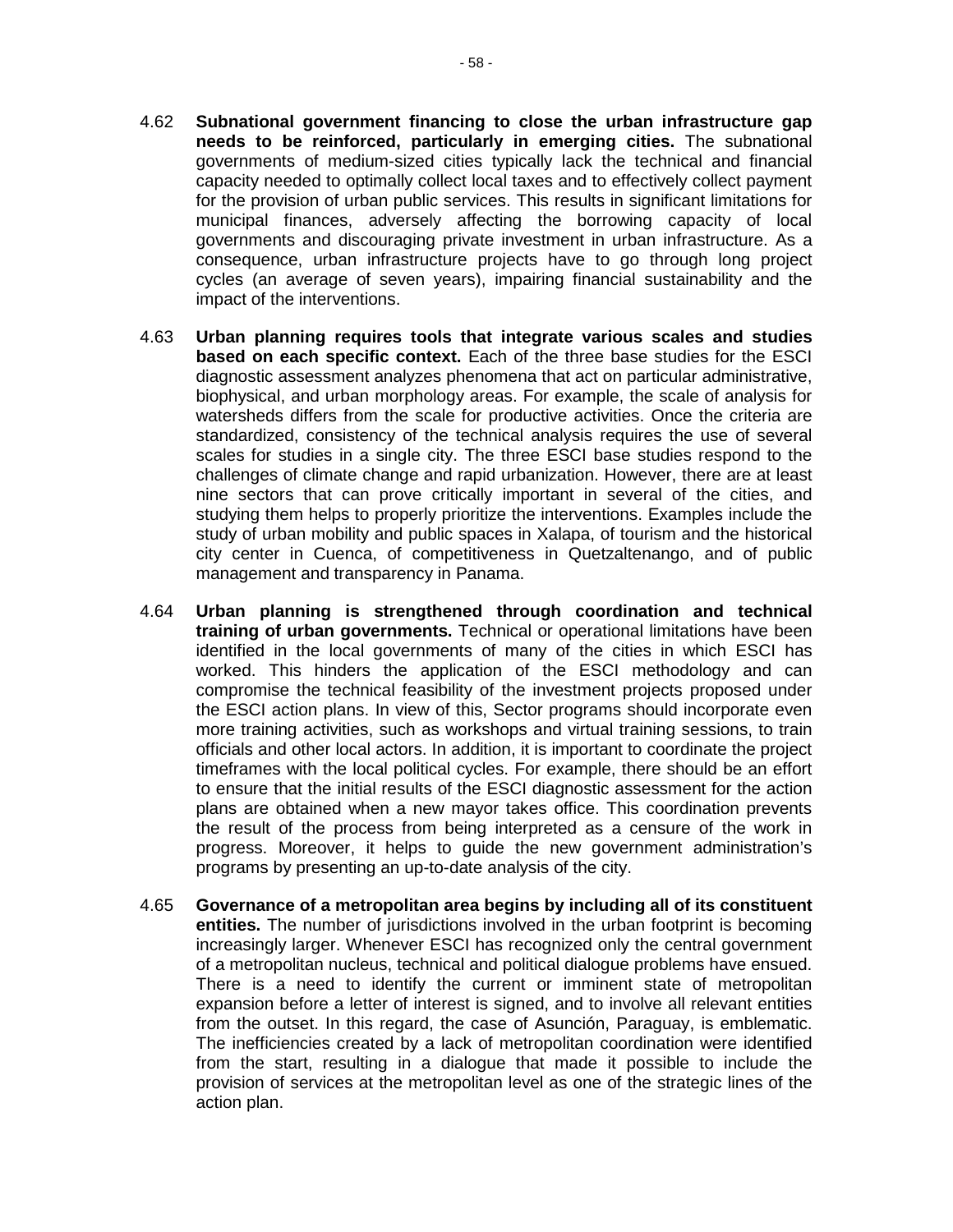4.62 **Subnational government financing to close the urban infrastructure gap needs to be reinforced, particularly in emerging cities.** The subnational governments of medium-sized cities typically lack the technical and financial capacity needed to optimally collect local taxes and to effectively collect payment for the provision of urban public services. This results in significant limitations for municipal finances, adversely affecting the borrowing capacity of local governments and discouraging private investment in urban infrastructure. As a consequence, urban infrastructure projects have to go through long project cycles (an average of seven years), impairing financial sustainability and the impact of the interventions.

4.63 **Urban planning requires tools that integrate various scales and studies based on each specific context.** Each of the three base studies for the ESCI diagnostic assessment analyzes phenomena that act on particular administrative, biophysical, and urban morphology areas. For example, the scale of analysis for watersheds differs from the scale for productive activities. Once the criteria are standardized, consistency of the technical analysis requires the use of several scales for studies in a single city. The three ESCI base studies respond to the challenges of climate change and rapid urbanization. However, there are at least nine sectors that can prove critically important in several of the cities, and studying them helps to properly prioritize the interventions. Examples include the study of urban mobility and public spaces in Xalapa, of tourism and the historical city center in Cuenca, of competitiveness in Quetzaltenango, and of public management and transparency in Panama.

4.64 **Urban planning is strengthened through coordination and technical training of urban governments.** Technical or operational limitations have been identified in the local governments of many of the cities in which ESCI has worked. This hinders the application of the ESCI methodology and can compromise the technical feasibility of the investment projects proposed under the ESCI action plans. In view of this, Sector programs should incorporate even more training activities, such as workshops and virtual training sessions, to train officials and other local actors. In addition, it is important to coordinate the project timeframes with the local political cycles. For example, there should be an effort to ensure that the initial results of the ESCI diagnostic assessment for the action plans are obtained when a new mayor takes office. This coordination prevents the result of the process from being interpreted as a censure of the work in progress. Moreover, it helps to guide the new government administration's programs by presenting an up-to-date analysis of the city.

4.65 **Governance of a metropolitan area begins by including all of its constituent entities.** The number of jurisdictions involved in the urban footprint is becoming increasingly larger. Whenever ESCI has recognized only the central government of a metropolitan nucleus, technical and political dialogue problems have ensued. There is a need to identify the current or imminent state of metropolitan expansion before a letter of interest is signed, and to involve all relevant entities from the outset. In this regard, the case of Asunción, Paraguay, is emblematic. The inefficiencies created by a lack of metropolitan coordination were identified from the start, resulting in a dialogue that made it possible to include the provision of services at the metropolitan level as one of the strategic lines of the action plan.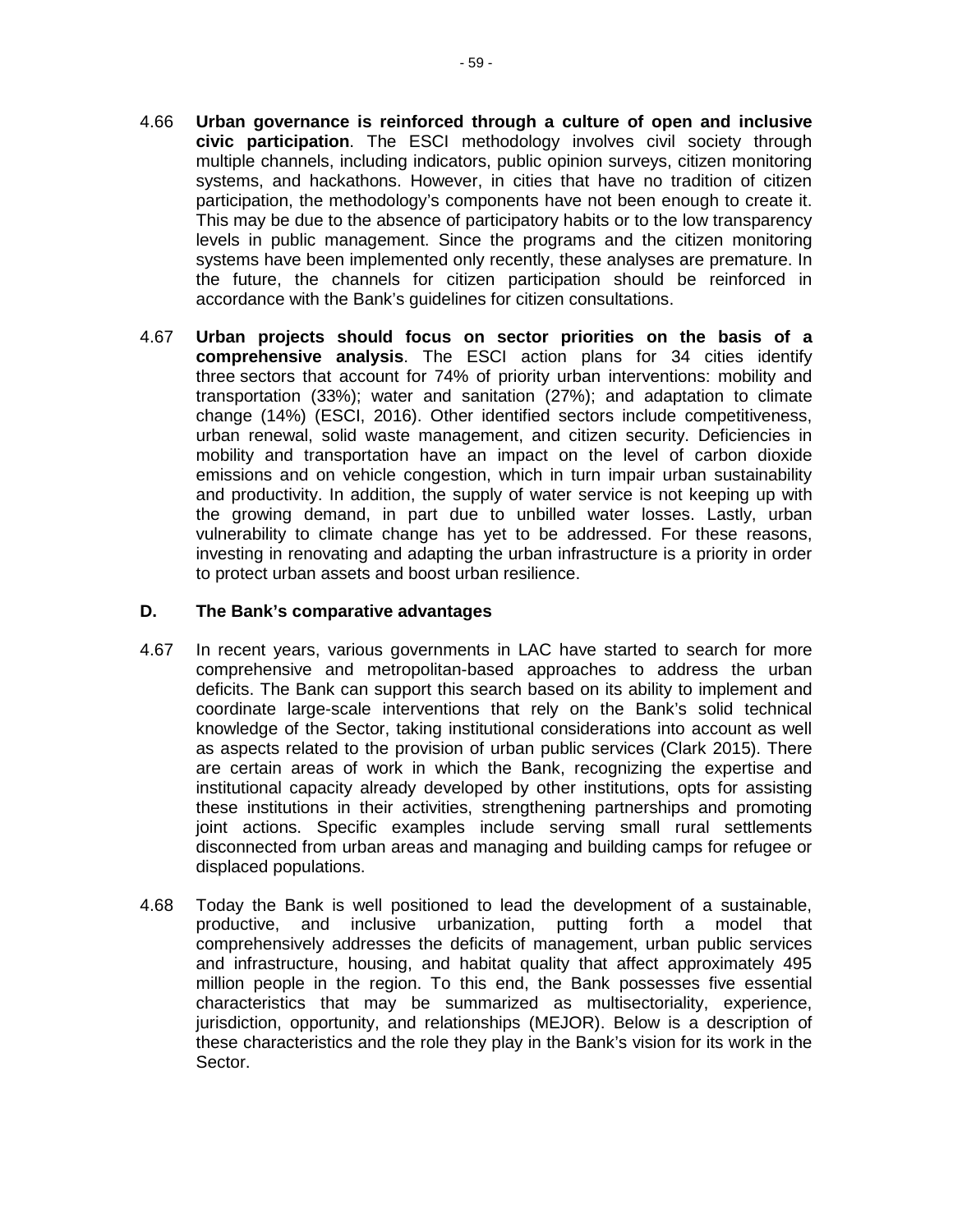4.66 **Urban governance is reinforced through a culture of open and inclusive civic participation**. The ESCI methodology involves civil society through multiple channels, including indicators, public opinion surveys, citizen monitoring systems, and hackathons. However, in cities that have no tradition of citizen participation, the methodology's components have not been enough to create it. This may be due to the absence of participatory habits or to the low transparency levels in public management. Since the programs and the citizen monitoring systems have been implemented only recently, these analyses are premature. In the future, the channels for citizen participation should be reinforced in accordance with the Bank's guidelines for citizen consultations.

4.67 **Urban projects should focus on sector priorities on the basis of a comprehensive analysis**. The ESCI action plans for 34 cities identify three sectors that account for 74% of priority urban interventions: mobility and transportation (33%); water and sanitation (27%); and adaptation to climate change (14%) (ESCI, 2016). Other identified sectors include competitiveness, urban renewal, solid waste management, and citizen security. Deficiencies in mobility and transportation have an impact on the level of carbon dioxide emissions and on vehicle congestion, which in turn impair urban sustainability and productivity. In addition, the supply of water service is not keeping up with the growing demand, in part due to unbilled water losses. Lastly, urban vulnerability to climate change has yet to be addressed. For these reasons, investing in renovating and adapting the urban infrastructure is a priority in order to protect urban assets and boost urban resilience.

## D. The Bank's comparative advantages

4.67 In recent years, various governments in LAC have started to search for more comprehensive and metropolitan-based approaches to address the urban deficits. The Bank can support this search based on its ability to implement and coordinate large-scale interventions that rely on the Bank's solid technical knowledge of the Sector, taking institutional considerations into account as well as aspects related to the provision of urban public services (Clark 2015). There are certain areas of work in which the Bank, recognizing the expertise and institutional capacity already developed by other institutions, opts for assisting these institutions in their activities, strengthening partnerships and promoting joint actions. Specific examples include serving small rural settlements disconnected from urban areas and managing and building camps for refugee or displaced populations.

4.68 Today the Bank is well positioned to lead the development of a sustainable, productive, and inclusive urbanization, putting forth a model that comprehensively addresses the deficits of management, urban public services and infrastructure, housing, and habitat quality that affect approximately 495 million people in the region. To this end, the Bank possesses five essential characteristics that may be summarized as multisectoriality, experience, jurisdiction, opportunity, and relationships (MEJOR). Below is a description of these characteristics and the role they play in the Bank's vision for its work in the Sector.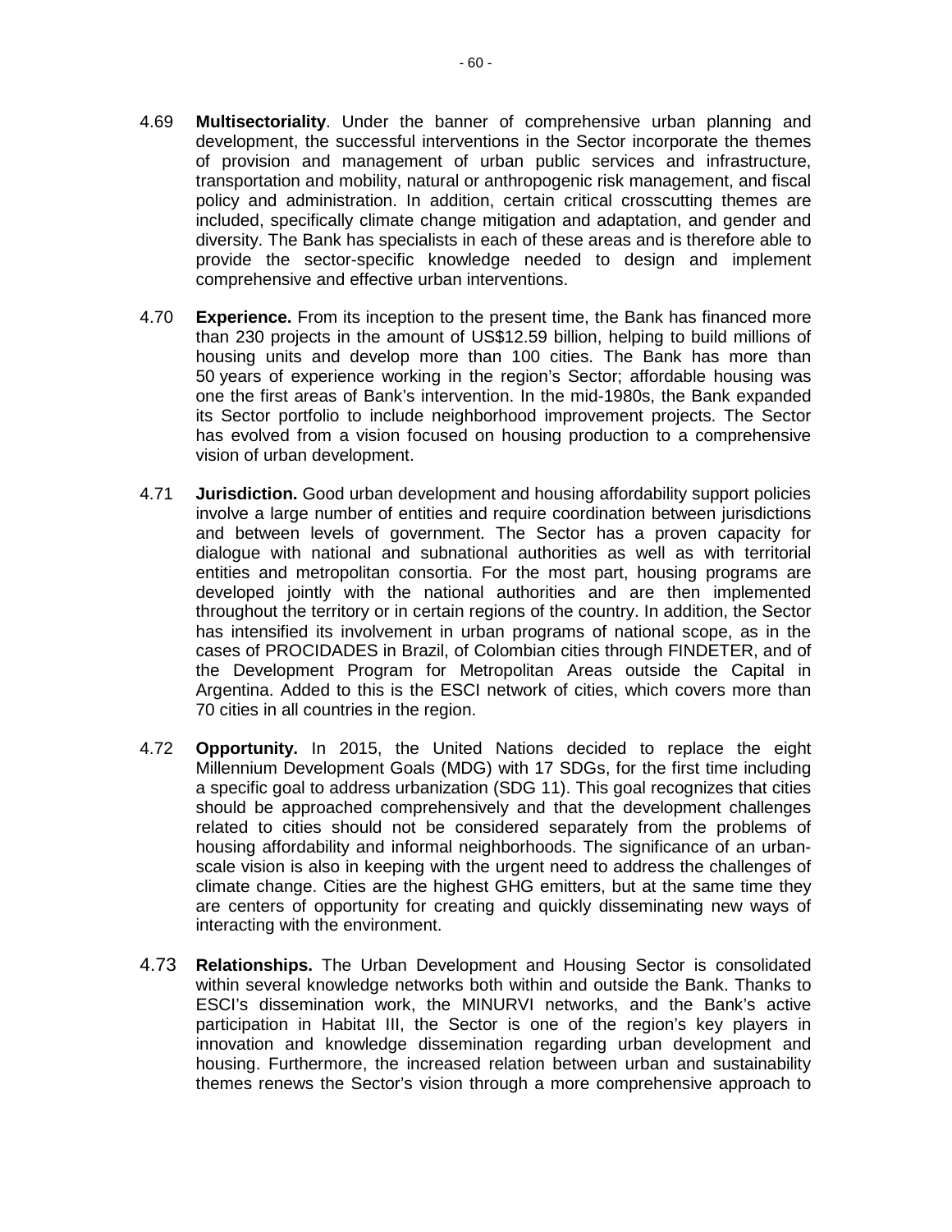4.69 **Multisectoriality**. Under the banner of comprehensive urban planning and development, the successful interventions in the Sector incorporate the themes of provision and management of urban public services and infrastructure, transportation and mobility, natural or anthropogenic risk management, and fiscal policy and administration. In addition, certain critical crosscutting themes are included, specifically climate change mitigation and adaptation, and gender and diversity. The Bank has specialists in each of these areas and is therefore able to provide the sector-specific knowledge needed to design and implement comprehensive and effective urban interventions.

4.70 **Experience.** From its inception to the present time, the Bank has financed more than 230 projects in the amount of US$12.59 billion, helping to build millions of housing units and develop more than 100 cities. The Bank has more than 50 years of experience working in the region's Sector; affordable housing was one the first areas of Bank's intervention. In the mid-1980s, the Bank expanded its Sector portfolio to include neighborhood improvement projects. The Sector has evolved from a vision focused on housing production to a comprehensive vision of urban development.

4.71 **Jurisdiction.** Good urban development and housing affordability support policies involve a large number of entities and require coordination between jurisdictions and between levels of government. The Sector has a proven capacity for dialogue with national and subnational authorities as well as with territorial entities and metropolitan consortia. For the most part, housing programs are developed jointly with the national authorities and are then implemented throughout the territory or in certain regions of the country. In addition, the Sector has intensified its involvement in urban programs of national scope, as in the cases of PROCIDADES in Brazil, of Colombian cities through FINDETER, and of the Development Program for Metropolitan Areas outside the Capital in Argentina. Added to this is the ESCI network of cities, which covers more than 70 cities in all countries in the region.

4.72 **Opportunity.** In 2015, the United Nations decided to replace the eight Millennium Development Goals (MDG) with 17 SDGs, for the first time including a specific goal to address urbanization (SDG 11). This goal recognizes that cities should be approached comprehensively and that the development challenges related to cities should not be considered separately from the problems of housing affordability and informal neighborhoods. The significance of an urban-scale vision is also in keeping with the urgent need to address the challenges of climate change. Cities are the highest GHG emitters, but at the same time they are centers of opportunity for creating and quickly disseminating new ways of interacting with the environment.

4.73 **Relationships.** The Urban Development and Housing Sector is consolidated within several knowledge networks both within and outside the Bank. Thanks to ESCI's dissemination work, the MINURVI networks, and the Bank's active participation in Habitat III, the Sector is one of the region's key players in innovation and knowledge dissemination regarding urban development and housing. Furthermore, the increased relation between urban and sustainability themes renews the Sector's vision through a more comprehensive approach to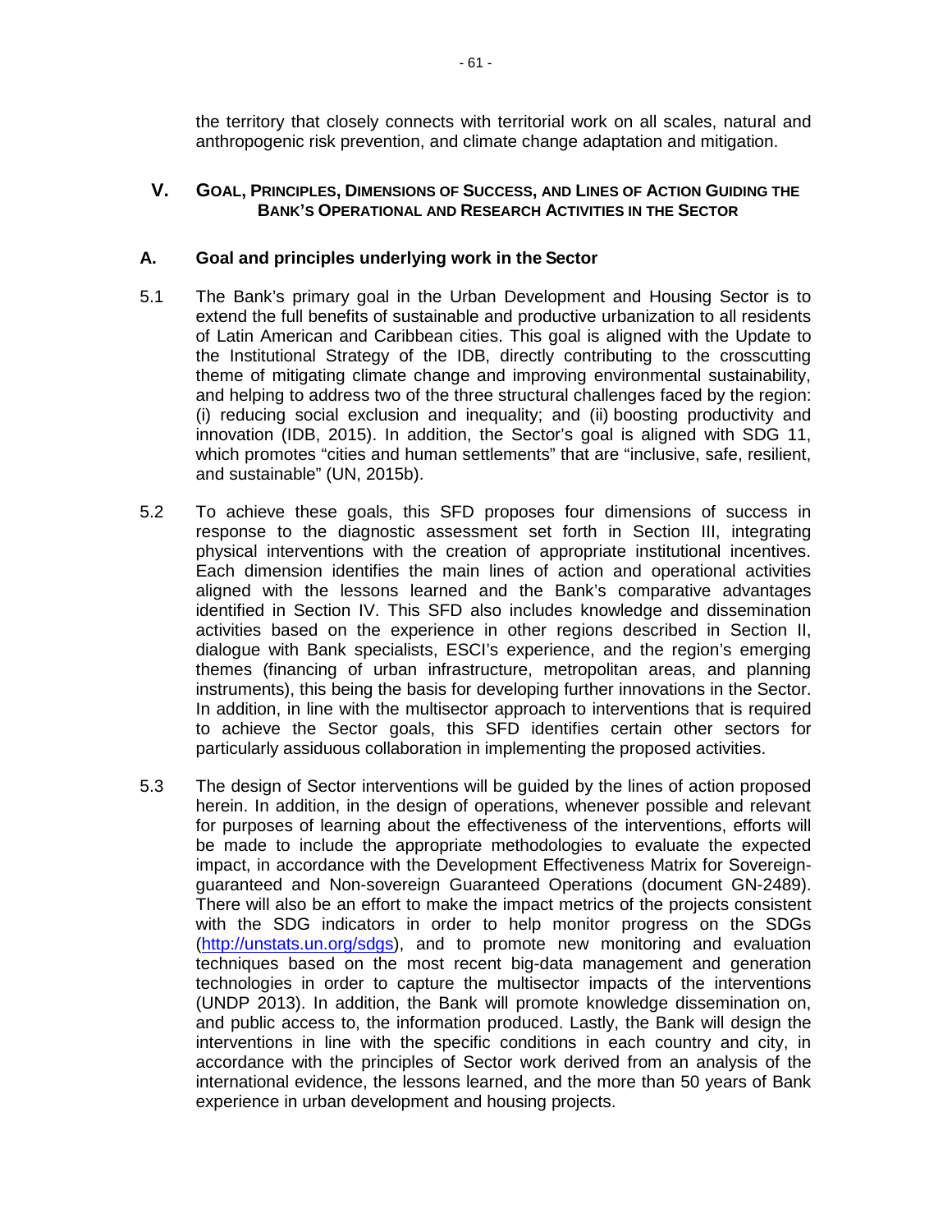the territory that closely connects with territorial work on all scales, natural and anthropogenic risk prevention, and climate change adaptation and mitigation.

## V. GOAL, PRINCIPLES, DIMENSIONS OF SUCCESS, AND LINES OF ACTION GUIDING THE BANK'S OPERATIONAL AND RESEARCH ACTIVITIES IN THE SECTOR

### A. Goal and principles underlying work in the Sector

5.1 The Bank's primary goal in the Urban Development and Housing Sector is to extend the full benefits of sustainable and productive urbanization to all residents of Latin American and Caribbean cities. This goal is aligned with the Update to the Institutional Strategy of the IDB, directly contributing to the crosscutting theme of mitigating climate change and improving environmental sustainability, and helping to address two of the three structural challenges faced by the region: (i) reducing social exclusion and inequality; and (ii) boosting productivity and innovation (IDB, 2015). In addition, the Sector's goal is aligned with SDG 11, which promotes "cities and human settlements" that are "inclusive, safe, resilient, and sustainable" (UN, 2015b).

5.2 To achieve these goals, this SFD proposes four dimensions of success in response to the diagnostic assessment set forth in Section III, integrating physical interventions with the creation of appropriate institutional incentives. Each dimension identifies the main lines of action and operational activities aligned with the lessons learned and the Bank's comparative advantages identified in Section IV. This SFD also includes knowledge and dissemination activities based on the experience in other regions described in Section II, dialogue with Bank specialists, ESCI's experience, and the region's emerging themes (financing of urban infrastructure, metropolitan areas, and planning instruments), this being the basis for developing further innovations in the Sector. In addition, in line with the multisector approach to interventions that is required to achieve the Sector goals, this SFD identifies certain other sectors for particularly assiduous collaboration in implementing the proposed activities.

5.3 The design of Sector interventions will be guided by the lines of action proposed herein. In addition, in the design of operations, whenever possible and relevant for purposes of learning about the effectiveness of the interventions, efforts will be made to include the appropriate methodologies to evaluate the expected impact, in accordance with the Development Effectiveness Matrix for Sovereign-guaranteed and Non-sovereign Guaranteed Operations (document GN-2489). There will also be an effort to make the impact metrics of the projects consistent with the SDG indicators in order to help monitor progress on the SDGs (http://unstats.un.org/sdgs), and to promote new monitoring and evaluation techniques based on the most recent big-data management and generation technologies in order to capture the multisector impacts of the interventions (UNDP 2013). In addition, the Bank will promote knowledge dissemination on, and public access to, the information produced. Lastly, the Bank will design the interventions in line with the specific conditions in each country and city, in accordance with the principles of Sector work derived from an analysis of the international evidence, the lessons learned, and the more than 50 years of Bank experience in urban development and housing projects.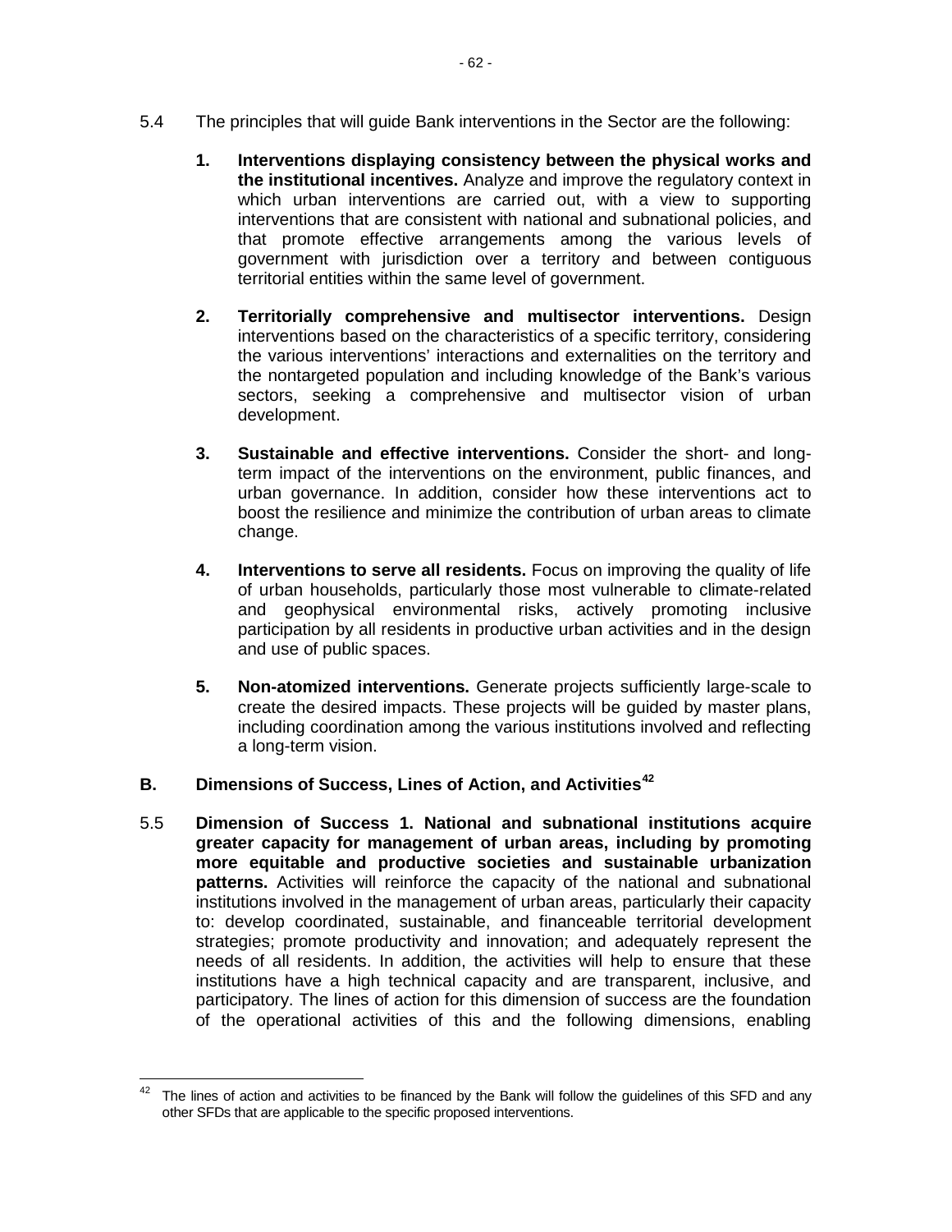5.4 The principles that will guide Bank interventions in the Sector are the following:

1. **Interventions displaying consistency between the physical works and the institutional incentives.** Analyze and improve the regulatory context in which urban interventions are carried out, with a view to supporting interventions that are consistent with national and subnational policies, and that promote effective arrangements among the various levels of government with jurisdiction over a territory and between contiguous territorial entities within the same level of government.

2. **Territorially comprehensive and multisector interventions.** Design interventions based on the characteristics of a specific territory, considering the various interventions' interactions and externalities on the territory and the nontargeted population and including knowledge of the Bank's various sectors, seeking a comprehensive and multisector vision of urban development.

3. **Sustainable and effective interventions.** Consider the short- and long-term impact of the interventions on the environment, public finances, and urban governance. In addition, consider how these interventions act to boost the resilience and minimize the contribution of urban areas to climate change.

4. **Interventions to serve all residents.** Focus on improving the quality of life of urban households, particularly those most vulnerable to climate-related and geophysical environmental risks, actively promoting inclusive participation by all residents in productive urban activities and in the design and use of public spaces.

5. **Non-atomized interventions.** Generate projects sufficiently large-scale to create the desired impacts. These projects will be guided by master plans, including coordination among the various institutions involved and reflecting a long-term vision.

## B. Dimensions of Success, Lines of Action, and Activities[42]

5.5 **Dimension of Success 1. National and subnational institutions acquire greater capacity for management of urban areas, including by promoting more equitable and productive societies and sustainable urbanization patterns.** Activities will reinforce the capacity of the national and subnational institutions involved in the management of urban areas, particularly their capacity to: develop coordinated, sustainable, and financeable territorial development strategies; promote productivity and innovation; and adequately represent the needs of all residents. In addition, the activities will help to ensure that these institutions have a high technical capacity and are transparent, inclusive, and participatory. The lines of action for this dimension of success are the foundation of the operational activities of this and the following dimensions, enabling

---

[42] The lines of action and activities to be financed by the Bank will follow the guidelines of this SFD and any other SFDs that are applicable to the specific proposed interventions.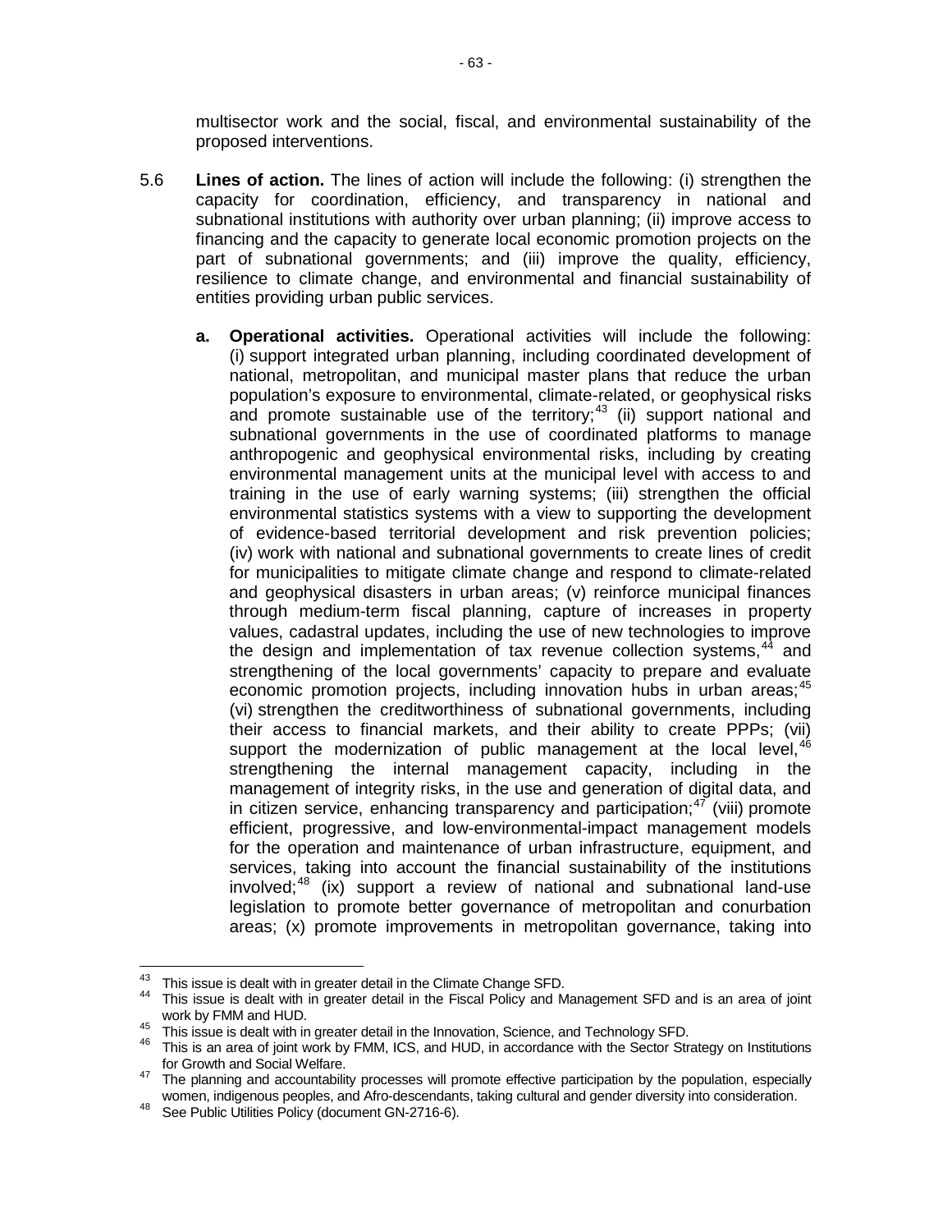multisector work and the social, fiscal, and environmental sustainability of the proposed interventions.

5.6 **Lines of action.** The lines of action will include the following: (i) strengthen the capacity for coordination, efficiency, and transparency in national and subnational institutions with authority over urban planning; (ii) improve access to financing and the capacity to generate local economic promotion projects on the part of subnational governments; and (iii) improve the quality, efficiency, resilience to climate change, and environmental and financial sustainability of entities providing urban public services.

**a. Operational activities.** Operational activities will include the following: (i) support integrated urban planning, including coordinated development of national, metropolitan, and municipal master plans that reduce the urban population's exposure to environmental, climate-related, or geophysical risks and promote sustainable use of the territory;[43] (ii) support national and subnational governments in the use of coordinated platforms to manage anthropogenic and geophysical environmental risks, including by creating environmental management units at the municipal level with access to and training in the use of early warning systems; (iii) strengthen the official environmental statistics systems with a view to supporting the development of evidence-based territorial development and risk prevention policies; (iv) work with national and subnational governments to create lines of credit for municipalities to mitigate climate change and respond to climate-related and geophysical disasters in urban areas; (v) reinforce municipal finances through medium-term fiscal planning, capture of increases in property values, cadastral updates, including the use of new technologies to improve the design and implementation of tax revenue collection systems,[44] and strengthening of the local governments' capacity to prepare and evaluate economic promotion projects, including innovation hubs in urban areas;[45] (vi) strengthen the creditworthiness of subnational governments, including their access to financial markets, and their ability to create PPPs; (vii) support the modernization of public management at the local level,[46] strengthening the internal management capacity, including in the management of integrity risks, in the use and generation of digital data, and in citizen service, enhancing transparency and participation;[47] (viii) promote efficient, progressive, and low-environmental-impact management models for the operation and maintenance of urban infrastructure, equipment, and services, taking into account the financial sustainability of the institutions involved;[48] (ix) support a review of national and subnational land-use legislation to promote better governance of metropolitan and conurbation areas; (x) promote improvements in metropolitan governance, taking into

---

[43] This issue is dealt with in greater detail in the Climate Change SFD.

[44] This issue is dealt with in greater detail in the Fiscal Policy and Management SFD and is an area of joint work by FMM and HUD.

[45] This issue is dealt with in greater detail in the Innovation, Science, and Technology SFD.

[46] This is an area of joint work by FMM, ICS, and HUD, in accordance with the Sector Strategy on Institutions for Growth and Social Welfare.

[47] The planning and accountability processes will promote effective participation by the population, especially women, indigenous peoples, and Afro-descendants, taking cultural and gender diversity into consideration.

[48] See Public Utilities Policy (document GN-2716-6).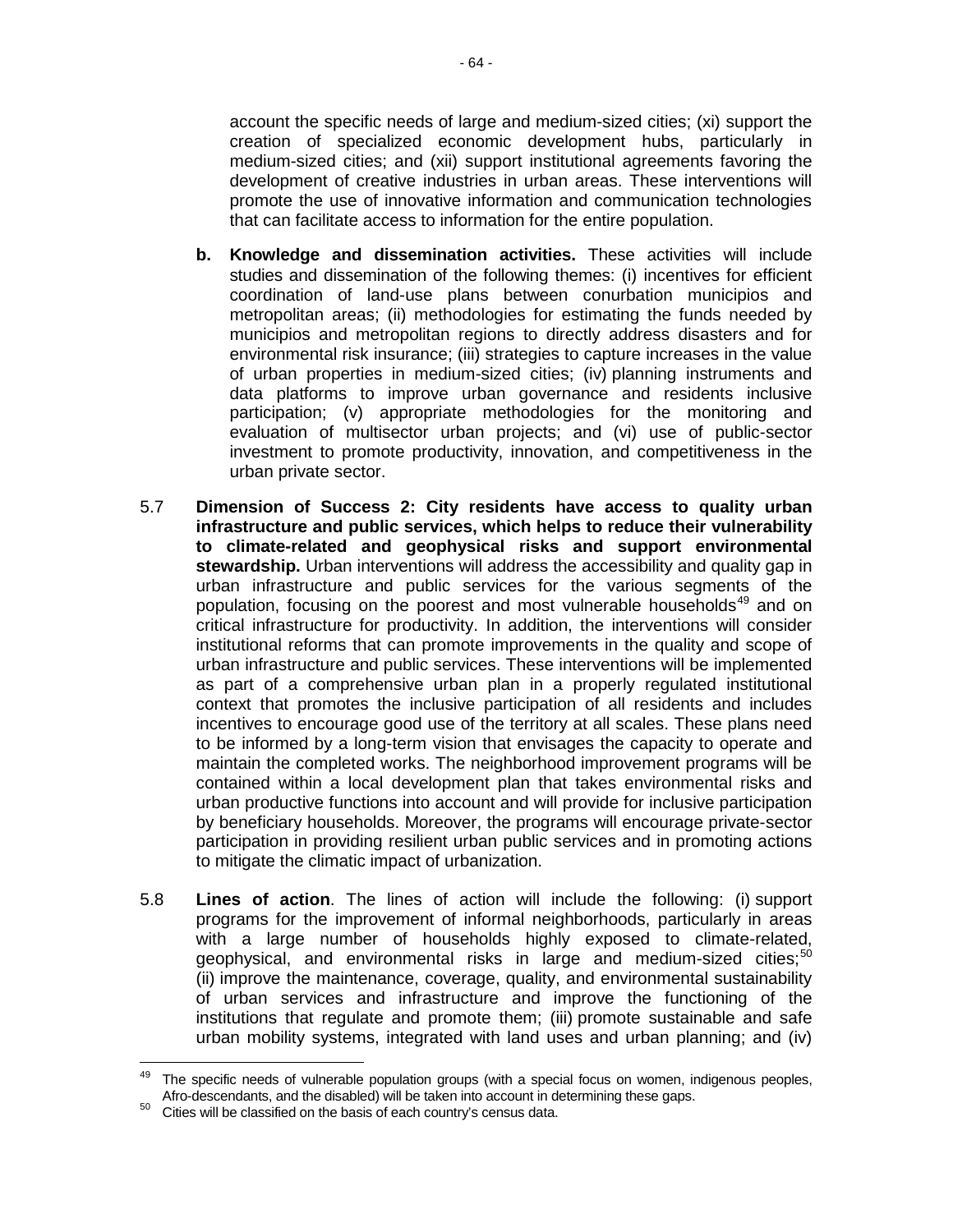account the specific needs of large and medium-sized cities; (xi) support the creation of specialized economic development hubs, particularly in medium-sized cities; and (xii) support institutional agreements favoring the development of creative industries in urban areas. These interventions will promote the use of innovative information and communication technologies that can facilitate access to information for the entire population.

**b. Knowledge and dissemination activities.** These activities will include studies and dissemination of the following themes: (i) incentives for efficient coordination of land-use plans between conurbation municipios and metropolitan areas; (ii) methodologies for estimating the funds needed by municipios and metropolitan regions to directly address disasters and for environmental risk insurance; (iii) strategies to capture increases in the value of urban properties in medium-sized cities; (iv) planning instruments and data platforms to improve urban governance and residents inclusive participation; (v) appropriate methodologies for the monitoring and evaluation of multisector urban projects; and (vi) use of public-sector investment to promote productivity, innovation, and competitiveness in the urban private sector.

5.7 **Dimension of Success 2: City residents have access to quality urban infrastructure and public services, which helps to reduce their vulnerability to climate-related and geophysical risks and support environmental stewardship.** Urban interventions will address the accessibility and quality gap in urban infrastructure and public services for the various segments of the population, focusing on the poorest and most vulnerable households[49] and on critical infrastructure for productivity. In addition, the interventions will consider institutional reforms that can promote improvements in the quality and scope of urban infrastructure and public services. These interventions will be implemented as part of a comprehensive urban plan in a properly regulated institutional context that promotes the inclusive participation of all residents and includes incentives to encourage good use of the territory at all scales. These plans need to be informed by a long-term vision that envisages the capacity to operate and maintain the completed works. The neighborhood improvement programs will be contained within a local development plan that takes environmental risks and urban productive functions into account and will provide for inclusive participation by beneficiary households. Moreover, the programs will encourage private-sector participation in providing resilient urban public services and in promoting actions to mitigate the climatic impact of urbanization.

5.8 **Lines of action**. The lines of action will include the following: (i) support programs for the improvement of informal neighborhoods, particularly in areas with a large number of households highly exposed to climate-related, geophysical, and environmental risks in large and medium-sized cities;[50] (ii) improve the maintenance, coverage, quality, and environmental sustainability of urban services and infrastructure and improve the functioning of the institutions that regulate and promote them; (iii) promote sustainable and safe urban mobility systems, integrated with land uses and urban planning; and (iv)

---

[49] The specific needs of vulnerable population groups (with a special focus on women, indigenous peoples, Afro-descendants, and the disabled) will be taken into account in determining these gaps.

[50] Cities will be classified on the basis of each country's census data.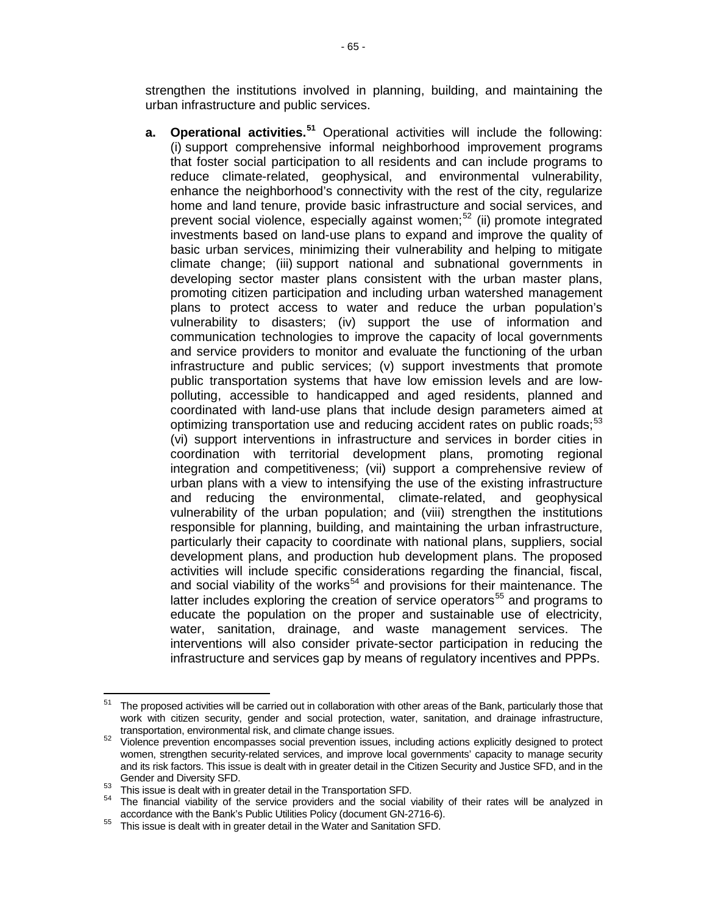strengthen the institutions involved in planning, building, and maintaining the urban infrastructure and public services.

**a. Operational activities.**[51] Operational activities will include the following: (i) support comprehensive informal neighborhood improvement programs that foster social participation to all residents and can include programs to reduce climate-related, geophysical, and environmental vulnerability, enhance the neighborhood's connectivity with the rest of the city, regularize home and land tenure, provide basic infrastructure and social services, and prevent social violence, especially against women;[52] (ii) promote integrated investments based on land-use plans to expand and improve the quality of basic urban services, minimizing their vulnerability and helping to mitigate climate change; (iii) support national and subnational governments in developing sector master plans consistent with the urban master plans, promoting citizen participation and including urban watershed management plans to protect access to water and reduce the urban population's vulnerability to disasters; (iv) support the use of information and communication technologies to improve the capacity of local governments and service providers to monitor and evaluate the functioning of the urban infrastructure and public services; (v) support investments that promote public transportation systems that have low emission levels and are low-polluting, accessible to handicapped and aged residents, planned and coordinated with land-use plans that include design parameters aimed at optimizing transportation use and reducing accident rates on public roads;[53] (vi) support interventions in infrastructure and services in border cities in coordination with territorial development plans, promoting regional integration and competitiveness; (vii) support a comprehensive review of urban plans with a view to intensifying the use of the existing infrastructure and reducing the environmental, climate-related, and geophysical vulnerability of the urban population; and (viii) strengthen the institutions responsible for planning, building, and maintaining the urban infrastructure, particularly their capacity to coordinate with national plans, suppliers, social development plans, and production hub development plans. The proposed activities will include specific considerations regarding the financial, fiscal, and social viability of the works[54] and provisions for their maintenance. The latter includes exploring the creation of service operators[55] and programs to educate the population on the proper and sustainable use of electricity, water, sanitation, drainage, and waste management services. The interventions will also consider private-sector participation in reducing the infrastructure and services gap by means of regulatory incentives and PPPs.

---

[51] The proposed activities will be carried out in collaboration with other areas of the Bank, particularly those that work with citizen security, gender and social protection, water, sanitation, and drainage infrastructure, transportation, environmental risk, and climate change issues.

[52] Violence prevention encompasses social prevention issues, including actions explicitly designed to protect women, strengthen security-related services, and improve local governments' capacity to manage security and its risk factors. This issue is dealt with in greater detail in the Citizen Security and Justice SFD, and in the Gender and Diversity SFD.

[53] This issue is dealt with in greater detail in the Transportation SFD.

[54] The financial viability of the service providers and the social viability of their rates will be analyzed in accordance with the Bank's Public Utilities Policy (document GN-2716-6).

[55] This issue is dealt with in greater detail in the Water and Sanitation SFD.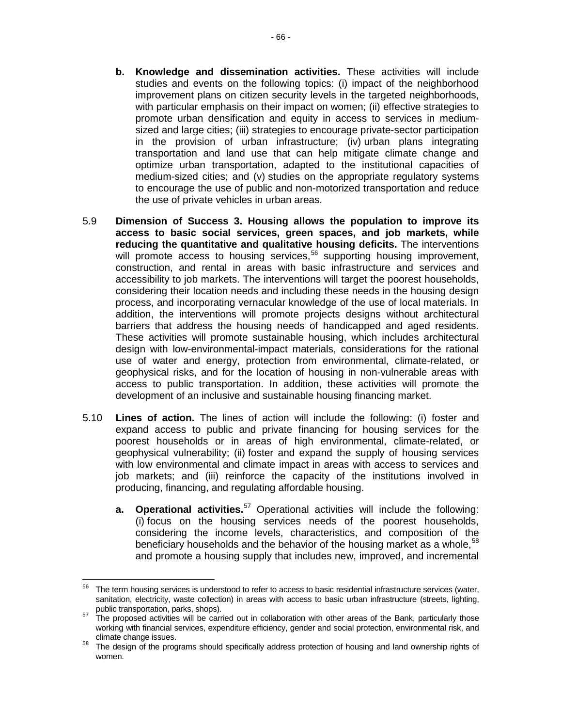b. **Knowledge and dissemination activities.** These activities will include studies and events on the following topics: (i) impact of the neighborhood improvement plans on citizen security levels in the targeted neighborhoods, with particular emphasis on their impact on women; (ii) effective strategies to promote urban densification and equity in access to services in medium-sized and large cities; (iii) strategies to encourage private-sector participation in the provision of urban infrastructure; (iv) urban plans integrating transportation and land use that can help mitigate climate change and optimize urban transportation, adapted to the institutional capacities of medium-sized cities; and (v) studies on the appropriate regulatory systems to encourage the use of public and non-motorized transportation and reduce the use of private vehicles in urban areas.

5.9 **Dimension of Success 3. Housing allows the population to improve its access to basic social services, green spaces, and job markets, while reducing the quantitative and qualitative housing deficits.** The interventions will promote access to housing services,[56] supporting housing improvement, construction, and rental in areas with basic infrastructure and services and accessibility to job markets. The interventions will target the poorest households, considering their location needs and including these needs in the housing design process, and incorporating vernacular knowledge of the use of local materials. In addition, the interventions will promote projects designs without architectural barriers that address the housing needs of handicapped and aged residents. These activities will promote sustainable housing, which includes architectural design with low-environmental-impact materials, considerations for the rational use of water and energy, protection from environmental, climate-related, or geophysical risks, and for the location of housing in non-vulnerable areas with access to public transportation. In addition, these activities will promote the development of an inclusive and sustainable housing financing market.

5.10 **Lines of action.** The lines of action will include the following: (i) foster and expand access to public and private financing for housing services for the poorest households or in areas of high environmental, climate-related, or geophysical vulnerability; (ii) foster and expand the supply of housing services with low environmental and climate impact in areas with access to services and job markets; and (iii) reinforce the capacity of the institutions involved in producing, financing, and regulating affordable housing.

a. **Operational activities.**[57] Operational activities will include the following: (i) focus on the housing services needs of the poorest households, considering the income levels, characteristics, and composition of the beneficiary households and the behavior of the housing market as a whole,[58] and promote a housing supply that includes new, improved, and incremental

---

[56] The term housing services is understood to refer to access to basic residential infrastructure services (water, sanitation, electricity, waste collection) in areas with access to basic urban infrastructure (streets, lighting, public transportation, parks, shops).

[57] The proposed activities will be carried out in collaboration with other areas of the Bank, particularly those working with financial services, expenditure efficiency, gender and social protection, environmental risk, and climate change issues.

[58] The design of the programs should specifically address protection of housing and land ownership rights of women.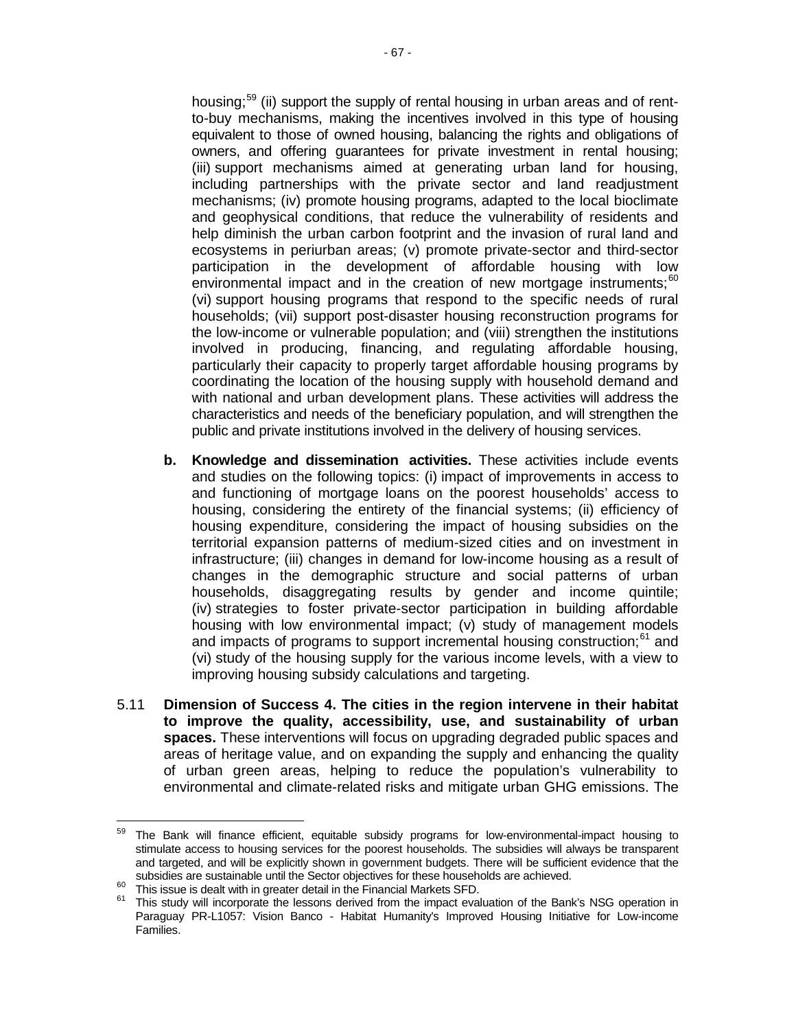housing;[59] (ii) support the supply of rental housing in urban areas and of rent-to-buy mechanisms, making the incentives involved in this type of housing equivalent to those of owned housing, balancing the rights and obligations of owners, and offering guarantees for private investment in rental housing; (iii) support mechanisms aimed at generating urban land for housing, including partnerships with the private sector and land readjustment mechanisms; (iv) promote housing programs, adapted to the local bioclimate and geophysical conditions, that reduce the vulnerability of residents and help diminish the urban carbon footprint and the invasion of rural land and ecosystems in periurban areas; (v) promote private-sector and third-sector participation in the development of affordable housing with low environmental impact and in the creation of new mortgage instruments;[60] (vi) support housing programs that respond to the specific needs of rural households; (vii) support post-disaster housing reconstruction programs for the low-income or vulnerable population; and (viii) strengthen the institutions involved in producing, financing, and regulating affordable housing, particularly their capacity to properly target affordable housing programs by coordinating the location of the housing supply with household demand and with national and urban development plans. These activities will address the characteristics and needs of the beneficiary population, and will strengthen the public and private institutions involved in the delivery of housing services.

b. **Knowledge and dissemination activities.** These activities include events and studies on the following topics: (i) impact of improvements in access to and functioning of mortgage loans on the poorest households' access to housing, considering the entirety of the financial systems; (ii) efficiency of housing expenditure, considering the impact of housing subsidies on the territorial expansion patterns of medium-sized cities and on investment in infrastructure; (iii) changes in demand for low-income housing as a result of changes in the demographic structure and social patterns of urban households, disaggregating results by gender and income quintile; (iv) strategies to foster private-sector participation in building affordable housing with low environmental impact; (v) study of management models and impacts of programs to support incremental housing construction;[61] and (vi) study of the housing supply for the various income levels, with a view to improving housing subsidy calculations and targeting.

5.11 **Dimension of Success 4. The cities in the region intervene in their habitat to improve the quality, accessibility, use, and sustainability of urban spaces.** These interventions will focus on upgrading degraded public spaces and areas of heritage value, and on expanding the supply and enhancing the quality of urban green areas, helping to reduce the population's vulnerability to environmental and climate-related risks and mitigate urban GHG emissions. The

---

[59] The Bank will finance efficient, equitable subsidy programs for low-environmental-impact housing to stimulate access to housing services for the poorest households. The subsidies will always be transparent and targeted, and will be explicitly shown in government budgets. There will be sufficient evidence that the subsidies are sustainable until the Sector objectives for these households are achieved.

[60] This issue is dealt with in greater detail in the Financial Markets SFD.

[61] This study will incorporate the lessons derived from the impact evaluation of the Bank's NSG operation in Paraguay PR-L1057: Vision Banco - Habitat Humanity's Improved Housing Initiative for Low-income Families.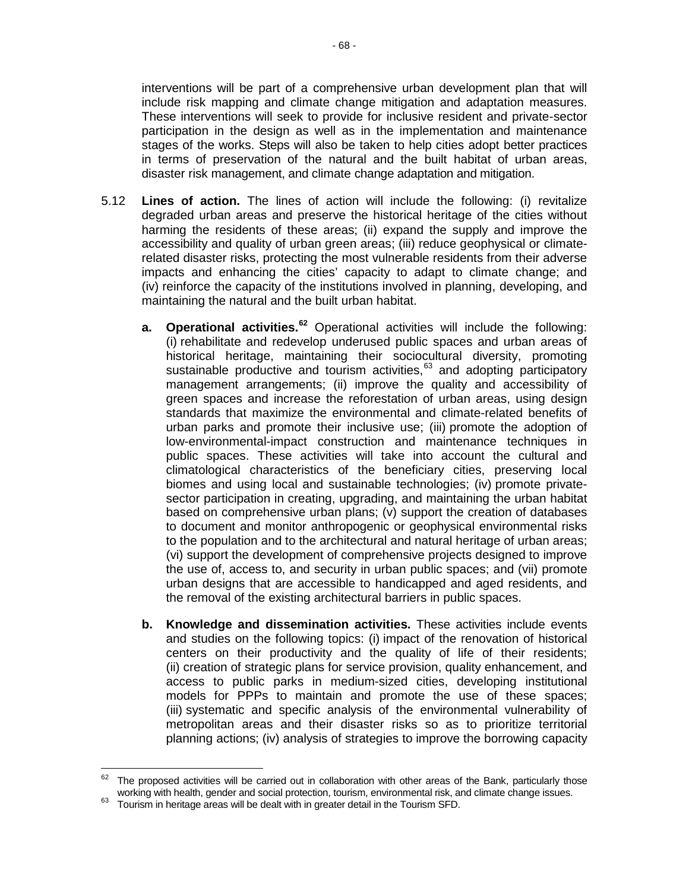interventions will be part of a comprehensive urban development plan that will include risk mapping and climate change mitigation and adaptation measures. These interventions will seek to provide for inclusive resident and private-sector participation in the design as well as in the implementation and maintenance stages of the works. Steps will also be taken to help cities adopt better practices in terms of preservation of the natural and the built habitat of urban areas, disaster risk management, and climate change adaptation and mitigation.

5.12 **Lines of action.** The lines of action will include the following: (i) revitalize degraded urban areas and preserve the historical heritage of the cities without harming the residents of these areas; (ii) expand the supply and improve the accessibility and quality of urban green areas; (iii) reduce geophysical or climate-related disaster risks, protecting the most vulnerable residents from their adverse impacts and enhancing the cities' capacity to adapt to climate change; and (iv) reinforce the capacity of the institutions involved in planning, developing, and maintaining the natural and the built urban habitat.

**a. Operational activities.**[62] Operational activities will include the following: (i) rehabilitate and redevelop underused public spaces and urban areas of historical heritage, maintaining their sociocultural diversity, promoting sustainable productive and tourism activities,[63] and adopting participatory management arrangements; (ii) improve the quality and accessibility of green spaces and increase the reforestation of urban areas, using design standards that maximize the environmental and climate-related benefits of urban parks and promote their inclusive use; (iii) promote the adoption of low-environmental-impact construction and maintenance techniques in public spaces. These activities will take into account the cultural and climatological characteristics of the beneficiary cities, preserving local biomes and using local and sustainable technologies; (iv) promote private-sector participation in creating, upgrading, and maintaining the urban habitat based on comprehensive urban plans; (v) support the creation of databases to document and monitor anthropogenic or geophysical environmental risks to the population and to the architectural and natural heritage of urban areas; (vi) support the development of comprehensive projects designed to improve the use of, access to, and security in urban public spaces; and (vii) promote urban designs that are accessible to handicapped and aged residents, and the removal of the existing architectural barriers in public spaces.

**b. Knowledge and dissemination activities.** These activities include events and studies on the following topics: (i) impact of the renovation of historical centers on their productivity and the quality of life of their residents; (ii) creation of strategic plans for service provision, quality enhancement, and access to public parks in medium-sized cities, developing institutional models for PPPs to maintain and promote the use of these spaces; (iii) systematic and specific analysis of the environmental vulnerability of metropolitan areas and their disaster risks so as to prioritize territorial planning actions; (iv) analysis of strategies to improve the borrowing capacity

---

[62] The proposed activities will be carried out in collaboration with other areas of the Bank, particularly those working with health, gender and social protection, tourism, environmental risk, and climate change issues.

[63] Tourism in heritage areas will be dealt with in greater detail in the Tourism SFD.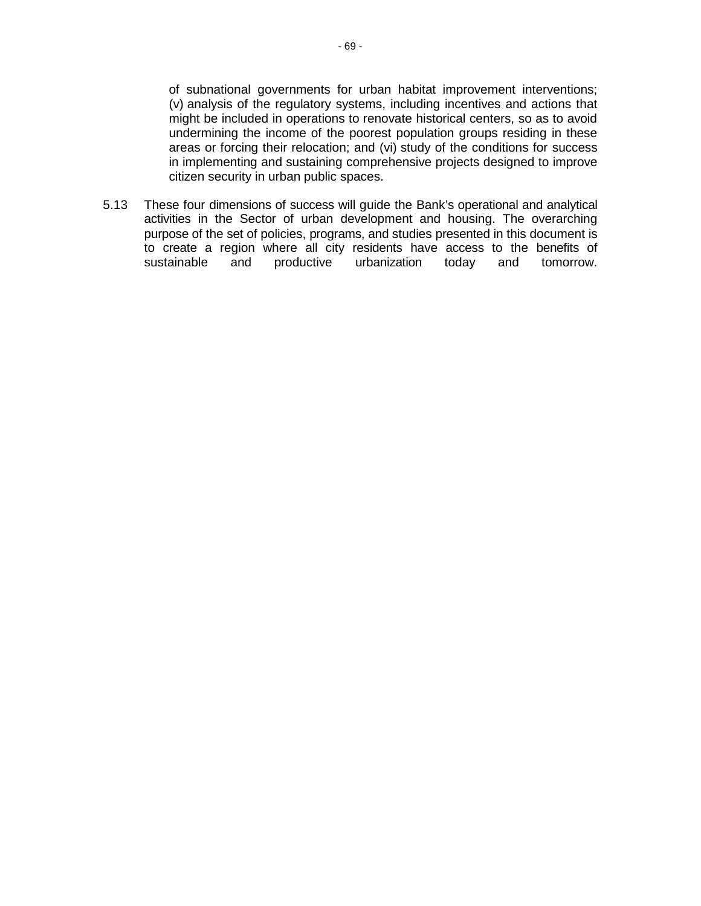of subnational governments for urban habitat improvement interventions; (v) analysis of the regulatory systems, including incentives and actions that might be included in operations to renovate historical centers, so as to avoid undermining the income of the poorest population groups residing in these areas or forcing their relocation; and (vi) study of the conditions for success in implementing and sustaining comprehensive projects designed to improve citizen security in urban public spaces.

5.13 These four dimensions of success will guide the Bank's operational and analytical activities in the Sector of urban development and housing. The overarching purpose of the set of policies, programs, and studies presented in this document is to create a region where all city residents have access to the benefits of sustainable and productive urbanization today and tomorrow.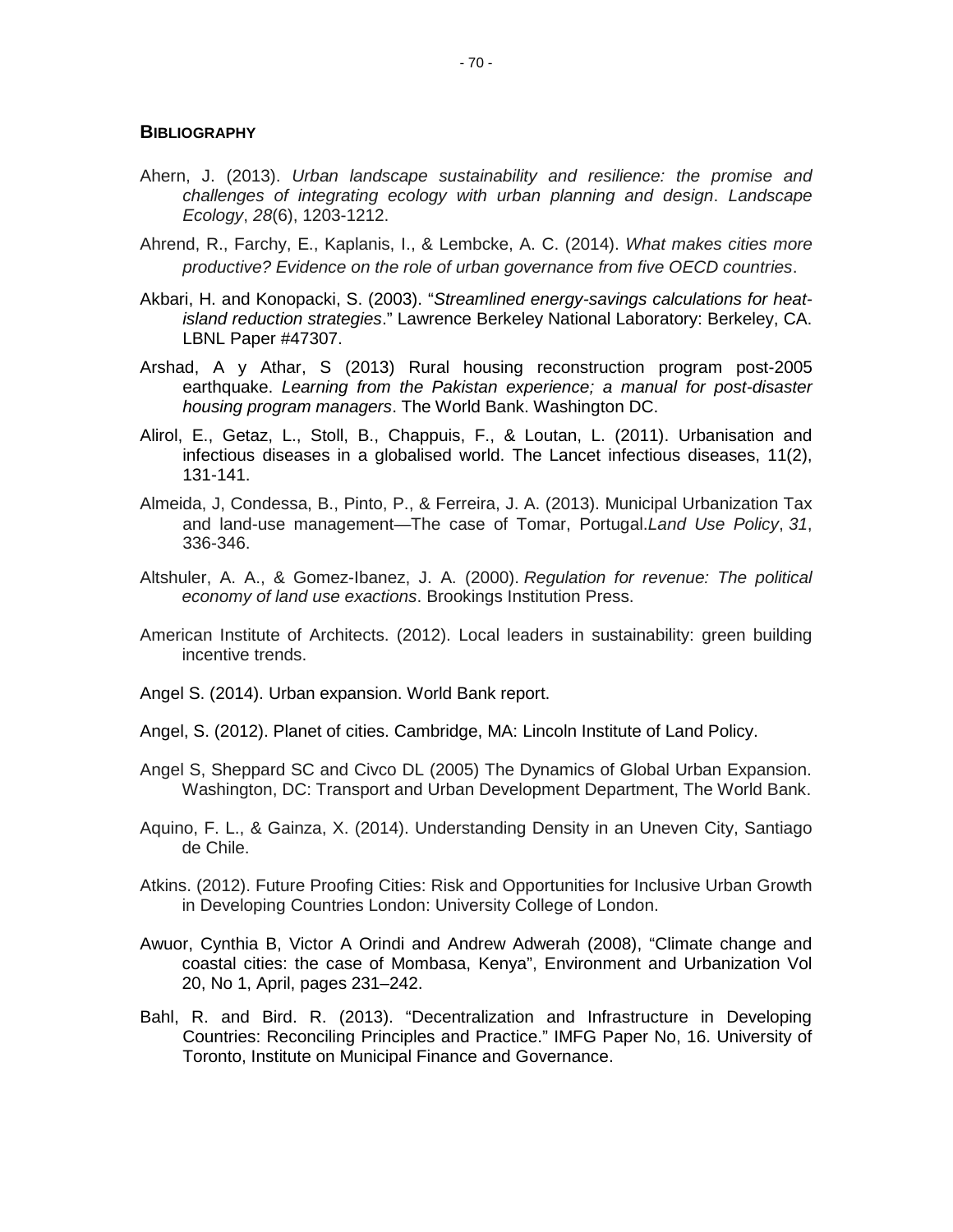## BIBLIOGRAPHY

Ahern, J. (2013). *Urban landscape sustainability and resilience: the promise and challenges of integrating ecology with urban planning and design*. *Landscape Ecology*, *28*(6), 1203-1212.

Ahrend, R., Farchy, E., Kaplanis, I., & Lembcke, A. C. (2014). *What makes cities more productive? Evidence on the role of urban governance from five OECD countries*.

Akbari, H. and Konopacki, S. (2003). "*Streamlined energy-savings calculations for heat-island reduction strategies*." Lawrence Berkeley National Laboratory: Berkeley, CA. LBNL Paper #47307.

Arshad, A y Athar, S (2013) Rural housing reconstruction program post-2005 earthquake. *Learning from the Pakistan experience; a manual for post-disaster housing program managers*. The World Bank. Washington DC.

Alirol, E., Getaz, L., Stoll, B., Chappuis, F., & Loutan, L. (2011). Urbanisation and infectious diseases in a globalised world. The Lancet infectious diseases, 11(2), 131-141.

Almeida, J, Condessa, B., Pinto, P., & Ferreira, J. A. (2013). Municipal Urbanization Tax and land-use management—The case of Tomar, Portugal.*Land Use Policy*, *31*, 336-346.

Altshuler, A. A., & Gomez-Ibanez, J. A. (2000). *Regulation for revenue: The political economy of land use exactions*. Brookings Institution Press.

American Institute of Architects. (2012). Local leaders in sustainability: green building incentive trends.

Angel S. (2014). Urban expansion. World Bank report.

Angel, S. (2012). Planet of cities. Cambridge, MA: Lincoln Institute of Land Policy.

Angel S, Sheppard SC and Civco DL (2005) The Dynamics of Global Urban Expansion. Washington, DC: Transport and Urban Development Department, The World Bank.

Aquino, F. L., & Gainza, X. (2014). Understanding Density in an Uneven City, Santiago de Chile.

Atkins. (2012). Future Proofing Cities: Risk and Opportunities for Inclusive Urban Growth in Developing Countries London: University College of London.

Awuor, Cynthia B, Victor A Orindi and Andrew Adwerah (2008), "Climate change and coastal cities: the case of Mombasa, Kenya", Environment and Urbanization Vol 20, No 1, April, pages 231–242.

Bahl, R. and Bird. R. (2013). "Decentralization and Infrastructure in Developing Countries: Reconciling Principles and Practice." IMFG Paper No, 16. University of Toronto, Institute on Municipal Finance and Governance.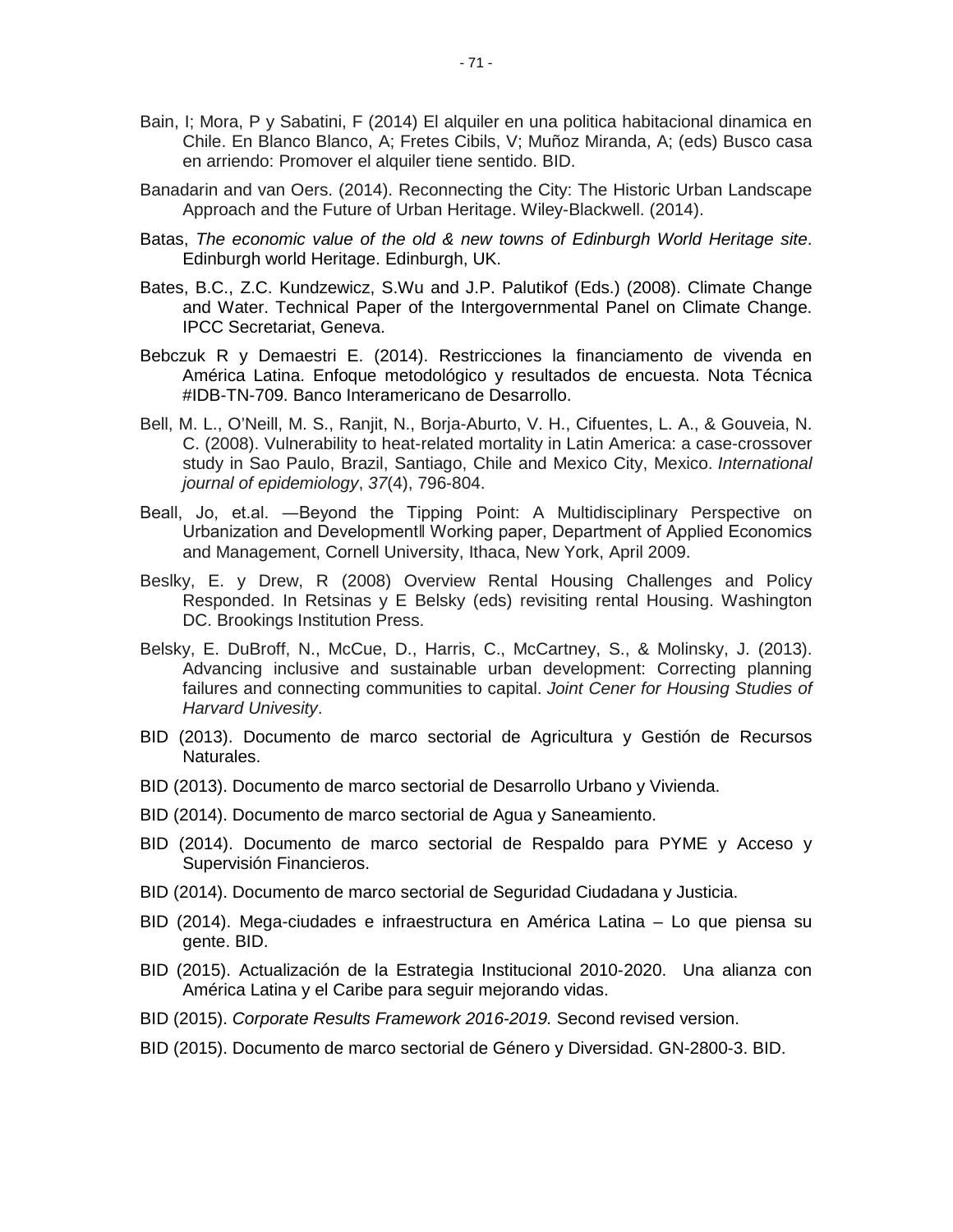Bain, I; Mora, P y Sabatini, F (2014) El alquiler en una politica habitacional dinamica en Chile. En Blanco Blanco, A; Fretes Cibils, V; Muñoz Miranda, A; (eds) Busco casa en arriendo: Promover el alquiler tiene sentido. BID.

Banadarin and van Oers. (2014). Reconnecting the City: The Historic Urban Landscape Approach and the Future of Urban Heritage. Wiley-Blackwell. (2014).

Batas, *The economic value of the old & new towns of Edinburgh World Heritage site*. Edinburgh world Heritage. Edinburgh, UK.

Bates, B.C., Z.C. Kundzewicz, S.Wu and J.P. Palutikof (Eds.) (2008). Climate Change and Water. Technical Paper of the Intergovernmental Panel on Climate Change. IPCC Secretariat, Geneva.

Bebczuk R y Demaestri E. (2014). Restricciones la financiamento de vivenda en América Latina. Enfoque metodológico y resultados de encuesta. Nota Técnica #IDB-TN-709. Banco Interamericano de Desarrollo.

Bell, M. L., O'Neill, M. S., Ranjit, N., Borja-Aburto, V. H., Cifuentes, L. A., & Gouveia, N. C. (2008). Vulnerability to heat-related mortality in Latin America: a case-crossover study in Sao Paulo, Brazil, Santiago, Chile and Mexico City, Mexico. *International journal of epidemiology*, *37*(4), 796-804.

Beall, Jo, et.al. ―Beyond the Tipping Point: A Multidisciplinary Perspective on Urbanization and Development‖ Working paper, Department of Applied Economics and Management, Cornell University, Ithaca, New York, April 2009.

Beslky, E. y Drew, R (2008) Overview Rental Housing Challenges and Policy Responded. In Retsinas y E Belsky (eds) revisiting rental Housing. Washington DC. Brookings Institution Press.

Belsky, E. DuBroff, N., McCue, D., Harris, C., McCartney, S., & Molinsky, J. (2013). Advancing inclusive and sustainable urban development: Correcting planning failures and connecting communities to capital. *Joint Cener for Housing Studies of Harvard Univesity*.

BID (2013). Documento de marco sectorial de Agricultura y Gestión de Recursos Naturales.

BID (2013). Documento de marco sectorial de Desarrollo Urbano y Vivienda.

BID (2014). Documento de marco sectorial de Agua y Saneamiento.

BID (2014). Documento de marco sectorial de Respaldo para PYME y Acceso y Supervisión Financieros.

BID (2014). Documento de marco sectorial de Seguridad Ciudadana y Justicia.

BID (2014). Mega-ciudades e infraestructura en América Latina – Lo que piensa su gente. BID.

BID (2015). Actualización de la Estrategia Institucional 2010-2020. Una alianza con América Latina y el Caribe para seguir mejorando vidas.

BID (2015). *Corporate Results Framework 2016-2019.* Second revised version.

BID (2015). Documento de marco sectorial de Género y Diversidad. GN-2800-3. BID.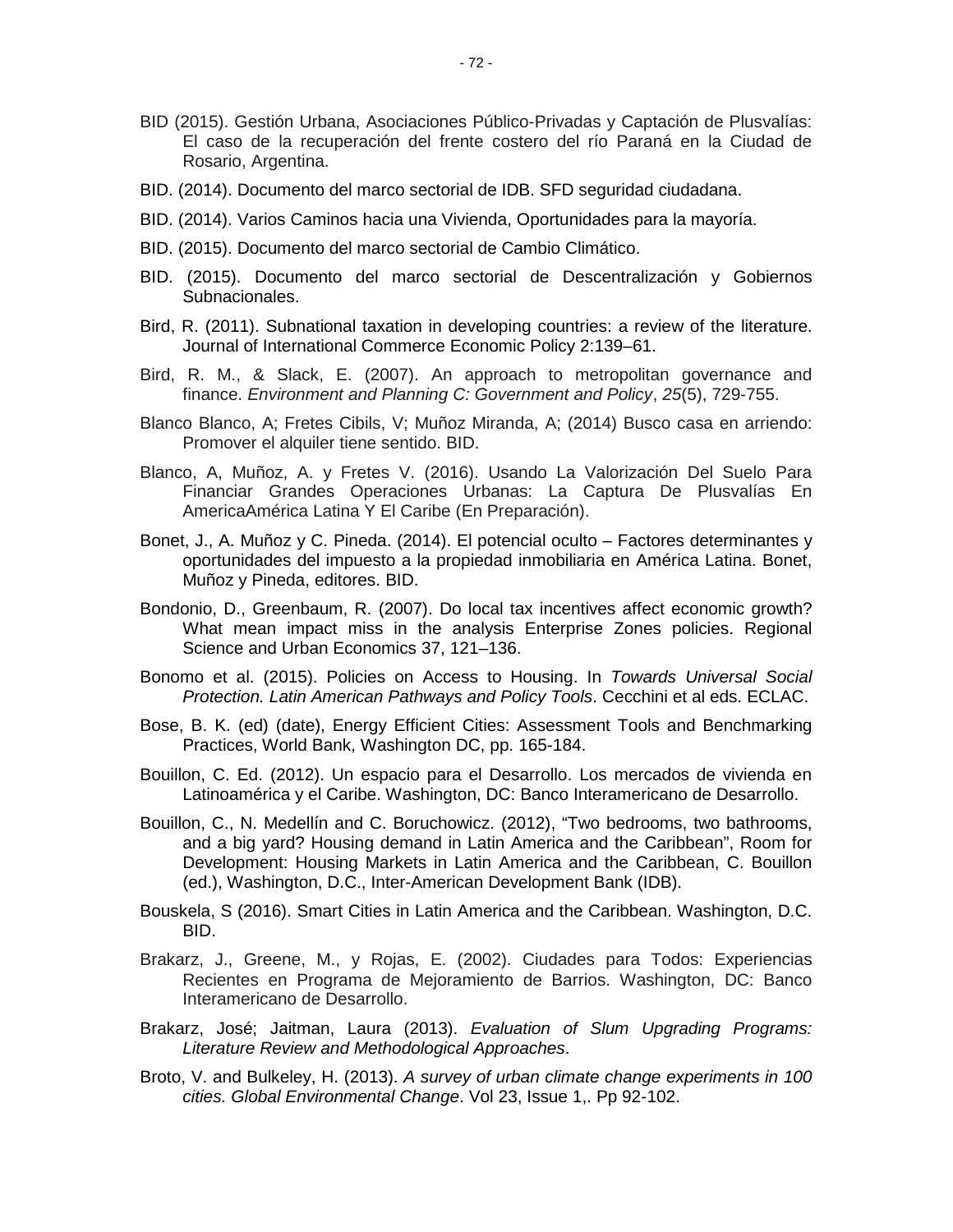BID (2015). Gestión Urbana, Asociaciones Público-Privadas y Captación de Plusvalías: El caso de la recuperación del frente costero del río Paraná en la Ciudad de Rosario, Argentina.

BID. (2014). Documento del marco sectorial de IDB. SFD seguridad ciudadana.

BID. (2014). Varios Caminos hacia una Vivienda, Oportunidades para la mayoría.

BID. (2015). Documento del marco sectorial de Cambio Climático.

BID. (2015). Documento del marco sectorial de Descentralización y Gobiernos Subnacionales.

Bird, R. (2011). Subnational taxation in developing countries: a review of the literature. Journal of International Commerce Economic Policy 2:139–61.

Bird, R. M., & Slack, E. (2007). An approach to metropolitan governance and finance. *Environment and Planning C: Government and Policy*, *25*(5), 729-755.

Blanco Blanco, A; Fretes Cibils, V; Muñoz Miranda, A; (2014) Busco casa en arriendo: Promover el alquiler tiene sentido. BID.

Blanco, A, Muñoz, A. y Fretes V. (2016). Usando La Valorización Del Suelo Para Financiar Grandes Operaciones Urbanas: La Captura De Plusvalías En AmericaAmérica Latina Y El Caribe (En Preparación).

Bonet, J., A. Muñoz y C. Pineda. (2014). El potencial oculto – Factores determinantes y oportunidades del impuesto a la propiedad inmobiliaria en América Latina. Bonet, Muñoz y Pineda, editores. BID.

Bondonio, D., Greenbaum, R. (2007). Do local tax incentives affect economic growth? What mean impact miss in the analysis Enterprise Zones policies. Regional Science and Urban Economics 37, 121–136.

Bonomo et al. (2015). Policies on Access to Housing. In *Towards Universal Social Protection. Latin American Pathways and Policy Tools*. Cecchini et al eds. ECLAC.

Bose, B. K. (ed) (date), Energy Efficient Cities: Assessment Tools and Benchmarking Practices, World Bank, Washington DC, pp. 165-184.

Bouillon, C. Ed. (2012). Un espacio para el Desarrollo. Los mercados de vivienda en Latinoamérica y el Caribe. Washington, DC: Banco Interamericano de Desarrollo.

Bouillon, C., N. Medellín and C. Boruchowicz. (2012), "Two bedrooms, two bathrooms, and a big yard? Housing demand in Latin America and the Caribbean", Room for Development: Housing Markets in Latin America and the Caribbean, C. Bouillon (ed.), Washington, D.C., Inter-American Development Bank (IDB).

Bouskela, S (2016). Smart Cities in Latin America and the Caribbean. Washington, D.C. BID.

Brakarz, J., Greene, M., y Rojas, E. (2002). Ciudades para Todos: Experiencias Recientes en Programa de Mejoramiento de Barrios. Washington, DC: Banco Interamericano de Desarrollo.

Brakarz, José; Jaitman, Laura (2013). *Evaluation of Slum Upgrading Programs: Literature Review and Methodological Approaches*.

Broto, V. and Bulkeley, H. (2013). *A survey of urban climate change experiments in 100 cities. Global Environmental Change*. Vol 23, Issue 1,. Pp 92-102.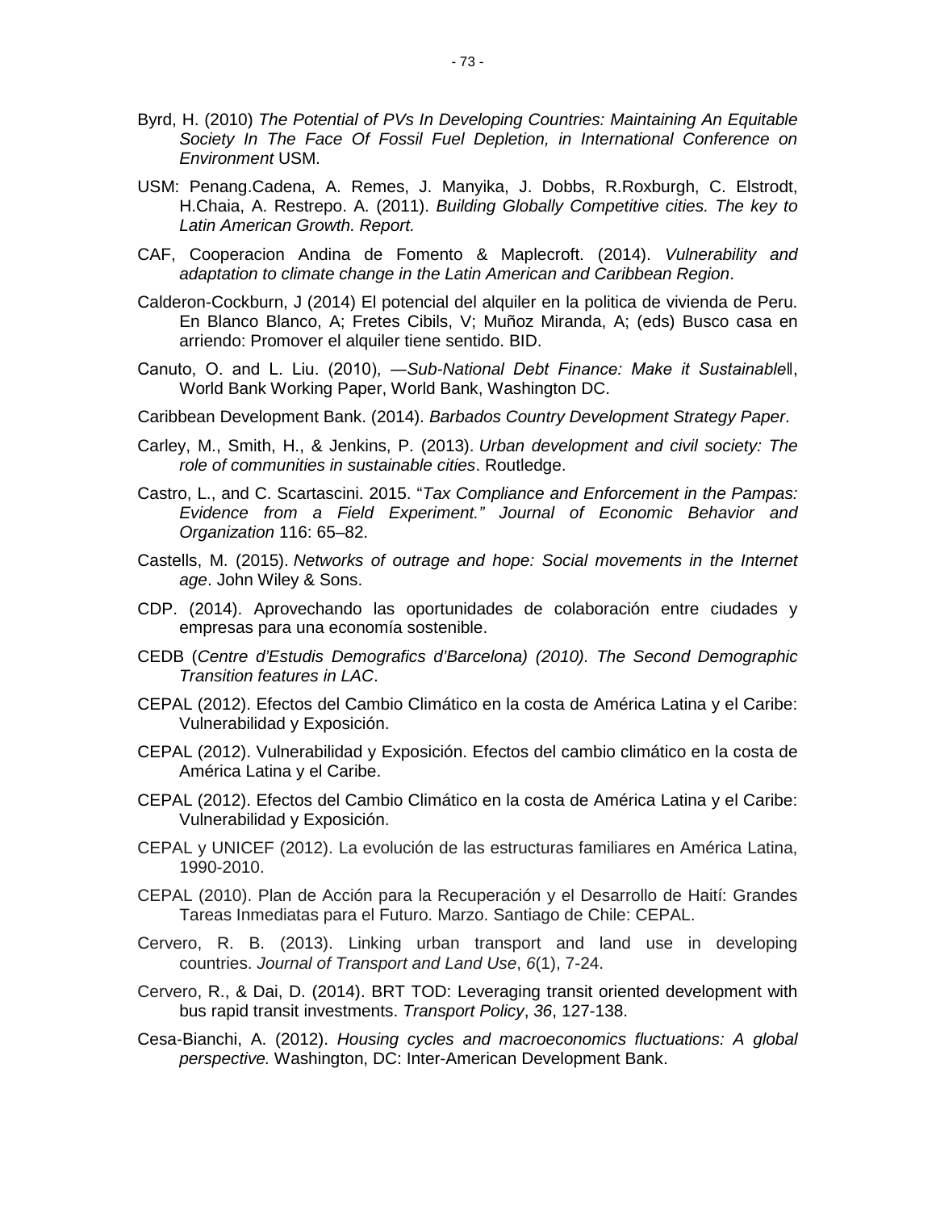Byrd, H. (2010) *The Potential of PVs In Developing Countries: Maintaining An Equitable Society In The Face Of Fossil Fuel Depletion, in International Conference on Environment* USM.

USM: Penang.Cadena, A. Remes, J. Manyika, J. Dobbs, R.Roxburgh, C. Elstrodt, H.Chaia, A. Restrepo. A. (2011). *Building Globally Competitive cities. The key to Latin American Growth. Report.*

CAF, Cooperacion Andina de Fomento & Maplecroft. (2014). *Vulnerability and adaptation to climate change in the Latin American and Caribbean Region*.

Calderon-Cockburn, J (2014) El potencial del alquiler en la politica de vivienda de Peru. En Blanco Blanco, A; Fretes Cibils, V; Muñoz Miranda, A; (eds) Busco casa en arriendo: Promover el alquiler tiene sentido. BID.

Canuto, O. and L. Liu. (2010), ―*Sub-National Debt Finance: Make it Sustainable*‖, World Bank Working Paper, World Bank, Washington DC.

Caribbean Development Bank. (2014). *Barbados Country Development Strategy Paper*.

Carley, M., Smith, H., & Jenkins, P. (2013). *Urban development and civil society: The role of communities in sustainable cities*. Routledge.

Castro, L., and C. Scartascini. 2015. "*Tax Compliance and Enforcement in the Pampas: Evidence from a Field Experiment." Journal of Economic Behavior and Organization* 116: 65–82.

Castells, M. (2015). *Networks of outrage and hope: Social movements in the Internet age*. John Wiley & Sons.

CDP. (2014). Aprovechando las oportunidades de colaboración entre ciudades y empresas para una economía sostenible.

CEDB (*Centre d'Estudis Demografics d'Barcelona) (2010). The Second Demographic Transition features in LAC*.

CEPAL (2012). Efectos del Cambio Climático en la costa de América Latina y el Caribe: Vulnerabilidad y Exposición.

CEPAL (2012). Vulnerabilidad y Exposición. Efectos del cambio climático en la costa de América Latina y el Caribe.

CEPAL (2012). Efectos del Cambio Climático en la costa de América Latina y el Caribe: Vulnerabilidad y Exposición.

CEPAL y UNICEF (2012). La evolución de las estructuras familiares en América Latina, 1990-2010.

CEPAL (2010). Plan de Acción para la Recuperación y el Desarrollo de Haití: Grandes Tareas Inmediatas para el Futuro. Marzo. Santiago de Chile: CEPAL.

Cervero, R. B. (2013). Linking urban transport and land use in developing countries. *Journal of Transport and Land Use*, *6*(1), 7-24.

Cervero, R., & Dai, D. (2014). BRT TOD: Leveraging transit oriented development with bus rapid transit investments. *Transport Policy*, *36*, 127-138.

Cesa-Bianchi, A. (2012). *Housing cycles and macroeconomics fluctuations: A global perspective.* Washington, DC: Inter-American Development Bank.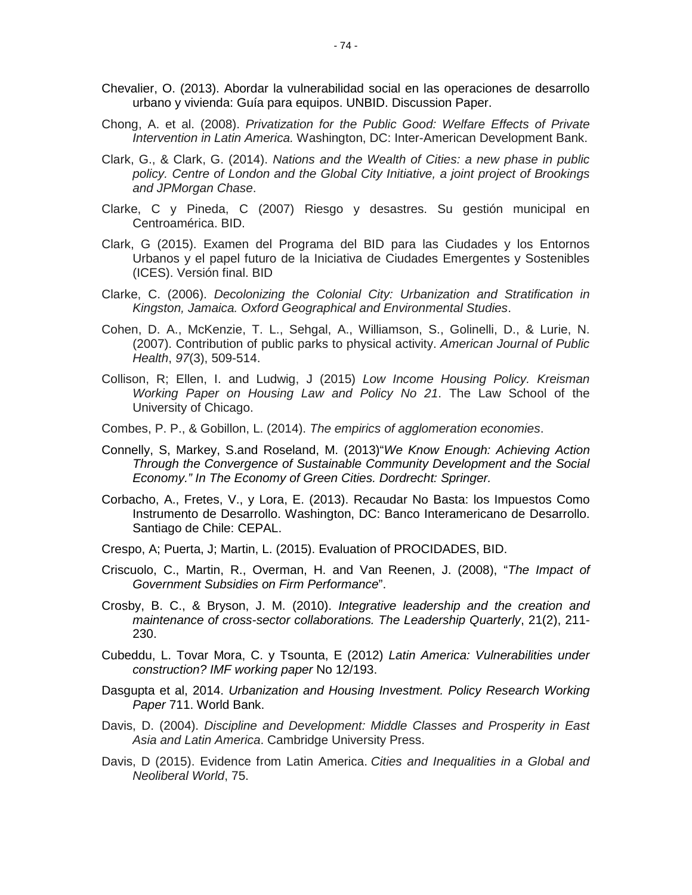Chevalier, O. (2013). Abordar la vulnerabilidad social en las operaciones de desarrollo urbano y vivienda: Guía para equipos. UNBID. Discussion Paper.

Chong, A. et al. (2008). *Privatization for the Public Good: Welfare Effects of Private Intervention in Latin America.* Washington, DC: Inter-American Development Bank.

Clark, G., & Clark, G. (2014). *Nations and the Wealth of Cities: a new phase in public policy. Centre of London and the Global City Initiative, a joint project of Brookings and JPMorgan Chase*.

Clarke, C y Pineda, C (2007) Riesgo y desastres. Su gestión municipal en Centroamérica. BID.

Clark, G (2015). Examen del Programa del BID para las Ciudades y los Entornos Urbanos y el papel futuro de la Iniciativa de Ciudades Emergentes y Sostenibles (ICES). Versión final. BID

Clarke, C. (2006). *Decolonizing the Colonial City: Urbanization and Stratification in Kingston, Jamaica. Oxford Geographical and Environmental Studies*.

Cohen, D. A., McKenzie, T. L., Sehgal, A., Williamson, S., Golinelli, D., & Lurie, N. (2007). Contribution of public parks to physical activity. *American Journal of Public Health*, *97*(3), 509-514.

Collison, R; Ellen, I. and Ludwig, J (2015) *Low Income Housing Policy. Kreisman Working Paper on Housing Law and Policy No 21*. The Law School of the University of Chicago.

Combes, P. P., & Gobillon, L. (2014). *The empirics of agglomeration economies*.

Connelly, S, Markey, S.and Roseland, M. (2013)"*We Know Enough: Achieving Action Through the Convergence of Sustainable Community Development and the Social Economy." In The Economy of Green Cities. Dordrecht: Springer.*

Corbacho, A., Fretes, V., y Lora, E. (2013). Recaudar No Basta: los Impuestos Como Instrumento de Desarrollo. Washington, DC: Banco Interamericano de Desarrollo. Santiago de Chile: CEPAL.

Crespo, A; Puerta, J; Martin, L. (2015). Evaluation of PROCIDADES, BID.

Criscuolo, C., Martin, R., Overman, H. and Van Reenen, J. (2008), "*The Impact of Government Subsidies on Firm Performance*".

Crosby, B. C., & Bryson, J. M. (2010). *Integrative leadership and the creation and maintenance of cross-sector collaborations. The Leadership Quarterly*, 21(2), 211-230.

Cubeddu, L. Tovar Mora, C. y Tsounta, E (2012) *Latin America: Vulnerabilities under construction? IMF working paper* No 12/193.

Dasgupta et al, 2014. *Urbanization and Housing Investment. Policy Research Working Paper* 711. World Bank.

Davis, D. (2004). *Discipline and Development: Middle Classes and Prosperity in East Asia and Latin America*. Cambridge University Press.

Davis, D (2015). Evidence from Latin America. *Cities and Inequalities in a Global and Neoliberal World*, 75.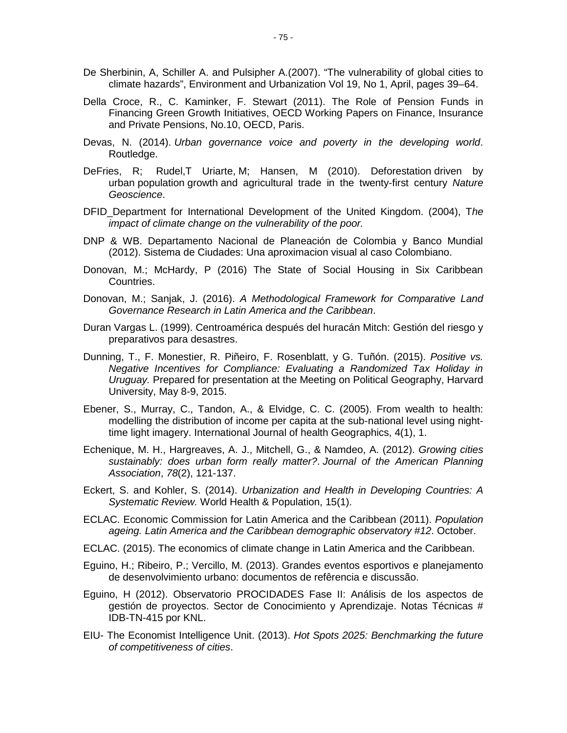De Sherbinin, A, Schiller A. and Pulsipher A.(2007). “The vulnerability of global cities to climate hazards”, Environment and Urbanization Vol 19, No 1, April, pages 39–64.

Della Croce, R., C. Kaminker, F. Stewart (2011). The Role of Pension Funds in Financing Green Growth Initiatives, OECD Working Papers on Finance, Insurance and Private Pensions, No.10, OECD, Paris.

Devas, N. (2014). *Urban governance voice and poverty in the developing world*. Routledge.

DeFries, R; Rudel,T Uriarte, M; Hansen, M (2010). Deforestation driven by urban population growth and agricultural trade in the twenty-first century *Nature Geoscience*.

DFID_Department for International Development of the United Kingdom. (2004), T*he impact of climate change on the vulnerability of the poor.*

DNP & WB. Departamento Nacional de Planeación de Colombia y Banco Mundial (2012). Sistema de Ciudades: Una aproximacion visual al caso Colombiano.

Donovan, M.; McHardy, P (2016) The State of Social Housing in Six Caribbean Countries.

Donovan, M.; Sanjak, J. (2016). *A Methodological Framework for Comparative Land Governance Research in Latin America and the Caribbean*.

Duran Vargas L. (1999). Centroamérica después del huracán Mitch: Gestión del riesgo y preparativos para desastres.

Dunning, T., F. Monestier, R. Piñeiro, F. Rosenblatt, y G. Tuñón. (2015). *Positive vs. Negative Incentives for Compliance: Evaluating a Randomized Tax Holiday in Uruguay.* Prepared for presentation at the Meeting on Political Geography, Harvard University, May 8-9, 2015.

Ebener, S., Murray, C., Tandon, A., & Elvidge, C. C. (2005). From wealth to health: modelling the distribution of income per capita at the sub-national level using night-time light imagery. International Journal of health Geographics, 4(1), 1.

Echenique, M. H., Hargreaves, A. J., Mitchell, G., & Namdeo, A. (2012). *Growing cities sustainably: does urban form really matter?*. *Journal of the American Planning Association*, *78*(2), 121-137.

Eckert, S. and Kohler, S. (2014). *Urbanization and Health in Developing Countries: A Systematic Review.* World Health & Population, 15(1).

ECLAC. Economic Commission for Latin America and the Caribbean (2011). *Population ageing. Latin America and the Caribbean demographic observatory #12*. October.

ECLAC. (2015). The economics of climate change in Latin America and the Caribbean.

Eguino, H.; Ribeiro, P.; Vercillo, M. (2013). Grandes eventos esportivos e planejamento de desenvolvimiento urbano: documentos de refêrencia e discussão.

Eguino, H (2012). Observatorio PROCIDADES Fase II: Análisis de los aspectos de gestión de proyectos. Sector de Conocimiento y Aprendizaje. Notas Técnicas # IDB-TN-415 por KNL.

EIU- The Economist Intelligence Unit. (2013). *Hot Spots 2025: Benchmarking the future of competitiveness of cities*.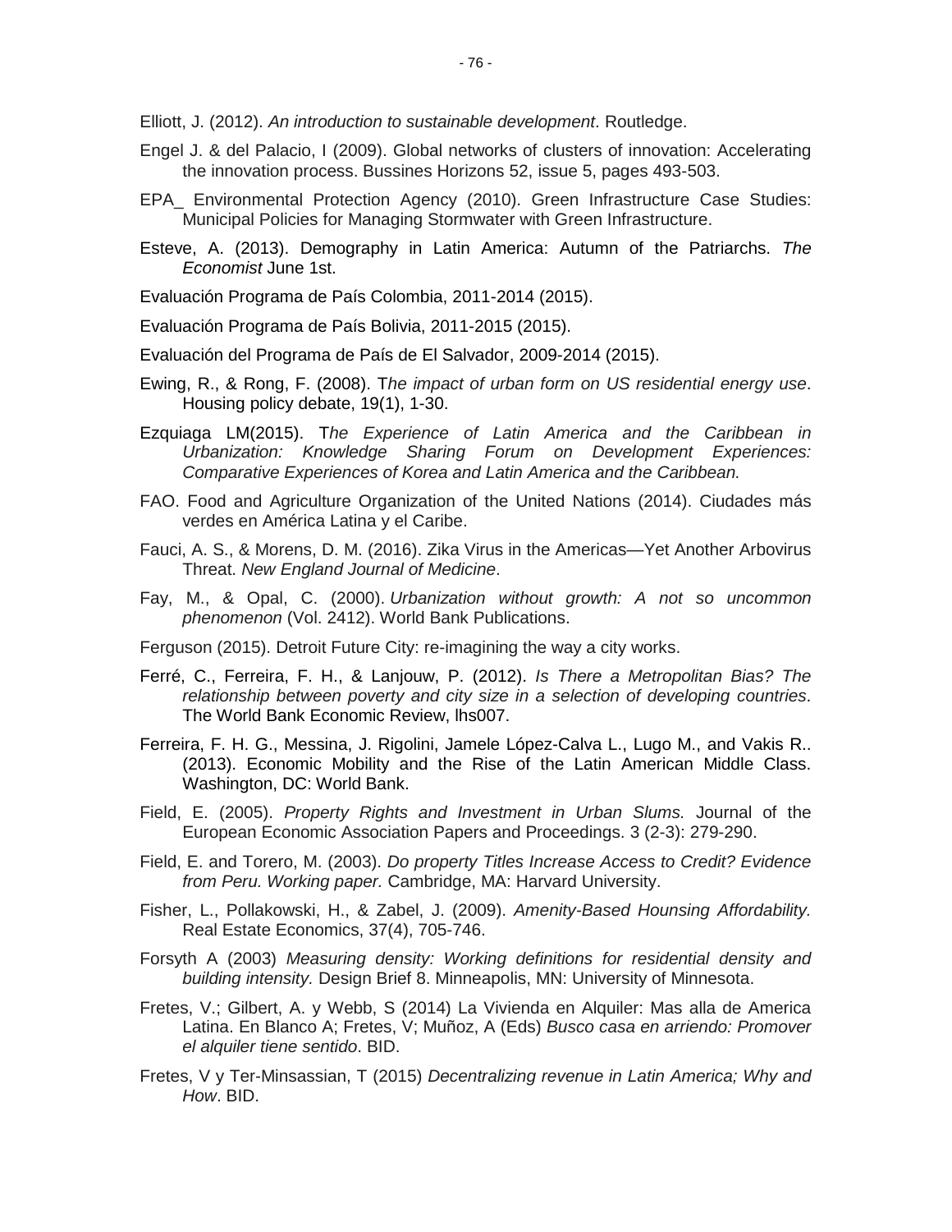Elliott, J. (2012). *An introduction to sustainable development*. Routledge.

Engel J. & del Palacio, I (2009). Global networks of clusters of innovation: Accelerating the innovation process. Bussines Horizons 52, issue 5, pages 493-503.

EPA_ Environmental Protection Agency (2010). Green Infrastructure Case Studies: Municipal Policies for Managing Stormwater with Green Infrastructure.

Esteve, A. (2013). Demography in Latin America: Autumn of the Patriarchs. *The Economist* June 1st.

Evaluación Programa de País Colombia, 2011-2014 (2015).

Evaluación Programa de País Bolivia, 2011-2015 (2015).

Evaluación del Programa de País de El Salvador, 2009-2014 (2015).

Ewing, R., & Rong, F. (2008). T*he impact of urban form on US residential energy use*. Housing policy debate, 19(1), 1-30.

Ezquiaga LM(2015). T*he Experience of Latin America and the Caribbean in Urbanization: Knowledge Sharing Forum on Development Experiences: Comparative Experiences of Korea and Latin America and the Caribbean.*

FAO. Food and Agriculture Organization of the United Nations (2014). Ciudades más verdes en América Latina y el Caribe.

Fauci, A. S., & Morens, D. M. (2016). Zika Virus in the Americas—Yet Another Arbovirus Threat. *New England Journal of Medicine*.

Fay, M., & Opal, C. (2000). *Urbanization without growth: A not so uncommon phenomenon* (Vol. 2412). World Bank Publications.

Ferguson (2015). Detroit Future City: re-imagining the way a city works.

Ferré, C., Ferreira, F. H., & Lanjouw, P. (2012). *Is There a Metropolitan Bias? The relationship between poverty and city size in a selection of developing countries*. The World Bank Economic Review, lhs007.

Ferreira, F. H. G., Messina, J. Rigolini, Jamele López-Calva L., Lugo M., and Vakis R.. (2013). Economic Mobility and the Rise of the Latin American Middle Class. Washington, DC: World Bank.

Field, E. (2005). *Property Rights and Investment in Urban Slums.* Journal of the European Economic Association Papers and Proceedings. 3 (2-3): 279-290.

Field, E. and Torero, M. (2003). *Do property Titles Increase Access to Credit? Evidence from Peru. Working paper.* Cambridge, MA: Harvard University.

Fisher, L., Pollakowski, H., & Zabel, J. (2009). *Amenity-Based Hounsing Affordability.* Real Estate Economics, 37(4), 705-746.

Forsyth A (2003) *Measuring density: Working definitions for residential density and building intensity.* Design Brief 8. Minneapolis, MN: University of Minnesota.

Fretes, V.; Gilbert, A. y Webb, S (2014) La Vivienda en Alquiler: Mas alla de America Latina. En Blanco A; Fretes, V; Muñoz, A (Eds) *Busco casa en arriendo: Promover el alquiler tiene sentido*. BID.

Fretes, V y Ter-Minsassian, T (2015) *Decentralizing revenue in Latin America; Why and How*. BID.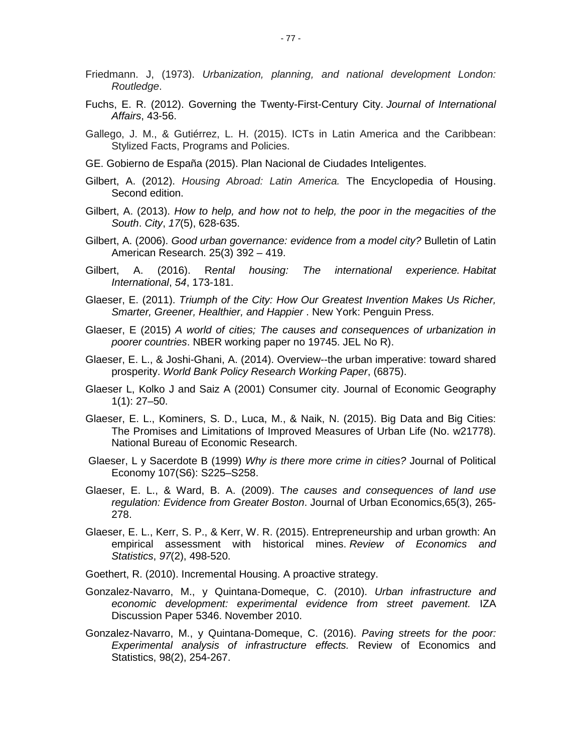Friedmann. J, (1973). *Urbanization, planning, and national development London: Routledge*.

Fuchs, E. R. (2012). Governing the Twenty-First-Century City. *Journal of International Affairs*, 43-56.

Gallego, J. M., & Gutiérrez, L. H. (2015). ICTs in Latin America and the Caribbean: Stylized Facts, Programs and Policies.

GE. Gobierno de España (2015). Plan Nacional de Ciudades Inteligentes.

Gilbert, A. (2012). *Housing Abroad: Latin America.* The Encyclopedia of Housing. Second edition.

Gilbert, A. (2013). *How to help, and how not to help, the poor in the megacities of the South*. *City*, *17*(5), 628-635.

Gilbert, A. (2006). *Good urban governance: evidence from a model city?* Bulletin of Latin American Research. 25(3) 392 – 419.

Gilbert, A. (2016). R*ental housing: The international experience.* *Habitat International*, *54*, 173-181.

Glaeser, E. (2011). *Triumph of the City: How Our Greatest Invention Makes Us Richer, Smarter, Greener, Healthier, and Happier* . New York: Penguin Press.

Glaeser, E (2015) *A world of cities; The causes and consequences of urbanization in poorer countries*. NBER working paper no 19745. JEL No R).

Glaeser, E. L., & Joshi-Ghani, A. (2014). Overview--the urban imperative: toward shared prosperity. *World Bank Policy Research Working Paper*, (6875).

Glaeser L, Kolko J and Saiz A (2001) Consumer city. Journal of Economic Geography 1(1): 27–50.

Glaeser, E. L., Kominers, S. D., Luca, M., & Naik, N. (2015). Big Data and Big Cities: The Promises and Limitations of Improved Measures of Urban Life (No. w21778). National Bureau of Economic Research.

Glaeser, L y Sacerdote B (1999) *Why is there more crime in cities?* Journal of Political Economy 107(S6): S225–S258.

Glaeser, E. L., & Ward, B. A. (2009). T*he causes and consequences of land use regulation: Evidence from Greater Boston*. Journal of Urban Economics,65(3), 265-278.

Glaeser, E. L., Kerr, S. P., & Kerr, W. R. (2015). Entrepreneurship and urban growth: An empirical assessment with historical mines. *Review of Economics and Statistics*, *97*(2), 498-520.

Goethert, R. (2010). Incremental Housing. A proactive strategy.

Gonzalez-Navarro, M., y Quintana-Domeque, C. (2010). *Urban infrastructure and economic development: experimental evidence from street pavement.* IZA Discussion Paper 5346. November 2010.

Gonzalez-Navarro, M., y Quintana-Domeque, C. (2016). *Paving streets for the poor: Experimental analysis of infrastructure effects.* Review of Economics and Statistics, 98(2), 254-267.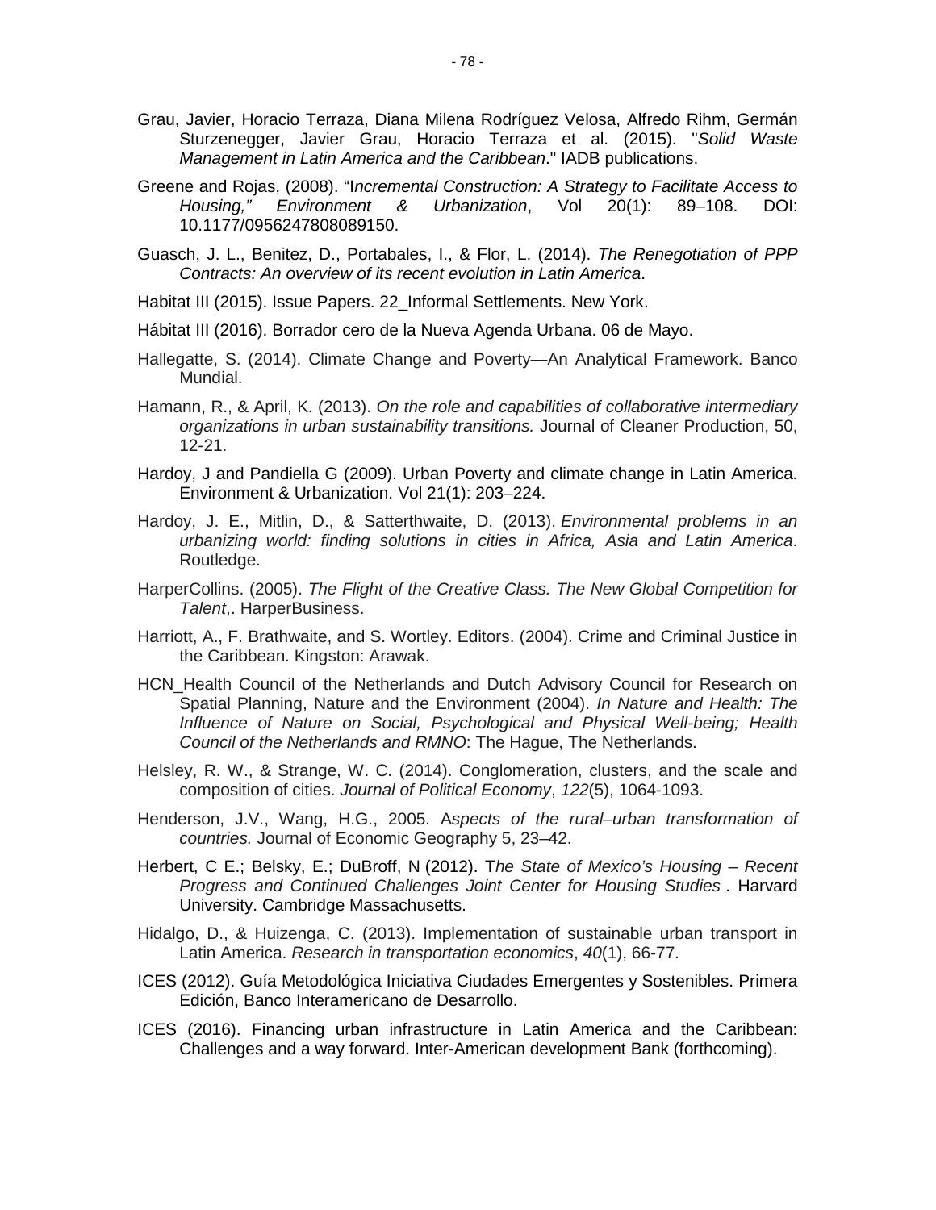Grau, Javier, Horacio Terraza, Diana Milena Rodríguez Velosa, Alfredo Rihm, Germán Sturzenegger, Javier Grau, Horacio Terraza et al. (2015). "*Solid Waste Management in Latin America and the Caribbean*." IADB publications.

Greene and Rojas, (2008). "I*ncremental Construction: A Strategy to Facilitate Access to Housing," Environment & Urbanization*, Vol 20(1): 89–108. DOI: 10.1177/0956247808089150.

Guasch, J. L., Benitez, D., Portabales, I., & Flor, L. (2014). *The Renegotiation of PPP Contracts: An overview of its recent evolution in Latin America*.

Habitat III (2015). Issue Papers. 22_Informal Settlements. New York.

Hábitat III (2016). Borrador cero de la Nueva Agenda Urbana. 06 de Mayo.

Hallegatte, S. (2014). Climate Change and Poverty—An Analytical Framework. Banco Mundial.

Hamann, R., & April, K. (2013). *On the role and capabilities of collaborative intermediary organizations in urban sustainability transitions.* Journal of Cleaner Production, 50, 12-21.

Hardoy, J and Pandiella G (2009). Urban Poverty and climate change in Latin America. Environment & Urbanization. Vol 21(1): 203–224.

Hardoy, J. E., Mitlin, D., & Satterthwaite, D. (2013). *Environmental problems in an urbanizing world: finding solutions in cities in Africa, Asia and Latin America*. Routledge.

HarperCollins. (2005). *The Flight of the Creative Class. The New Global Competition for Talent*,. HarperBusiness.

Harriott, A., F. Brathwaite, and S. Wortley. Editors. (2004). Crime and Criminal Justice in the Caribbean. Kingston: Arawak.

HCN_Health Council of the Netherlands and Dutch Advisory Council for Research on Spatial Planning, Nature and the Environment (2004). *In Nature and Health: The Influence of Nature on Social, Psychological and Physical Well-being; Health Council of the Netherlands and RMNO*: The Hague, The Netherlands.

Helsley, R. W., & Strange, W. C. (2014). Conglomeration, clusters, and the scale and composition of cities. *Journal of Political Economy*, *122*(5), 1064-1093.

Henderson, J.V., Wang, H.G., 2005. A*spects of the rural–urban transformation of countries.* Journal of Economic Geography 5, 23–42.

Herbert, C E.; Belsky, E.; DuBroff, N (2012). T*he State of Mexico's Housing – Recent Progress and Continued Challenges Joint Center for Housing Studies* . Harvard University. Cambridge Massachusetts.

Hidalgo, D., & Huizenga, C. (2013). Implementation of sustainable urban transport in Latin America. *Research in transportation economics*, *40*(1), 66-77.

ICES (2012). Guía Metodológica Iniciativa Ciudades Emergentes y Sostenibles. Primera Edición, Banco Interamericano de Desarrollo.

ICES (2016). Financing urban infrastructure in Latin America and the Caribbean: Challenges and a way forward. Inter-American development Bank (forthcoming).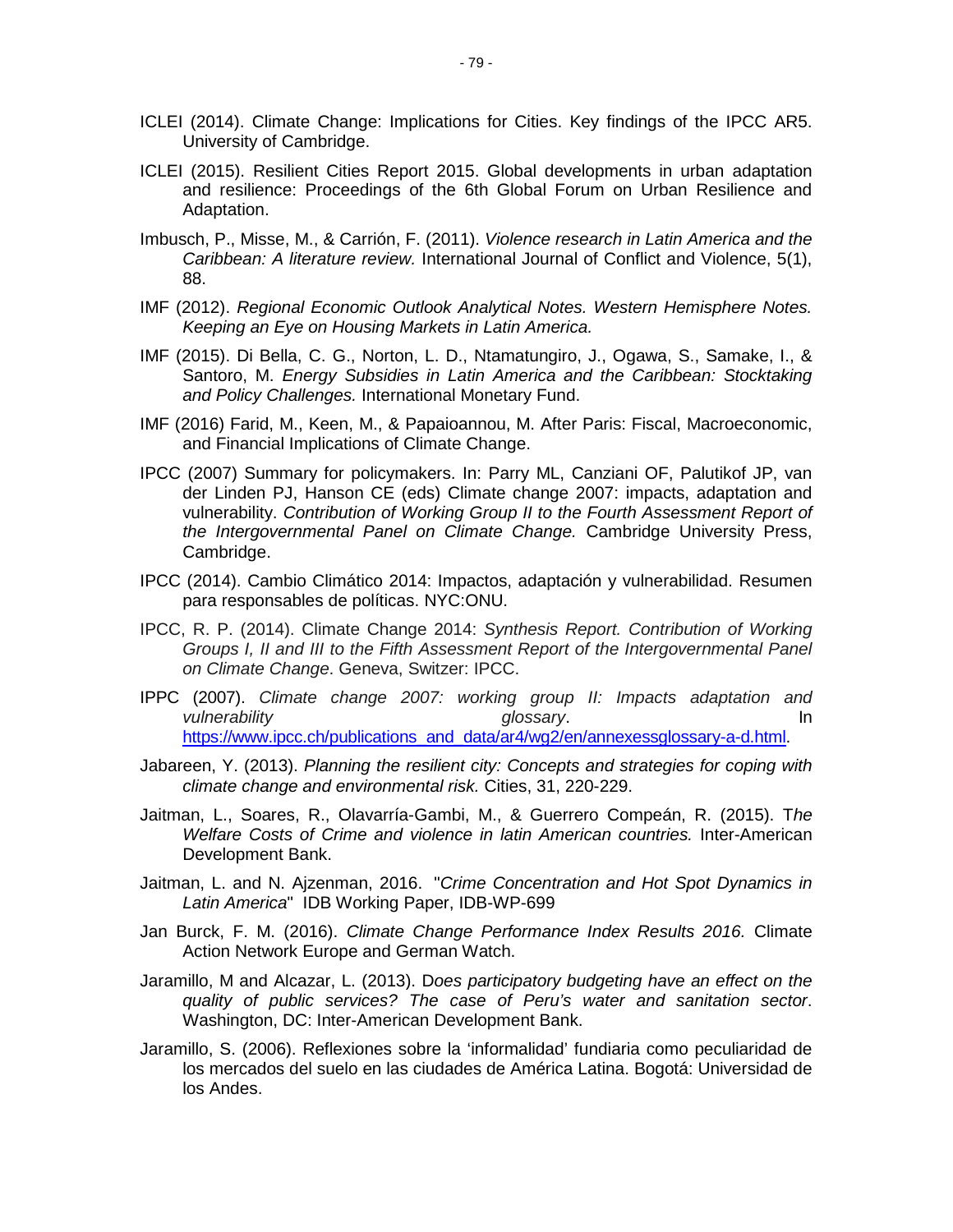ICLEI (2014). Climate Change: Implications for Cities. Key findings of the IPCC AR5. University of Cambridge.

ICLEI (2015). Resilient Cities Report 2015. Global developments in urban adaptation and resilience: Proceedings of the 6th Global Forum on Urban Resilience and Adaptation.

Imbusch, P., Misse, M., & Carrión, F. (2011). *Violence research in Latin America and the Caribbean: A literature review.* International Journal of Conflict and Violence, 5(1), 88.

IMF (2012). *Regional Economic Outlook Analytical Notes. Western Hemisphere Notes. Keeping an Eye on Housing Markets in Latin America.*

IMF (2015). Di Bella, C. G., Norton, L. D., Ntamatungiro, J., Ogawa, S., Samake, I., & Santoro, M. *Energy Subsidies in Latin America and the Caribbean: Stocktaking and Policy Challenges.* International Monetary Fund.

IMF (2016) Farid, M., Keen, M., & Papaioannou, M. After Paris: Fiscal, Macroeconomic, and Financial Implications of Climate Change.

IPCC (2007) Summary for policymakers. In: Parry ML, Canziani OF, Palutikof JP, van der Linden PJ, Hanson CE (eds) Climate change 2007: impacts, adaptation and vulnerability. *Contribution of Working Group II to the Fourth Assessment Report of the Intergovernmental Panel on Climate Change.* Cambridge University Press, Cambridge.

IPCC (2014). Cambio Climático 2014: Impactos, adaptación y vulnerabilidad. Resumen para responsables de políticas. NYC:ONU.

IPCC, R. P. (2014). Climate Change 2014: *Synthesis Report. Contribution of Working Groups I, II and III to the Fifth Assessment Report of the Intergovernmental Panel on Climate Change*. Geneva, Switzer: IPCC.

IPPC (2007). *Climate change 2007: working group II: Impacts adaptation and vulnerability glossary*. In https://www.ipcc.ch/publications_and_data/ar4/wg2/en/annexessglossary-a-d.html.

Jabareen, Y. (2013). *Planning the resilient city: Concepts and strategies for coping with climate change and environmental risk.* Cities, 31, 220-229.

Jaitman, L., Soares, R., Olavarría-Gambi, M., & Guerrero Compeán, R. (2015). T*he Welfare Costs of Crime and violence in latin American countries.* Inter-American Development Bank.

Jaitman, L. and N. Ajzenman, 2016. "*Crime Concentration and Hot Spot Dynamics in Latin America*" IDB Working Paper, IDB-WP-699

Jan Burck, F. M. (2016). *Climate Change Performance Index Results 2016.* Climate Action Network Europe and German Watch.

Jaramillo, M and Alcazar, L. (2013). D*oes participatory budgeting have an effect on the quality of public services? The case of Peru's water and sanitation sector*. Washington, DC: Inter-American Development Bank.

Jaramillo, S. (2006). Reflexiones sobre la 'informalidad' fundiaria como peculiaridad de los mercados del suelo en las ciudades de América Latina. Bogotá: Universidad de los Andes.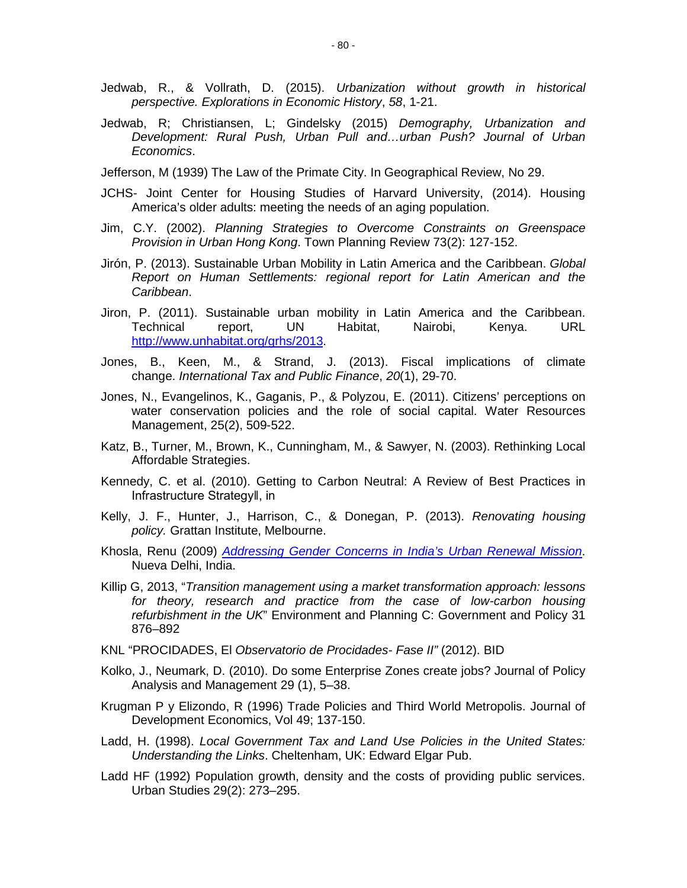Jedwab, R., & Vollrath, D. (2015). *Urbanization without growth in historical perspective. Explorations in Economic History*, *58*, 1-21.

Jedwab, R; Christiansen, L; Gindelsky (2015) *Demography, Urbanization and Development: Rural Push, Urban Pull and…urban Push? Journal of Urban Economics*.

Jefferson, M (1939) The Law of the Primate City. In Geographical Review, No 29.

JCHS- Joint Center for Housing Studies of Harvard University, (2014). Housing America's older adults: meeting the needs of an aging population.

Jim, C.Y. (2002). *Planning Strategies to Overcome Constraints on Greenspace Provision in Urban Hong Kong*. Town Planning Review 73(2): 127-152.

Jirón, P. (2013). Sustainable Urban Mobility in Latin America and the Caribbean. *Global Report on Human Settlements: regional report for Latin American and the Caribbean*.

Jiron, P. (2011). Sustainable urban mobility in Latin America and the Caribbean. Technical report, UN Habitat, Nairobi, Kenya. URL http://www.unhabitat.org/grhs/2013.

Jones, B., Keen, M., & Strand, J. (2013). Fiscal implications of climate change. *International Tax and Public Finance*, *20*(1), 29-70.

Jones, N., Evangelinos, K., Gaganis, P., & Polyzou, E. (2011). Citizens' perceptions on water conservation policies and the role of social capital. Water Resources Management, 25(2), 509-522.

Katz, B., Turner, M., Brown, K., Cunningham, M., & Sawyer, N. (2003). Rethinking Local Affordable Strategies.

Kennedy, C. et al. (2010). Getting to Carbon Neutral: A Review of Best Practices in Infrastructure Strategy‖, in

Kelly, J. F., Hunter, J., Harrison, C., & Donegan, P. (2013). *Renovating housing policy.* Grattan Institute, Melbourne.

Khosla, Renu (2009) *Addressing Gender Concerns in India's Urban Renewal Mission*. Nueva Delhi, India.

Killip G, 2013, "*Transition management using a market transformation approach: lessons for theory, research and practice from the case of low-carbon housing refurbishment in the UK*" Environment and Planning C: Government and Policy 31 876–892

KNL "PROCIDADES, El *Observatorio de Procidades- Fase II"* (2012). BID

Kolko, J., Neumark, D. (2010). Do some Enterprise Zones create jobs? Journal of Policy Analysis and Management 29 (1), 5–38.

Krugman P y Elizondo, R (1996) Trade Policies and Third World Metropolis. Journal of Development Economics, Vol 49; 137-150.

Ladd, H. (1998). *Local Government Tax and Land Use Policies in the United States: Understanding the Links*. Cheltenham, UK: Edward Elgar Pub.

Ladd HF (1992) Population growth, density and the costs of providing public services. Urban Studies 29(2): 273–295.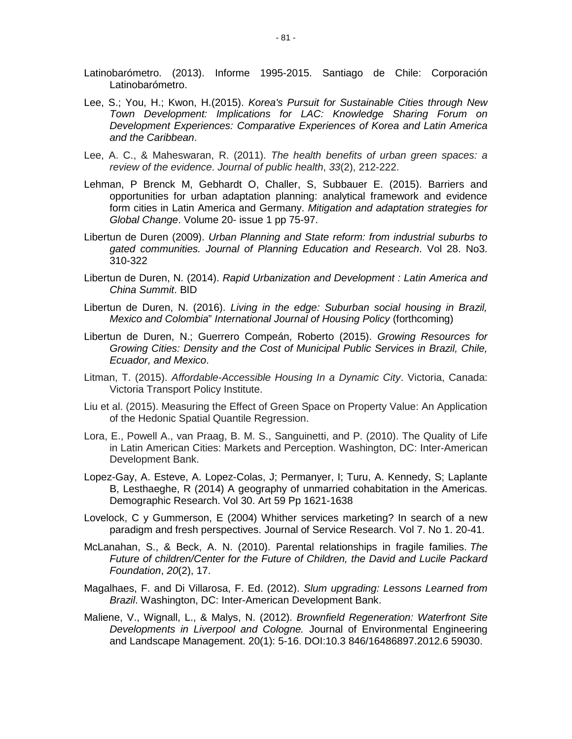Latinobarómetro. (2013). Informe 1995-2015. Santiago de Chile: Corporación Latinobarómetro.

Lee, S.; You, H.; Kwon, H.(2015). *Korea's Pursuit for Sustainable Cities through New Town Development: Implications for LAC: Knowledge Sharing Forum on Development Experiences: Comparative Experiences of Korea and Latin America and the Caribbean*.

Lee, A. C., & Maheswaran, R. (2011). *The health benefits of urban green spaces: a review of the evidence*. *Journal of public health*, *33*(2), 212-222.

Lehman, P Brenck M, Gebhardt O, Challer, S, Subbauer E. (2015). Barriers and opportunities for urban adaptation planning: analytical framework and evidence form cities in Latin America and Germany. *Mitigation and adaptation strategies for Global Change*. Volume 20- issue 1 pp 75-97.

Libertun de Duren (2009). *Urban Planning and State reform: from industrial suburbs to gated communities. Journal of Planning Education and Research*. Vol 28. No3. 310-322

Libertun de Duren, N. (2014). *Rapid Urbanization and Development : Latin America and China Summit*. BID

Libertun de Duren, N. (2016). *Living in the edge: Suburban social housing in Brazil, Mexico and Colombia*" *International Journal of Housing Policy* (forthcoming)

Libertun de Duren, N.; Guerrero Compeán, Roberto (2015). *Growing Resources for Growing Cities: Density and the Cost of Municipal Public Services in Brazil, Chile, Ecuador, and Mexico*.

Litman, T. (2015). *Affordable-Accessible Housing In a Dynamic City*. Victoria, Canada: Victoria Transport Policy Institute.

Liu et al. (2015). Measuring the Effect of Green Space on Property Value: An Application of the Hedonic Spatial Quantile Regression.

Lora, E., Powell A., van Praag, B. M. S., Sanguinetti, and P. (2010). The Quality of Life in Latin American Cities: Markets and Perception. Washington, DC: Inter-American Development Bank.

Lopez-Gay, A. Esteve, A. Lopez-Colas, J; Permanyer, I; Turu, A. Kennedy, S; Laplante B, Lesthaeghe, R (2014) A geography of unmarried cohabitation in the Americas. Demographic Research. Vol 30. Art 59 Pp 1621-1638

Lovelock, C y Gummerson, E (2004) Whither services marketing? In search of a new paradigm and fresh perspectives. Journal of Service Research. Vol 7. No 1. 20-41.

McLanahan, S., & Beck, A. N. (2010). Parental relationships in fragile families. *The Future of children/Center for the Future of Children, the David and Lucile Packard Foundation*, *20*(2), 17.

Magalhaes, F. and Di Villarosa, F. Ed. (2012). *Slum upgrading: Lessons Learned from Brazil*. Washington, DC: Inter-American Development Bank.

Maliene, V., Wignall, L., & Malys, N. (2012). *Brownfield Regeneration: Waterfront Site Developments in Liverpool and Cologne.* Journal of Environmental Engineering and Landscape Management. 20(1): 5-16. DOI:10.3 846/16486897.2012.6 59030.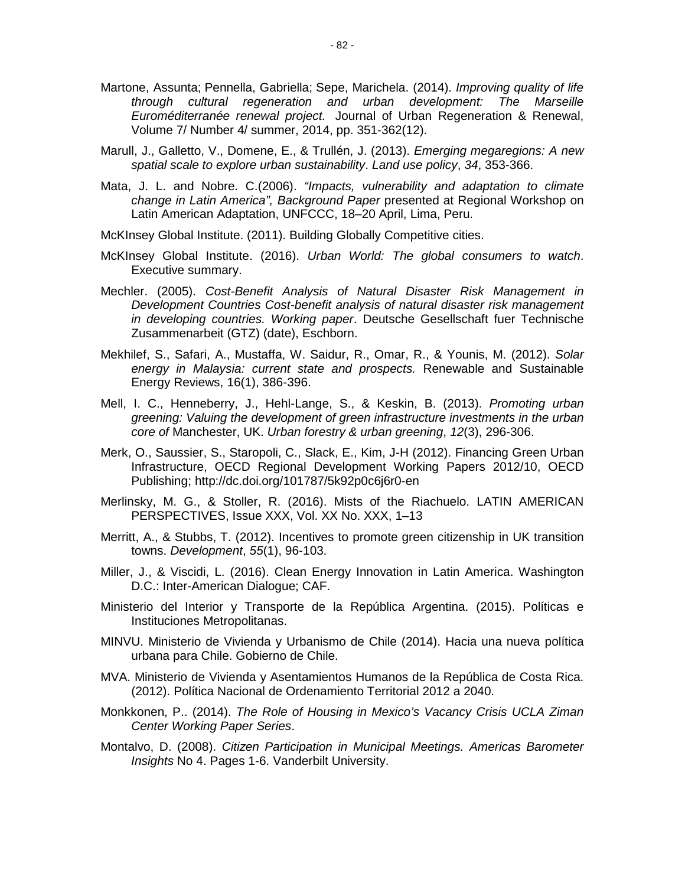Martone, Assunta; Pennella, Gabriella; Sepe, Marichela. (2014). *Improving quality of life through cultural regeneration and urban development: The Marseille Euroméditerranée renewal project.* Journal of Urban Regeneration & Renewal, Volume 7/ Number 4/ summer, 2014, pp. 351-362(12).

Marull, J., Galletto, V., Domene, E., & Trullén, J. (2013). *Emerging megaregions: A new spatial scale to explore urban sustainability*. *Land use policy*, *34*, 353-366.

Mata, J. L. and Nobre. C.(2006). *"Impacts, vulnerability and adaptation to climate change in Latin America", Background Paper* presented at Regional Workshop on Latin American Adaptation, UNFCCC, 18–20 April, Lima, Peru.

McKInsey Global Institute. (2011). Building Globally Competitive cities.

McKInsey Global Institute. (2016). *Urban World: The global consumers to watch*. Executive summary.

Mechler. (2005). *Cost-Benefit Analysis of Natural Disaster Risk Management in Development Countries Cost-benefit analysis of natural disaster risk management in developing countries. Working paper*. Deutsche Gesellschaft fuer Technische Zusammenarbeit (GTZ) (date), Eschborn.

Mekhilef, S., Safari, A., Mustaffa, W. Saidur, R., Omar, R., & Younis, M. (2012). *Solar energy in Malaysia: current state and prospects.* Renewable and Sustainable Energy Reviews, 16(1), 386-396.

Mell, I. C., Henneberry, J., Hehl-Lange, S., & Keskin, B. (2013). *Promoting urban greening: Valuing the development of green infrastructure investments in the urban core of* Manchester, UK. *Urban forestry & urban greening*, *12*(3), 296-306.

Merk, O., Saussier, S., Staropoli, C., Slack, E., Kim, J-H (2012). Financing Green Urban Infrastructure, OECD Regional Development Working Papers 2012/10, OECD Publishing; http://dc.doi.org/101787/5k92p0c6j6r0-en

Merlinsky, M. G., & Stoller, R. (2016). Mists of the Riachuelo. LATIN AMERICAN PERSPECTIVES, Issue XXX, Vol. XX No. XXX, 1–13

Merritt, A., & Stubbs, T. (2012). Incentives to promote green citizenship in UK transition towns. *Development*, *55*(1), 96-103.

Miller, J., & Viscidi, L. (2016). Clean Energy Innovation in Latin America. Washington D.C.: Inter-American Dialogue; CAF.

Ministerio del Interior y Transporte de la República Argentina. (2015). Políticas e Instituciones Metropolitanas.

MINVU. Ministerio de Vivienda y Urbanismo de Chile (2014). Hacia una nueva política urbana para Chile. Gobierno de Chile.

MVA. Ministerio de Vivienda y Asentamientos Humanos de la República de Costa Rica. (2012). Política Nacional de Ordenamiento Territorial 2012 a 2040.

Monkkonen, P.. (2014). *The Role of Housing in Mexico's Vacancy Crisis UCLA Ziman Center Working Paper Series*.

Montalvo, D. (2008). *Citizen Participation in Municipal Meetings. Americas Barometer Insights* No 4. Pages 1-6. Vanderbilt University.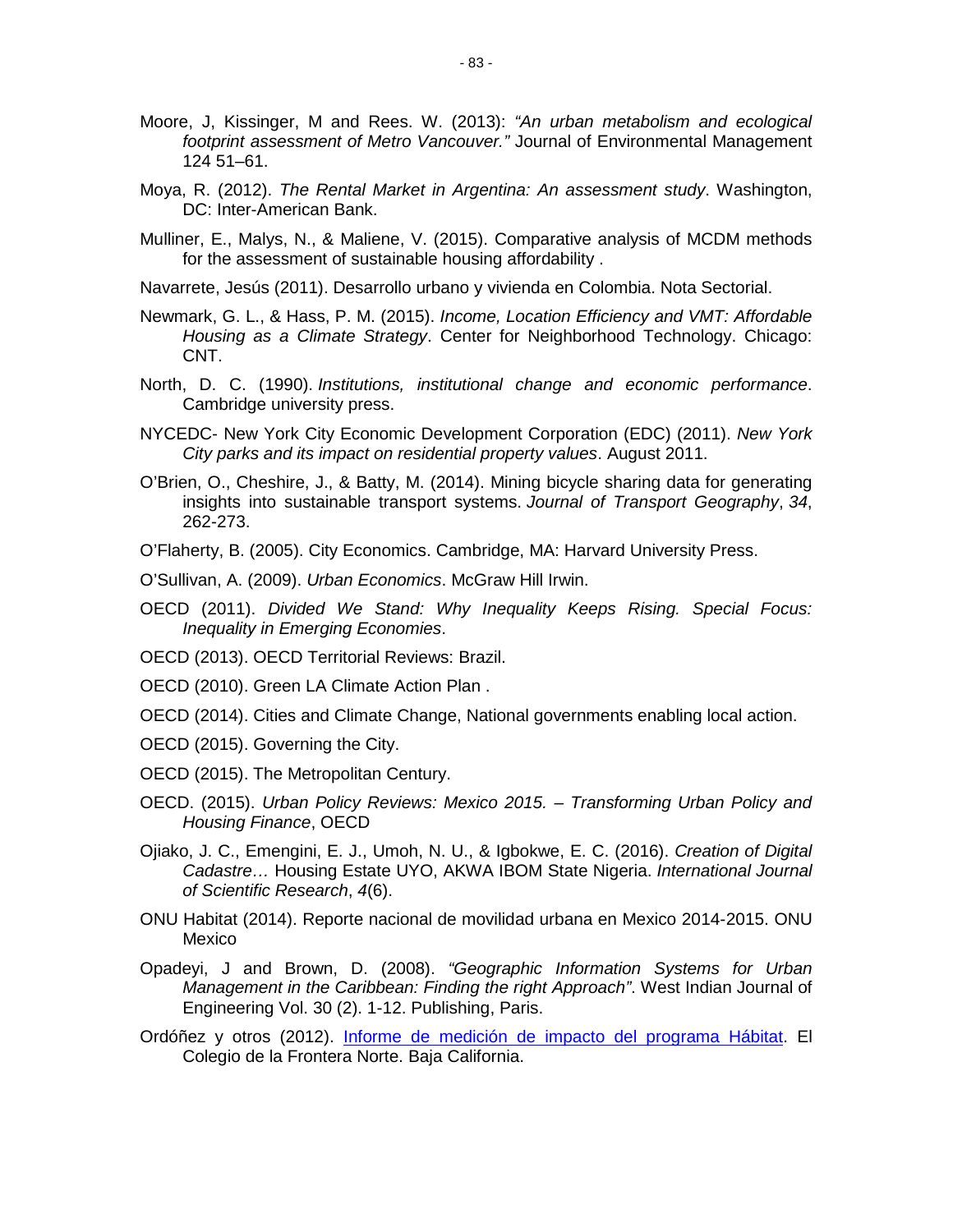Moore, J, Kissinger, M and Rees. W. (2013): *"An urban metabolism and ecological footprint assessment of Metro Vancouver."* Journal of Environmental Management 124 51–61.

Moya, R. (2012). *The Rental Market in Argentina: An assessment study*. Washington, DC: Inter-American Bank.

Mulliner, E., Malys, N., & Maliene, V. (2015). Comparative analysis of MCDM methods for the assessment of sustainable housing affordability .

Navarrete, Jesús (2011). Desarrollo urbano y vivienda en Colombia. Nota Sectorial.

Newmark, G. L., & Hass, P. M. (2015). *Income, Location Efficiency and VMT: Affordable Housing as a Climate Strategy*. Center for Neighborhood Technology. Chicago: CNT.

North, D. C. (1990). *Institutions, institutional change and economic performance*. Cambridge university press.

NYCEDC- New York City Economic Development Corporation (EDC) (2011). *New York City parks and its impact on residential property values*. August 2011.

O'Brien, O., Cheshire, J., & Batty, M. (2014). Mining bicycle sharing data for generating insights into sustainable transport systems. *Journal of Transport Geography*, *34*, 262-273.

O'Flaherty, B. (2005). City Economics. Cambridge, MA: Harvard University Press.

O'Sullivan, A. (2009). *Urban Economics*. McGraw Hill Irwin.

OECD (2011). *Divided We Stand: Why Inequality Keeps Rising. Special Focus: Inequality in Emerging Economies*.

OECD (2013). OECD Territorial Reviews: Brazil.

OECD (2010). Green LA Climate Action Plan .

OECD (2014). Cities and Climate Change, National governments enabling local action.

OECD (2015). Governing the City.

OECD (2015). The Metropolitan Century.

OECD. (2015). *Urban Policy Reviews: Mexico 2015. – Transforming Urban Policy and Housing Finance*, OECD

Ojiako, J. C., Emengini, E. J., Umoh, N. U., & Igbokwe, E. C. (2016). *Creation of Digital Cadastre…* Housing Estate UYO, AKWA IBOM State Nigeria. *International Journal of Scientific Research*, *4*(6).

ONU Habitat (2014). Reporte nacional de movilidad urbana en Mexico 2014-2015. ONU Mexico

Opadeyi, J and Brown, D. (2008). *"Geographic Information Systems for Urban Management in the Caribbean: Finding the right Approach"*. West Indian Journal of Engineering Vol. 30 (2). 1-12. Publishing, Paris.

Ordóñez y otros (2012). Informe de medición de impacto del programa Hábitat. El Colegio de la Frontera Norte. Baja California.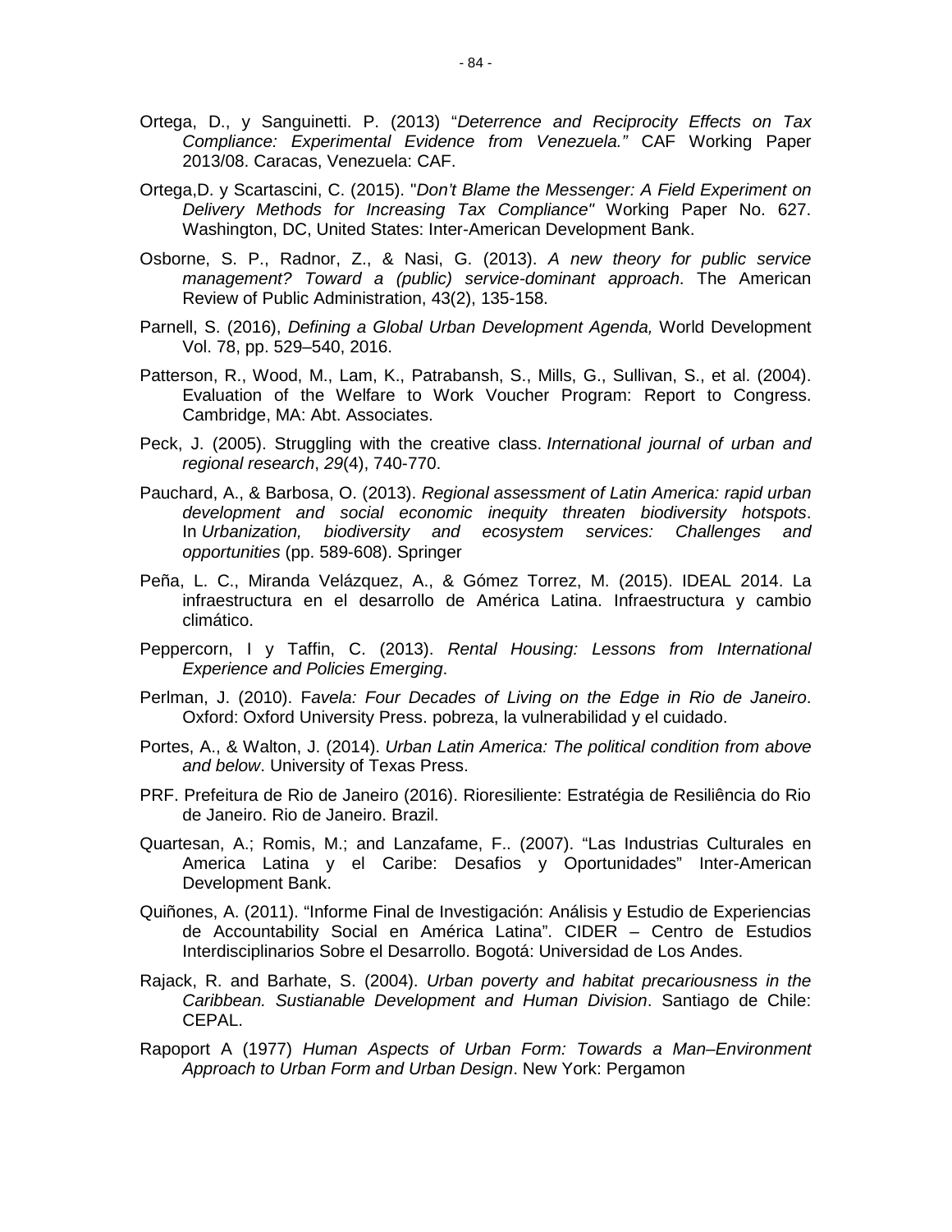Ortega, D., y Sanguinetti. P. (2013) "*Deterrence and Reciprocity Effects on Tax Compliance: Experimental Evidence from Venezuela."* CAF Working Paper 2013/08. Caracas, Venezuela: CAF.

Ortega,D. y Scartascini, C. (2015). "*Don't Blame the Messenger: A Field Experiment on Delivery Methods for Increasing Tax Compliance"* Working Paper No. 627. Washington, DC, United States: Inter-American Development Bank.

Osborne, S. P., Radnor, Z., & Nasi, G. (2013). *A new theory for public service management? Toward a (public) service-dominant approach*. The American Review of Public Administration, 43(2), 135-158.

Parnell, S. (2016), *Defining a Global Urban Development Agenda,* World Development Vol. 78, pp. 529–540, 2016.

Patterson, R., Wood, M., Lam, K., Patrabansh, S., Mills, G., Sullivan, S., et al. (2004). Evaluation of the Welfare to Work Voucher Program: Report to Congress. Cambridge, MA: Abt. Associates.

Peck, J. (2005). Struggling with the creative class. *International journal of urban and regional research*, *29*(4), 740-770.

Pauchard, A., & Barbosa, O. (2013). *Regional assessment of Latin America: rapid urban development and social economic inequity threaten biodiversity hotspots*. In *Urbanization, biodiversity and ecosystem services: Challenges and opportunities* (pp. 589-608). Springer

Peña, L. C., Miranda Velázquez, A., & Gómez Torrez, M. (2015). IDEAL 2014. La infraestructura en el desarrollo de América Latina. Infraestructura y cambio climático.

Peppercorn, I y Taffin, C. (2013). *Rental Housing: Lessons from International Experience and Policies Emerging*.

Perlman, J. (2010). F*avela: Four Decades of Living on the Edge in Rio de Janeiro*. Oxford: Oxford University Press. pobreza, la vulnerabilidad y el cuidado.

Portes, A., & Walton, J. (2014). *Urban Latin America: The political condition from above and below*. University of Texas Press.

PRF. Prefeitura de Rio de Janeiro (2016). Rioresiliente: Estratégia de Resiliência do Rio de Janeiro. Rio de Janeiro. Brazil.

Quartesan, A.; Romis, M.; and Lanzafame, F.. (2007). "Las Industrias Culturales en America Latina y el Caribe: Desafios y Oportunidades" Inter-American Development Bank.

Quiñones, A. (2011). "Informe Final de Investigación: Análisis y Estudio de Experiencias de Accountability Social en América Latina". CIDER – Centro de Estudios Interdisciplinarios Sobre el Desarrollo. Bogotá: Universidad de Los Andes.

Rajack, R. and Barhate, S. (2004). *Urban poverty and habitat precariousness in the Caribbean. Sustianable Development and Human Division*. Santiago de Chile: CEPAL.

Rapoport A (1977) *Human Aspects of Urban Form: Towards a Man–Environment Approach to Urban Form and Urban Design*. New York: Pergamon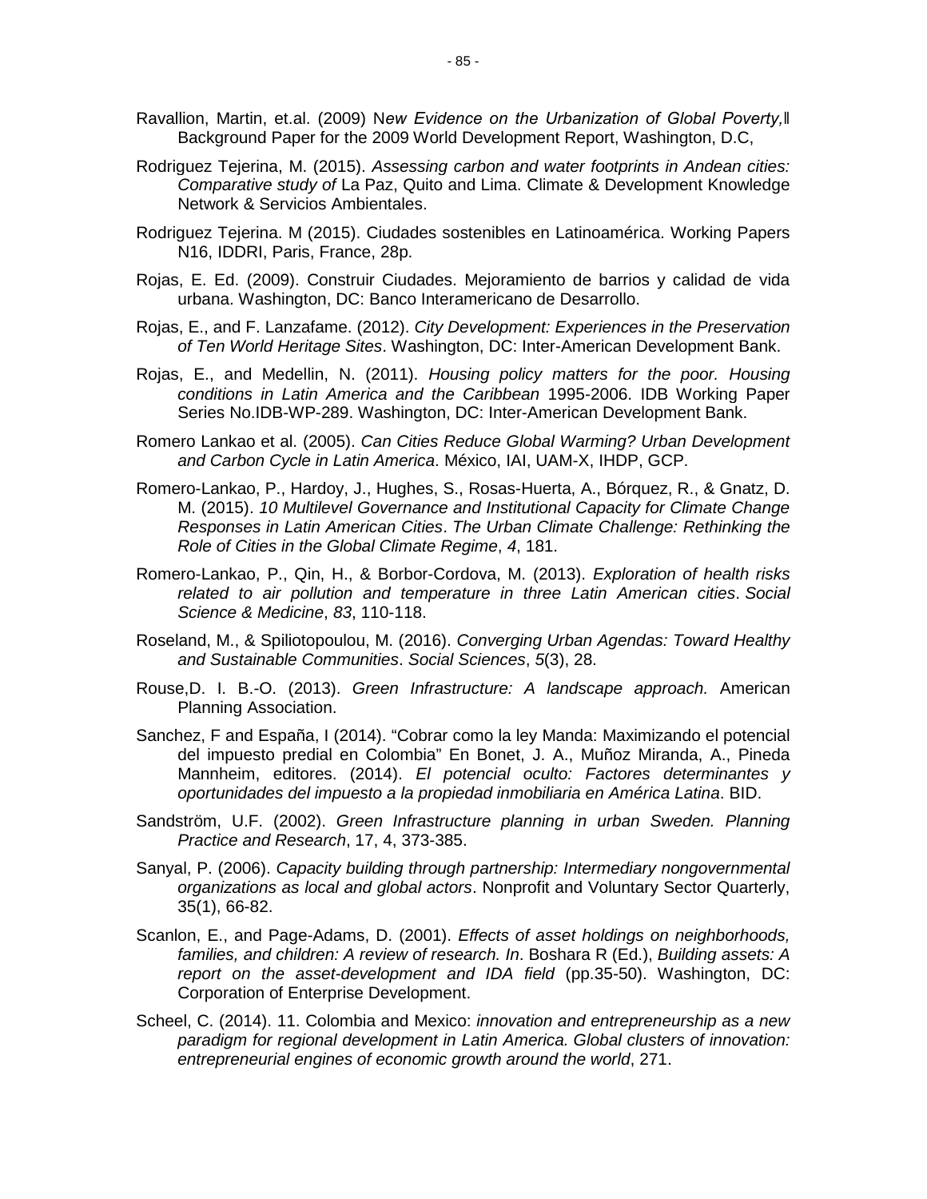Ravallion, Martin, et.al. (2009) N*ew Evidence on the Urbanization of Global Poverty,‖* Background Paper for the 2009 World Development Report, Washington, D.C,

Rodriguez Tejerina, M. (2015). *Assessing carbon and water footprints in Andean cities: Comparative study of* La Paz, Quito and Lima. Climate & Development Knowledge Network & Servicios Ambientales.

Rodriguez Tejerina. M (2015). Ciudades sostenibles en Latinoamérica. Working Papers N16, IDDRI, Paris, France, 28p.

Rojas, E. Ed. (2009). Construir Ciudades. Mejoramiento de barrios y calidad de vida urbana. Washington, DC: Banco Interamericano de Desarrollo.

Rojas, E., and F. Lanzafame. (2012). *City Development: Experiences in the Preservation of Ten World Heritage Sites*. Washington, DC: Inter-American Development Bank.

Rojas, E., and Medellin, N. (2011). *Housing policy matters for the poor. Housing conditions in Latin America and the Caribbean* 1995-2006. IDB Working Paper Series No.IDB-WP-289. Washington, DC: Inter-American Development Bank.

Romero Lankao et al. (2005). *Can Cities Reduce Global Warming? Urban Development and Carbon Cycle in Latin America*. México, IAI, UAM-X, IHDP, GCP.

Romero-Lankao, P., Hardoy, J., Hughes, S., Rosas-Huerta, A., Bórquez, R., & Gnatz, D. M. (2015). *10 Multilevel Governance and Institutional Capacity for Climate Change Responses in Latin American Cities*. *The Urban Climate Challenge: Rethinking the Role of Cities in the Global Climate Regime*, *4*, 181.

Romero-Lankao, P., Qin, H., & Borbor-Cordova, M. (2013). *Exploration of health risks related to air pollution and temperature in three Latin American cities*. *Social Science & Medicine*, *83*, 110-118.

Roseland, M., & Spiliotopoulou, M. (2016). *Converging Urban Agendas: Toward Healthy and Sustainable Communities*. *Social Sciences*, *5*(3), 28.

Rouse,D. I. B.-O. (2013). *Green Infrastructure: A landscape approach.* American Planning Association.

Sanchez, F and España, I (2014). "Cobrar como la ley Manda: Maximizando el potencial del impuesto predial en Colombia" En Bonet, J. A., Muñoz Miranda, A., Pineda Mannheim, editores. (2014). *El potencial oculto: Factores determinantes y oportunidades del impuesto a la propiedad inmobiliaria en América Latina*. BID.

Sandström, U.F. (2002). *Green Infrastructure planning in urban Sweden. Planning Practice and Research*, 17, 4, 373-385.

Sanyal, P. (2006). *Capacity building through partnership: Intermediary nongovernmental organizations as local and global actors*. Nonprofit and Voluntary Sector Quarterly, 35(1), 66-82.

Scanlon, E., and Page-Adams, D. (2001). *Effects of asset holdings on neighborhoods, families, and children: A review of research. In*. Boshara R (Ed.), *Building assets: A report on the asset-development and IDA field* (pp.35-50). Washington, DC: Corporation of Enterprise Development.

Scheel, C. (2014). 11. Colombia and Mexico: *innovation and entrepreneurship as a new paradigm for regional development in Latin America. Global clusters of innovation: entrepreneurial engines of economic growth around the world*, 271.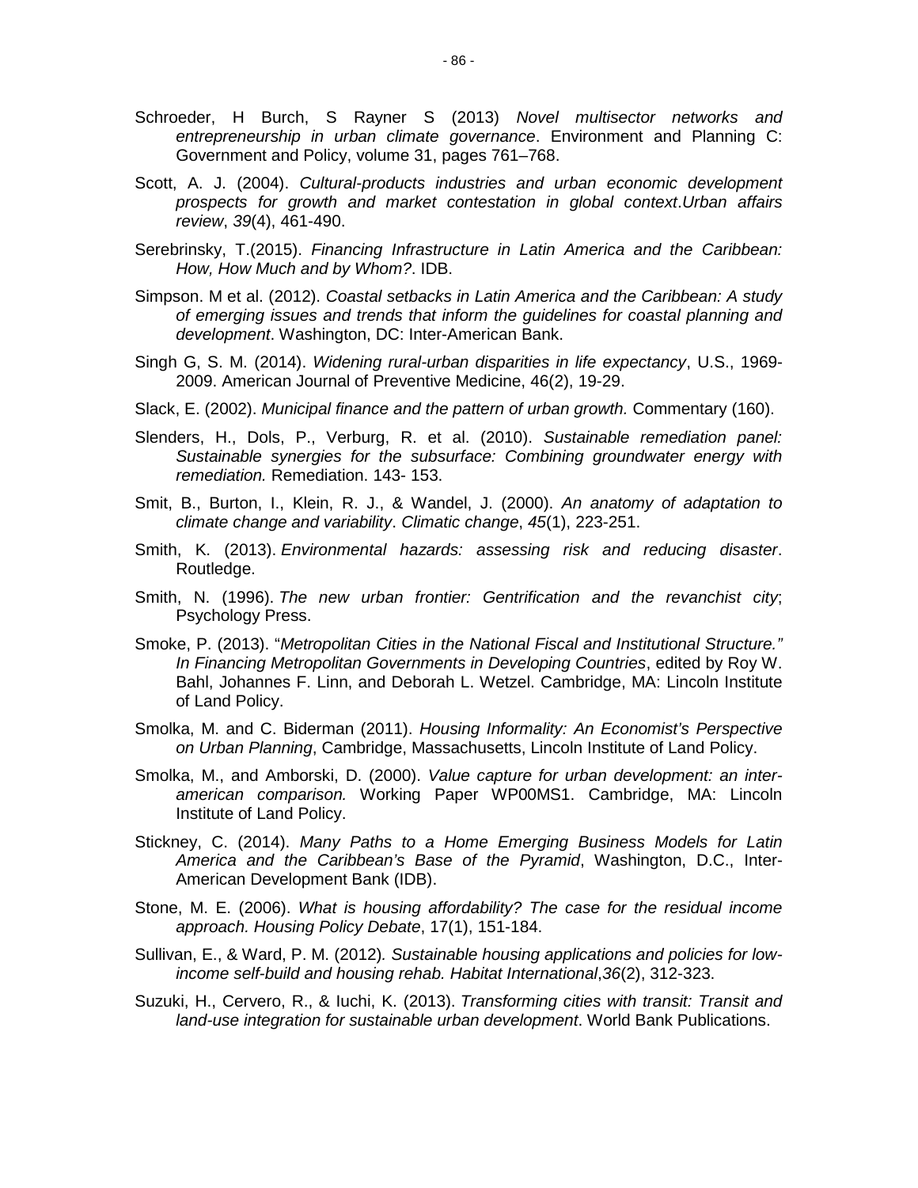Schroeder, H Burch, S Rayner S (2013) *Novel multisector networks and entrepreneurship in urban climate governance*. Environment and Planning C: Government and Policy, volume 31, pages 761–768.

Scott, A. J. (2004). *Cultural-products industries and urban economic development prospects for growth and market contestation in global context*.*Urban affairs review*, *39*(4), 461-490.

Serebrinsky, T.(2015). *Financing Infrastructure in Latin America and the Caribbean: How, How Much and by Whom?*. IDB.

Simpson. M et al. (2012). *Coastal setbacks in Latin America and the Caribbean: A study of emerging issues and trends that inform the guidelines for coastal planning and development*. Washington, DC: Inter-American Bank.

Singh G, S. M. (2014). *Widening rural-urban disparities in life expectancy*, U.S., 1969-2009. American Journal of Preventive Medicine, 46(2), 19-29.

Slack, E. (2002). *Municipal finance and the pattern of urban growth.* Commentary (160).

Slenders, H., Dols, P., Verburg, R. et al. (2010). *Sustainable remediation panel: Sustainable synergies for the subsurface: Combining groundwater energy with remediation.* Remediation. 143- 153.

Smit, B., Burton, I., Klein, R. J., & Wandel, J. (2000). *An anatomy of adaptation to climate change and variability*. *Climatic change*, *45*(1), 223-251.

Smith, K. (2013). *Environmental hazards: assessing risk and reducing disaster*. Routledge.

Smith, N. (1996). *The new urban frontier: Gentrification and the revanchist city*; Psychology Press.

Smoke, P. (2013). "*Metropolitan Cities in the National Fiscal and Institutional Structure." In Financing Metropolitan Governments in Developing Countries*, edited by Roy W. Bahl, Johannes F. Linn, and Deborah L. Wetzel. Cambridge, MA: Lincoln Institute of Land Policy.

Smolka, M. and C. Biderman (2011). *Housing Informality: An Economist's Perspective on Urban Planning*, Cambridge, Massachusetts, Lincoln Institute of Land Policy.

Smolka, M., and Amborski, D. (2000). *Value capture for urban development: an inter-american comparison.* Working Paper WP00MS1. Cambridge, MA: Lincoln Institute of Land Policy.

Stickney, C. (2014). *Many Paths to a Home Emerging Business Models for Latin America and the Caribbean's Base of the Pyramid*, Washington, D.C., Inter-American Development Bank (IDB).

Stone, M. E. (2006). *What is housing affordability? The case for the residual income approach. Housing Policy Debate*, 17(1), 151-184.

Sullivan, E., & Ward, P. M. (2012)*. Sustainable housing applications and policies for low-income self-build and housing rehab. Habitat International*,*36*(2), 312-323.

Suzuki, H., Cervero, R., & Iuchi, K. (2013). *Transforming cities with transit: Transit and land-use integration for sustainable urban development*. World Bank Publications.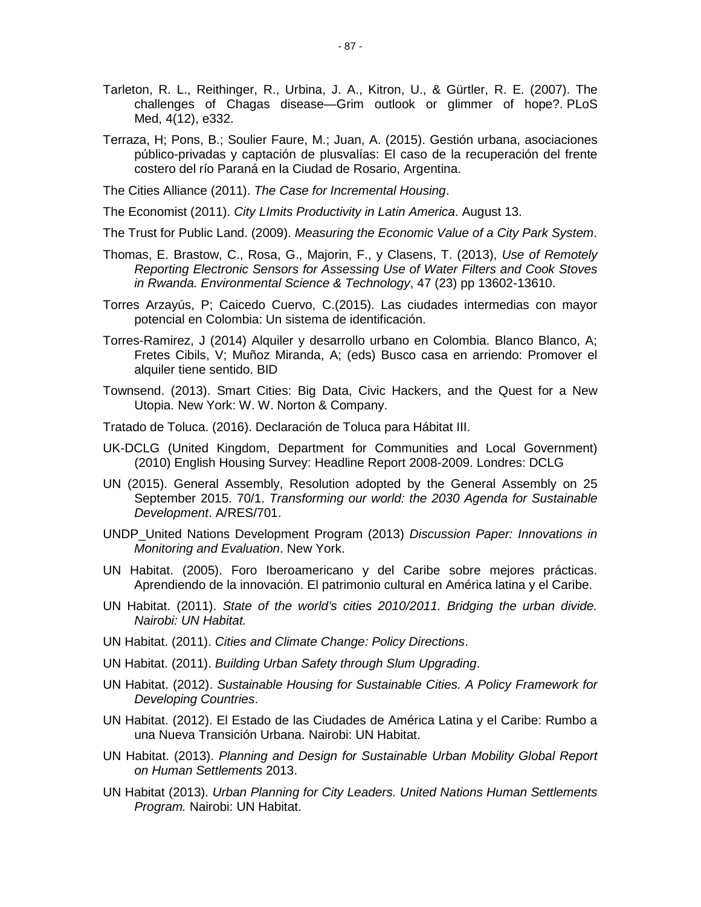Tarleton, R. L., Reithinger, R., Urbina, J. A., Kitron, U., & Gürtler, R. E. (2007). The challenges of Chagas disease—Grim outlook or glimmer of hope?. PLoS Med, 4(12), e332.

Terraza, H; Pons, B.; Soulier Faure, M.; Juan, A. (2015). Gestión urbana, asociaciones público-privadas y captación de plusvalías: El caso de la recuperación del frente costero del río Paraná en la Ciudad de Rosario, Argentina.

The Cities Alliance (2011). *The Case for Incremental Housing*.

The Economist (2011). *City LImits Productivity in Latin America*. August 13.

The Trust for Public Land. (2009). *Measuring the Economic Value of a City Park System*.

Thomas, E. Brastow, C., Rosa, G., Majorin, F., y Clasens, T. (2013), *Use of Remotely Reporting Electronic Sensors for Assessing Use of Water Filters and Cook Stoves in Rwanda. Environmental Science & Technology*, 47 (23) pp 13602-13610.

Torres Arzayús, P; Caicedo Cuervo, C.(2015). Las ciudades intermedias con mayor potencial en Colombia: Un sistema de identificación.

Torres-Ramirez, J (2014) Alquiler y desarrollo urbano en Colombia. Blanco Blanco, A; Fretes Cibils, V; Muñoz Miranda, A; (eds) Busco casa en arriendo: Promover el alquiler tiene sentido. BID

Townsend. (2013). Smart Cities: Big Data, Civic Hackers, and the Quest for a New Utopia. New York: W. W. Norton & Company.

Tratado de Toluca. (2016). Declaración de Toluca para Hábitat III.

UK-DCLG (United Kingdom, Department for Communities and Local Government) (2010) English Housing Survey: Headline Report 2008-2009. Londres: DCLG

UN (2015). General Assembly, Resolution adopted by the General Assembly on 25 September 2015. 70/1. *Transforming our world: the 2030 Agenda for Sustainable Development*. A/RES/701.

UNDP_United Nations Development Program (2013) *Discussion Paper: Innovations in Monitoring and Evaluation*. New York.

UN Habitat. (2005). Foro Iberoamericano y del Caribe sobre mejores prácticas. Aprendiendo de la innovación. El patrimonio cultural en América latina y el Caribe.

UN Habitat. (2011). *State of the world's cities 2010/2011. Bridging the urban divide. Nairobi: UN Habitat.*

UN Habitat. (2011). *Cities and Climate Change: Policy Directions*.

UN Habitat. (2011). *Building Urban Safety through Slum Upgrading*.

UN Habitat. (2012). *Sustainable Housing for Sustainable Cities. A Policy Framework for Developing Countries*.

UN Habitat. (2012). El Estado de las Ciudades de América Latina y el Caribe: Rumbo a una Nueva Transición Urbana. Nairobi: UN Habitat.

UN Habitat. (2013). *Planning and Design for Sustainable Urban Mobility Global Report on Human Settlements* 2013.

UN Habitat (2013). *Urban Planning for City Leaders. United Nations Human Settlements Program.* Nairobi: UN Habitat.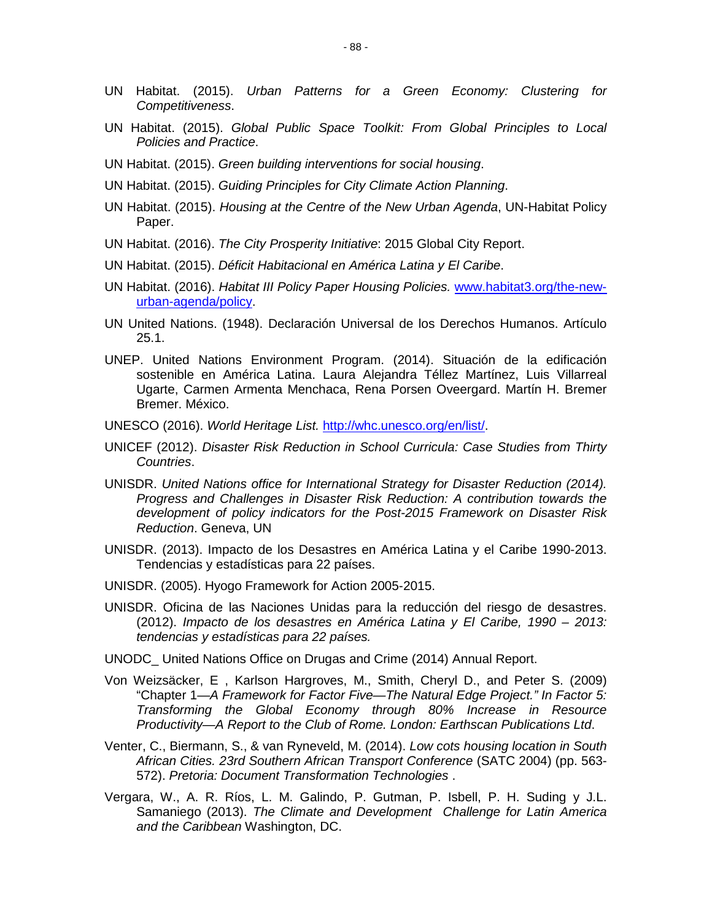UN Habitat. (2015). *Urban Patterns for a Green Economy: Clustering for Competitiveness*.

UN Habitat. (2015). *Global Public Space Toolkit: From Global Principles to Local Policies and Practice*.

UN Habitat. (2015). *Green building interventions for social housing*.

UN Habitat. (2015). *Guiding Principles for City Climate Action Planning*.

UN Habitat. (2015). *Housing at the Centre of the New Urban Agenda*, UN-Habitat Policy Paper.

UN Habitat. (2016). *The City Prosperity Initiative*: 2015 Global City Report.

UN Habitat. (2015). *Déficit Habitacional en América Latina y El Caribe*.

UN Habitat. (2016). *Habitat III Policy Paper Housing Policies.* [www.habitat3.org/the-new-urban-agenda/policy](www.habitat3.org/the-new-urban-agenda/policy).

UN United Nations. (1948). Declaración Universal de los Derechos Humanos. Artículo 25.1.

UNEP. United Nations Environment Program. (2014). Situación de la edificación sostenible en América Latina. Laura Alejandra Téllez Martínez, Luis Villarreal Ugarte, Carmen Armenta Menchaca, Rena Porsen Oveergard. Martín H. Bremer Bremer. México.

UNESCO (2016). *World Heritage List.* [http://whc.unesco.org/en/list/](http://whc.unesco.org/en/list/).

UNICEF (2012). *Disaster Risk Reduction in School Curricula: Case Studies from Thirty Countries*.

UNISDR. *United Nations office for International Strategy for Disaster Reduction (2014). Progress and Challenges in Disaster Risk Reduction: A contribution towards the development of policy indicators for the Post-2015 Framework on Disaster Risk Reduction*. Geneva, UN

UNISDR. (2013). Impacto de los Desastres en América Latina y el Caribe 1990-2013. Tendencias y estadísticas para 22 países.

UNISDR. (2005). Hyogo Framework for Action 2005-2015.

UNISDR. Oficina de las Naciones Unidas para la reducción del riesgo de desastres. (2012). *Impacto de los desastres en América Latina y El Caribe, 1990 – 2013: tendencias y estadísticas para 22 países.*

UNODC_ United Nations Office on Drugas and Crime (2014) Annual Report.

Von Weizsäcker, E , Karlson Hargroves, M., Smith, Cheryl D., and Peter S. (2009) "Chapter 1—*A Framework for Factor Five—The Natural Edge Project." In Factor 5: Transforming the Global Economy through 80% Increase in Resource Productivity—A Report to the Club of Rome. London: Earthscan Publications Ltd*.

Venter, C., Biermann, S., & van Ryneveld, M. (2014). *Low cots housing location in South African Cities. 23rd Southern African Transport Conference* (SATC 2004) (pp. 563-572). *Pretoria: Document Transformation Technologies* .

Vergara, W., A. R. Ríos, L. M. Galindo, P. Gutman, P. Isbell, P. H. Suding y J.L. Samaniego (2013). *The Climate and Development Challenge for Latin America and the Caribbean* Washington, DC.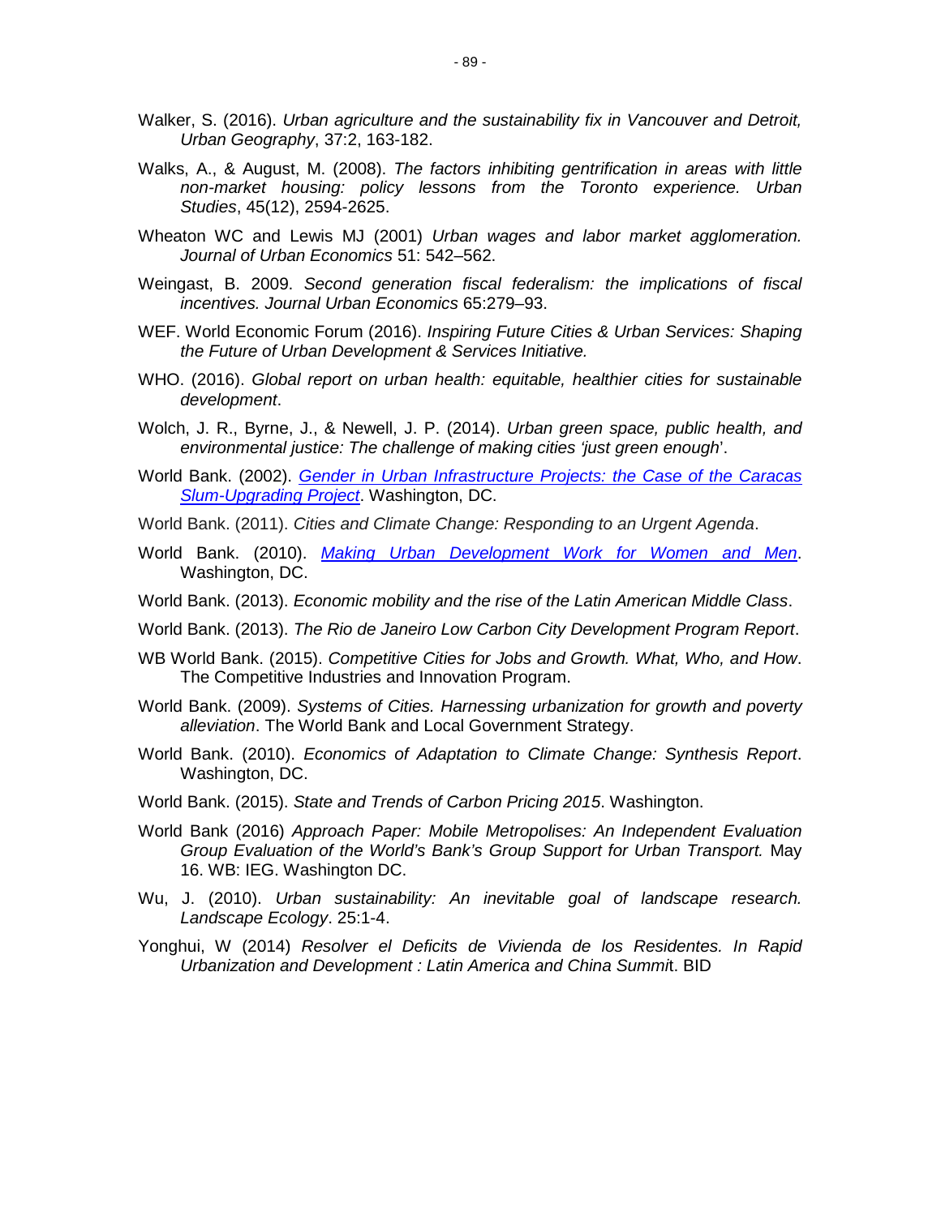Walker, S. (2016). *Urban agriculture and the sustainability fix in Vancouver and Detroit, Urban Geography*, 37:2, 163-182.

Walks, A., & August, M. (2008). *The factors inhibiting gentrification in areas with little non-market housing: policy lessons from the Toronto experience. Urban Studies*, 45(12), 2594-2625.

Wheaton WC and Lewis MJ (2001) *Urban wages and labor market agglomeration. Journal of Urban Economics* 51: 542–562.

Weingast, B. 2009. *Second generation fiscal federalism: the implications of fiscal incentives. Journal Urban Economics* 65:279–93.

WEF. World Economic Forum (2016). *Inspiring Future Cities & Urban Services: Shaping the Future of Urban Development & Services Initiative.*

WHO. (2016). *Global report on urban health: equitable, healthier cities for sustainable development*.

Wolch, J. R., Byrne, J., & Newell, J. P. (2014). *Urban green space, public health, and environmental justice: The challenge of making cities 'just green enough*'.

World Bank. (2002). *Gender in Urban Infrastructure Projects: the Case of the Caracas Slum-Upgrading Project*. Washington, DC.

World Bank. (2011). *Cities and Climate Change: Responding to an Urgent Agenda*.

World Bank. (2010). *Making Urban Development Work for Women and Men*. Washington, DC.

World Bank. (2013). *Economic mobility and the rise of the Latin American Middle Class*.

World Bank. (2013). *The Rio de Janeiro Low Carbon City Development Program Report*.

WB World Bank. (2015). *Competitive Cities for Jobs and Growth. What, Who, and How*. The Competitive Industries and Innovation Program.

World Bank. (2009). *Systems of Cities. Harnessing urbanization for growth and poverty alleviation*. The World Bank and Local Government Strategy.

World Bank. (2010). *Economics of Adaptation to Climate Change: Synthesis Report*. Washington, DC.

World Bank. (2015). *State and Trends of Carbon Pricing 2015*. Washington.

World Bank (2016) *Approach Paper: Mobile Metropolises: An Independent Evaluation Group Evaluation of the World's Bank's Group Support for Urban Transport.* May 16. WB: IEG. Washington DC.

Wu, J. (2010). *Urban sustainability: An inevitable goal of landscape research. Landscape Ecology*. 25:1-4.

Yonghui, W (2014) *Resolver el Deficits de Vivienda de los Residentes. In Rapid Urbanization and Development : Latin America and China Summi*t. BID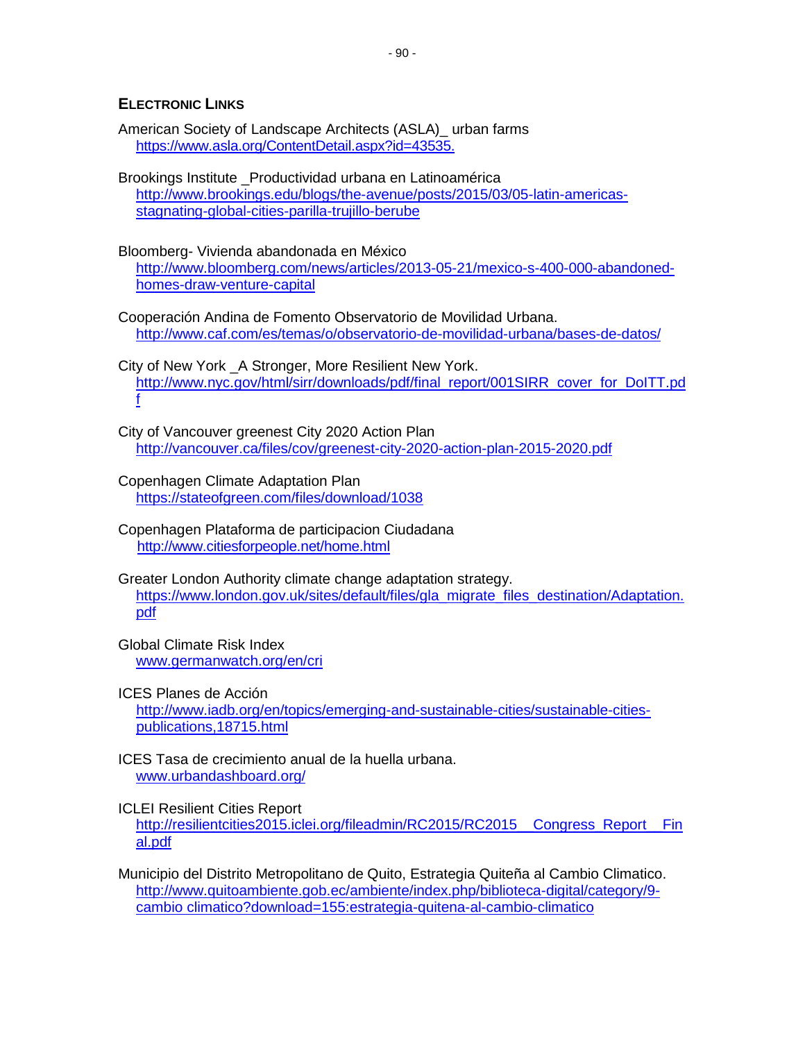## ELECTRONIC LINKS

American Society of Landscape Architects (ASLA)_ urban farms
https://www.asla.org/ContentDetail.aspx?id=43535.

Brookings Institute _Productividad urbana en Latinoamérica
http://www.brookings.edu/blogs/the-avenue/posts/2015/03/05-latin-americas-stagnating-global-cities-parilla-trujillo-berube

Bloomberg- Vivienda abandonada en México
http://www.bloomberg.com/news/articles/2013-05-21/mexico-s-400-000-abandoned-homes-draw-venture-capital

Cooperación Andina de Fomento Observatorio de Movilidad Urbana.
http://www.caf.com/es/temas/o/observatorio-de-movilidad-urbana/bases-de-datos/

City of New York _A Stronger, More Resilient New York.
http://www.nyc.gov/html/sirr/downloads/pdf/final_report/001SIRR_cover_for_DoITT.pdf

City of Vancouver greenest City 2020 Action Plan
http://vancouver.ca/files/cov/greenest-city-2020-action-plan-2015-2020.pdf

Copenhagen Climate Adaptation Plan
https://stateofgreen.com/files/download/1038

Copenhagen Plataforma de participacion Ciudadana
http://www.citiesforpeople.net/home.html

Greater London Authority climate change adaptation strategy.
https://www.london.gov.uk/sites/default/files/gla_migrate_files_destination/Adaptation.pdf

Global Climate Risk Index
www.germanwatch.org/en/cri

ICES Planes de Acción
http://www.iadb.org/en/topics/emerging-and-sustainable-cities/sustainable-cities-publications,18715.html

ICES Tasa de crecimiento anual de la huella urbana.
www.urbandashboard.org/

ICLEI Resilient Cities Report
http://resilientcities2015.iclei.org/fileadmin/RC2015/RC2015__Congress_Report__Final.pdf

Municipio del Distrito Metropolitano de Quito, Estrategia Quiteña al Cambio Climatico.
http://www.quitoambiente.gob.ec/ambiente/index.php/biblioteca-digital/category/9-cambio climatico?download=155:estrategia-quitena-al-cambio-climatico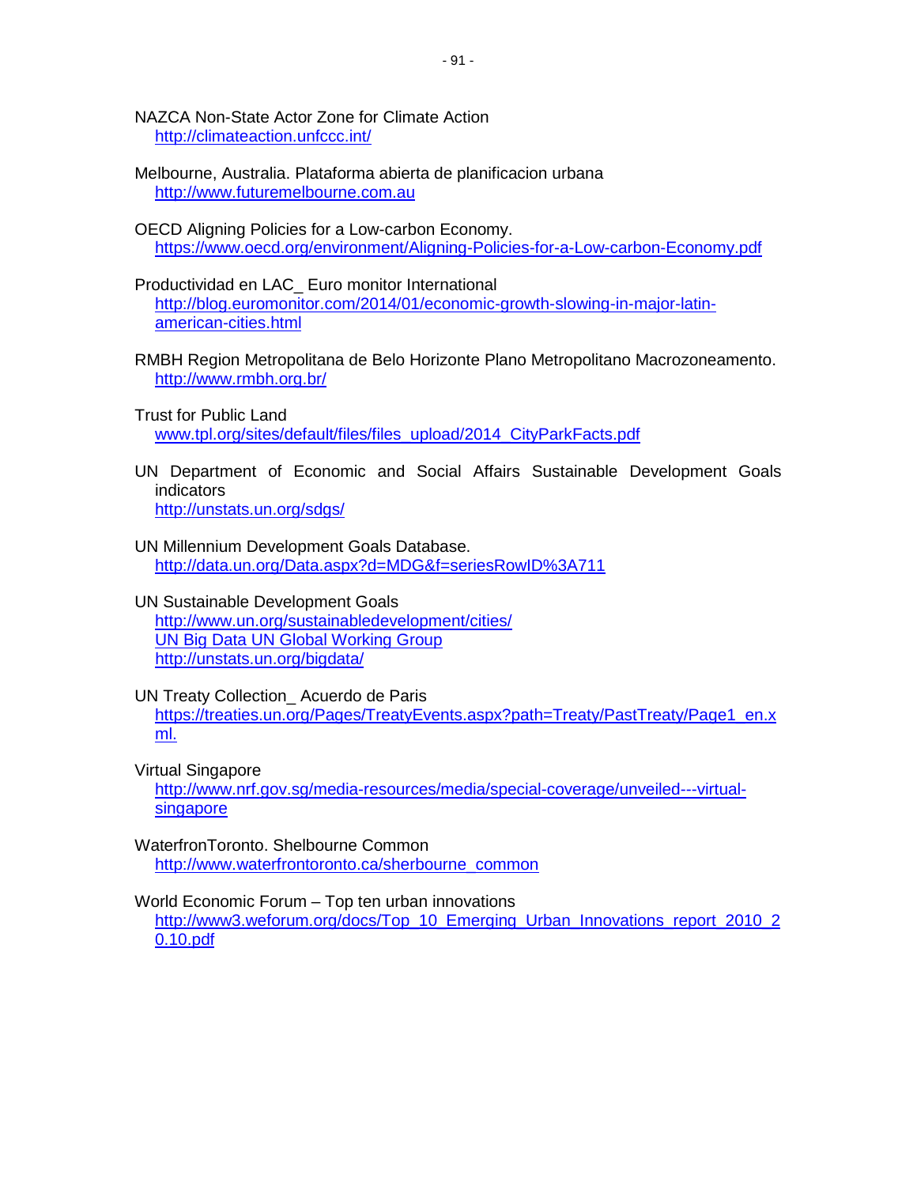NAZCA Non-State Actor Zone for Climate Action
http://climateaction.unfccc.int/

Melbourne, Australia. Plataforma abierta de planificacion urbana
http://www.futuremelbourne.com.au

OECD Aligning Policies for a Low-carbon Economy.
https://www.oecd.org/environment/Aligning-Policies-for-a-Low-carbon-Economy.pdf

Productividad en LAC_ Euro monitor International
http://blog.euromonitor.com/2014/01/economic-growth-slowing-in-major-latin-american-cities.html

RMBH Region Metropolitana de Belo Horizonte Plano Metropolitano Macrozoneamento.
http://www.rmbh.org.br/

Trust for Public Land
www.tpl.org/sites/default/files/files_upload/2014_CityParkFacts.pdf

UN Department of Economic and Social Affairs Sustainable Development Goals indicators
http://unstats.un.org/sdgs/

UN Millennium Development Goals Database.
http://data.un.org/Data.aspx?d=MDG&f=seriesRowID%3A711

UN Sustainable Development Goals
http://www.un.org/sustainabledevelopment/cities/
UN Big Data UN Global Working Group
http://unstats.un.org/bigdata/

UN Treaty Collection_ Acuerdo de Paris
https://treaties.un.org/Pages/TreatyEvents.aspx?path=Treaty/PastTreaty/Page1_en.xml.

Virtual Singapore
http://www.nrf.gov.sg/media-resources/media/special-coverage/unveiled---virtual-singapore

WaterfronToronto. Shelbourne Common
http://www.waterfrontoronto.ca/sherbourne_common

World Economic Forum – Top ten urban innovations
http://www3.weforum.org/docs/Top_10_Emerging_Urban_Innovations_report_2010_20.10.pdf